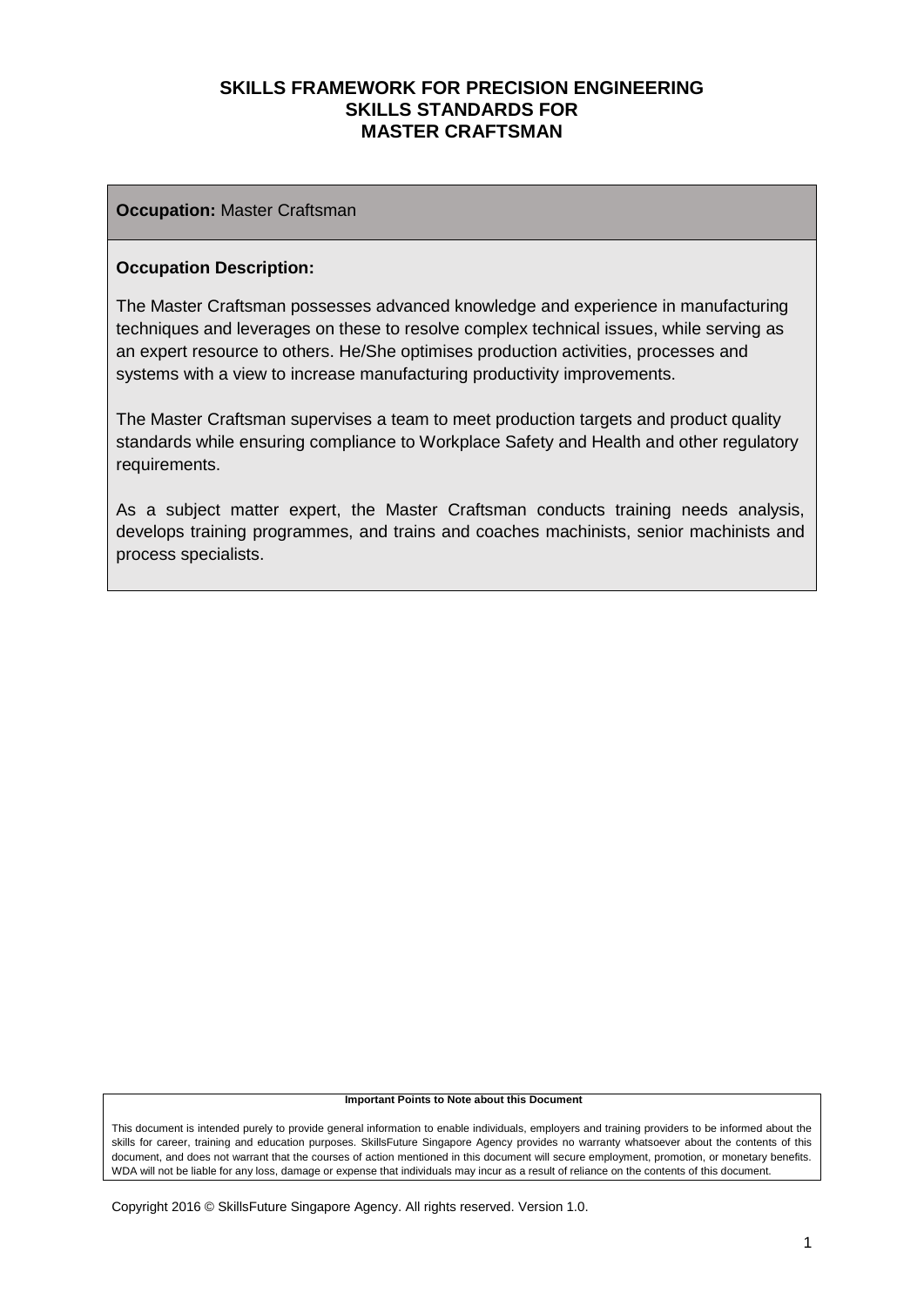# SKILLS FRAMEWORK FOR PRECISION ENGINEERING
## SKILLS STANDARDS FOR
## MASTER CRAFTSMAN

**Occupation:** Master Craftsman

**Occupation Description:**

The Master Craftsman possesses advanced knowledge and experience in manufacturing techniques and leverages on these to resolve complex technical issues, while serving as an expert resource to others. He/She optimises production activities, processes and systems with a view to increase manufacturing productivity improvements.

The Master Craftsman supervises a team to meet production targets and product quality standards while ensuring compliance to Workplace Safety and Health and other regulatory requirements.

As a subject matter expert, the Master Craftsman conducts training needs analysis, develops training programmes, and trains and coaches machinists, senior machinists and process specialists.

**Important Points to Note about this Document**

This document is intended purely to provide general information to enable individuals, employers and training providers to be informed about the skills for career, training and education purposes. SkillsFuture Singapore Agency provides no warranty whatsoever about the contents of this document, and does not warrant that the courses of action mentioned in this document will secure employment, promotion, or monetary benefits. WDA will not be liable for any loss, damage or expense that individuals may incur as a result of reliance on the contents of this document.

Copyright 2016 © SkillsFuture Singapore Agency. All rights reserved. Version 1.0.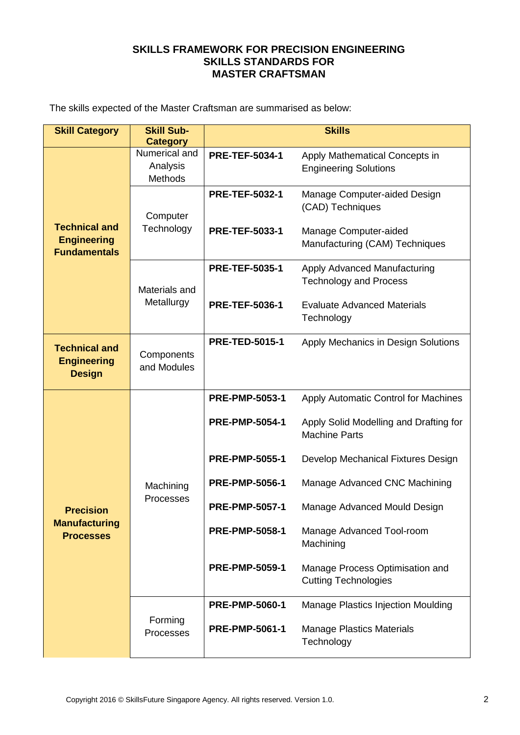# SKILLS FRAMEWORK FOR PRECISION ENGINEERING
## SKILLS STANDARDS FOR
## MASTER CRAFTSMAN

The skills expected of the Master Craftsman are summarised as below:

| Skill Category | Skill Sub-Category | Skills | |
|---|---|---|---|
| **Technical and Engineering Fundamentals** | Numerical and Analysis Methods | **PRE-TEF-5034-1** | Apply Mathematical Concepts in Engineering Solutions |
| | Computer Technology | **PRE-TEF-5032-1** | Manage Computer-aided Design (CAD) Techniques |
| | | **PRE-TEF-5033-1** | Manage Computer-aided Manufacturing (CAM) Techniques |
| | Materials and Metallurgy | **PRE-TEF-5035-1** | Apply Advanced Manufacturing Technology and Process |
| | | **PRE-TEF-5036-1** | Evaluate Advanced Materials Technology |
| **Technical and Engineering Design** | Components and Modules | **PRE-TED-5015-1** | Apply Mechanics in Design Solutions |
| **Precision Manufacturing Processes** | Machining Processes | **PRE-PMP-5053-1** | Apply Automatic Control for Machines |
| | | **PRE-PMP-5054-1** | Apply Solid Modelling and Drafting for Machine Parts |
| | | **PRE-PMP-5055-1** | Develop Mechanical Fixtures Design |
| | | **PRE-PMP-5056-1** | Manage Advanced CNC Machining |
| | | **PRE-PMP-5057-1** | Manage Advanced Mould Design |
| | | **PRE-PMP-5058-1** | Manage Advanced Tool-room Machining |
| | | **PRE-PMP-5059-1** | Manage Process Optimisation and Cutting Technologies |
| | Forming Processes | **PRE-PMP-5060-1** | Manage Plastics Injection Moulding |
| | | **PRE-PMP-5061-1** | Manage Plastics Materials Technology |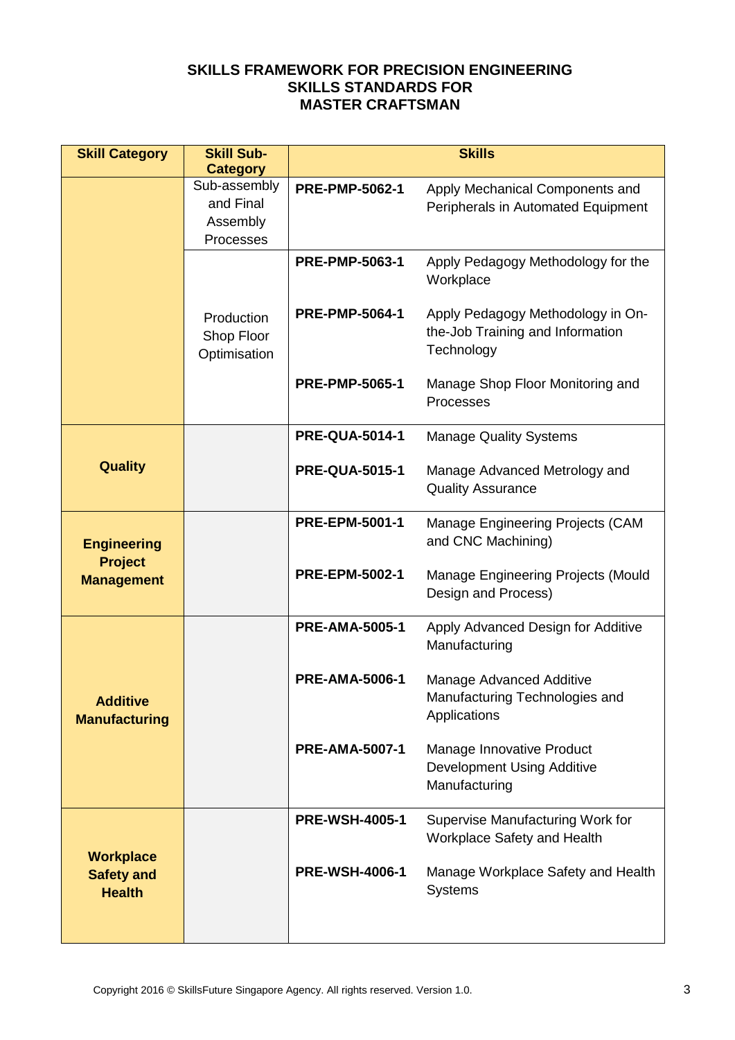**SKILLS FRAMEWORK FOR PRECISION ENGINEERING**
**SKILLS STANDARDS FOR**
**MASTER CRAFTSMAN**

| Skill Category | Skill Sub-Category | Skills | |
|---|---|---|---|
| | Sub-assembly and Final Assembly Processes | **PRE-PMP-5062-1** | Apply Mechanical Components and Peripherals in Automated Equipment |
| | Production Shop Floor Optimisation | **PRE-PMP-5063-1** | Apply Pedagogy Methodology for the Workplace |
| | | **PRE-PMP-5064-1** | Apply Pedagogy Methodology in On-the-Job Training and Information Technology |
| | | **PRE-PMP-5065-1** | Manage Shop Floor Monitoring and Processes |
| **Quality** | | **PRE-QUA-5014-1** | Manage Quality Systems |
| | | **PRE-QUA-5015-1** | Manage Advanced Metrology and Quality Assurance |
| **Engineering Project Management** | | **PRE-EPM-5001-1** | Manage Engineering Projects (CAM and CNC Machining) |
| | | **PRE-EPM-5002-1** | Manage Engineering Projects (Mould Design and Process) |
| **Additive Manufacturing** | | **PRE-AMA-5005-1** | Apply Advanced Design for Additive Manufacturing |
| | | **PRE-AMA-5006-1** | Manage Advanced Additive Manufacturing Technologies and Applications |
| | | **PRE-AMA-5007-1** | Manage Innovative Product Development Using Additive Manufacturing |
| **Workplace Safety and Health** | | **PRE-WSH-4005-1** | Supervise Manufacturing Work for Workplace Safety and Health |
| | | **PRE-WSH-4006-1** | Manage Workplace Safety and Health Systems |

Copyright 2016 © SkillsFuture Singapore Agency. All rights reserved. Version 1.0.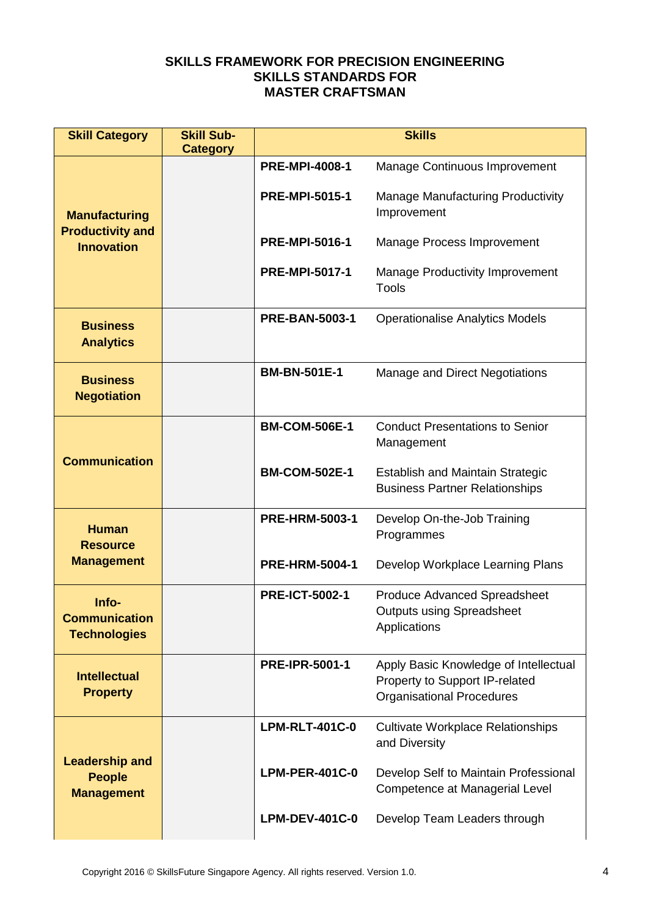**SKILLS FRAMEWORK FOR PRECISION ENGINEERING**
**SKILLS STANDARDS FOR**
**MASTER CRAFTSMAN**

| Skill Category | Skill Sub-Category | Skills | |
|---|---|---|---|
| **Manufacturing Productivity and Innovation** | | **PRE-MPI-4008-1** | Manage Continuous Improvement |
| | | **PRE-MPI-5015-1** | Manage Manufacturing Productivity Improvement |
| | | **PRE-MPI-5016-1** | Manage Process Improvement |
| | | **PRE-MPI-5017-1** | Manage Productivity Improvement Tools |
| **Business Analytics** | | **PRE-BAN-5003-1** | Operationalise Analytics Models |
| **Business Negotiation** | | **BM-BN-501E-1** | Manage and Direct Negotiations |
| **Communication** | | **BM-COM-506E-1** | Conduct Presentations to Senior Management |
| | | **BM-COM-502E-1** | Establish and Maintain Strategic Business Partner Relationships |
| **Human Resource Management** | | **PRE-HRM-5003-1** | Develop On-the-Job Training Programmes |
| | | **PRE-HRM-5004-1** | Develop Workplace Learning Plans |
| **Info-Communication Technologies** | | **PRE-ICT-5002-1** | Produce Advanced Spreadsheet Outputs using Spreadsheet Applications |
| **Intellectual Property** | | **PRE-IPR-5001-1** | Apply Basic Knowledge of Intellectual Property to Support IP-related Organisational Procedures |
| **Leadership and People Management** | | **LPM-RLT-401C-0** | Cultivate Workplace Relationships and Diversity |
| | | **LPM-PER-401C-0** | Develop Self to Maintain Professional Competence at Managerial Level |
| | | **LPM-DEV-401C-0** | Develop Team Leaders through |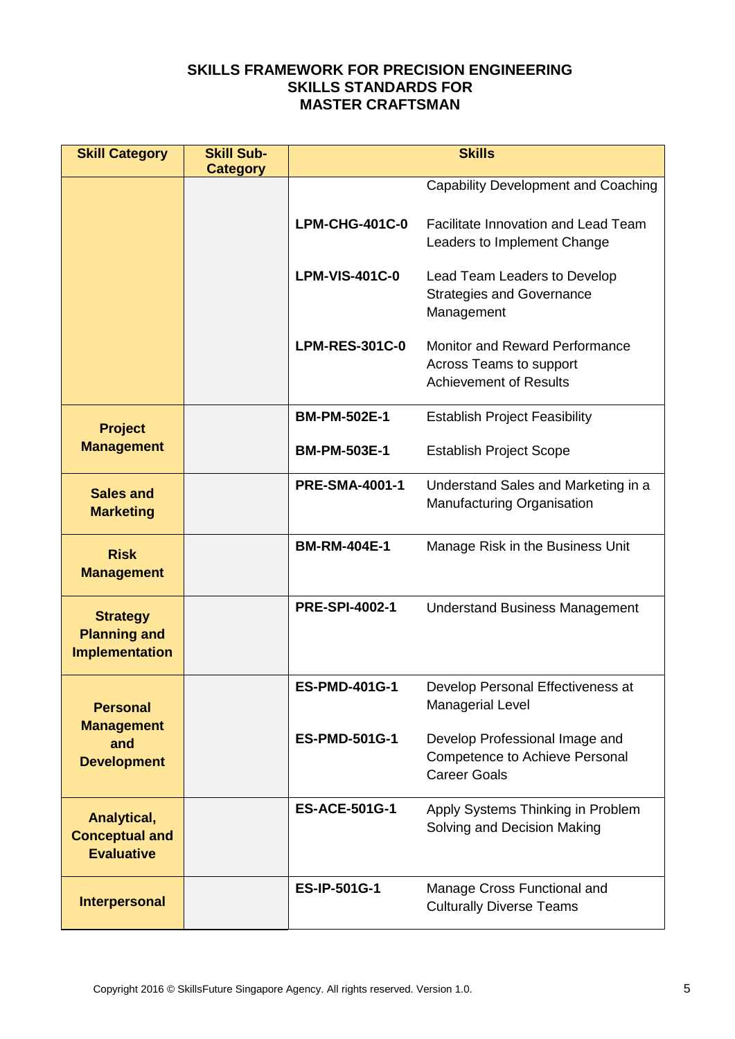**SKILLS FRAMEWORK FOR PRECISION ENGINEERING**
**SKILLS STANDARDS FOR**
**MASTER CRAFTSMAN**

| Skill Category | Skill Sub-Category | Skills | |
|---|---|---|---|
| | | | Capability Development and Coaching |
| | | **LPM-CHG-401C-0** | Facilitate Innovation and Lead Team Leaders to Implement Change |
| | | **LPM-VIS-401C-0** | Lead Team Leaders to Develop Strategies and Governance Management |
| | | **LPM-RES-301C-0** | Monitor and Reward Performance Across Teams to support Achievement of Results |
| **Project Management** | | **BM-PM-502E-1** | Establish Project Feasibility |
| | | **BM-PM-503E-1** | Establish Project Scope |
| **Sales and Marketing** | | **PRE-SMA-4001-1** | Understand Sales and Marketing in a Manufacturing Organisation |
| **Risk Management** | | **BM-RM-404E-1** | Manage Risk in the Business Unit |
| **Strategy Planning and Implementation** | | **PRE-SPI-4002-1** | Understand Business Management |
| **Personal Management and Development** | | **ES-PMD-401G-1** | Develop Personal Effectiveness at Managerial Level |
| | | **ES-PMD-501G-1** | Develop Professional Image and Competence to Achieve Personal Career Goals |
| **Analytical, Conceptual and Evaluative** | | **ES-ACE-501G-1** | Apply Systems Thinking in Problem Solving and Decision Making |
| **Interpersonal** | | **ES-IP-501G-1** | Manage Cross Functional and Culturally Diverse Teams |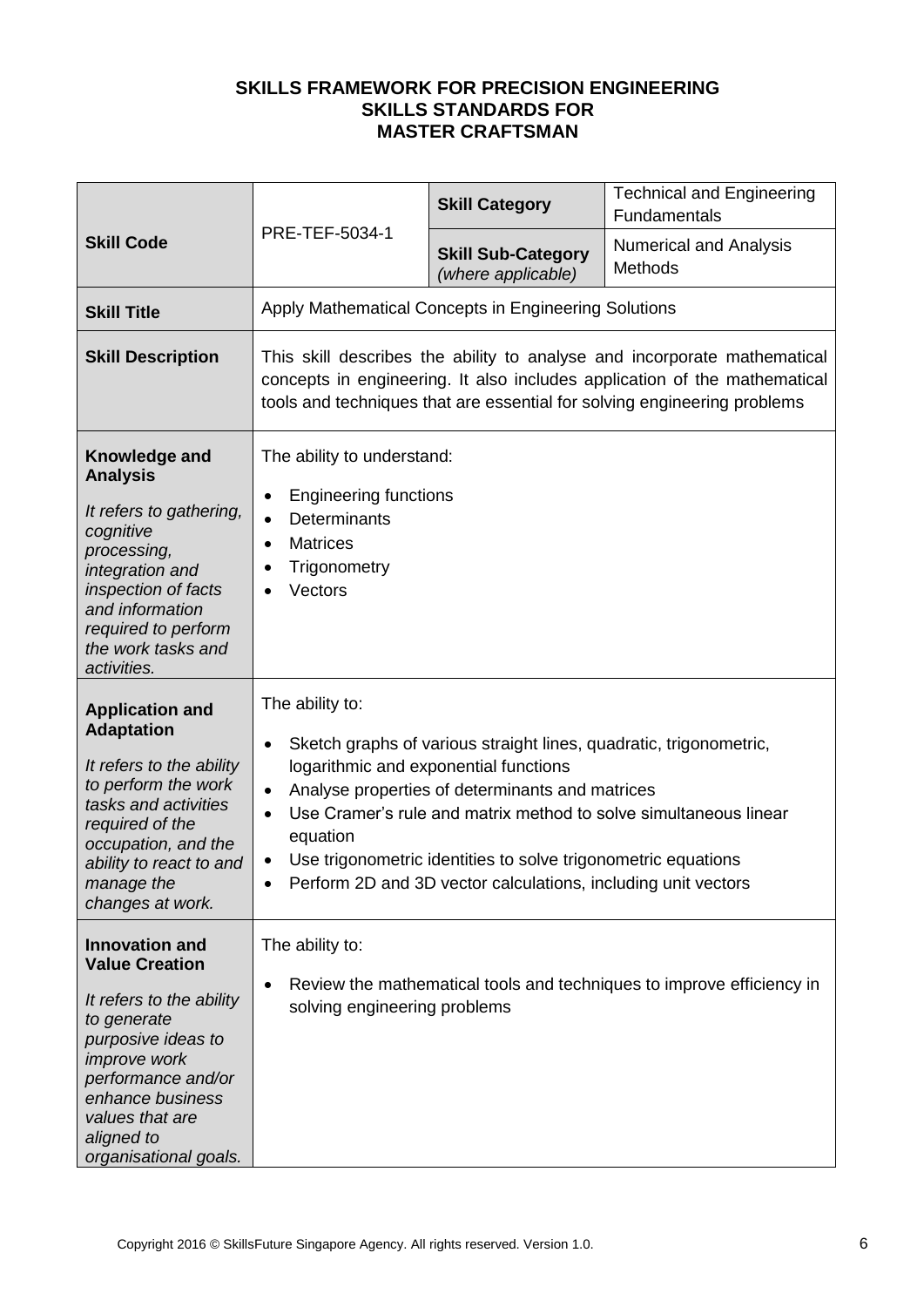**SKILLS FRAMEWORK FOR PRECISION ENGINEERING**
**SKILLS STANDARDS FOR**
**MASTER CRAFTSMAN**

| **Skill Code** | PRE-TEF-5034-1 | **Skill Category** | Technical and Engineering Fundamentals |
|---|---|---|---|
| | | **Skill Sub-Category** *(where applicable)* | Numerical and Analysis Methods |
| **Skill Title** | Apply Mathematical Concepts in Engineering Solutions | | |
| **Skill Description** | This skill describes the ability to analyse and incorporate mathematical concepts in engineering. It also includes application of the mathematical tools and techniques that are essential for solving engineering problems | | |
| **Knowledge and Analysis** *It refers to gathering, cognitive processing, integration and inspection of facts and information required to perform the work tasks and activities.* | The ability to understand: <br>• Engineering functions <br>• Determinants <br>• Matrices <br>• Trigonometry <br>• Vectors | | |
| **Application and Adaptation** *It refers to the ability to perform the work tasks and activities required of the occupation, and the ability to react to and manage the changes at work.* | The ability to: <br>• Sketch graphs of various straight lines, quadratic, trigonometric, logarithmic and exponential functions <br>• Analyse properties of determinants and matrices <br>• Use Cramer's rule and matrix method to solve simultaneous linear equation <br>• Use trigonometric identities to solve trigonometric equations <br>• Perform 2D and 3D vector calculations, including unit vectors | | |
| **Innovation and Value Creation** *It refers to the ability to generate purposive ideas to improve work performance and/or enhance business values that are aligned to organisational goals.* | The ability to: <br>• Review the mathematical tools and techniques to improve efficiency in solving engineering problems | | |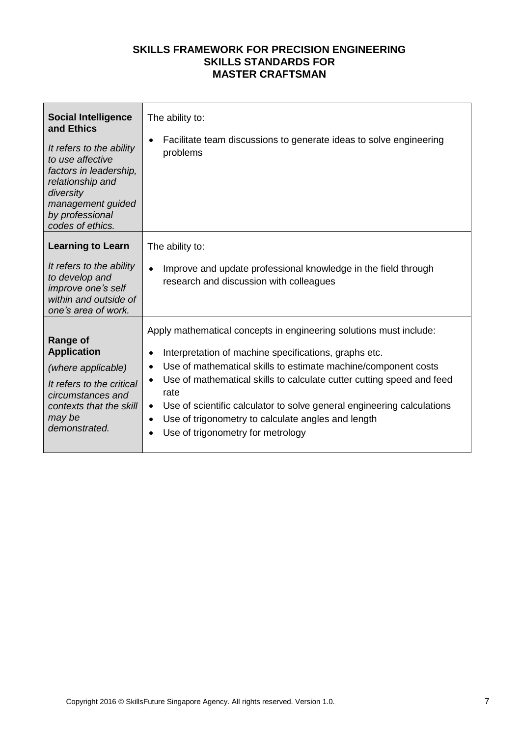**SKILLS FRAMEWORK FOR PRECISION ENGINEERING**
**SKILLS STANDARDS FOR**
**MASTER CRAFTSMAN**

| | |
|---|---|
| **Social Intelligence and Ethics**<br><br>*It refers to the ability to use affective factors in leadership, relationship and diversity management guided by professional codes of ethics.* | The ability to:<br><br>• Facilitate team discussions to generate ideas to solve engineering problems |
| **Learning to Learn**<br><br>*It refers to the ability to develop and improve one's self within and outside of one's area of work.* | The ability to:<br><br>• Improve and update professional knowledge in the field through research and discussion with colleagues |
| **Range of Application**<br><br>*(where applicable)*<br><br>*It refers to the critical circumstances and contexts that the skill may be demonstrated.* | Apply mathematical concepts in engineering solutions must include:<br><br>• Interpretation of machine specifications, graphs etc.<br>• Use of mathematical skills to estimate machine/component costs<br>• Use of mathematical skills to calculate cutter cutting speed and feed rate<br>• Use of scientific calculator to solve general engineering calculations<br>• Use of trigonometry to calculate angles and length<br>• Use of trigonometry for metrology |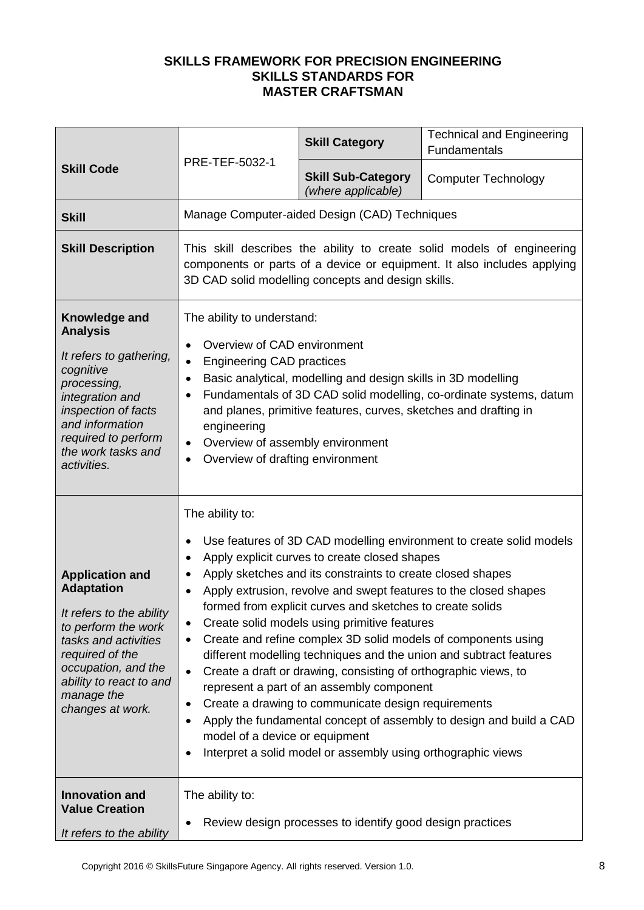**SKILLS FRAMEWORK FOR PRECISION ENGINEERING**
**SKILLS STANDARDS FOR**
**MASTER CRAFTSMAN**

| **Skill Code** | PRE-TEF-5032-1 | **Skill Category** | Technical and Engineering Fundamentals |
|---|---|---|---|
| | | **Skill Sub-Category** *(where applicable)* | Computer Technology |
| **Skill** | Manage Computer-aided Design (CAD) Techniques | | |
| **Skill Description** | This skill describes the ability to create solid models of engineering components or parts of a device or equipment. It also includes applying 3D CAD solid modelling concepts and design skills. | | |
| **Knowledge and Analysis** *It refers to gathering, cognitive processing, integration and inspection of facts and information required to perform the work tasks and activities.* | The ability to understand: <br>• Overview of CAD environment <br>• Engineering CAD practices <br>• Basic analytical, modelling and design skills in 3D modelling <br>• Fundamentals of 3D CAD solid modelling, co-ordinate systems, datum and planes, primitive features, curves, sketches and drafting in engineering <br>• Overview of assembly environment <br>• Overview of drafting environment | | |
| **Application and Adaptation** *It refers to the ability to perform the work tasks and activities required of the occupation, and the ability to react to and manage the changes at work.* | The ability to: <br>• Use features of 3D CAD modelling environment to create solid models <br>• Apply explicit curves to create closed shapes <br>• Apply sketches and its constraints to create closed shapes <br>• Apply extrusion, revolve and swept features to the closed shapes formed from explicit curves and sketches to create solids <br>• Create solid models using primitive features <br>• Create and refine complex 3D solid models of components using different modelling techniques and the union and subtract features <br>• Create a draft or drawing, consisting of orthographic views, to represent a part of an assembly component <br>• Create a drawing to communicate design requirements <br>• Apply the fundamental concept of assembly to design and build a CAD model of a device or equipment <br>• Interpret a solid model or assembly using orthographic views | | |
| **Innovation and Value Creation** *It refers to the ability* | The ability to: <br>• Review design processes to identify good design practices | | |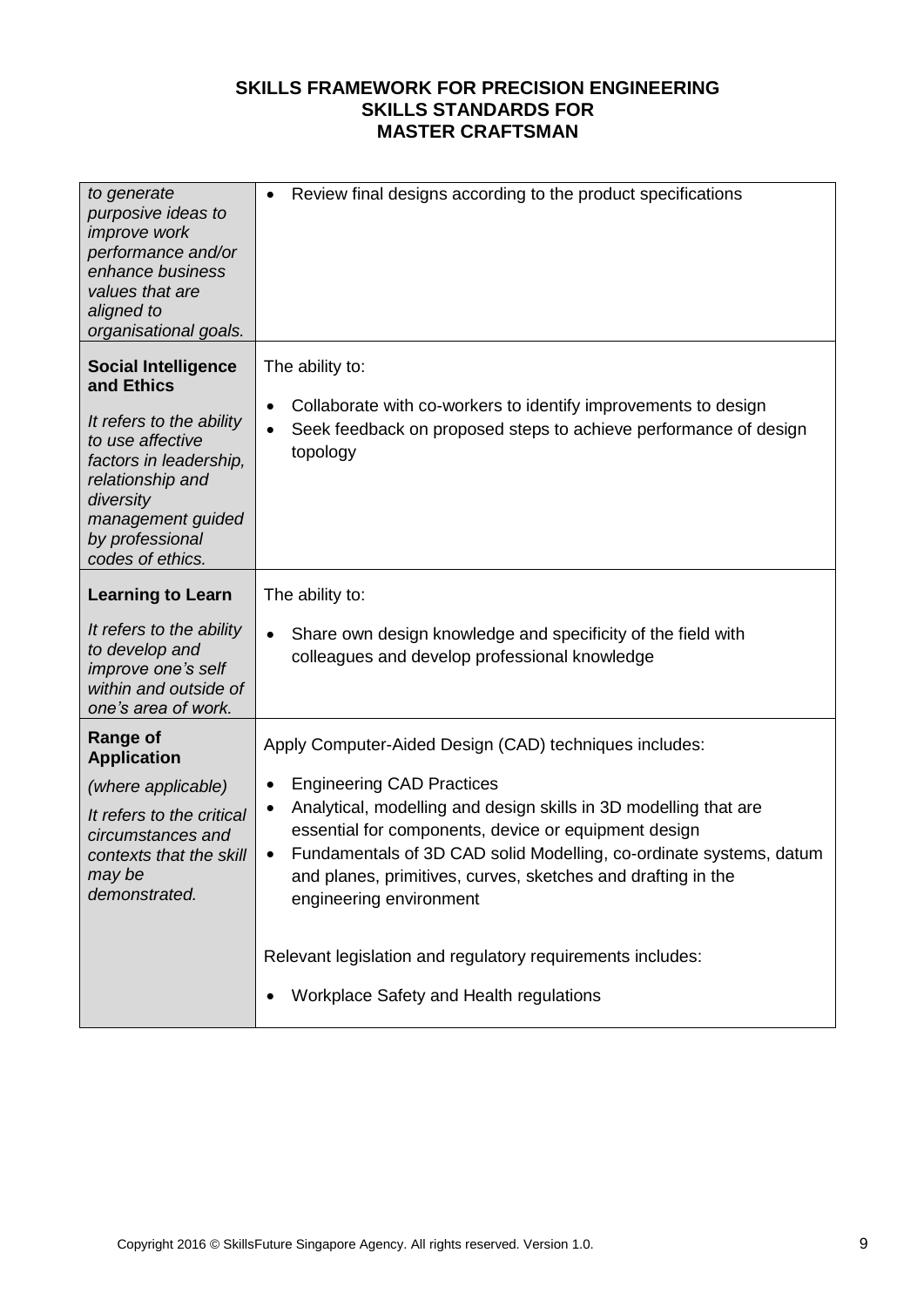**SKILLS FRAMEWORK FOR PRECISION ENGINEERING**
**SKILLS STANDARDS FOR**
**MASTER CRAFTSMAN**

| | |
|---|---|
| *to generate purposive ideas to improve work performance and/or enhance business values that are aligned to organisational goals.* | • Review final designs according to the product specifications |
| **Social Intelligence and Ethics**<br><br>*It refers to the ability to use affective factors in leadership, relationship and diversity management guided by professional codes of ethics.* | The ability to:<br><br>• Collaborate with co-workers to identify improvements to design<br>• Seek feedback on proposed steps to achieve performance of design topology |
| **Learning to Learn**<br><br>*It refers to the ability to develop and improve one's self within and outside of one's area of work.* | The ability to:<br><br>• Share own design knowledge and specificity of the field with colleagues and develop professional knowledge |
| **Range of Application**<br><br>*(where applicable)*<br><br>*It refers to the critical circumstances and contexts that the skill may be demonstrated.* | Apply Computer-Aided Design (CAD) techniques includes:<br><br>• Engineering CAD Practices<br>• Analytical, modelling and design skills in 3D modelling that are essential for components, device or equipment design<br>• Fundamentals of 3D CAD solid Modelling, co-ordinate systems, datum and planes, primitives, curves, sketches and drafting in the engineering environment<br><br>Relevant legislation and regulatory requirements includes:<br><br>• Workplace Safety and Health regulations |

Copyright 2016 © SkillsFuture Singapore Agency. All rights reserved. Version 1.0.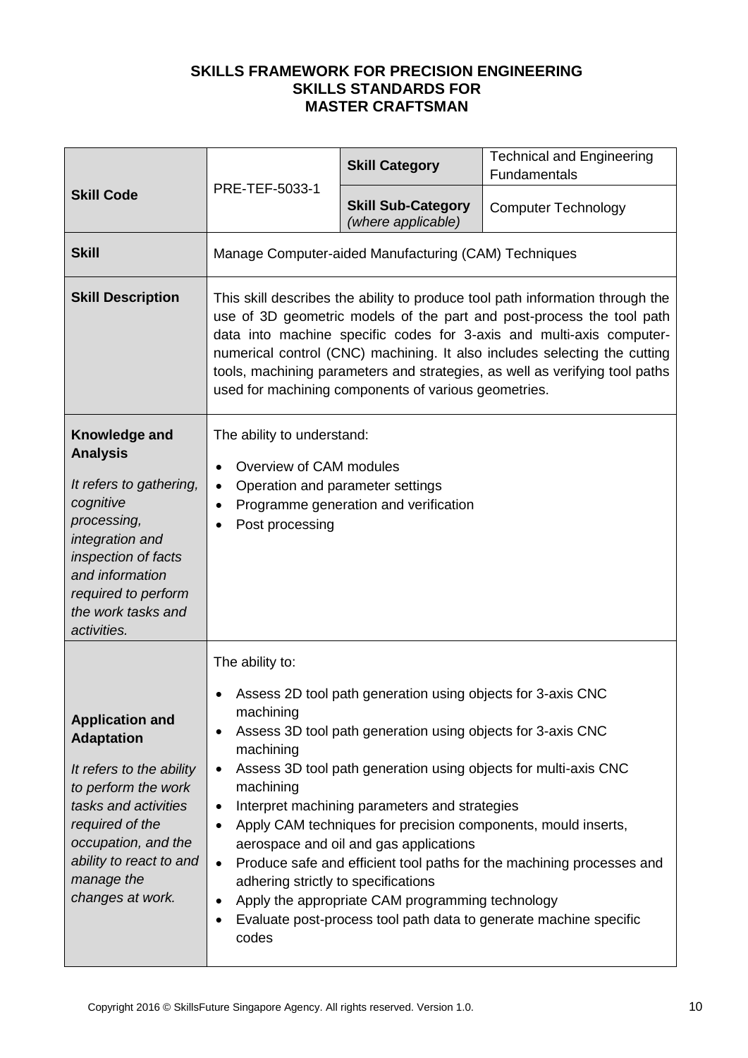**SKILLS FRAMEWORK FOR PRECISION ENGINEERING**
**SKILLS STANDARDS FOR**
**MASTER CRAFTSMAN**

| | | | |
|---|---|---|---|
| **Skill Code** | PRE-TEF-5033-1 | **Skill Category** | Technical and Engineering Fundamentals |
| | | **Skill Sub-Category** *(where applicable)* | Computer Technology |
| **Skill** | Manage Computer-aided Manufacturing (CAM) Techniques | | |
| **Skill Description** | This skill describes the ability to produce tool path information through the use of 3D geometric models of the part and post-process the tool path data into machine specific codes for 3-axis and multi-axis computer-numerical control (CNC) machining. It also includes selecting the cutting tools, machining parameters and strategies, as well as verifying tool paths used for machining components of various geometries. | | |
| **Knowledge and Analysis** <br><br> *It refers to gathering, cognitive processing, integration and inspection of facts and information required to perform the work tasks and activities.* | The ability to understand: <br><br> • Overview of CAM modules <br> • Operation and parameter settings <br> • Programme generation and verification <br> • Post processing | | |
| **Application and Adaptation** <br><br> *It refers to the ability to perform the work tasks and activities required of the occupation, and the ability to react to and manage the changes at work.* | The ability to: <br><br> • Assess 2D tool path generation using objects for 3-axis CNC machining <br> • Assess 3D tool path generation using objects for 3-axis CNC machining <br> • Assess 3D tool path generation using objects for multi-axis CNC machining <br> • Interpret machining parameters and strategies <br> • Apply CAM techniques for precision components, mould inserts, aerospace and oil and gas applications <br> • Produce safe and efficient tool paths for the machining processes and adhering strictly to specifications <br> • Apply the appropriate CAM programming technology <br> • Evaluate post-process tool path data to generate machine specific codes | | |

Copyright 2016 © SkillsFuture Singapore Agency. All rights reserved. Version 1.0.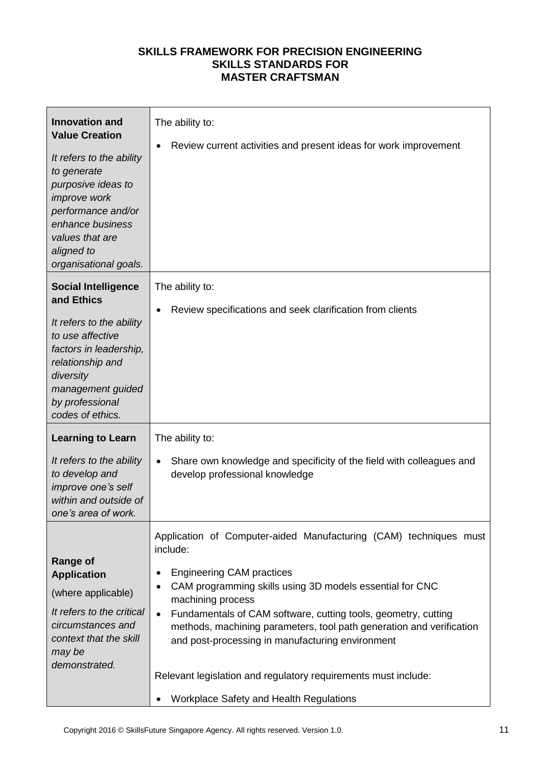**SKILLS FRAMEWORK FOR PRECISION ENGINEERING**
**SKILLS STANDARDS FOR**
**MASTER CRAFTSMAN**

| | |
|---|---|
| **Innovation and Value Creation**<br><br>*It refers to the ability to generate purposive ideas to improve work performance and/or enhance business values that are aligned to organisational goals.* | The ability to:<br><br>• Review current activities and present ideas for work improvement |
| **Social Intelligence and Ethics**<br><br>*It refers to the ability to use affective factors in leadership, relationship and diversity management guided by professional codes of ethics.* | The ability to:<br><br>• Review specifications and seek clarification from clients |
| **Learning to Learn**<br><br>*It refers to the ability to develop and improve one's self within and outside of one's area of work.* | The ability to:<br><br>• Share own knowledge and specificity of the field with colleagues and develop professional knowledge |
| **Range of Application**<br><br>(where applicable)<br><br>*It refers to the critical circumstances and context that the skill may be demonstrated.* | Application of Computer-aided Manufacturing (CAM) techniques must include:<br><br>• Engineering CAM practices<br>• CAM programming skills using 3D models essential for CNC machining process<br>• Fundamentals of CAM software, cutting tools, geometry, cutting methods, machining parameters, tool path generation and verification and post-processing in manufacturing environment<br><br>Relevant legislation and regulatory requirements must include:<br><br>• Workplace Safety and Health Regulations |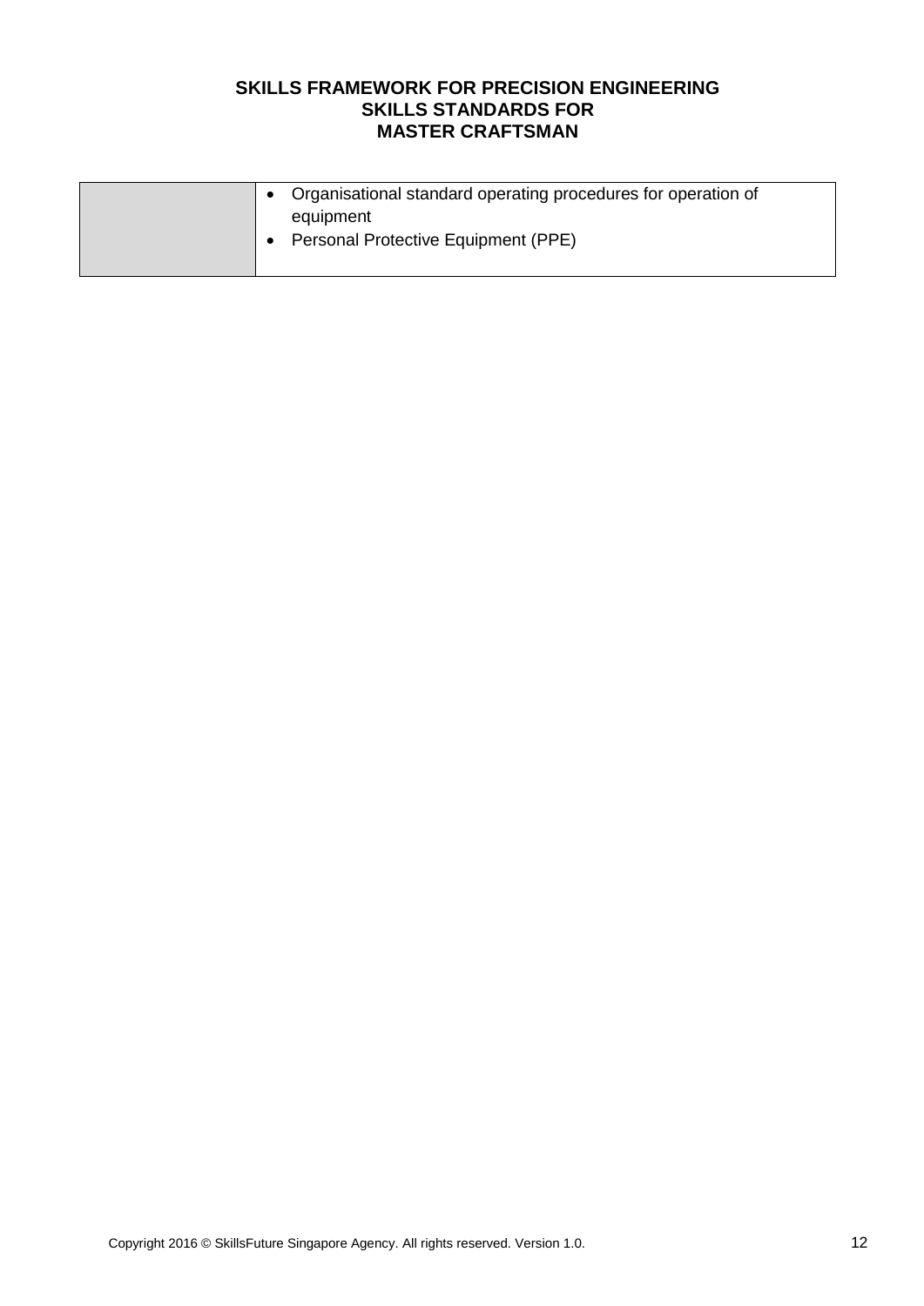| | |
|---|---|
| | • Organisational standard operating procedures for operation of equipment<br>• Personal Protective Equipment (PPE) |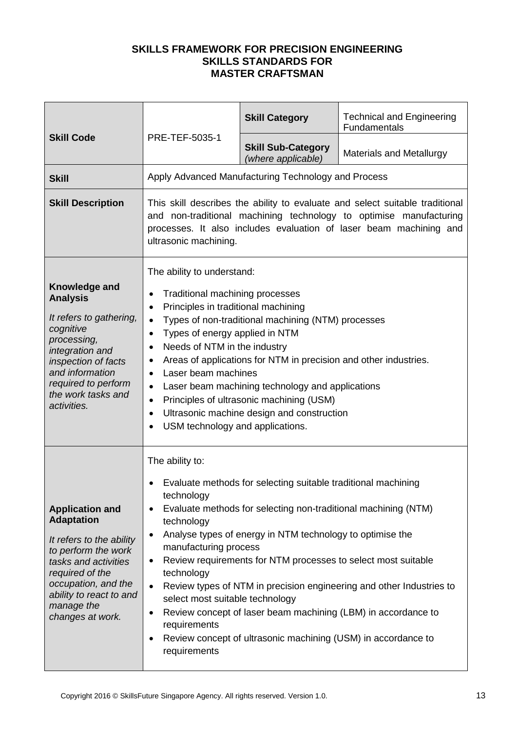**SKILLS FRAMEWORK FOR PRECISION ENGINEERING**
**SKILLS STANDARDS FOR**
**MASTER CRAFTSMAN**

| **Skill Code** | PRE-TEF-5035-1 | **Skill Category** | Technical and Engineering Fundamentals |
|---|---|---|---|
| | | **Skill Sub-Category** *(where applicable)* | Materials and Metallurgy |
| **Skill** | Apply Advanced Manufacturing Technology and Process | | |
| **Skill Description** | This skill describes the ability to evaluate and select suitable traditional and non-traditional machining technology to optimise manufacturing processes. It also includes evaluation of laser beam machining and ultrasonic machining. | | |
| **Knowledge and Analysis**<br><br>*It refers to gathering, cognitive processing, integration and inspection of facts and information required to perform the work tasks and activities.* | The ability to understand:<br>• Traditional machining processes<br>• Principles in traditional machining<br>• Types of non-traditional machining (NTM) processes<br>• Types of energy applied in NTM<br>• Needs of NTM in the industry<br>• Areas of applications for NTM in precision and other industries.<br>• Laser beam machines<br>• Laser beam machining technology and applications<br>• Principles of ultrasonic machining (USM)<br>• Ultrasonic machine design and construction<br>• USM technology and applications. | | |
| **Application and Adaptation**<br><br>*It refers to the ability to perform the work tasks and activities required of the occupation, and the ability to react to and manage the changes at work.* | The ability to:<br>• Evaluate methods for selecting suitable traditional machining technology<br>• Evaluate methods for selecting non-traditional machining (NTM) technology<br>• Analyse types of energy in NTM technology to optimise the manufacturing process<br>• Review requirements for NTM processes to select most suitable technology<br>• Review types of NTM in precision engineering and other Industries to select most suitable technology<br>• Review concept of laser beam machining (LBM) in accordance to requirements<br>• Review concept of ultrasonic machining (USM) in accordance to requirements | | |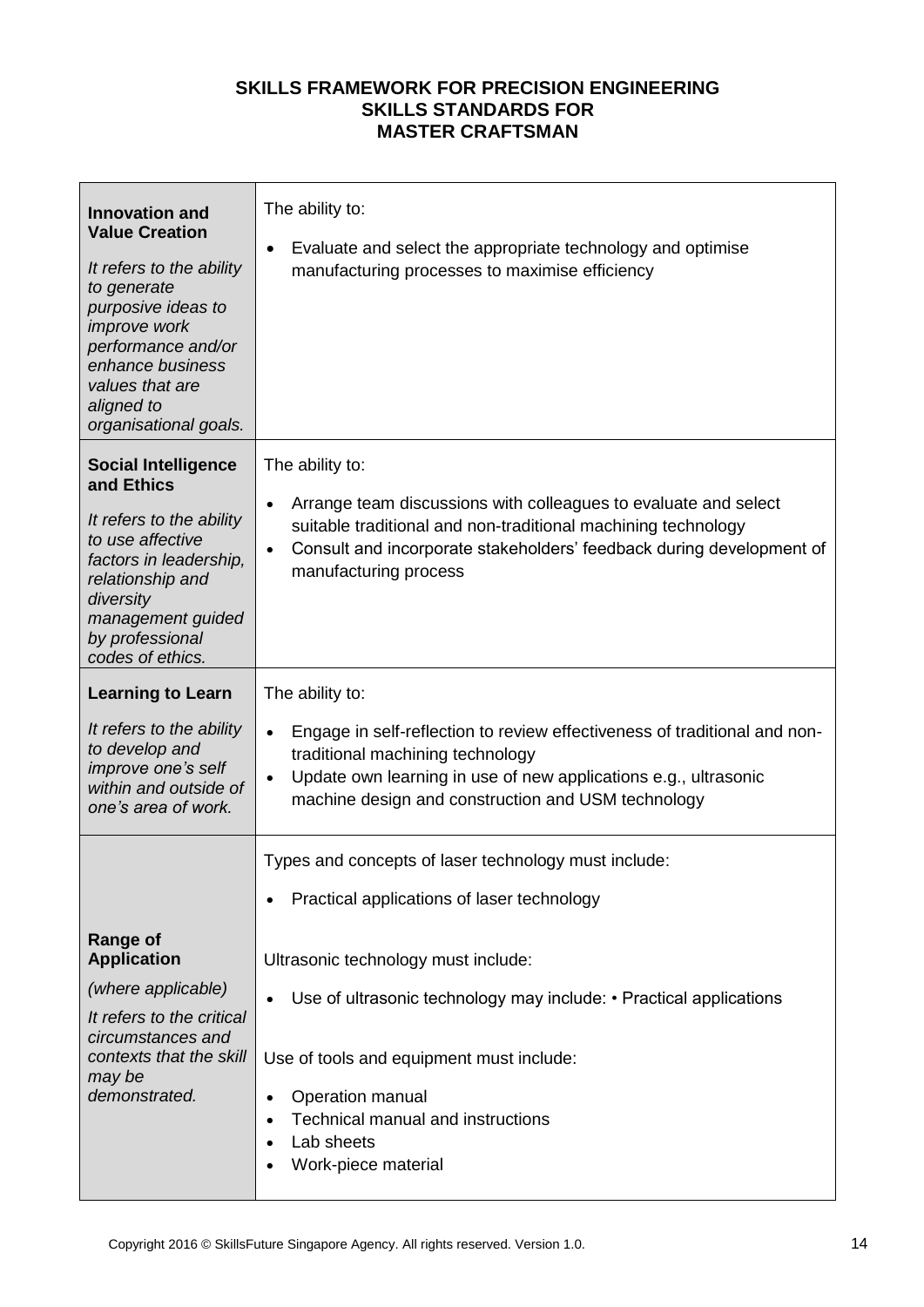**SKILLS FRAMEWORK FOR PRECISION ENGINEERING**
**SKILLS STANDARDS FOR**
**MASTER CRAFTSMAN**

| | |
|---|---|
| **Innovation and Value Creation**<br><br>*It refers to the ability to generate purposive ideas to improve work performance and/or enhance business values that are aligned to organisational goals.* | The ability to:<br><br>• Evaluate and select the appropriate technology and optimise manufacturing processes to maximise efficiency |
| **Social Intelligence and Ethics**<br><br>*It refers to the ability to use affective factors in leadership, relationship and diversity management guided by professional codes of ethics.* | The ability to:<br><br>• Arrange team discussions with colleagues to evaluate and select suitable traditional and non-traditional machining technology<br>• Consult and incorporate stakeholders' feedback during development of manufacturing process |
| **Learning to Learn**<br><br>*It refers to the ability to develop and improve one's self within and outside of one's area of work.* | The ability to:<br><br>• Engage in self-reflection to review effectiveness of traditional and non-traditional machining technology<br>• Update own learning in use of new applications e.g., ultrasonic machine design and construction and USM technology |
| **Range of Application**<br><br>*(where applicable)*<br><br>*It refers to the critical circumstances and contexts that the skill may be demonstrated.* | Types and concepts of laser technology must include:<br><br>• Practical applications of laser technology<br><br>Ultrasonic technology must include:<br><br>• Use of ultrasonic technology may include: • Practical applications<br><br>Use of tools and equipment must include:<br><br>• Operation manual<br>• Technical manual and instructions<br>• Lab sheets<br>• Work-piece material |

Copyright 2016 © SkillsFuture Singapore Agency. All rights reserved. Version 1.0.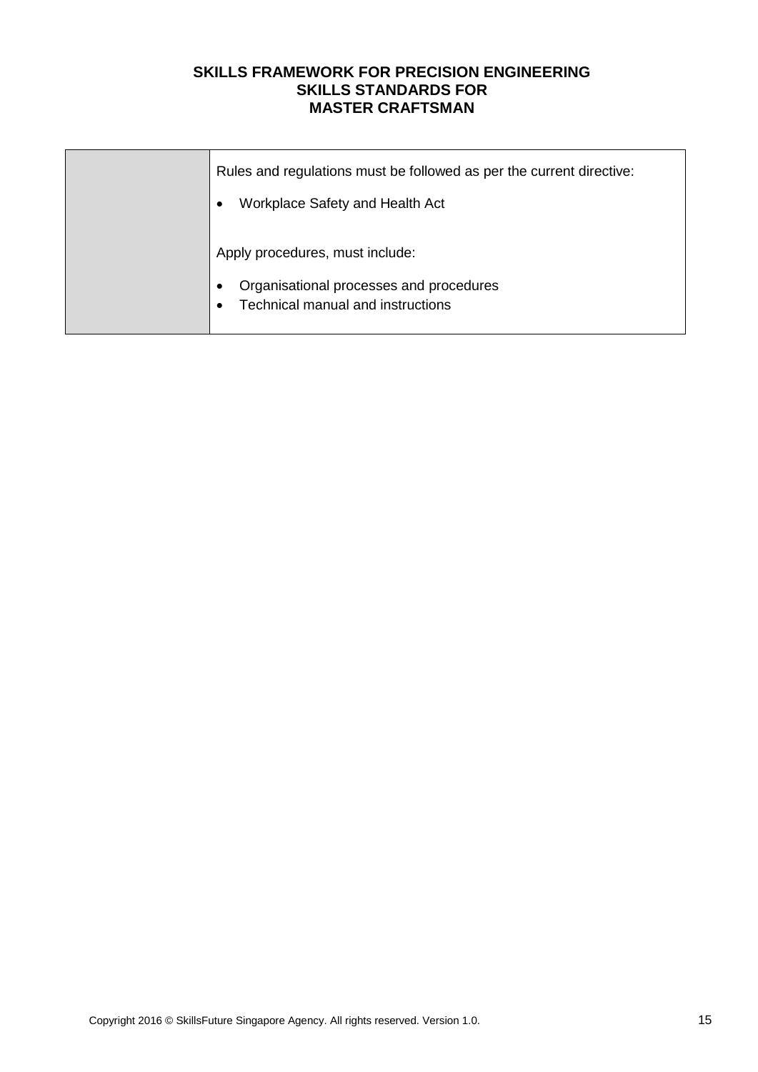| | |
|---|---|
| | Rules and regulations must be followed as per the current directive:<br><br>• Workplace Safety and Health Act<br><br>Apply procedures, must include:<br><br>• Organisational processes and procedures<br>• Technical manual and instructions |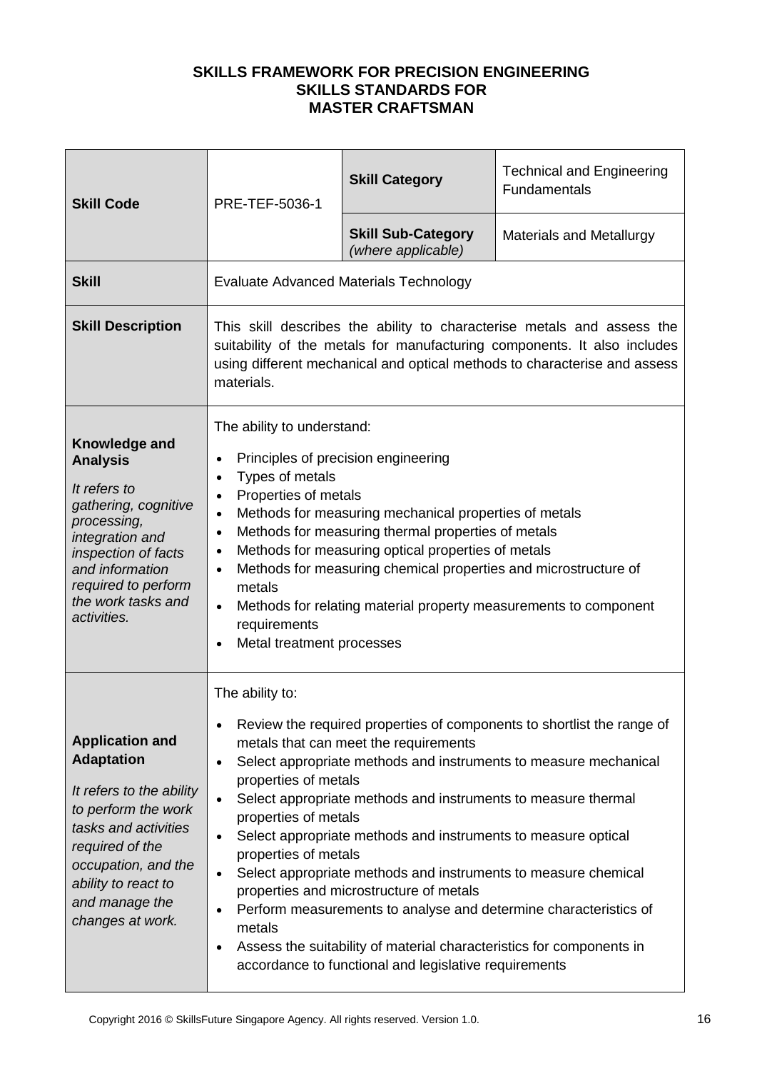**SKILLS FRAMEWORK FOR PRECISION ENGINEERING**
**SKILLS STANDARDS FOR**
**MASTER CRAFTSMAN**

| **Skill Code** | PRE-TEF-5036-1 | **Skill Category** | Technical and Engineering Fundamentals |
|---|---|---|---|
| | | **Skill Sub-Category** *(where applicable)* | Materials and Metallurgy |
| **Skill** | Evaluate Advanced Materials Technology | | |
| **Skill Description** | This skill describes the ability to characterise metals and assess the suitability of the metals for manufacturing components. It also includes using different mechanical and optical methods to characterise and assess materials. | | |
| **Knowledge and Analysis**<br><br>*It refers to gathering, cognitive processing, integration and inspection of facts and information required to perform the work tasks and activities.* | The ability to understand:<br><br>• Principles of precision engineering<br>• Types of metals<br>• Properties of metals<br>• Methods for measuring mechanical properties of metals<br>• Methods for measuring thermal properties of metals<br>• Methods for measuring optical properties of metals<br>• Methods for measuring chemical properties and microstructure of metals<br>• Methods for relating material property measurements to component requirements<br>• Metal treatment processes | | |
| **Application and Adaptation**<br><br>*It refers to the ability to perform the work tasks and activities required of the occupation, and the ability to react to and manage the changes at work.* | The ability to:<br><br>• Review the required properties of components to shortlist the range of metals that can meet the requirements<br>• Select appropriate methods and instruments to measure mechanical properties of metals<br>• Select appropriate methods and instruments to measure thermal properties of metals<br>• Select appropriate methods and instruments to measure optical properties of metals<br>• Select appropriate methods and instruments to measure chemical properties and microstructure of metals<br>• Perform measurements to analyse and determine characteristics of metals<br>• Assess the suitability of material characteristics for components in accordance to functional and legislative requirements | | |

Copyright 2016 © SkillsFuture Singapore Agency. All rights reserved. Version 1.0.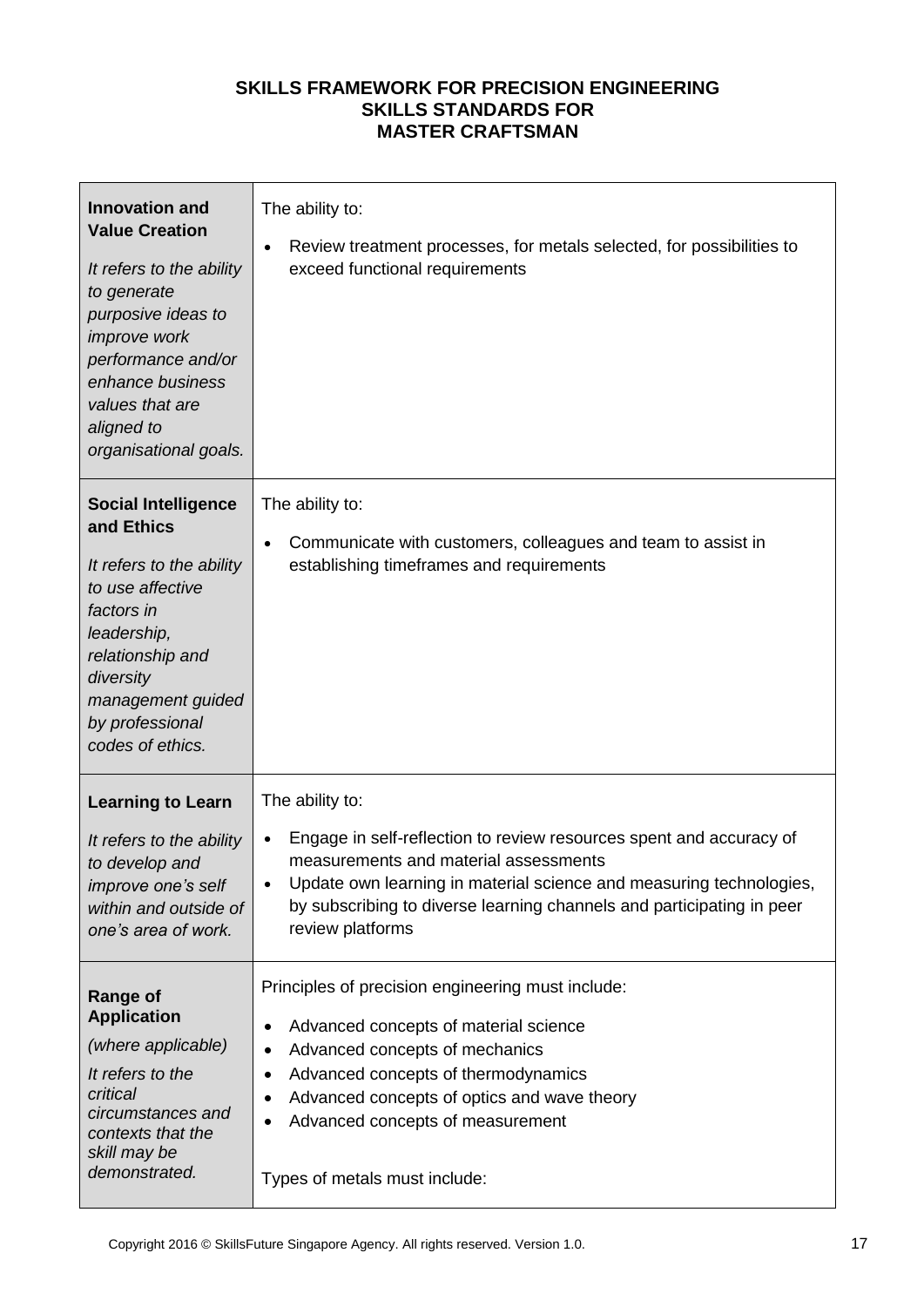**SKILLS FRAMEWORK FOR PRECISION ENGINEERING**
**SKILLS STANDARDS FOR**
**MASTER CRAFTSMAN**

| | |
|---|---|
| **Innovation and Value Creation**<br><br>*It refers to the ability to generate purposive ideas to improve work performance and/or enhance business values that are aligned to organisational goals.* | The ability to:<br><br>• Review treatment processes, for metals selected, for possibilities to exceed functional requirements |
| **Social Intelligence and Ethics**<br><br>*It refers to the ability to use affective factors in leadership, relationship and diversity management guided by professional codes of ethics.* | The ability to:<br><br>• Communicate with customers, colleagues and team to assist in establishing timeframes and requirements |
| **Learning to Learn**<br><br>*It refers to the ability to develop and improve one's self within and outside of one's area of work.* | The ability to:<br><br>• Engage in self-reflection to review resources spent and accuracy of measurements and material assessments<br>• Update own learning in material science and measuring technologies, by subscribing to diverse learning channels and participating in peer review platforms |
| **Range of Application**<br><br>*(where applicable)*<br><br>*It refers to the critical circumstances and contexts that the skill may be demonstrated.* | Principles of precision engineering must include:<br><br>• Advanced concepts of material science<br>• Advanced concepts of mechanics<br>• Advanced concepts of thermodynamics<br>• Advanced concepts of optics and wave theory<br>• Advanced concepts of measurement<br><br>Types of metals must include: |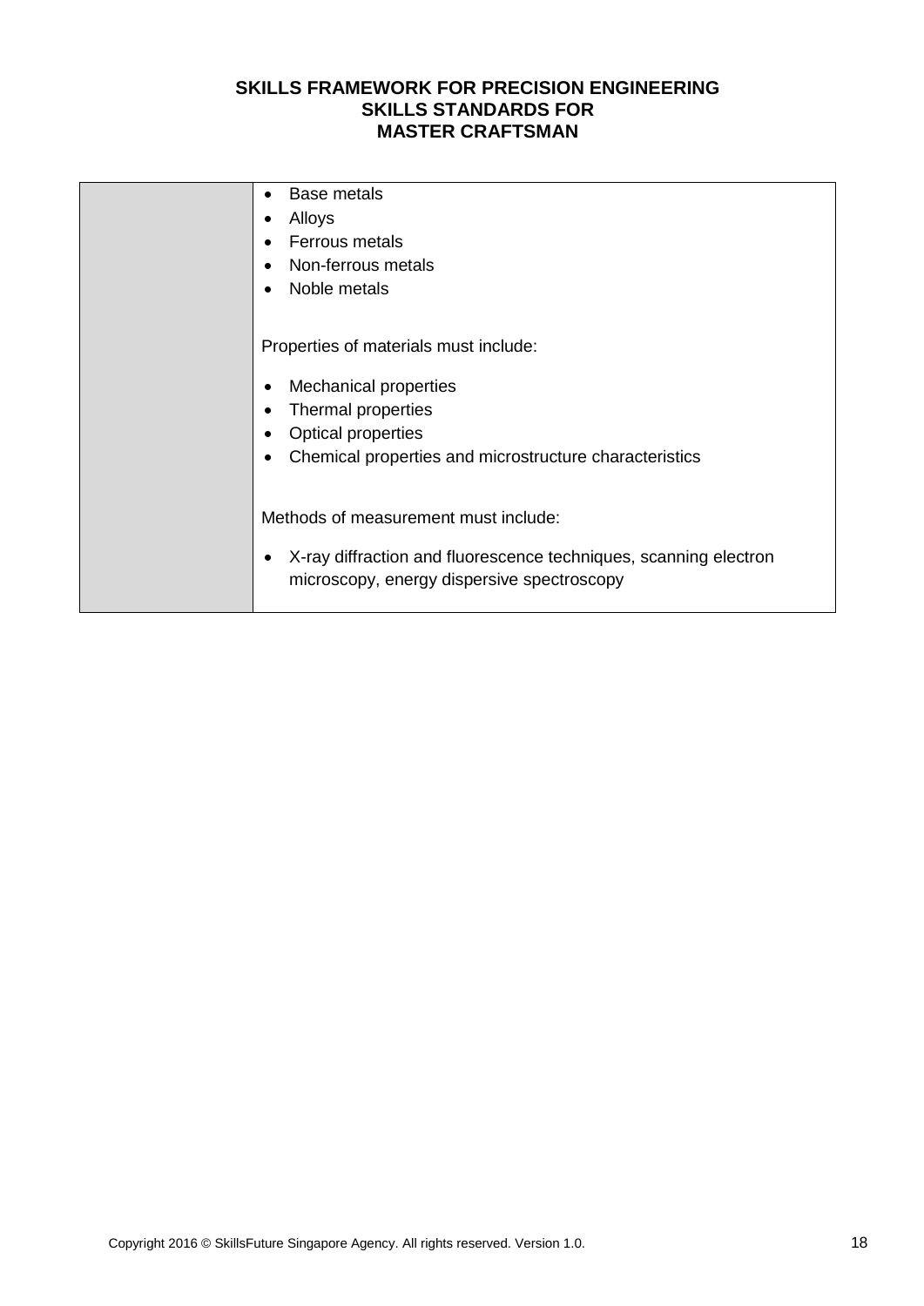| | |
|---|---|
| | • Base metals<br>• Alloys<br>• Ferrous metals<br>• Non-ferrous metals<br>• Noble metals<br><br>Properties of materials must include:<br><br>• Mechanical properties<br>• Thermal properties<br>• Optical properties<br>• Chemical properties and microstructure characteristics<br><br>Methods of measurement must include:<br><br>• X-ray diffraction and fluorescence techniques, scanning electron microscopy, energy dispersive spectroscopy |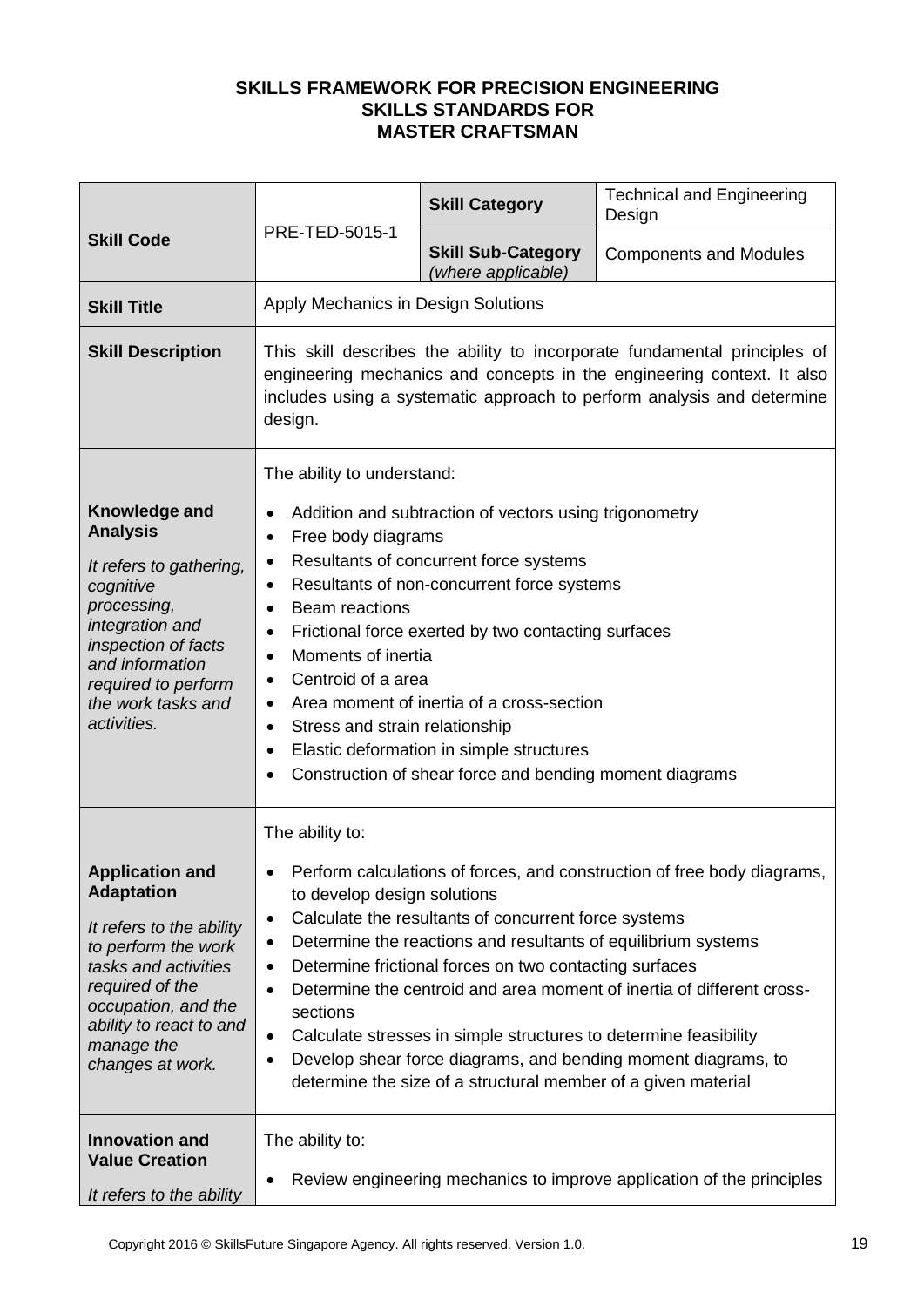**SKILLS FRAMEWORK FOR PRECISION ENGINEERING**
**SKILLS STANDARDS FOR**
**MASTER CRAFTSMAN**

| | | | |
|---|---|---|---|
| **Skill Code** | PRE-TED-5015-1 | **Skill Category** | Technical and Engineering Design |
| | | **Skill Sub-Category** *(where applicable)* | Components and Modules |
| **Skill Title** | Apply Mechanics in Design Solutions | | |
| **Skill Description** | This skill describes the ability to incorporate fundamental principles of engineering mechanics and concepts in the engineering context. It also includes using a systematic approach to perform analysis and determine design. | | |
| **Knowledge and Analysis** <br><br> *It refers to gathering, cognitive processing, integration and inspection of facts and information required to perform the work tasks and activities.* | The ability to understand: <br><br> • Addition and subtraction of vectors using trigonometry <br> • Free body diagrams <br> • Resultants of concurrent force systems <br> • Resultants of non-concurrent force systems <br> • Beam reactions <br> • Frictional force exerted by two contacting surfaces <br> • Moments of inertia <br> • Centroid of a area <br> • Area moment of inertia of a cross-section <br> • Stress and strain relationship <br> • Elastic deformation in simple structures <br> • Construction of shear force and bending moment diagrams | | |
| **Application and Adaptation** <br><br> *It refers to the ability to perform the work tasks and activities required of the occupation, and the ability to react to and manage the changes at work.* | The ability to: <br><br> • Perform calculations of forces, and construction of free body diagrams, to develop design solutions <br> • Calculate the resultants of concurrent force systems <br> • Determine the reactions and resultants of equilibrium systems <br> • Determine frictional forces on two contacting surfaces <br> • Determine the centroid and area moment of inertia of different cross-sections <br> • Calculate stresses in simple structures to determine feasibility <br> • Develop shear force diagrams, and bending moment diagrams, to determine the size of a structural member of a given material | | |
| **Innovation and Value Creation** <br><br> *It refers to the ability* | The ability to: <br><br> • Review engineering mechanics to improve application of the principles | | |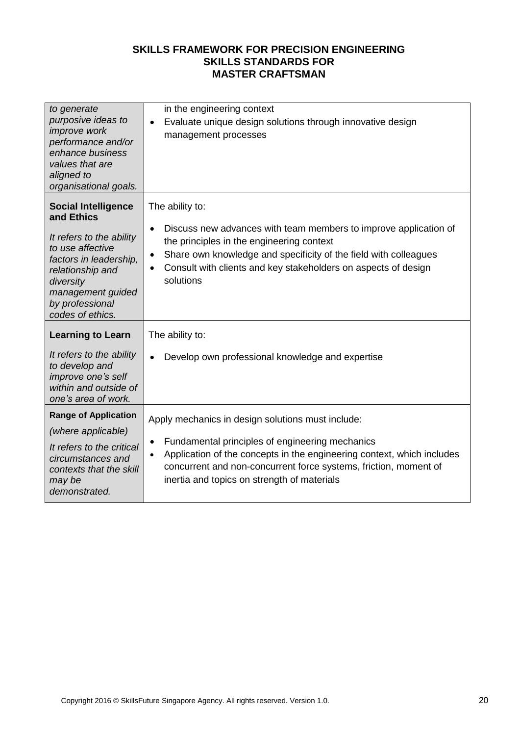**SKILLS FRAMEWORK FOR PRECISION ENGINEERING**
**SKILLS STANDARDS FOR**
**MASTER CRAFTSMAN**

| | |
|---|---|
| *to generate purposive ideas to improve work performance and/or enhance business values that are aligned to organisational goals.* | in the engineering context<br>• Evaluate unique design solutions through innovative design management processes |
| **Social Intelligence and Ethics**<br><br>*It refers to the ability to use affective factors in leadership, relationship and diversity management guided by professional codes of ethics.* | The ability to:<br><br>• Discuss new advances with team members to improve application of the principles in the engineering context<br>• Share own knowledge and specificity of the field with colleagues<br>• Consult with clients and key stakeholders on aspects of design solutions |
| **Learning to Learn**<br><br>*It refers to the ability to develop and improve one's self within and outside of one's area of work.* | The ability to:<br><br>• Develop own professional knowledge and expertise |
| **Range of Application**<br>*(where applicable)*<br>*It refers to the critical circumstances and contexts that the skill may be demonstrated.* | Apply mechanics in design solutions must include:<br><br>• Fundamental principles of engineering mechanics<br>• Application of the concepts in the engineering context, which includes concurrent and non-concurrent force systems, friction, moment of inertia and topics on strength of materials |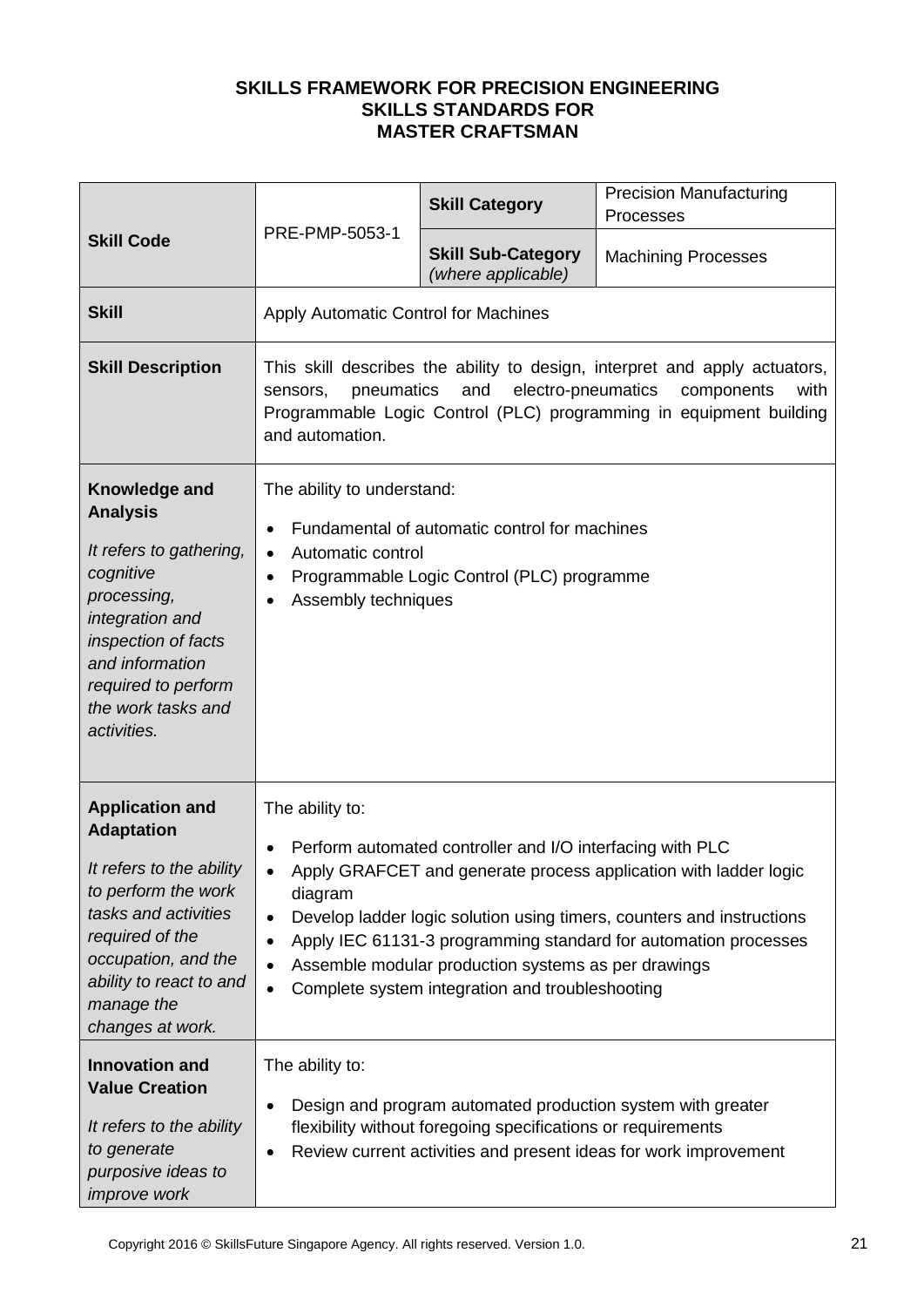**SKILLS FRAMEWORK FOR PRECISION ENGINEERING**
**SKILLS STANDARDS FOR**
**MASTER CRAFTSMAN**

| | | | |
|---|---|---|---|
| **Skill Code** | PRE-PMP-5053-1 | **Skill Category** | Precision Manufacturing Processes |
| | | **Skill Sub-Category** *(where applicable)* | Machining Processes |
| **Skill** | Apply Automatic Control for Machines | | |
| **Skill Description** | This skill describes the ability to design, interpret and apply actuators, sensors, pneumatics and electro-pneumatics components with Programmable Logic Control (PLC) programming in equipment building and automation. | | |
| **Knowledge and Analysis**<br><br>*It refers to gathering, cognitive processing, integration and inspection of facts and information required to perform the work tasks and activities.* | The ability to understand:<br><br>• Fundamental of automatic control for machines<br>• Automatic control<br>• Programmable Logic Control (PLC) programme<br>• Assembly techniques | | |
| **Application and Adaptation**<br><br>*It refers to the ability to perform the work tasks and activities required of the occupation, and the ability to react to and manage the changes at work.* | The ability to:<br><br>• Perform automated controller and I/O interfacing with PLC<br>• Apply GRAFCET and generate process application with ladder logic diagram<br>• Develop ladder logic solution using timers, counters and instructions<br>• Apply IEC 61131-3 programming standard for automation processes<br>• Assemble modular production systems as per drawings<br>• Complete system integration and troubleshooting | | |
| **Innovation and Value Creation**<br><br>*It refers to the ability to generate purposive ideas to improve work* | The ability to:<br><br>• Design and program automated production system with greater flexibility without foregoing specifications or requirements<br>• Review current activities and present ideas for work improvement | | |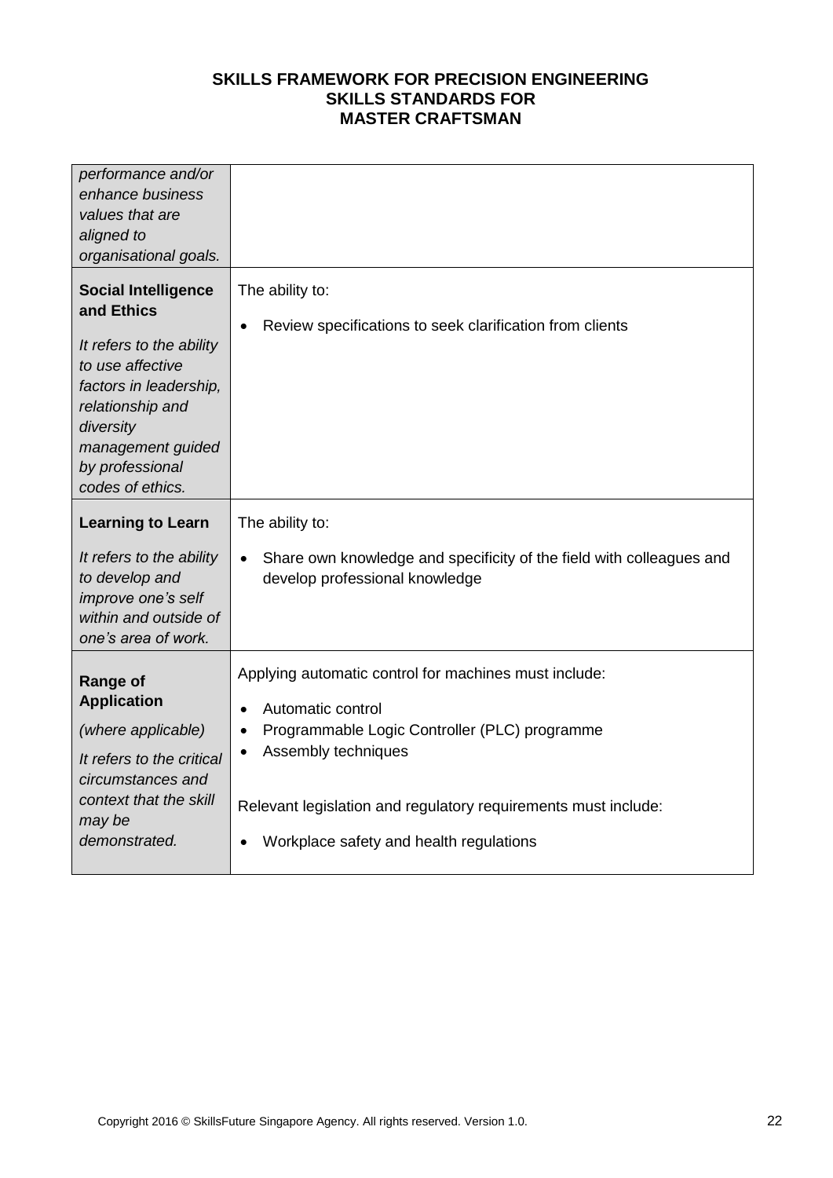| | |
|---|---|
| *performance and/or enhance business values that are aligned to organisational goals.* | |
| **Social Intelligence and Ethics**<br><br>*It refers to the ability to use affective factors in leadership, relationship and diversity management guided by professional codes of ethics.* | The ability to:<br><br>• Review specifications to seek clarification from clients |
| **Learning to Learn**<br><br>*It refers to the ability to develop and improve one's self within and outside of one's area of work.* | The ability to:<br><br>• Share own knowledge and specificity of the field with colleagues and develop professional knowledge |
| **Range of Application**<br><br>*(where applicable)*<br><br>*It refers to the critical circumstances and context that the skill may be demonstrated.* | Applying automatic control for machines must include:<br><br>• Automatic control<br>• Programmable Logic Controller (PLC) programme<br>• Assembly techniques<br><br>Relevant legislation and regulatory requirements must include:<br><br>• Workplace safety and health regulations |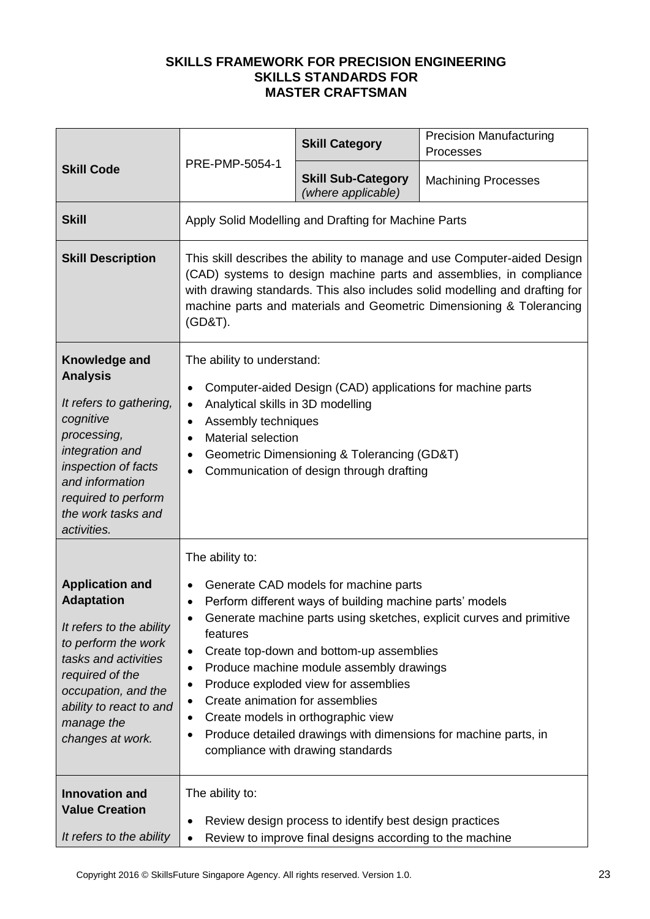**SKILLS FRAMEWORK FOR PRECISION ENGINEERING**
**SKILLS STANDARDS FOR**
**MASTER CRAFTSMAN**

| **Skill Code** | PRE-PMP-5054-1 | **Skill Category** | Precision Manufacturing Processes |
|---|---|---|---|
| | | **Skill Sub-Category** *(where applicable)* | Machining Processes |
| **Skill** | Apply Solid Modelling and Drafting for Machine Parts | | |
| **Skill Description** | This skill describes the ability to manage and use Computer-aided Design (CAD) systems to design machine parts and assemblies, in compliance with drawing standards. This also includes solid modelling and drafting for machine parts and materials and Geometric Dimensioning & Tolerancing (GD&T). | | |
| **Knowledge and Analysis**<br><br>*It refers to gathering, cognitive processing, integration and inspection of facts and information required to perform the work tasks and activities.* | The ability to understand:<br><br>• Computer-aided Design (CAD) applications for machine parts<br>• Analytical skills in 3D modelling<br>• Assembly techniques<br>• Material selection<br>• Geometric Dimensioning & Tolerancing (GD&T)<br>• Communication of design through drafting | | |
| **Application and Adaptation**<br><br>*It refers to the ability to perform the work tasks and activities required of the occupation, and the ability to react to and manage the changes at work.* | The ability to:<br><br>• Generate CAD models for machine parts<br>• Perform different ways of building machine parts' models<br>• Generate machine parts using sketches, explicit curves and primitive features<br>• Create top-down and bottom-up assemblies<br>• Produce machine module assembly drawings<br>• Produce exploded view for assemblies<br>• Create animation for assemblies<br>• Create models in orthographic view<br>• Produce detailed drawings with dimensions for machine parts, in compliance with drawing standards | | |
| **Innovation and Value Creation**<br><br>*It refers to the ability* | The ability to:<br><br>• Review design process to identify best design practices<br>• Review to improve final designs according to the machine | | |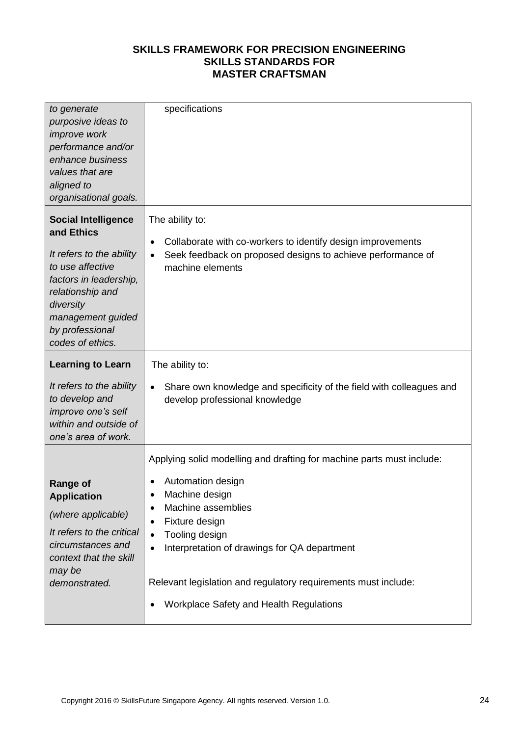| | |
|---|---|
| *to generate purposive ideas to improve work performance and/or enhance business values that are aligned to organisational goals.* | specifications |
| **Social Intelligence and Ethics**<br><br>*It refers to the ability to use affective factors in leadership, relationship and diversity management guided by professional codes of ethics.* | The ability to:<br><br>• Collaborate with co-workers to identify design improvements<br>• Seek feedback on proposed designs to achieve performance of machine elements |
| **Learning to Learn**<br><br>*It refers to the ability to develop and improve one's self within and outside of one's area of work.* | The ability to:<br><br>• Share own knowledge and specificity of the field with colleagues and develop professional knowledge |
| **Range of Application**<br><br>*(where applicable)*<br><br>*It refers to the critical circumstances and context that the skill may be demonstrated.* | Applying solid modelling and drafting for machine parts must include:<br><br>• Automation design<br>• Machine design<br>• Machine assemblies<br>• Fixture design<br>• Tooling design<br>• Interpretation of drawings for QA department<br><br>Relevant legislation and regulatory requirements must include:<br><br>• Workplace Safety and Health Regulations |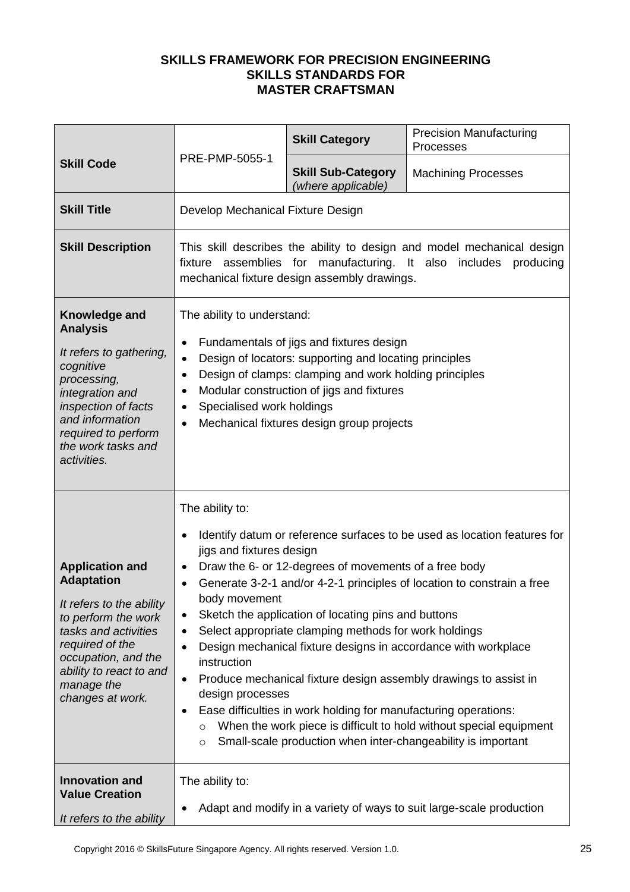**SKILLS FRAMEWORK FOR PRECISION ENGINEERING**
**SKILLS STANDARDS FOR**
**MASTER CRAFTSMAN**

| **Skill Code** | PRE-PMP-5055-1 | **Skill Category** | Precision Manufacturing Processes |
|---|---|---|---|
| | | **Skill Sub-Category** *(where applicable)* | Machining Processes |
| **Skill Title** | Develop Mechanical Fixture Design | | |
| **Skill Description** | This skill describes the ability to design and model mechanical design fixture assemblies for manufacturing. It also includes producing mechanical fixture design assembly drawings. | | |
| **Knowledge and Analysis** *It refers to gathering, cognitive processing, integration and inspection of facts and information required to perform the work tasks and activities.* | The ability to understand: <br>• Fundamentals of jigs and fixtures design <br>• Design of locators: supporting and locating principles <br>• Design of clamps: clamping and work holding principles <br>• Modular construction of jigs and fixtures <br>• Specialised work holdings <br>• Mechanical fixtures design group projects | | |
| **Application and Adaptation** *It refers to the ability to perform the work tasks and activities required of the occupation, and the ability to react to and manage the changes at work.* | The ability to: <br>• Identify datum or reference surfaces to be used as location features for jigs and fixtures design <br>• Draw the 6- or 12-degrees of movements of a free body <br>• Generate 3-2-1 and/or 4-2-1 principles of location to constrain a free body movement <br>• Sketch the application of locating pins and buttons <br>• Select appropriate clamping methods for work holdings <br>• Design mechanical fixture designs in accordance with workplace instruction <br>• Produce mechanical fixture design assembly drawings to assist in design processes <br>• Ease difficulties in work holding for manufacturing operations: <br>  ○ When the work piece is difficult to hold without special equipment <br>  ○ Small-scale production when inter-changeability is important | | |
| **Innovation and Value Creation** *It refers to the ability* | The ability to: <br>• Adapt and modify in a variety of ways to suit large-scale production | | |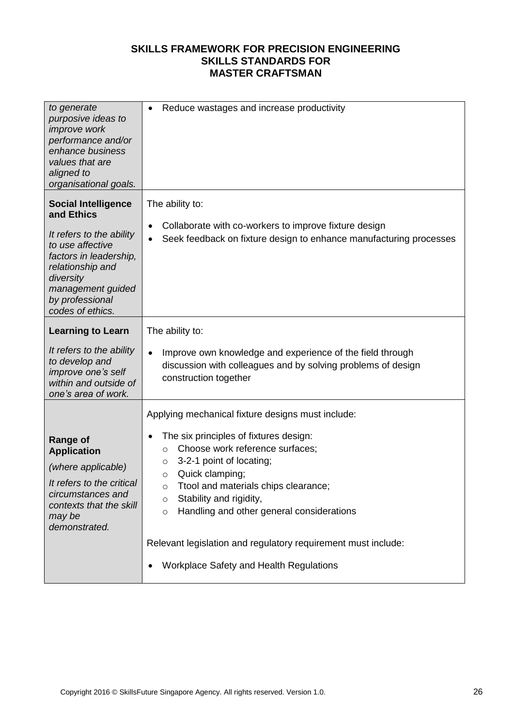**SKILLS FRAMEWORK FOR PRECISION ENGINEERING**
**SKILLS STANDARDS FOR**
**MASTER CRAFTSMAN**

| | |
|---|---|
| *to generate purposive ideas to improve work performance and/or enhance business values that are aligned to organisational goals.* | • Reduce wastages and increase productivity |
| **Social Intelligence and Ethics**<br><br>*It refers to the ability to use affective factors in leadership, relationship and diversity management guided by professional codes of ethics.* | The ability to:<br><br>• Collaborate with co-workers to improve fixture design<br>• Seek feedback on fixture design to enhance manufacturing processes |
| **Learning to Learn**<br><br>*It refers to the ability to develop and improve one's self within and outside of one's area of work.* | The ability to:<br><br>• Improve own knowledge and experience of the field through discussion with colleagues and by solving problems of design construction together |
| **Range of Application**<br><br>*(where applicable)*<br><br>*It refers to the critical circumstances and contexts that the skill may be demonstrated.* | Applying mechanical fixture designs must include:<br><br>• The six principles of fixtures design:<br>&nbsp;&nbsp;&nbsp;&nbsp;○ Choose work reference surfaces;<br>&nbsp;&nbsp;&nbsp;&nbsp;○ 3-2-1 point of locating;<br>&nbsp;&nbsp;&nbsp;&nbsp;○ Quick clamping;<br>&nbsp;&nbsp;&nbsp;&nbsp;○ Ttool and materials chips clearance;<br>&nbsp;&nbsp;&nbsp;&nbsp;○ Stability and rigidity,<br>&nbsp;&nbsp;&nbsp;&nbsp;○ Handling and other general considerations<br><br>Relevant legislation and regulatory requirement must include:<br><br>• Workplace Safety and Health Regulations |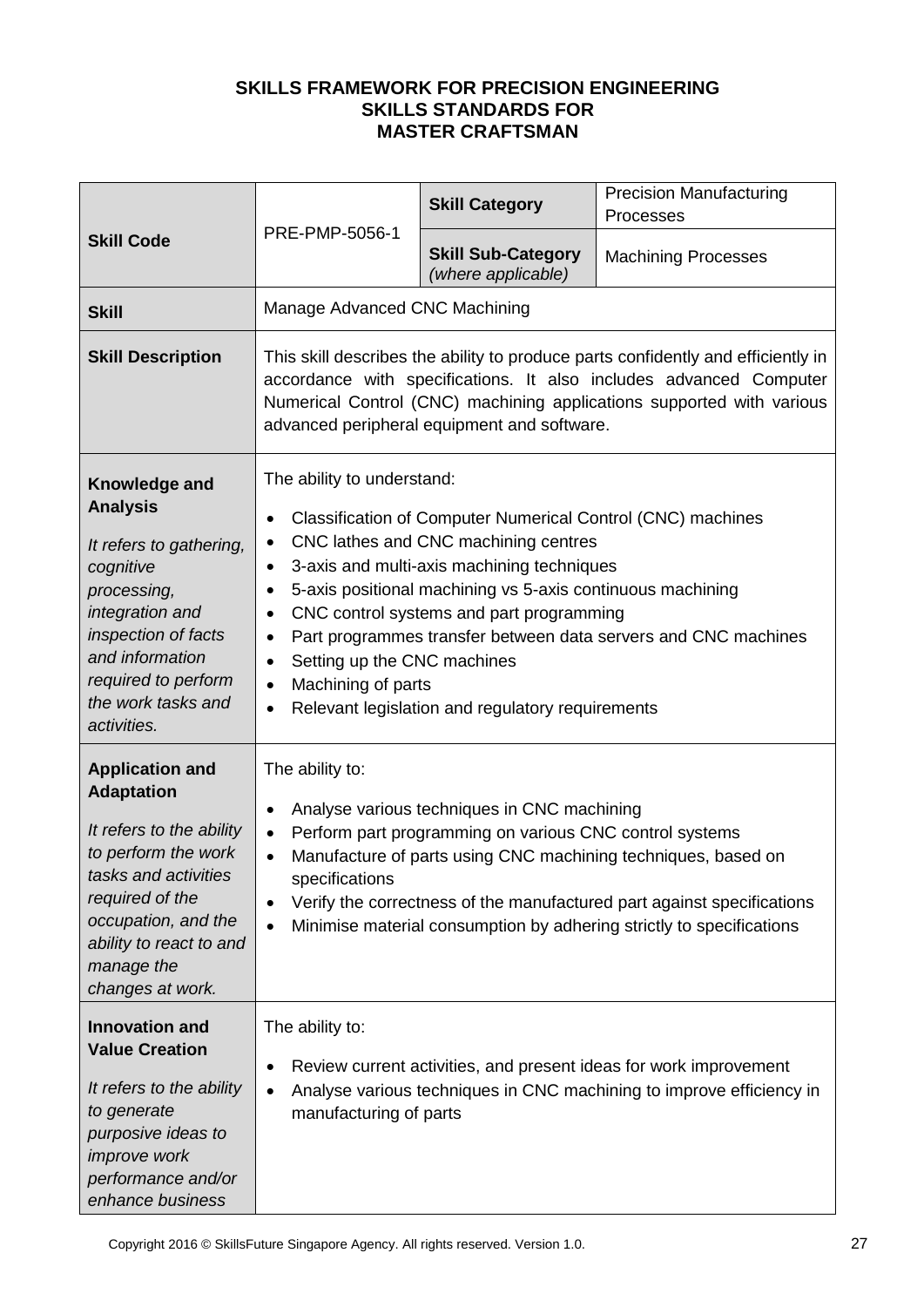**SKILLS FRAMEWORK FOR PRECISION ENGINEERING**
**SKILLS STANDARDS FOR**
**MASTER CRAFTSMAN**

| | | | |
|---|---|---|---|
| **Skill Code** | PRE-PMP-5056-1 | **Skill Category** | Precision Manufacturing Processes |
| | | **Skill Sub-Category** *(where applicable)* | Machining Processes |
| **Skill** | Manage Advanced CNC Machining | | |
| **Skill Description** | This skill describes the ability to produce parts confidently and efficiently in accordance with specifications. It also includes advanced Computer Numerical Control (CNC) machining applications supported with various advanced peripheral equipment and software. | | |
| **Knowledge and Analysis** <br> *It refers to gathering, cognitive processing, integration and inspection of facts and information required to perform the work tasks and activities.* | The ability to understand: <br> • Classification of Computer Numerical Control (CNC) machines <br> • CNC lathes and CNC machining centres <br> • 3-axis and multi-axis machining techniques <br> • 5-axis positional machining vs 5-axis continuous machining <br> • CNC control systems and part programming <br> • Part programmes transfer between data servers and CNC machines <br> • Setting up the CNC machines <br> • Machining of parts <br> • Relevant legislation and regulatory requirements | | |
| **Application and Adaptation** <br> *It refers to the ability to perform the work tasks and activities required of the occupation, and the ability to react to and manage the changes at work.* | The ability to: <br> • Analyse various techniques in CNC machining <br> • Perform part programming on various CNC control systems <br> • Manufacture of parts using CNC machining techniques, based on specifications <br> • Verify the correctness of the manufactured part against specifications <br> • Minimise material consumption by adhering strictly to specifications | | |
| **Innovation and Value Creation** <br> *It refers to the ability to generate purposive ideas to improve work performance and/or enhance business* | The ability to: <br> • Review current activities, and present ideas for work improvement <br> • Analyse various techniques in CNC machining to improve efficiency in manufacturing of parts | | |

Copyright 2016 © SkillsFuture Singapore Agency. All rights reserved. Version 1.0.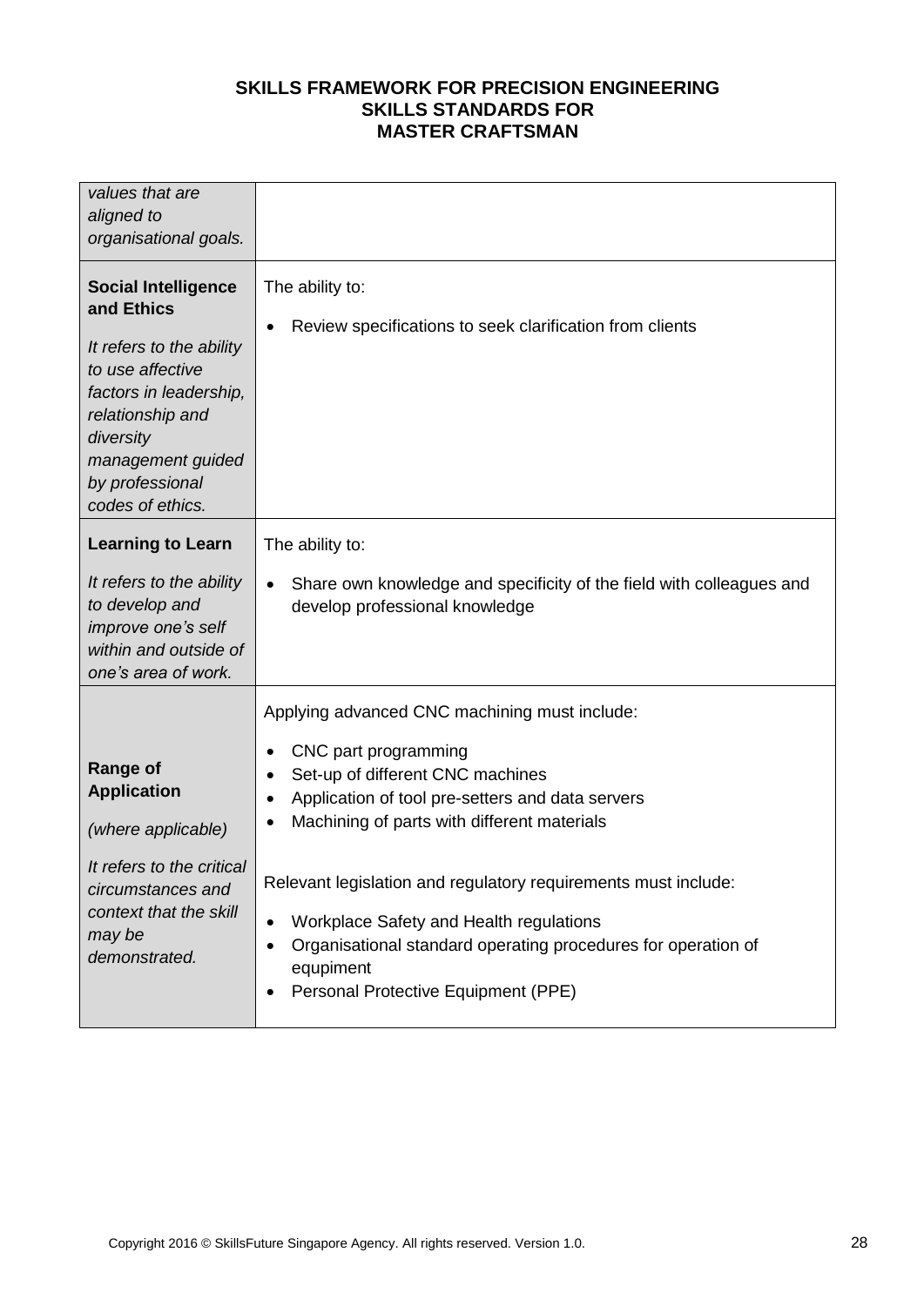| | |
|---|---|
| *values that are aligned to organisational goals.* | |
| **Social Intelligence and Ethics**<br><br>*It refers to the ability to use affective factors in leadership, relationship and diversity management guided by professional codes of ethics.* | The ability to:<br><br>• Review specifications to seek clarification from clients |
| **Learning to Learn**<br><br>*It refers to the ability to develop and improve one's self within and outside of one's area of work.* | The ability to:<br><br>• Share own knowledge and specificity of the field with colleagues and develop professional knowledge |
| **Range of Application**<br><br>*(where applicable)*<br><br>*It refers to the critical circumstances and context that the skill may be demonstrated.* | Applying advanced CNC machining must include:<br><br>• CNC part programming<br>• Set-up of different CNC machines<br>• Application of tool pre-setters and data servers<br>• Machining of parts with different materials<br><br>Relevant legislation and regulatory requirements must include:<br><br>• Workplace Safety and Health regulations<br>• Organisational standard operating procedures for operation of equipment<br>• Personal Protective Equipment (PPE) |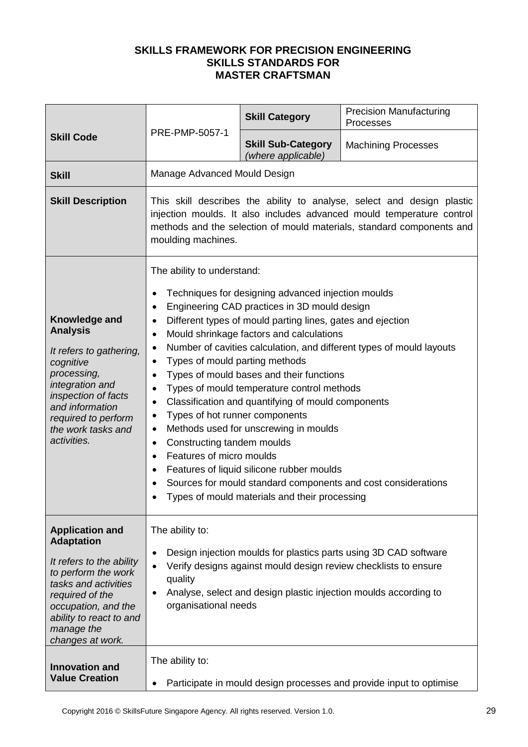**SKILLS FRAMEWORK FOR PRECISION ENGINEERING**
**SKILLS STANDARDS FOR**
**MASTER CRAFTSMAN**

| | | | |
|---|---|---|---|
| **Skill Code** | PRE-PMP-5057-1 | **Skill Category** | Precision Manufacturing Processes |
| | | **Skill Sub-Category** *(where applicable)* | Machining Processes |
| **Skill** | Manage Advanced Mould Design | | |
| **Skill Description** | This skill describes the ability to analyse, select and design plastic injection moulds. It also includes advanced mould temperature control methods and the selection of mould materials, standard components and moulding machines. | | |
| **Knowledge and Analysis** *It refers to gathering, cognitive processing, integration and inspection of facts and information required to perform the work tasks and activities.* | The ability to understand: <br>• Techniques for designing advanced injection moulds <br>• Engineering CAD practices in 3D mould design <br>• Different types of mould parting lines, gates and ejection <br>• Mould shrinkage factors and calculations <br>• Number of cavities calculation, and different types of mould layouts <br>• Types of mould parting methods <br>• Types of mould bases and their functions <br>• Types of mould temperature control methods <br>• Classification and quantifying of mould components <br>• Types of hot runner components <br>• Methods used for unscrewing in moulds <br>• Constructing tandem moulds <br>• Features of micro moulds <br>• Features of liquid silicone rubber moulds <br>• Sources for mould standard components and cost considerations <br>• Types of mould materials and their processing | | |
| **Application and Adaptation** *It refers to the ability to perform the work tasks and activities required of the occupation, and the ability to react to and manage the changes at work.* | The ability to: <br>• Design injection moulds for plastics parts using 3D CAD software <br>• Verify designs against mould design review checklists to ensure quality <br>• Analyse, select and design plastic injection moulds according to organisational needs | | |
| **Innovation and Value Creation** | The ability to: <br>• Participate in mould design processes and provide input to optimise | | |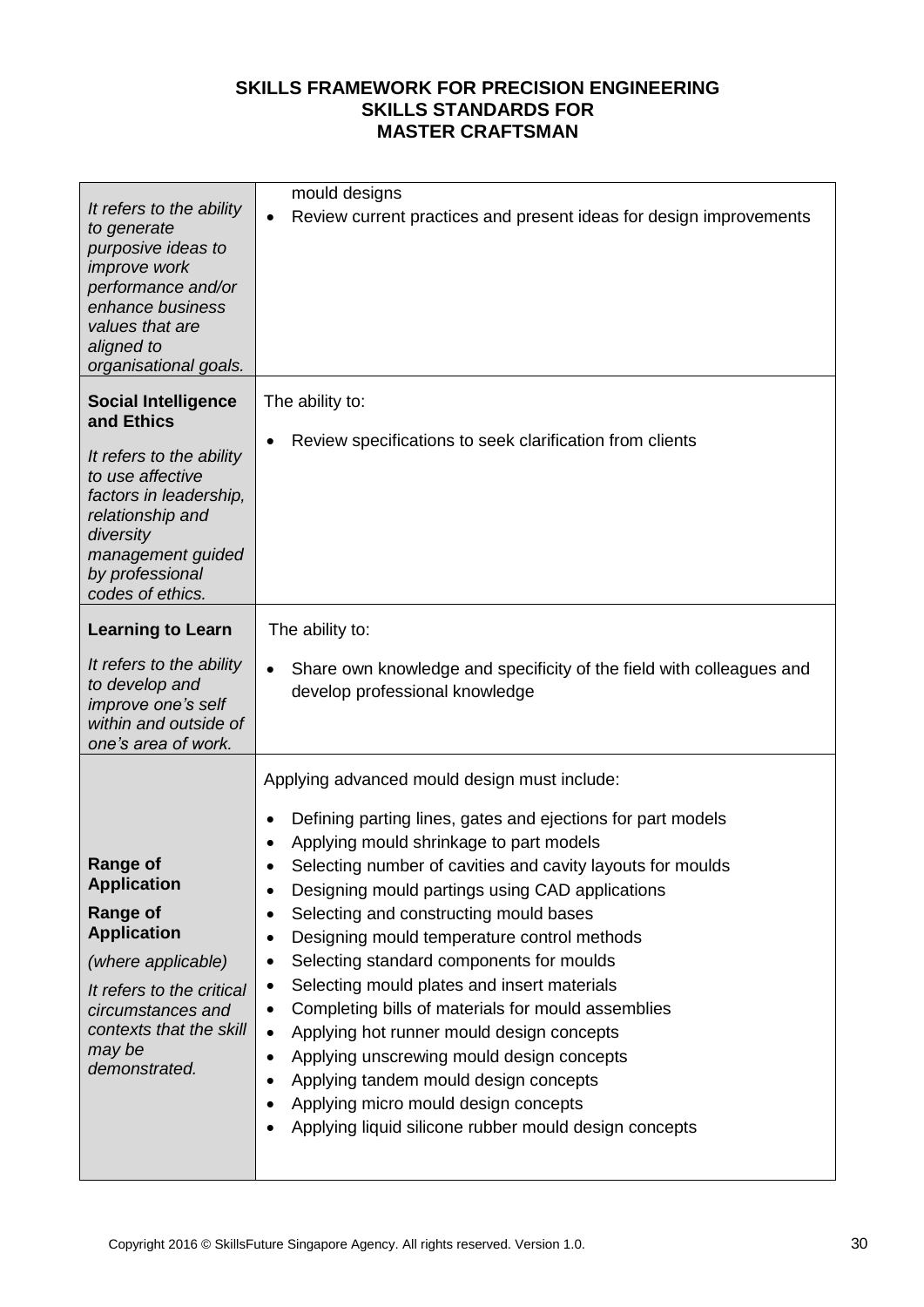**SKILLS FRAMEWORK FOR PRECISION ENGINEERING**
**SKILLS STANDARDS FOR**
**MASTER CRAFTSMAN**

| | |
|---|---|
| *It refers to the ability to generate purposive ideas to improve work performance and/or enhance business values that are aligned to organisational goals.* | mould designs<br>• Review current practices and present ideas for design improvements |
| **Social Intelligence and Ethics**<br><br>*It refers to the ability to use affective factors in leadership, relationship and diversity management guided by professional codes of ethics.* | The ability to:<br><br>• Review specifications to seek clarification from clients |
| **Learning to Learn**<br><br>*It refers to the ability to develop and improve one's self within and outside of one's area of work.* | The ability to:<br><br>• Share own knowledge and specificity of the field with colleagues and develop professional knowledge |
| **Range of Application**<br><br>**Range of Application**<br><br>*(where applicable)*<br><br>*It refers to the critical circumstances and contexts that the skill may be demonstrated.* | Applying advanced mould design must include:<br><br>• Defining parting lines, gates and ejections for part models<br>• Applying mould shrinkage to part models<br>• Selecting number of cavities and cavity layouts for moulds<br>• Designing mould partings using CAD applications<br>• Selecting and constructing mould bases<br>• Designing mould temperature control methods<br>• Selecting standard components for moulds<br>• Selecting mould plates and insert materials<br>• Completing bills of materials for mould assemblies<br>• Applying hot runner mould design concepts<br>• Applying unscrewing mould design concepts<br>• Applying tandem mould design concepts<br>• Applying micro mould design concepts<br>• Applying liquid silicone rubber mould design concepts |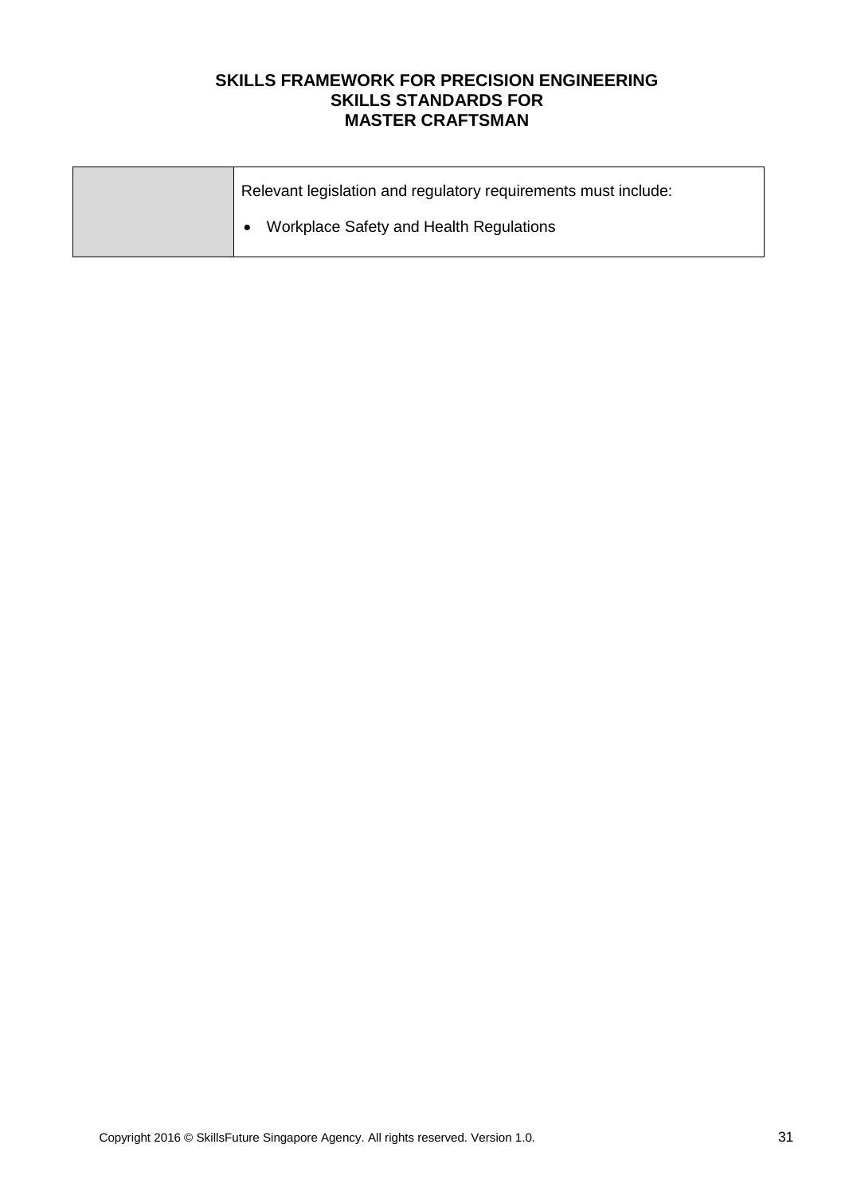|  | Relevant legislation and regulatory requirements must include:<br><br>• Workplace Safety and Health Regulations |
| --- | --- |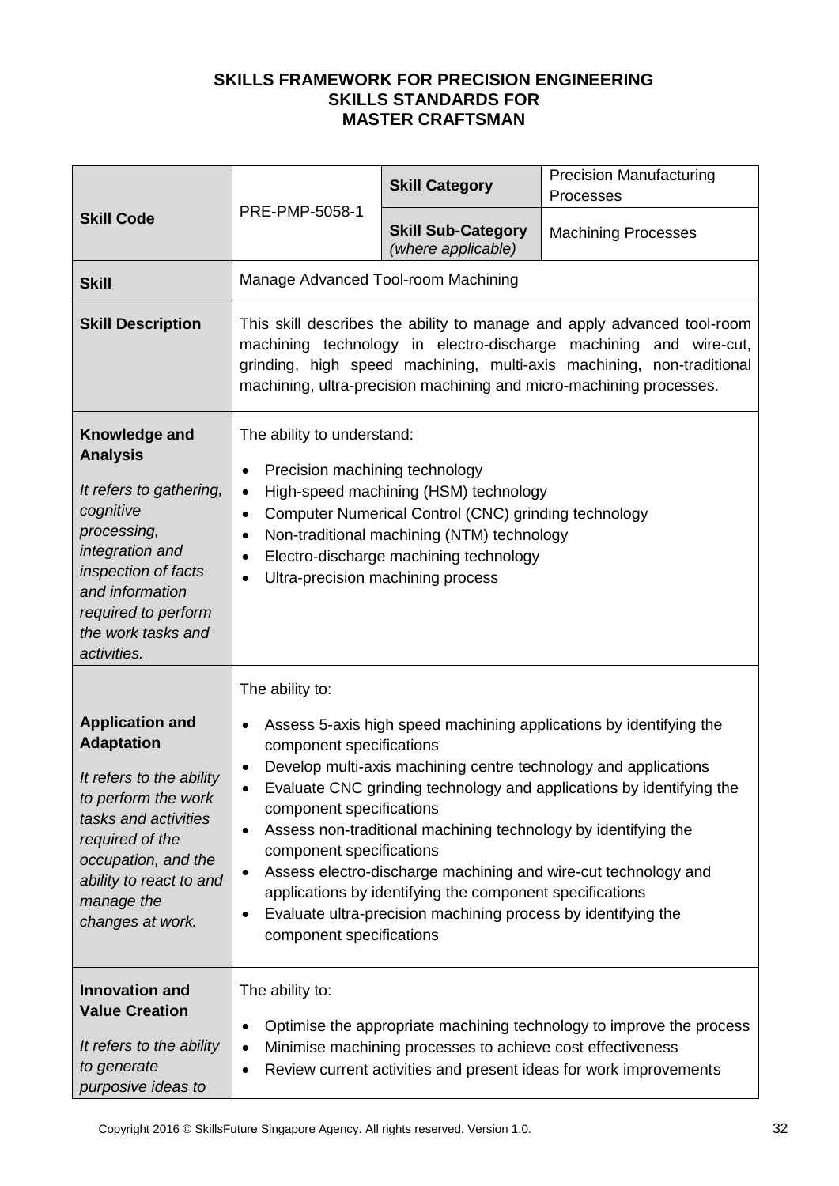**SKILLS FRAMEWORK FOR PRECISION ENGINEERING**
**SKILLS STANDARDS FOR**
**MASTER CRAFTSMAN**

| **Skill Code** | PRE-PMP-5058-1 | **Skill Category** | Precision Manufacturing Processes |
|---|---|---|---|
| | | **Skill Sub-Category** *(where applicable)* | Machining Processes |
| **Skill** | Manage Advanced Tool-room Machining | | |
| **Skill Description** | This skill describes the ability to manage and apply advanced tool-room machining technology in electro-discharge machining and wire-cut, grinding, high speed machining, multi-axis machining, non-traditional machining, ultra-precision machining and micro-machining processes. | | |
| **Knowledge and Analysis** *It refers to gathering, cognitive processing, integration and inspection of facts and information required to perform the work tasks and activities.* | The ability to understand: <br>• Precision machining technology <br>• High-speed machining (HSM) technology <br>• Computer Numerical Control (CNC) grinding technology <br>• Non-traditional machining (NTM) technology <br>• Electro-discharge machining technology <br>• Ultra-precision machining process | | |
| **Application and Adaptation** *It refers to the ability to perform the work tasks and activities required of the occupation, and the ability to react to and manage the changes at work.* | The ability to: <br>• Assess 5-axis high speed machining applications by identifying the component specifications <br>• Develop multi-axis machining centre technology and applications <br>• Evaluate CNC grinding technology and applications by identifying the component specifications <br>• Assess non-traditional machining technology by identifying the component specifications <br>• Assess electro-discharge machining and wire-cut technology and applications by identifying the component specifications <br>• Evaluate ultra-precision machining process by identifying the component specifications | | |
| **Innovation and Value Creation** *It refers to the ability to generate purposive ideas to* | The ability to: <br>• Optimise the appropriate machining technology to improve the process <br>• Minimise machining processes to achieve cost effectiveness <br>• Review current activities and present ideas for work improvements | | |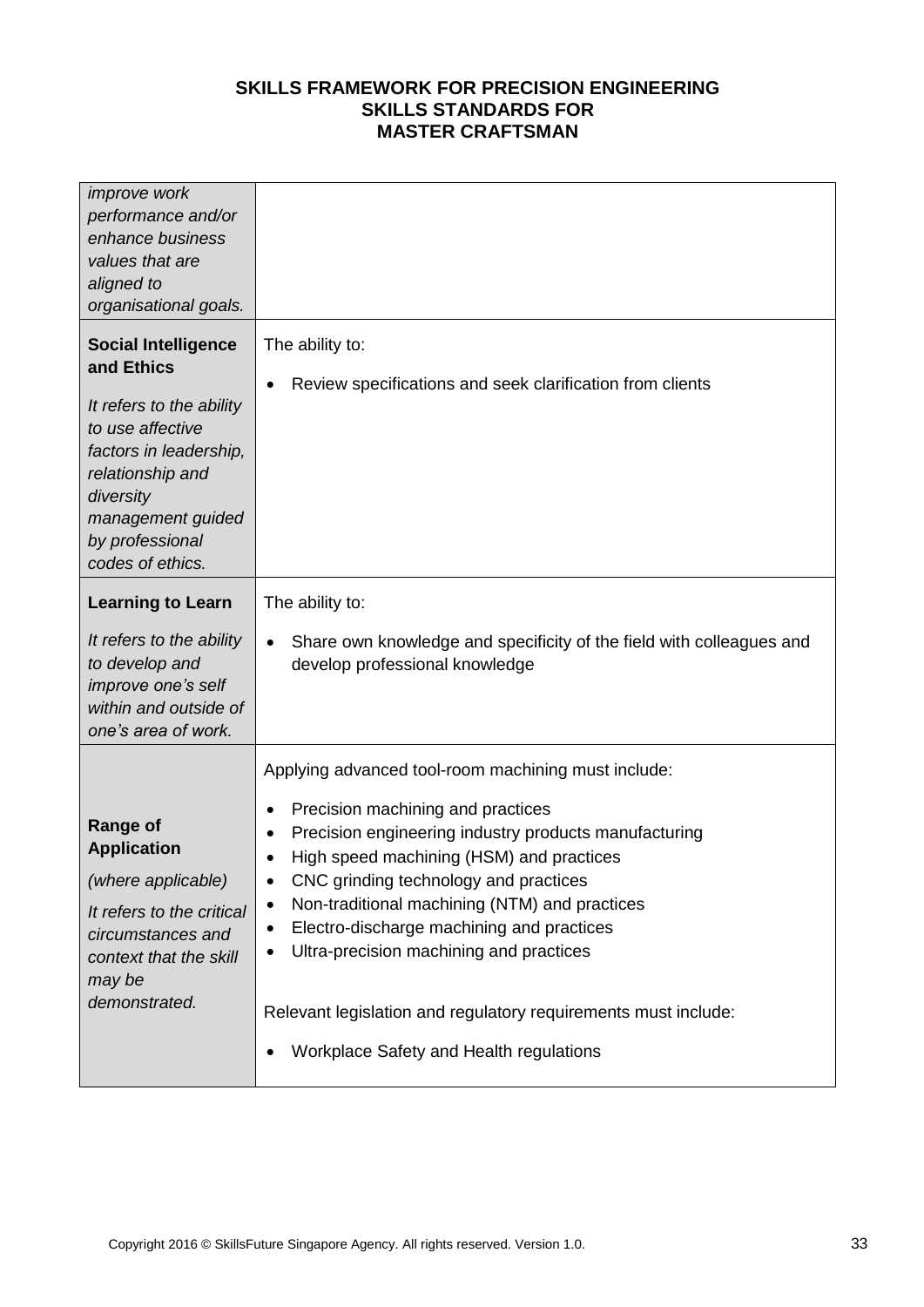| | |
|---|---|
| *improve work performance and/or enhance business values that are aligned to organisational goals.* | |
| **Social Intelligence and Ethics**<br><br>*It refers to the ability to use affective factors in leadership, relationship and diversity management guided by professional codes of ethics.* | The ability to:<br><br>• Review specifications and seek clarification from clients |
| **Learning to Learn**<br><br>*It refers to the ability to develop and improve one's self within and outside of one's area of work.* | The ability to:<br><br>• Share own knowledge and specificity of the field with colleagues and develop professional knowledge |
| **Range of Application**<br><br>*(where applicable)*<br><br>*It refers to the critical circumstances and context that the skill may be demonstrated.* | Applying advanced tool-room machining must include:<br><br>• Precision machining and practices<br>• Precision engineering industry products manufacturing<br>• High speed machining (HSM) and practices<br>• CNC grinding technology and practices<br>• Non-traditional machining (NTM) and practices<br>• Electro-discharge machining and practices<br>• Ultra-precision machining and practices<br><br>Relevant legislation and regulatory requirements must include:<br><br>• Workplace Safety and Health regulations |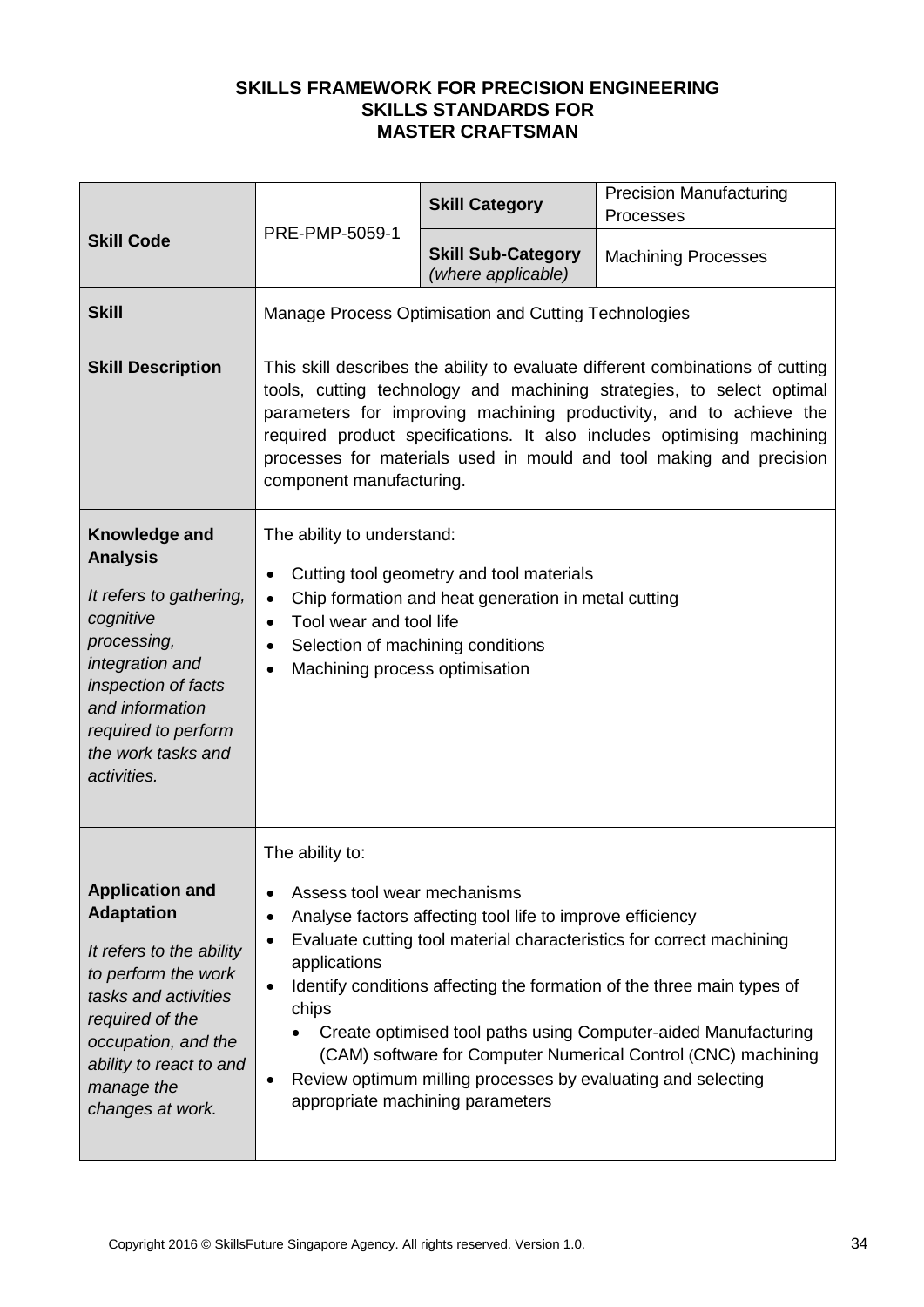**SKILLS FRAMEWORK FOR PRECISION ENGINEERING**
**SKILLS STANDARDS FOR**
**MASTER CRAFTSMAN**

| | | | |
|---|---|---|---|
| **Skill Code** | PRE-PMP-5059-1 | **Skill Category** | Precision Manufacturing Processes |
| | | **Skill Sub-Category** *(where applicable)* | Machining Processes |
| **Skill** | Manage Process Optimisation and Cutting Technologies | | |
| **Skill Description** | This skill describes the ability to evaluate different combinations of cutting tools, cutting technology and machining strategies, to select optimal parameters for improving machining productivity, and to achieve the required product specifications. It also includes optimising machining processes for materials used in mould and tool making and precision component manufacturing. | | |
| **Knowledge and Analysis**<br><br>*It refers to gathering, cognitive processing, integration and inspection of facts and information required to perform the work tasks and activities.* | The ability to understand:<br>• Cutting tool geometry and tool materials<br>• Chip formation and heat generation in metal cutting<br>• Tool wear and tool life<br>• Selection of machining conditions<br>• Machining process optimisation | | |
| **Application and Adaptation**<br><br>*It refers to the ability to perform the work tasks and activities required of the occupation, and the ability to react to and manage the changes at work.* | The ability to:<br>• Assess tool wear mechanisms<br>• Analyse factors affecting tool life to improve efficiency<br>• Evaluate cutting tool material characteristics for correct machining applications<br>• Identify conditions affecting the formation of the three main types of chips<br>&nbsp;&nbsp;&nbsp;&nbsp;• Create optimised tool paths using Computer-aided Manufacturing (CAM) software for Computer Numerical Control (CNC) machining<br>• Review optimum milling processes by evaluating and selecting appropriate machining parameters | | |

Copyright 2016 © SkillsFuture Singapore Agency. All rights reserved. Version 1.0.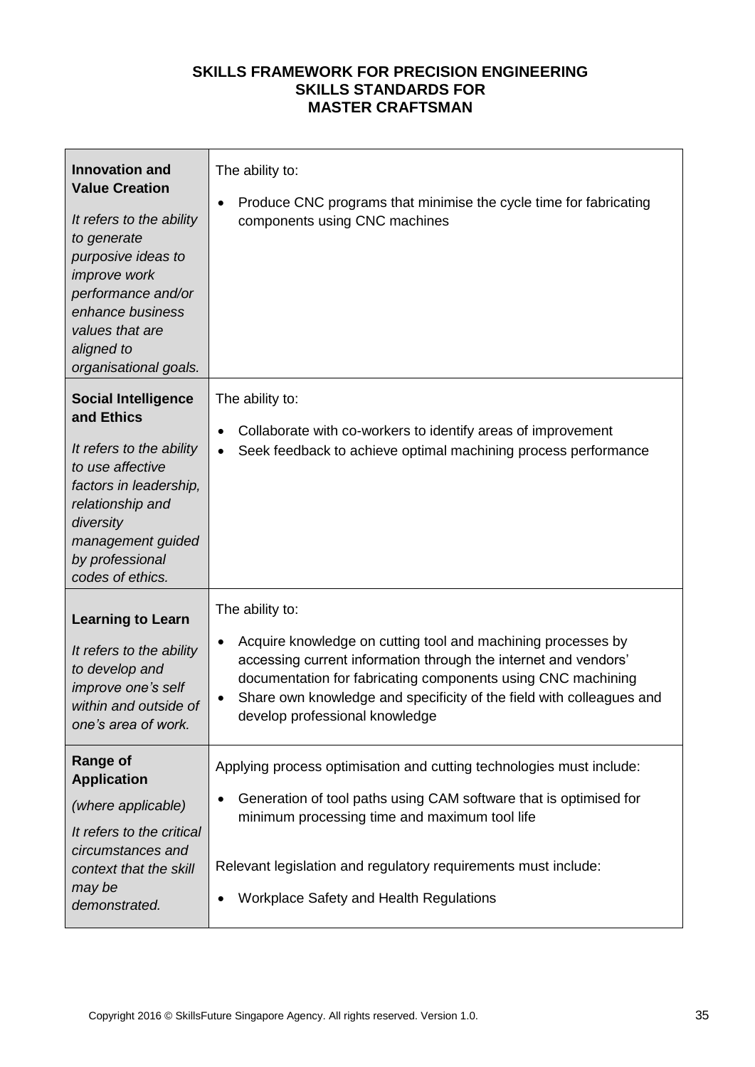**SKILLS FRAMEWORK FOR PRECISION ENGINEERING**
**SKILLS STANDARDS FOR**
**MASTER CRAFTSMAN**

| | |
|---|---|
| **Innovation and Value Creation**<br><br>*It refers to the ability to generate purposive ideas to improve work performance and/or enhance business values that are aligned to organisational goals.* | The ability to:<br><br>• Produce CNC programs that minimise the cycle time for fabricating components using CNC machines |
| **Social Intelligence and Ethics**<br><br>*It refers to the ability to use affective factors in leadership, relationship and diversity management guided by professional codes of ethics.* | The ability to:<br><br>• Collaborate with co-workers to identify areas of improvement<br>• Seek feedback to achieve optimal machining process performance |
| **Learning to Learn**<br><br>*It refers to the ability to develop and improve one's self within and outside of one's area of work.* | The ability to:<br><br>• Acquire knowledge on cutting tool and machining processes by accessing current information through the internet and vendors' documentation for fabricating components using CNC machining<br>• Share own knowledge and specificity of the field with colleagues and develop professional knowledge |
| **Range of Application**<br><br>*(where applicable)*<br><br>*It refers to the critical circumstances and context that the skill may be demonstrated.* | Applying process optimisation and cutting technologies must include:<br><br>• Generation of tool paths using CAM software that is optimised for minimum processing time and maximum tool life<br><br>Relevant legislation and regulatory requirements must include:<br><br>• Workplace Safety and Health Regulations |

Copyright 2016 © SkillsFuture Singapore Agency. All rights reserved. Version 1.0.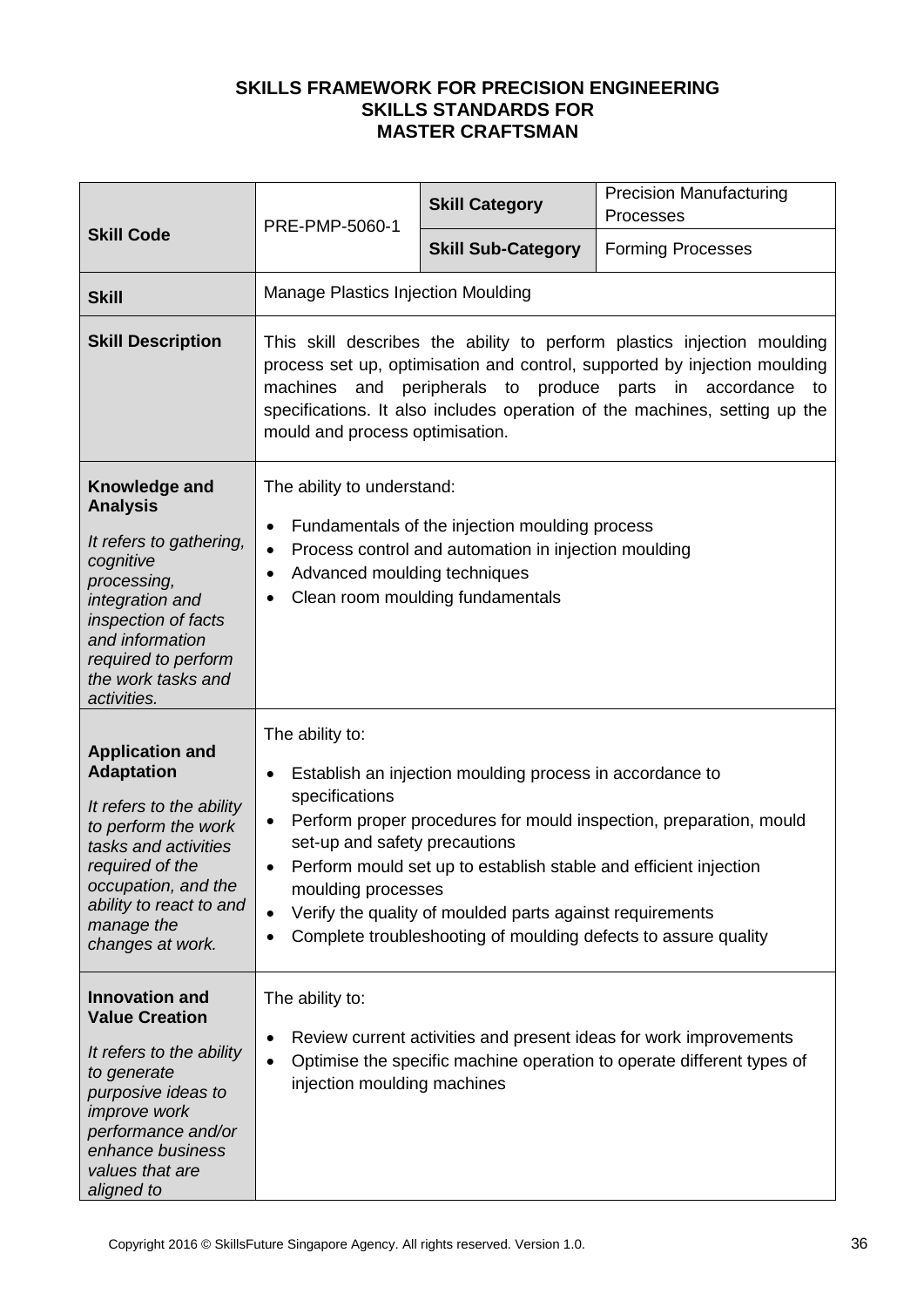**SKILLS FRAMEWORK FOR PRECISION ENGINEERING**
**SKILLS STANDARDS FOR**
**MASTER CRAFTSMAN**

| **Skill Code** | PRE-PMP-5060-1 | **Skill Category** | Precision Manufacturing Processes |
|---|---|---|---|
| | | **Skill Sub-Category** | Forming Processes |
| **Skill** | Manage Plastics Injection Moulding | | |
| **Skill Description** | This skill describes the ability to perform plastics injection moulding process set up, optimisation and control, supported by injection moulding machines and peripherals to produce parts in accordance to specifications. It also includes operation of the machines, setting up the mould and process optimisation. | | |
| **Knowledge and Analysis**<br><br>*It refers to gathering, cognitive processing, integration and inspection of facts and information required to perform the work tasks and activities.* | The ability to understand:<br><br>• Fundamentals of the injection moulding process<br>• Process control and automation in injection moulding<br>• Advanced moulding techniques<br>• Clean room moulding fundamentals | | |
| **Application and Adaptation**<br><br>*It refers to the ability to perform the work tasks and activities required of the occupation, and the ability to react to and manage the changes at work.* | The ability to:<br><br>• Establish an injection moulding process in accordance to specifications<br>• Perform proper procedures for mould inspection, preparation, mould set-up and safety precautions<br>• Perform mould set up to establish stable and efficient injection moulding processes<br>• Verify the quality of moulded parts against requirements<br>• Complete troubleshooting of moulding defects to assure quality | | |
| **Innovation and Value Creation**<br><br>*It refers to the ability to generate purposive ideas to improve work performance and/or enhance business values that are aligned to* | The ability to:<br><br>• Review current activities and present ideas for work improvements<br>• Optimise the specific machine operation to operate different types of injection moulding machines | | |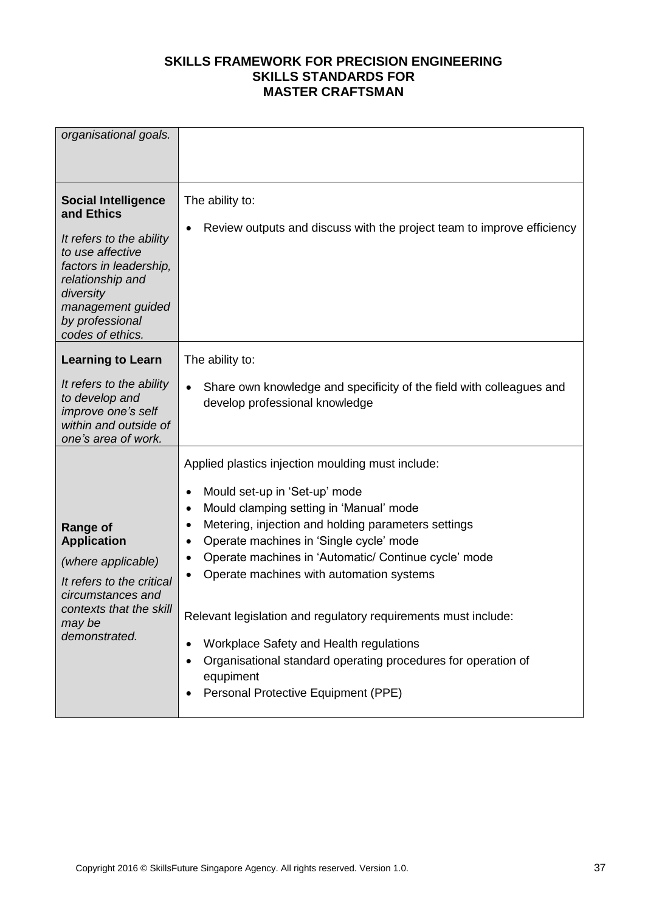| | |
|---|---|
| *organisational goals.* | |
| **Social Intelligence and Ethics**<br><br>*It refers to the ability to use affective factors in leadership, relationship and diversity management guided by professional codes of ethics.* | The ability to:<br><br>• Review outputs and discuss with the project team to improve efficiency |
| **Learning to Learn**<br><br>*It refers to the ability to develop and improve one's self within and outside of one's area of work.* | The ability to:<br><br>• Share own knowledge and specificity of the field with colleagues and develop professional knowledge |
| **Range of Application**<br><br>*(where applicable)*<br><br>*It refers to the critical circumstances and contexts that the skill may be demonstrated.* | Applied plastics injection moulding must include:<br><br>• Mould set-up in 'Set-up' mode<br>• Mould clamping setting in 'Manual' mode<br>• Metering, injection and holding parameters settings<br>• Operate machines in 'Single cycle' mode<br>• Operate machines in 'Automatic/ Continue cycle' mode<br>• Operate machines with automation systems<br><br>Relevant legislation and regulatory requirements must include:<br><br>• Workplace Safety and Health regulations<br>• Organisational standard operating procedures for operation of equpiment<br>• Personal Protective Equipment (PPE) |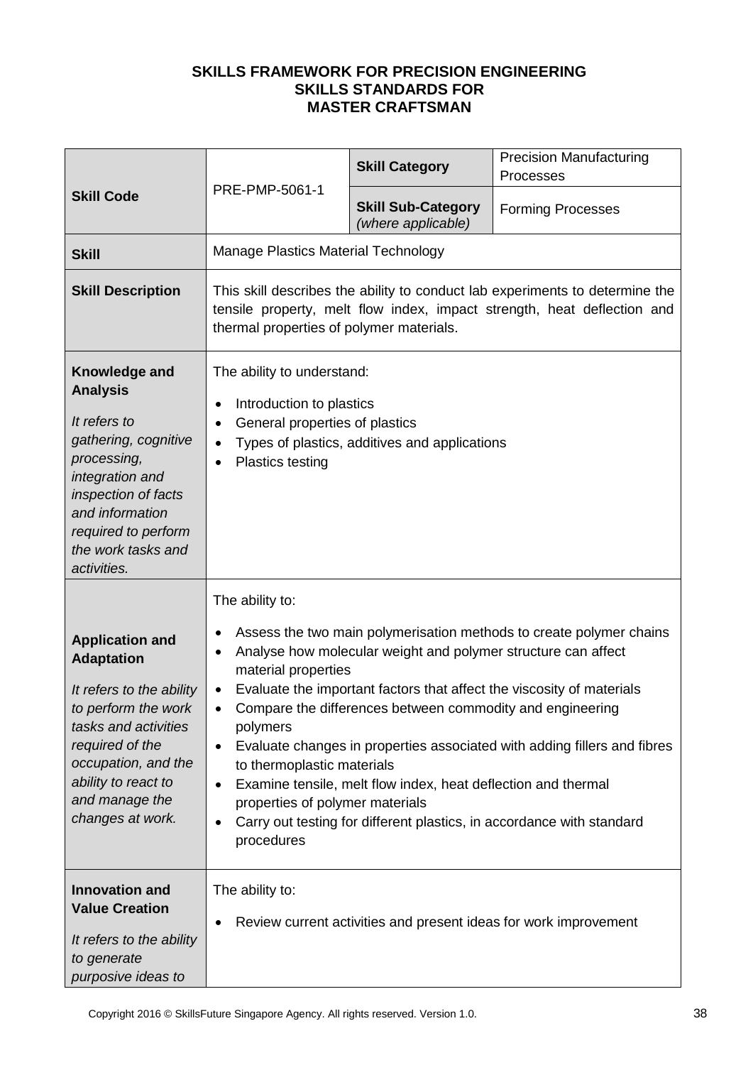**SKILLS FRAMEWORK FOR PRECISION ENGINEERING**
**SKILLS STANDARDS FOR**
**MASTER CRAFTSMAN**

| **Skill Code** | PRE-PMP-5061-1 | **Skill Category** | Precision Manufacturing Processes |
|---|---|---|---|
| | | **Skill Sub-Category** *(where applicable)* | Forming Processes |
| **Skill** | Manage Plastics Material Technology | | |
| **Skill Description** | This skill describes the ability to conduct lab experiments to determine the tensile property, melt flow index, impact strength, heat deflection and thermal properties of polymer materials. | | |
| **Knowledge and Analysis** *It refers to gathering, cognitive processing, integration and inspection of facts and information required to perform the work tasks and activities.* | The ability to understand: <br>• Introduction to plastics <br>• General properties of plastics <br>• Types of plastics, additives and applications <br>• Plastics testing | | |
| **Application and Adaptation** *It refers to the ability to perform the work tasks and activities required of the occupation, and the ability to react to and manage the changes at work.* | The ability to: <br>• Assess the two main polymerisation methods to create polymer chains <br>• Analyse how molecular weight and polymer structure can affect material properties <br>• Evaluate the important factors that affect the viscosity of materials <br>• Compare the differences between commodity and engineering polymers <br>• Evaluate changes in properties associated with adding fillers and fibres to thermoplastic materials <br>• Examine tensile, melt flow index, heat deflection and thermal properties of polymer materials <br>• Carry out testing for different plastics, in accordance with standard procedures | | |
| **Innovation and Value Creation** *It refers to the ability to generate purposive ideas to* | The ability to: <br>• Review current activities and present ideas for work improvement | | |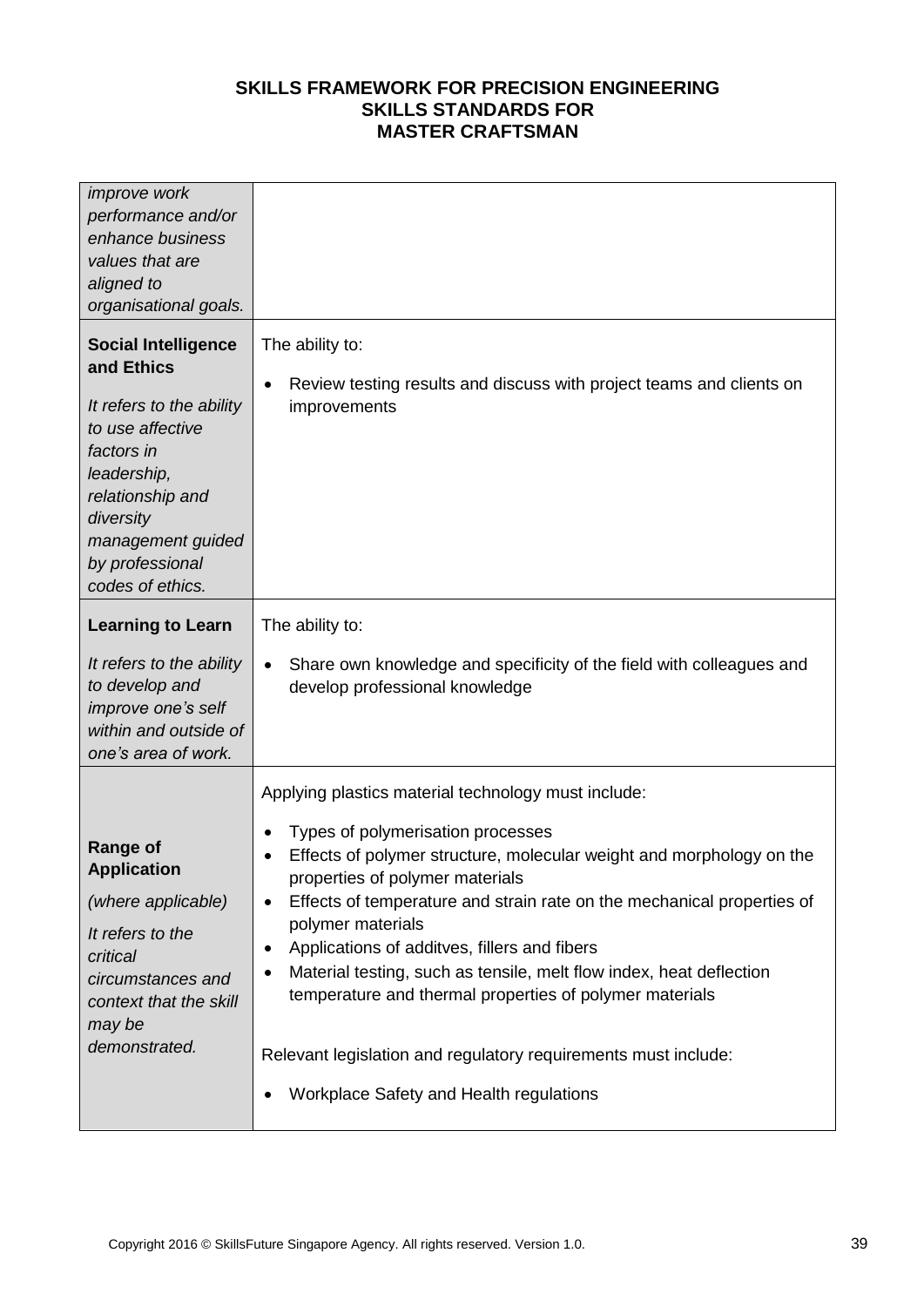| | |
|---|---|
| *improve work performance and/or enhance business values that are aligned to organisational goals.* | |
| **Social Intelligence and Ethics**<br><br>*It refers to the ability to use affective factors in leadership, relationship and diversity management guided by professional codes of ethics.* | The ability to:<br><br>• Review testing results and discuss with project teams and clients on improvements |
| **Learning to Learn**<br><br>*It refers to the ability to develop and improve one's self within and outside of one's area of work.* | The ability to:<br><br>• Share own knowledge and specificity of the field with colleagues and develop professional knowledge |
| **Range of Application**<br><br>*(where applicable)*<br><br>*It refers to the critical circumstances and context that the skill may be demonstrated.* | Applying plastics material technology must include:<br><br>• Types of polymerisation processes<br>• Effects of polymer structure, molecular weight and morphology on the properties of polymer materials<br>• Effects of temperature and strain rate on the mechanical properties of polymer materials<br>• Applications of additves, fillers and fibers<br>• Material testing, such as tensile, melt flow index, heat deflection temperature and thermal properties of polymer materials<br><br>Relevant legislation and regulatory requirements must include:<br><br>• Workplace Safety and Health regulations |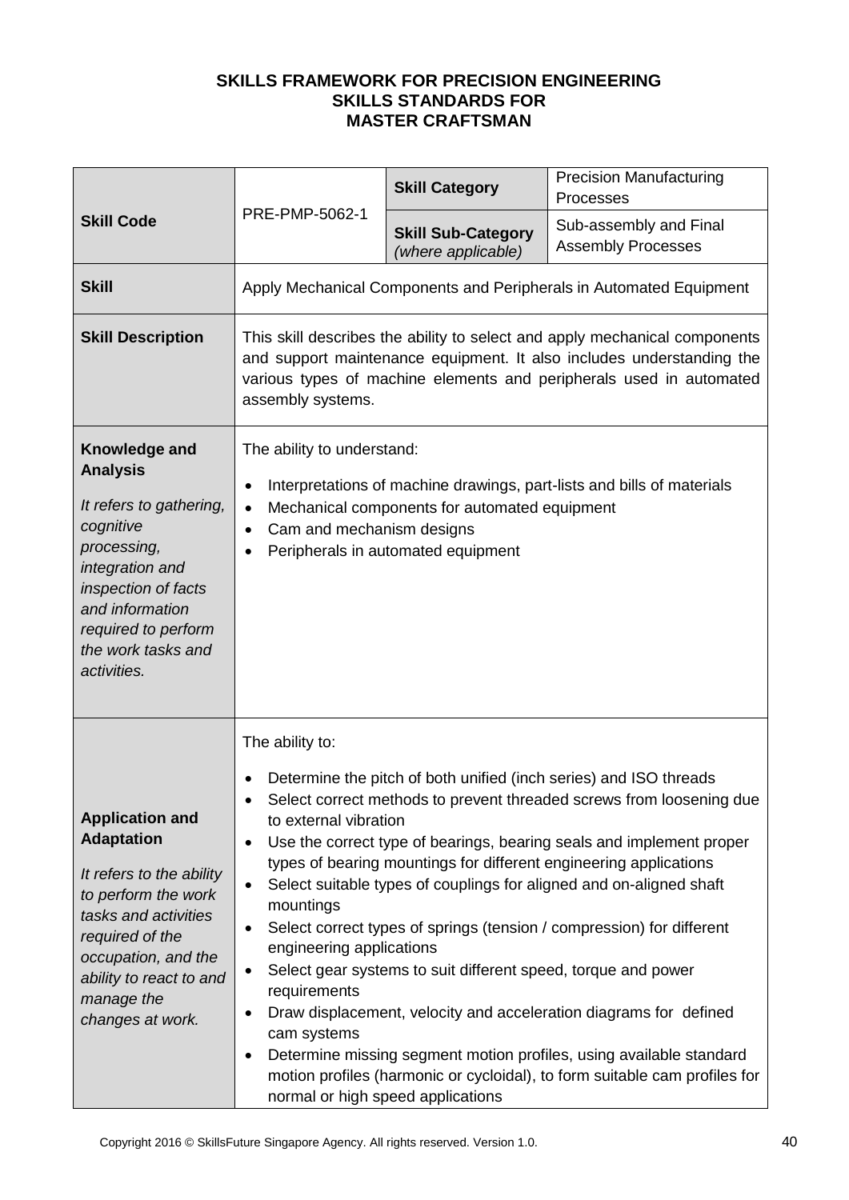**SKILLS FRAMEWORK FOR PRECISION ENGINEERING**
**SKILLS STANDARDS FOR**
**MASTER CRAFTSMAN**

| | | | |
|---|---|---|---|
| **Skill Code** | PRE-PMP-5062-1 | **Skill Category** | Precision Manufacturing Processes |
| | | **Skill Sub-Category** *(where applicable)* | Sub-assembly and Final Assembly Processes |
| **Skill** | Apply Mechanical Components and Peripherals in Automated Equipment | | |
| **Skill Description** | This skill describes the ability to select and apply mechanical components and support maintenance equipment. It also includes understanding the various types of machine elements and peripherals used in automated assembly systems. | | |
| **Knowledge and Analysis**<br><br>*It refers to gathering, cognitive processing, integration and inspection of facts and information required to perform the work tasks and activities.* | The ability to understand:<br><br>• Interpretations of machine drawings, part-lists and bills of materials<br>• Mechanical components for automated equipment<br>• Cam and mechanism designs<br>• Peripherals in automated equipment | | |
| **Application and Adaptation**<br><br>*It refers to the ability to perform the work tasks and activities required of the occupation, and the ability to react to and manage the changes at work.* | The ability to:<br><br>• Determine the pitch of both unified (inch series) and ISO threads<br>• Select correct methods to prevent threaded screws from loosening due to external vibration<br>• Use the correct type of bearings, bearing seals and implement proper types of bearing mountings for different engineering applications<br>• Select suitable types of couplings for aligned and on-aligned shaft mountings<br>• Select correct types of springs (tension / compression) for different engineering applications<br>• Select gear systems to suit different speed, torque and power requirements<br>• Draw displacement, velocity and acceleration diagrams for defined cam systems<br>• Determine missing segment motion profiles, using available standard motion profiles (harmonic or cycloidal), to form suitable cam profiles for normal or high speed applications | | |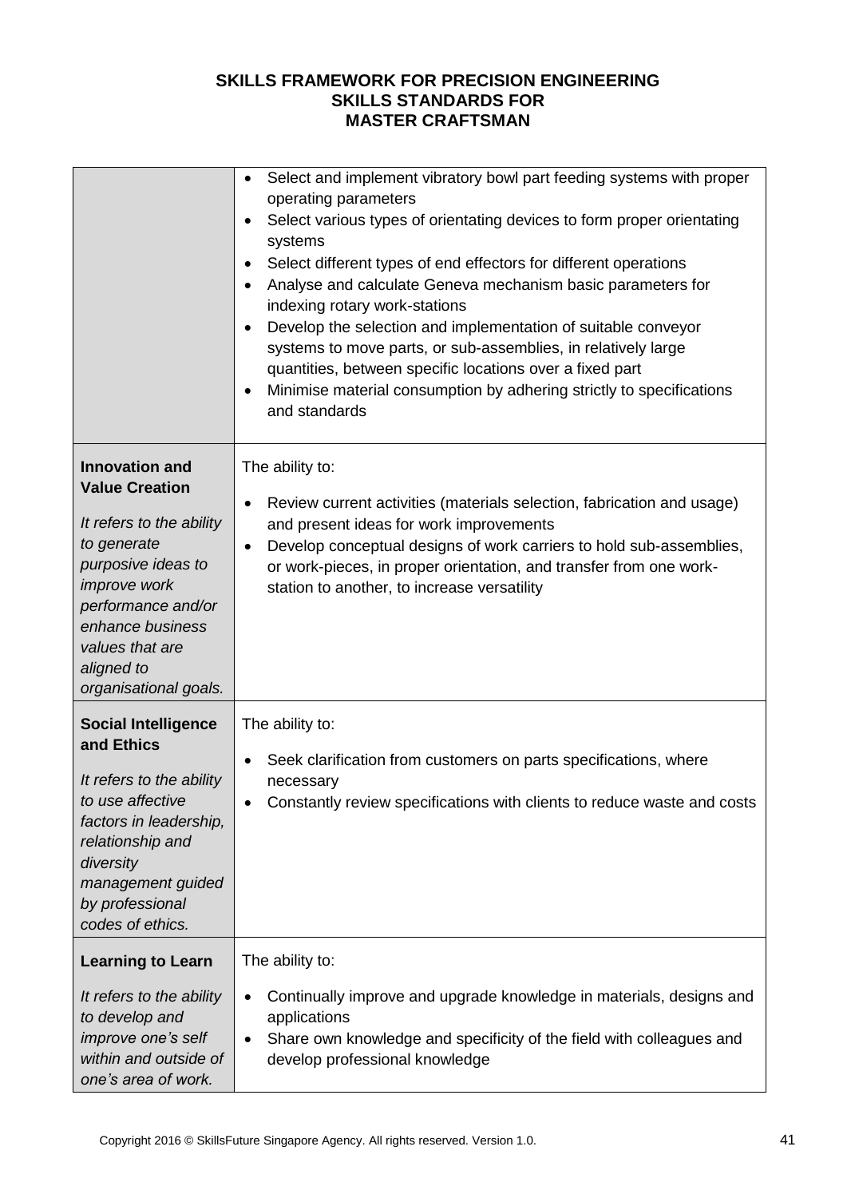**SKILLS FRAMEWORK FOR PRECISION ENGINEERING**
**SKILLS STANDARDS FOR**
**MASTER CRAFTSMAN**

| | |
|---|---|
| | • Select and implement vibratory bowl part feeding systems with proper operating parameters<br>• Select various types of orientating devices to form proper orientating systems<br>• Select different types of end effectors for different operations<br>• Analyse and calculate Geneva mechanism basic parameters for indexing rotary work-stations<br>• Develop the selection and implementation of suitable conveyor systems to move parts, or sub-assemblies, in relatively large quantities, between specific locations over a fixed part<br>• Minimise material consumption by adhering strictly to specifications and standards |
| **Innovation and Value Creation**<br><br>*It refers to the ability to generate purposive ideas to improve work performance and/or enhance business values that are aligned to organisational goals.* | The ability to:<br><br>• Review current activities (materials selection, fabrication and usage) and present ideas for work improvements<br>• Develop conceptual designs of work carriers to hold sub-assemblies, or work-pieces, in proper orientation, and transfer from one work-station to another, to increase versatility |
| **Social Intelligence and Ethics**<br><br>*It refers to the ability to use affective factors in leadership, relationship and diversity management guided by professional codes of ethics.* | The ability to:<br><br>• Seek clarification from customers on parts specifications, where necessary<br>• Constantly review specifications with clients to reduce waste and costs |
| **Learning to Learn**<br><br>*It refers to the ability to develop and improve one's self within and outside of one's area of work.* | The ability to:<br><br>• Continually improve and upgrade knowledge in materials, designs and applications<br>• Share own knowledge and specificity of the field with colleagues and develop professional knowledge |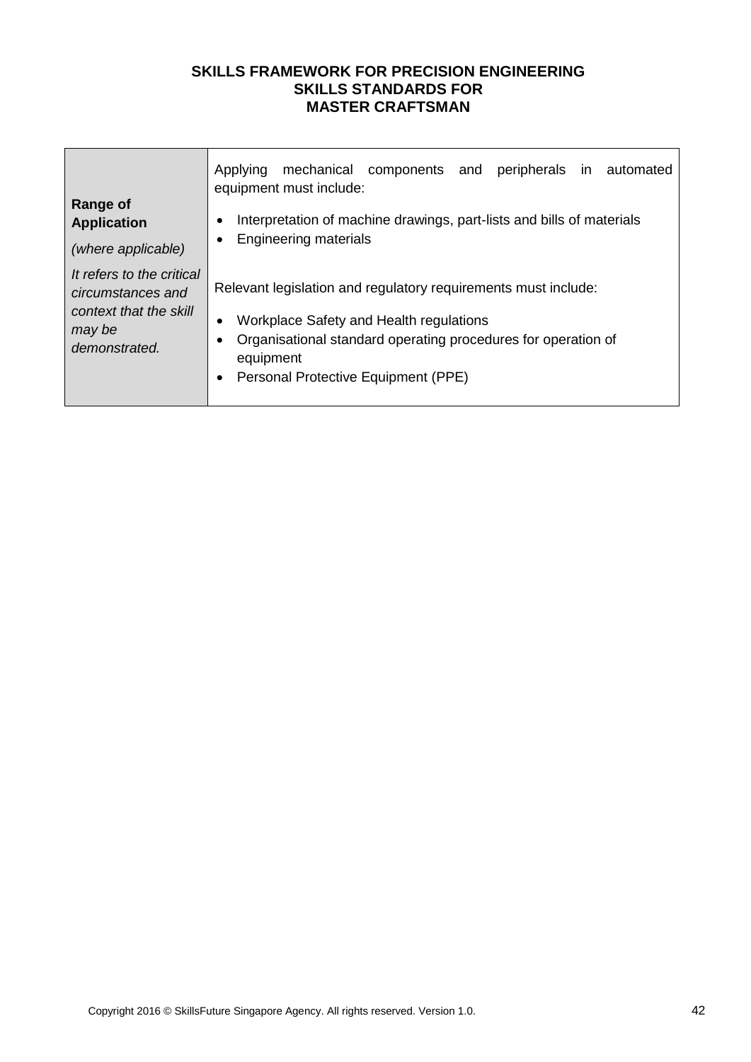| Range of Application *(where applicable)* *It refers to the critical circumstances and context that the skill may be demonstrated.* | Applying mechanical components and peripherals in automated equipment must include:<br>• Interpretation of machine drawings, part-lists and bills of materials<br>• Engineering materials<br><br>Relevant legislation and regulatory requirements must include:<br>• Workplace Safety and Health regulations<br>• Organisational standard operating procedures for operation of equipment<br>• Personal Protective Equipment (PPE) |
|---|---|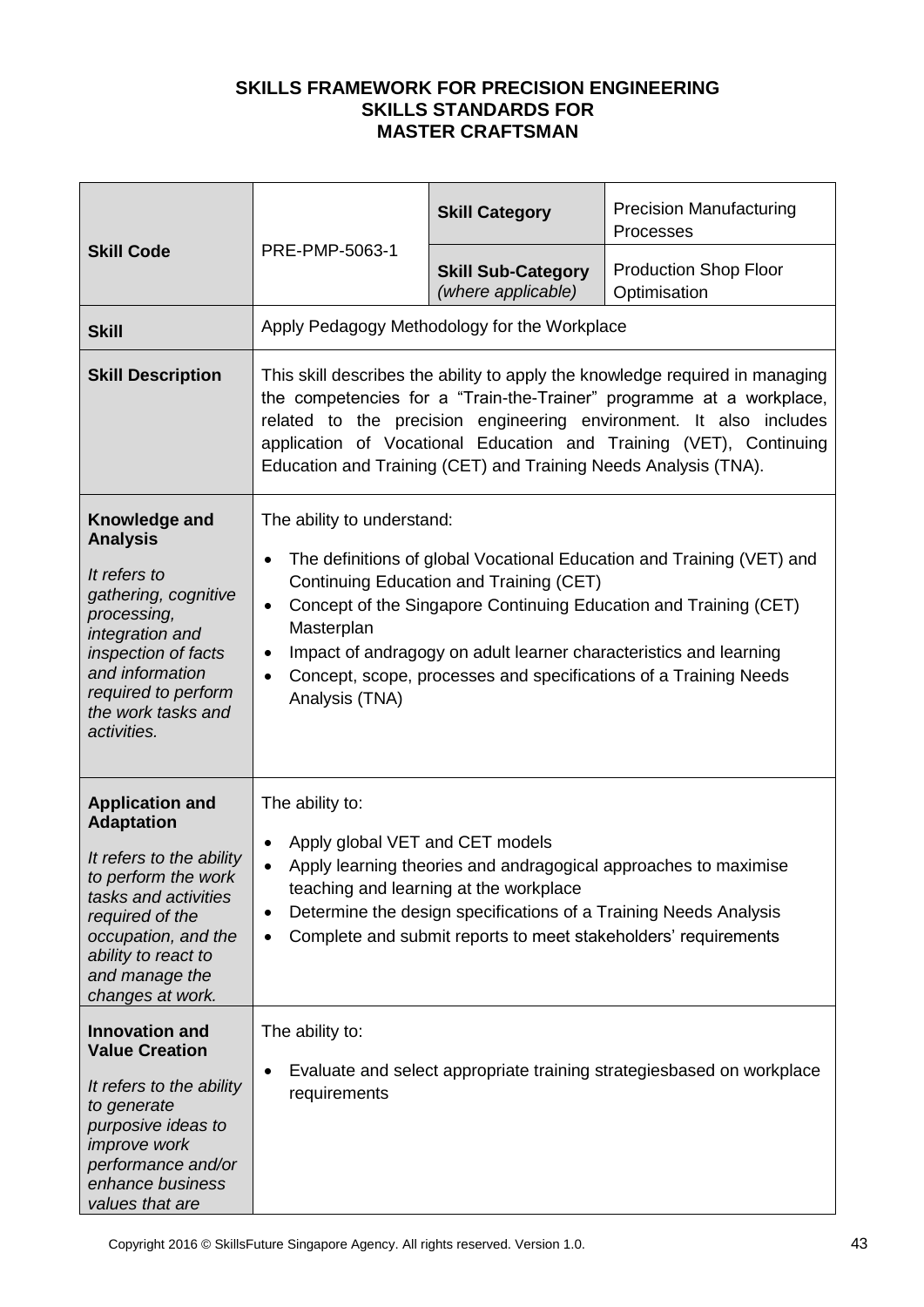**SKILLS FRAMEWORK FOR PRECISION ENGINEERING**
**SKILLS STANDARDS FOR**
**MASTER CRAFTSMAN**

| **Skill Code** | PRE-PMP-5063-1 | **Skill Category** | Precision Manufacturing Processes |
|---|---|---|---|
| | | **Skill Sub-Category** *(where applicable)* | Production Shop Floor Optimisation |
| **Skill** | Apply Pedagogy Methodology for the Workplace | | |
| **Skill Description** | This skill describes the ability to apply the knowledge required in managing the competencies for a "Train-the-Trainer" programme at a workplace, related to the precision engineering environment. It also includes application of Vocational Education and Training (VET), Continuing Education and Training (CET) and Training Needs Analysis (TNA). | | |
| **Knowledge and Analysis** *It refers to gathering, cognitive processing, integration and inspection of facts and information required to perform the work tasks and activities.* | The ability to understand: <br>• The definitions of global Vocational Education and Training (VET) and Continuing Education and Training (CET) <br>• Concept of the Singapore Continuing Education and Training (CET) Masterplan <br>• Impact of andragogy on adult learner characteristics and learning <br>• Concept, scope, processes and specifications of a Training Needs Analysis (TNA) | | |
| **Application and Adaptation** *It refers to the ability to perform the work tasks and activities required of the occupation, and the ability to react to and manage the changes at work.* | The ability to: <br>• Apply global VET and CET models <br>• Apply learning theories and andragogical approaches to maximise teaching and learning at the workplace <br>• Determine the design specifications of a Training Needs Analysis <br>• Complete and submit reports to meet stakeholders' requirements | | |
| **Innovation and Value Creation** *It refers to the ability to generate purposive ideas to improve work performance and/or enhance business values that are* | The ability to: <br>• Evaluate and select appropriate training strategiesbased on workplace requirements | | |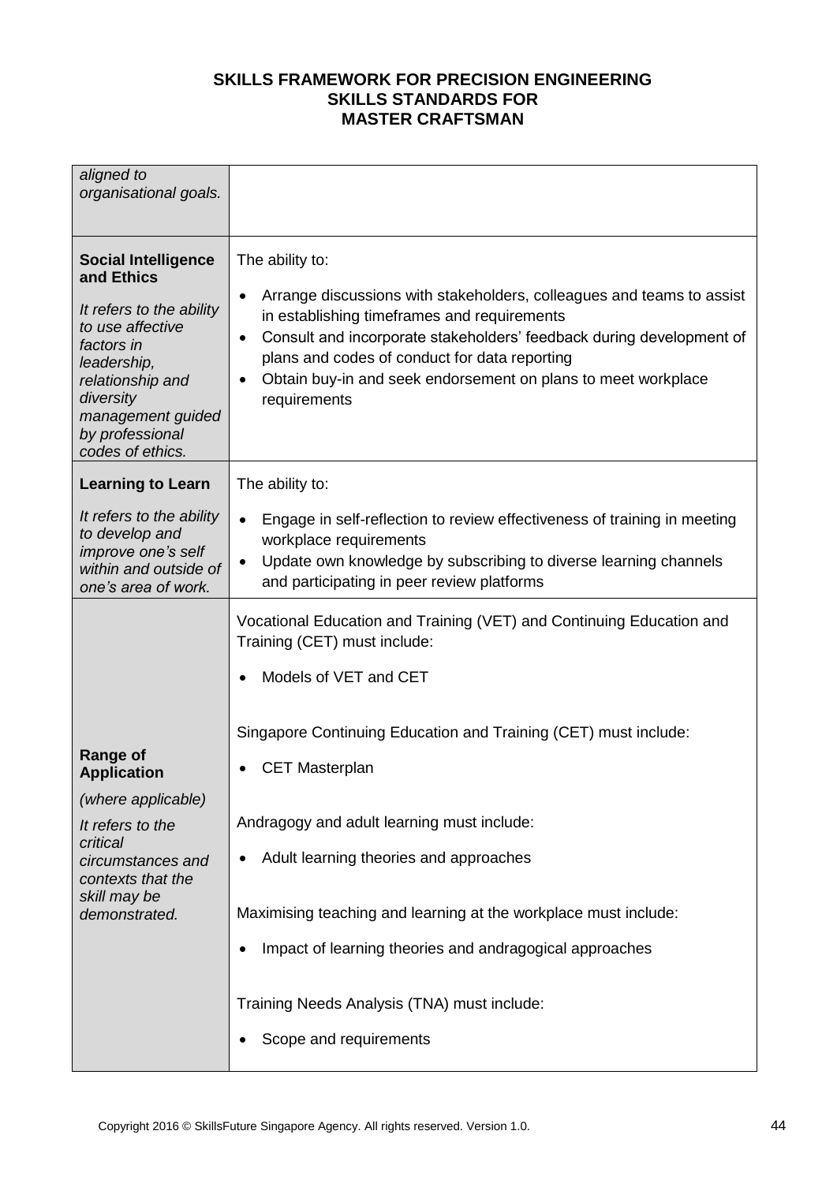| | |
|---|---|
| *aligned to organisational goals.* | |
| **Social Intelligence and Ethics**<br><br>*It refers to the ability to use affective factors in leadership, relationship and diversity management guided by professional codes of ethics.* | The ability to:<br><br>• Arrange discussions with stakeholders, colleagues and teams to assist in establishing timeframes and requirements<br>• Consult and incorporate stakeholders' feedback during development of plans and codes of conduct for data reporting<br>• Obtain buy-in and seek endorsement on plans to meet workplace requirements |
| **Learning to Learn**<br><br>*It refers to the ability to develop and improve one's self within and outside of one's area of work.* | The ability to:<br><br>• Engage in self-reflection to review effectiveness of training in meeting workplace requirements<br>• Update own knowledge by subscribing to diverse learning channels and participating in peer review platforms |
| **Range of Application**<br><br>*(where applicable)*<br><br>*It refers to the critical circumstances and contexts that the skill may be demonstrated.* | Vocational Education and Training (VET) and Continuing Education and Training (CET) must include:<br><br>• Models of VET and CET<br><br>Singapore Continuing Education and Training (CET) must include:<br><br>• CET Masterplan<br><br>Andragogy and adult learning must include:<br><br>• Adult learning theories and approaches<br><br>Maximising teaching and learning at the workplace must include:<br><br>• Impact of learning theories and andragogical approaches<br><br>Training Needs Analysis (TNA) must include:<br><br>• Scope and requirements |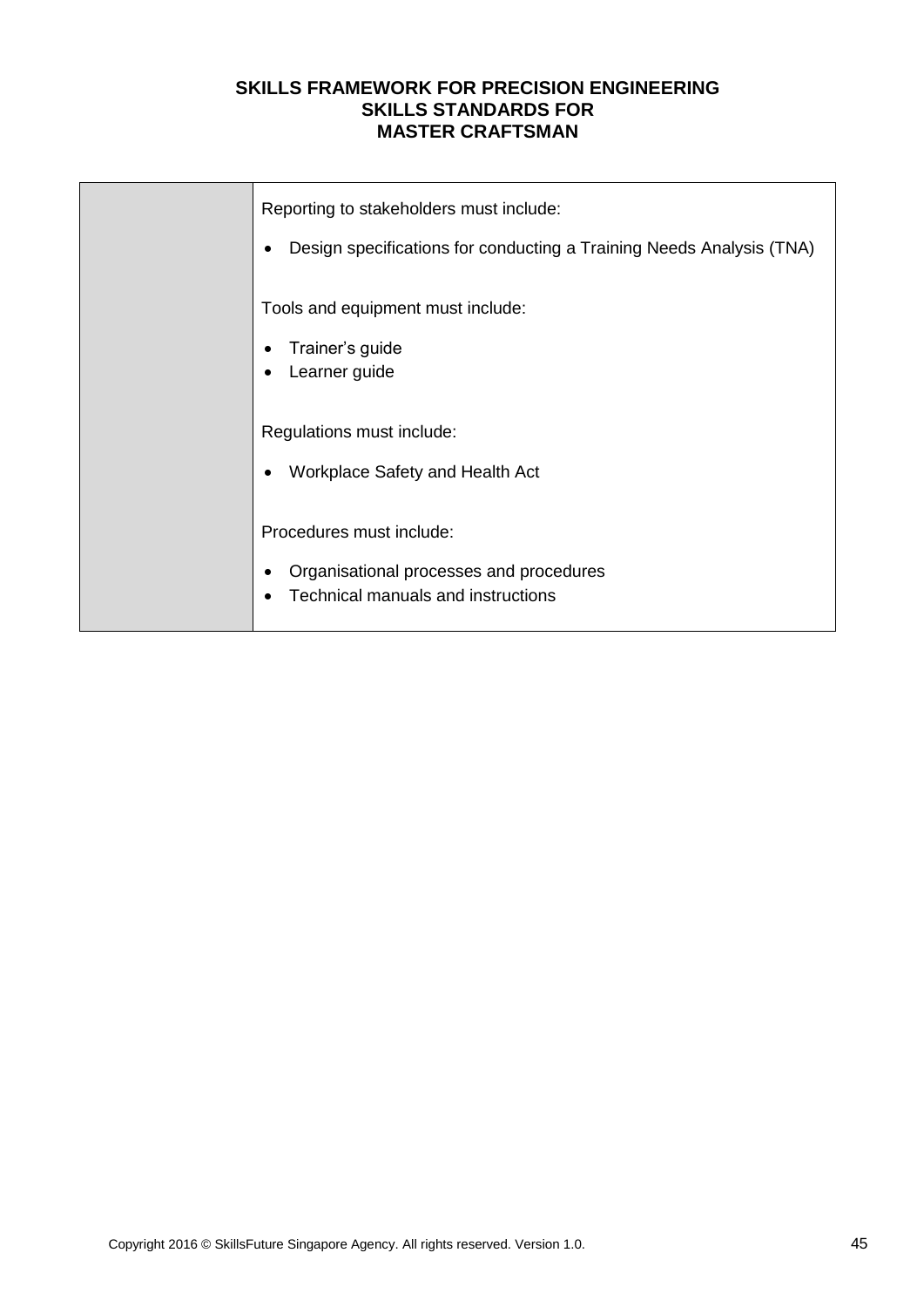| | |
|---|---|
| | Reporting to stakeholders must include:<br><br>• Design specifications for conducting a Training Needs Analysis (TNA)<br><br>Tools and equipment must include:<br><br>• Trainer's guide<br>• Learner guide<br><br>Regulations must include:<br><br>• Workplace Safety and Health Act<br><br>Procedures must include:<br><br>• Organisational processes and procedures<br>• Technical manuals and instructions |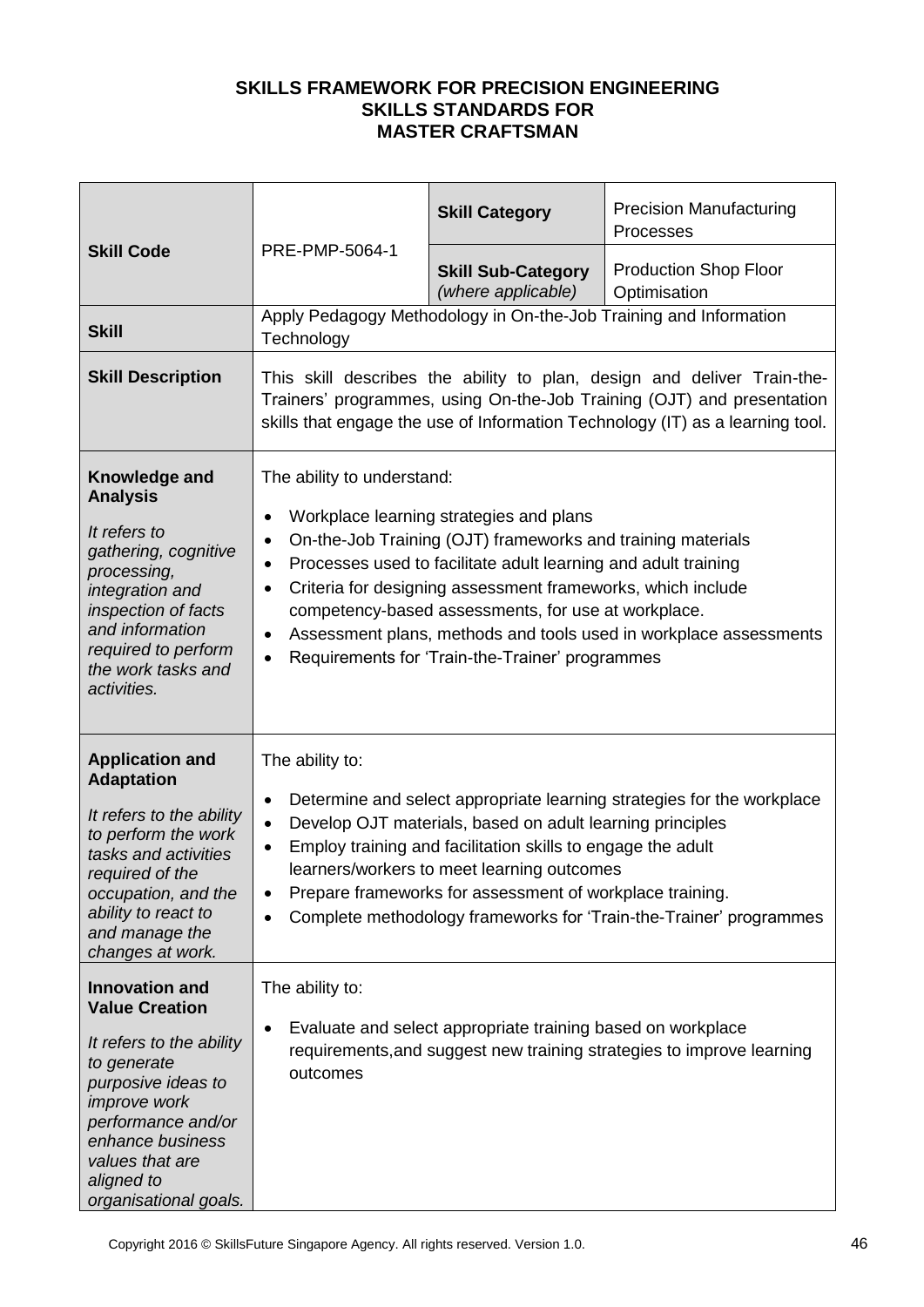**SKILLS FRAMEWORK FOR PRECISION ENGINEERING**
**SKILLS STANDARDS FOR**
**MASTER CRAFTSMAN**

| **Skill Code** | PRE-PMP-5064-1 | **Skill Category** | Precision Manufacturing Processes |
|---|---|---|---|
| | | **Skill Sub-Category** *(where applicable)* | Production Shop Floor Optimisation |
| **Skill** | Apply Pedagogy Methodology in On-the-Job Training and Information Technology | | |
| **Skill Description** | This skill describes the ability to plan, design and deliver Train-the-Trainers' programmes, using On-the-Job Training (OJT) and presentation skills that engage the use of Information Technology (IT) as a learning tool. | | |
| **Knowledge and Analysis**<br><br>*It refers to gathering, cognitive processing, integration and inspection of facts and information required to perform the work tasks and activities.* | The ability to understand:<br><br>• Workplace learning strategies and plans<br>• On-the-Job Training (OJT) frameworks and training materials<br>• Processes used to facilitate adult learning and adult training<br>• Criteria for designing assessment frameworks, which include competency-based assessments, for use at workplace.<br>• Assessment plans, methods and tools used in workplace assessments<br>• Requirements for 'Train-the-Trainer' programmes | | |
| **Application and Adaptation**<br><br>*It refers to the ability to perform the work tasks and activities required of the occupation, and the ability to react to and manage the changes at work.* | The ability to:<br><br>• Determine and select appropriate learning strategies for the workplace<br>• Develop OJT materials, based on adult learning principles<br>• Employ training and facilitation skills to engage the adult learners/workers to meet learning outcomes<br>• Prepare frameworks for assessment of workplace training.<br>• Complete methodology frameworks for 'Train-the-Trainer' programmes | | |
| **Innovation and Value Creation**<br><br>*It refers to the ability to generate purposive ideas to improve work performance and/or enhance business values that are aligned to organisational goals.* | The ability to:<br><br>• Evaluate and select appropriate training based on workplace requirements,and suggest new training strategies to improve learning outcomes | | |

Copyright 2016 © SkillsFuture Singapore Agency. All rights reserved. Version 1.0.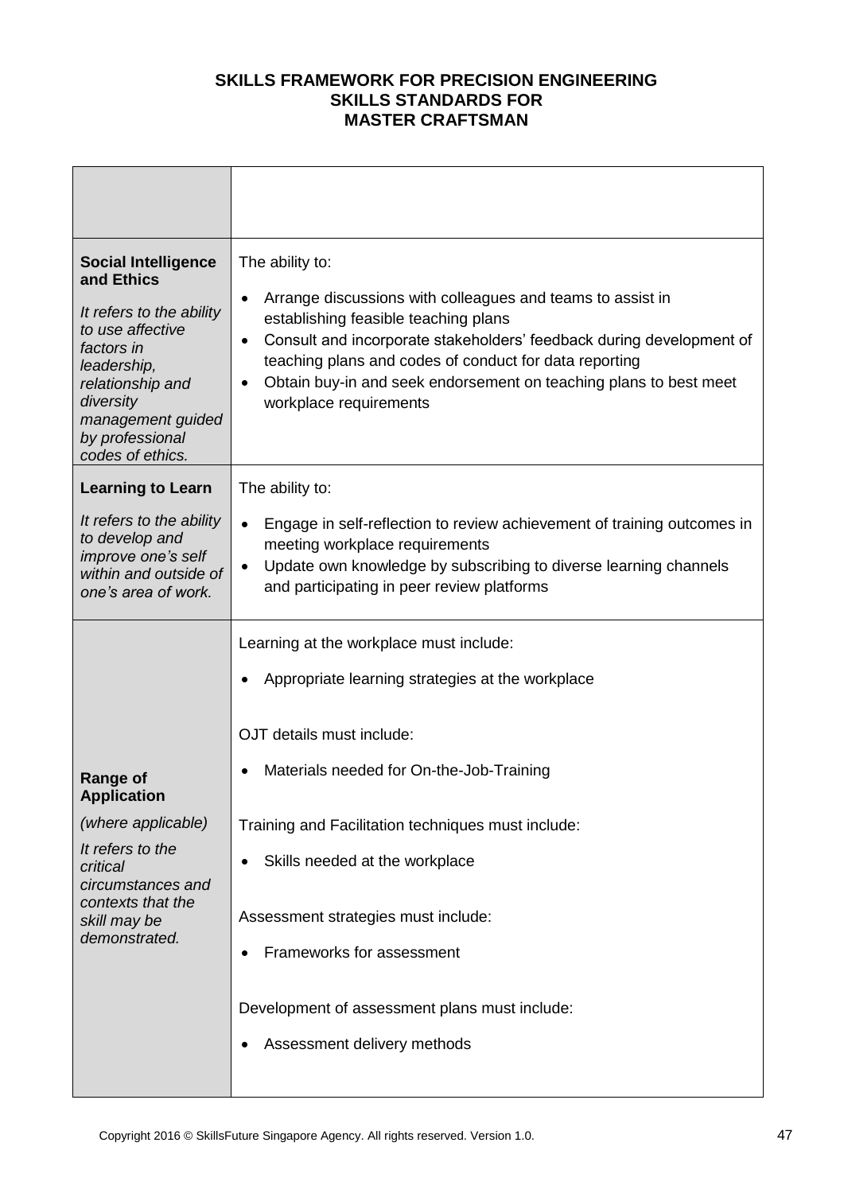**SKILLS FRAMEWORK FOR PRECISION ENGINEERING**
**SKILLS STANDARDS FOR**
**MASTER CRAFTSMAN**

| | |
|---|---|
| **Social Intelligence and Ethics**<br><br>*It refers to the ability to use affective factors in leadership, relationship and diversity management guided by professional codes of ethics.* | The ability to:<br><br>• Arrange discussions with colleagues and teams to assist in establishing feasible teaching plans<br>• Consult and incorporate stakeholders' feedback during development of teaching plans and codes of conduct for data reporting<br>• Obtain buy-in and seek endorsement on teaching plans to best meet workplace requirements |
| **Learning to Learn**<br><br>*It refers to the ability to develop and improve one's self within and outside of one's area of work.* | The ability to:<br><br>• Engage in self-reflection to review achievement of training outcomes in meeting workplace requirements<br>• Update own knowledge by subscribing to diverse learning channels and participating in peer review platforms |
| **Range of Application**<br><br>*(where applicable)*<br><br>*It refers to the critical circumstances and contexts that the skill may be demonstrated.* | Learning at the workplace must include:<br><br>• Appropriate learning strategies at the workplace<br><br>OJT details must include:<br><br>• Materials needed for On-the-Job-Training<br><br>Training and Facilitation techniques must include:<br><br>• Skills needed at the workplace<br><br>Assessment strategies must include:<br><br>• Frameworks for assessment<br><br>Development of assessment plans must include:<br><br>• Assessment delivery methods |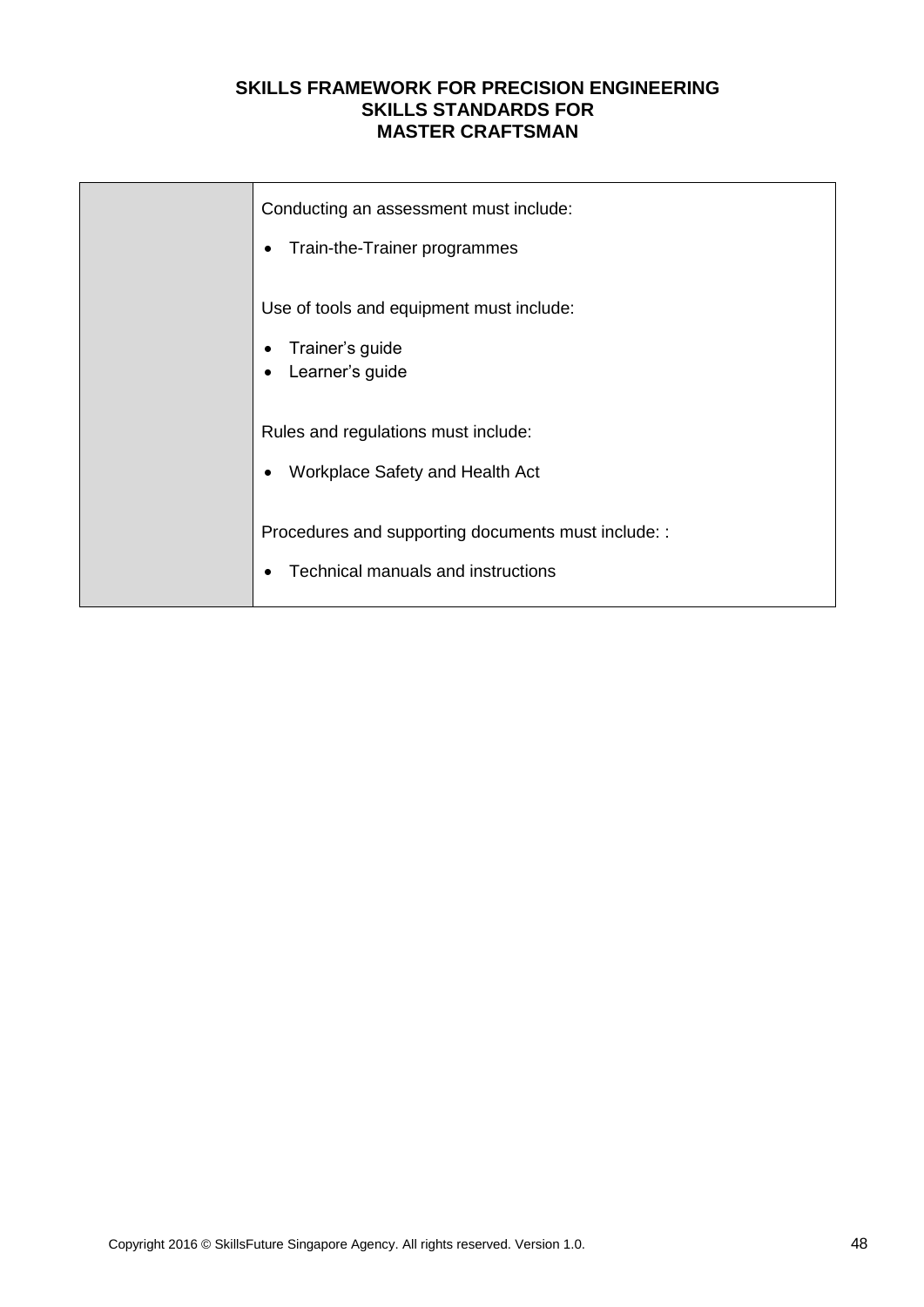| | |
|---|---|
| | Conducting an assessment must include:<br><br>• Train-the-Trainer programmes<br><br>Use of tools and equipment must include:<br><br>• Trainer's guide<br>• Learner's guide<br><br>Rules and regulations must include:<br><br>• Workplace Safety and Health Act<br><br>Procedures and supporting documents must include: :<br><br>• Technical manuals and instructions |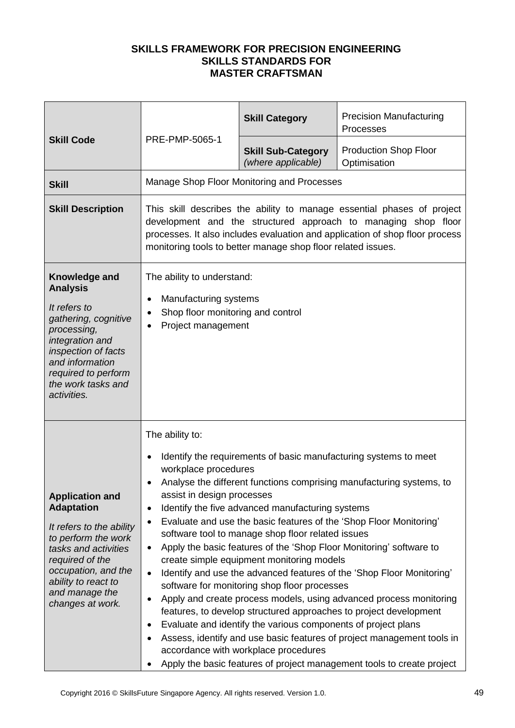**SKILLS FRAMEWORK FOR PRECISION ENGINEERING**
**SKILLS STANDARDS FOR**
**MASTER CRAFTSMAN**

| | | | |
|---|---|---|---|
| **Skill Code** | PRE-PMP-5065-1 | **Skill Category** | Precision Manufacturing Processes |
| | | **Skill Sub-Category** *(where applicable)* | Production Shop Floor Optimisation |
| **Skill** | Manage Shop Floor Monitoring and Processes | | |
| **Skill Description** | This skill describes the ability to manage essential phases of project development and the structured approach to managing shop floor processes. It also includes evaluation and application of shop floor process monitoring tools to better manage shop floor related issues. | | |
| **Knowledge and Analysis** *It refers to gathering, cognitive processing, integration and inspection of facts and information required to perform the work tasks and activities.* | The ability to understand:<br>• Manufacturing systems<br>• Shop floor monitoring and control<br>• Project management | | |
| **Application and Adaptation** *It refers to the ability to perform the work tasks and activities required of the occupation, and the ability to react to and manage the changes at work.* | The ability to:<br>• Identify the requirements of basic manufacturing systems to meet workplace procedures<br>• Analyse the different functions comprising manufacturing systems, to assist in design processes<br>• Identify the five advanced manufacturing systems<br>• Evaluate and use the basic features of the 'Shop Floor Monitoring' software tool to manage shop floor related issues<br>• Apply the basic features of the 'Shop Floor Monitoring' software to create simple equipment monitoring models<br>• Identify and use the advanced features of the 'Shop Floor Monitoring' software for monitoring shop floor processes<br>• Apply and create process models, using advanced process monitoring features, to develop structured approaches to project development<br>• Evaluate and identify the various components of project plans<br>• Assess, identify and use basic features of project management tools in accordance with workplace procedures<br>• Apply the basic features of project management tools to create project | | |

Copyright 2016 © SkillsFuture Singapore Agency. All rights reserved. Version 1.0.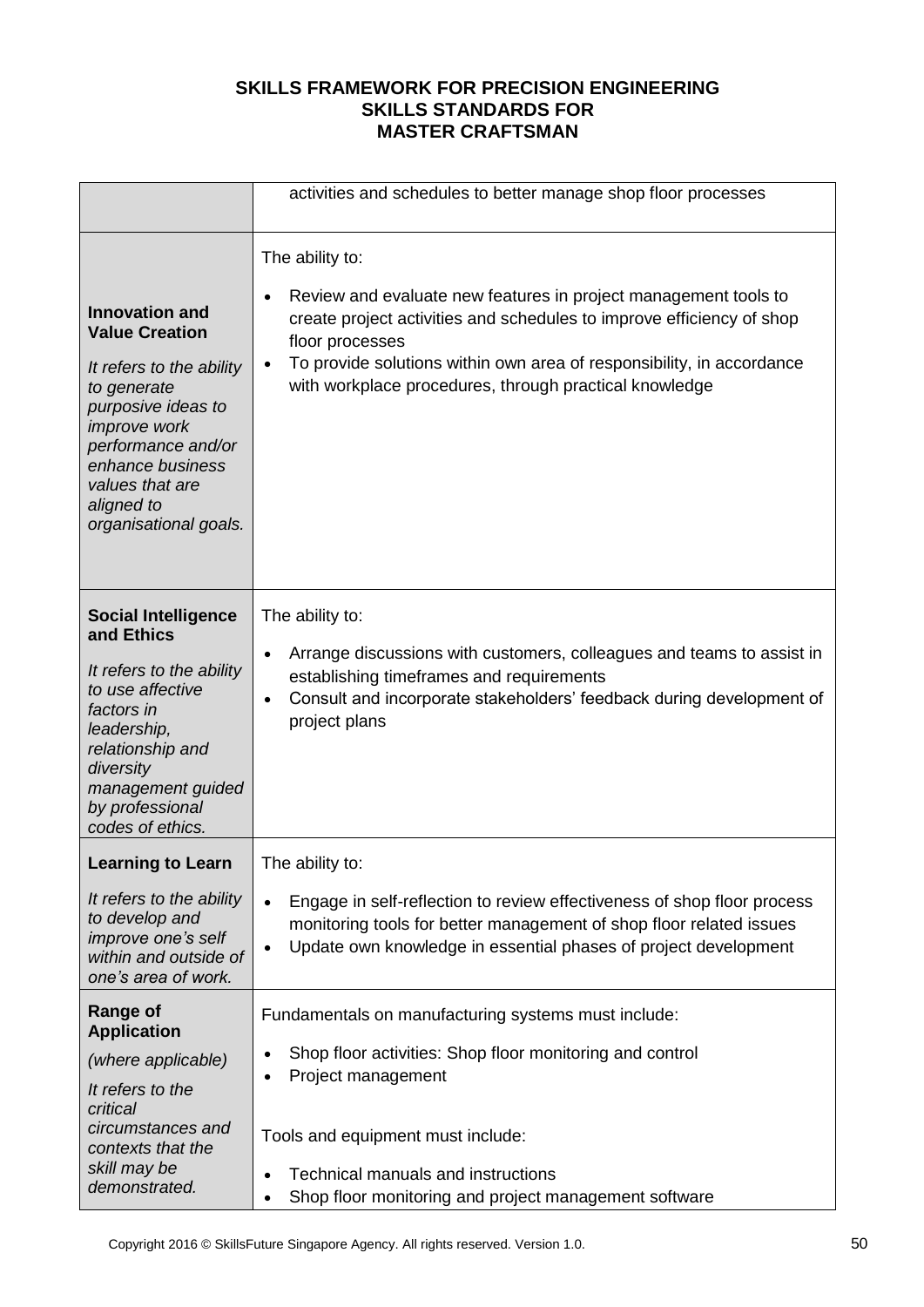| | |
|---|---|
| | activities and schedules to better manage shop floor processes |
| **Innovation and Value Creation**<br><br>*It refers to the ability to generate purposive ideas to improve work performance and/or enhance business values that are aligned to organisational goals.* | The ability to:<br><br>• Review and evaluate new features in project management tools to create project activities and schedules to improve efficiency of shop floor processes<br>• To provide solutions within own area of responsibility, in accordance with workplace procedures, through practical knowledge |
| **Social Intelligence and Ethics**<br><br>*It refers to the ability to use affective factors in leadership, relationship and diversity management guided by professional codes of ethics.* | The ability to:<br><br>• Arrange discussions with customers, colleagues and teams to assist in establishing timeframes and requirements<br>• Consult and incorporate stakeholders' feedback during development of project plans |
| **Learning to Learn**<br><br>*It refers to the ability to develop and improve one's self within and outside of one's area of work.* | The ability to:<br><br>• Engage in self-reflection to review effectiveness of shop floor process monitoring tools for better management of shop floor related issues<br>• Update own knowledge in essential phases of project development |
| **Range of Application**<br><br>*(where applicable)*<br><br>*It refers to the critical circumstances and contexts that the skill may be demonstrated.* | Fundamentals on manufacturing systems must include:<br><br>• Shop floor activities: Shop floor monitoring and control<br>• Project management<br><br>Tools and equipment must include:<br><br>• Technical manuals and instructions<br>• Shop floor monitoring and project management software |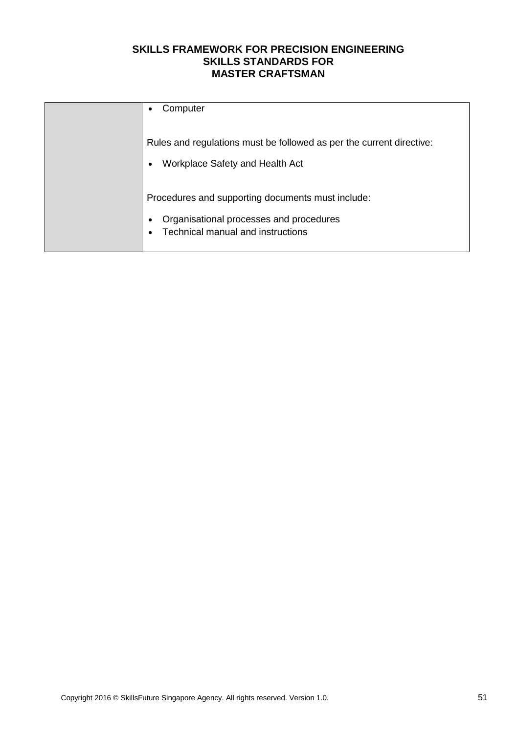| | |
|---|---|
| | • Computer<br><br>Rules and regulations must be followed as per the current directive:<br><br>• Workplace Safety and Health Act<br><br>Procedures and supporting documents must include:<br><br>• Organisational processes and procedures<br>• Technical manual and instructions |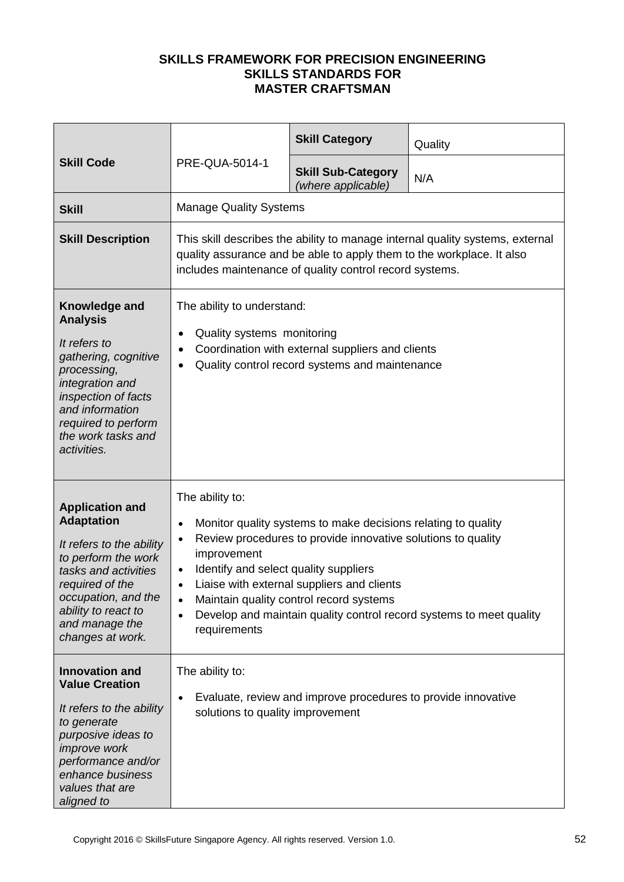**SKILLS FRAMEWORK FOR PRECISION ENGINEERING**
**SKILLS STANDARDS FOR**
**MASTER CRAFTSMAN**

| | | | |
|---|---|---|---|
| **Skill Code** | PRE-QUA-5014-1 | **Skill Category** | Quality |
| | | **Skill Sub-Category** *(where applicable)* | N/A |
| **Skill** | Manage Quality Systems | | |
| **Skill Description** | This skill describes the ability to manage internal quality systems, external quality assurance and be able to apply them to the workplace. It also includes maintenance of quality control record systems. | | |
| **Knowledge and Analysis** *It refers to gathering, cognitive processing, integration and inspection of facts and information required to perform the work tasks and activities.* | The ability to understand: <br>• Quality systems monitoring <br>• Coordination with external suppliers and clients <br>• Quality control record systems and maintenance | | |
| **Application and Adaptation** *It refers to the ability to perform the work tasks and activities required of the occupation, and the ability to react to and manage the changes at work.* | The ability to: <br>• Monitor quality systems to make decisions relating to quality <br>• Review procedures to provide innovative solutions to quality improvement <br>• Identify and select quality suppliers <br>• Liaise with external suppliers and clients <br>• Maintain quality control record systems <br>• Develop and maintain quality control record systems to meet quality requirements | | |
| **Innovation and Value Creation** *It refers to the ability to generate purposive ideas to improve work performance and/or enhance business values that are aligned to* | The ability to: <br>• Evaluate, review and improve procedures to provide innovative solutions to quality improvement | | |

Copyright 2016 © SkillsFuture Singapore Agency. All rights reserved. Version 1.0.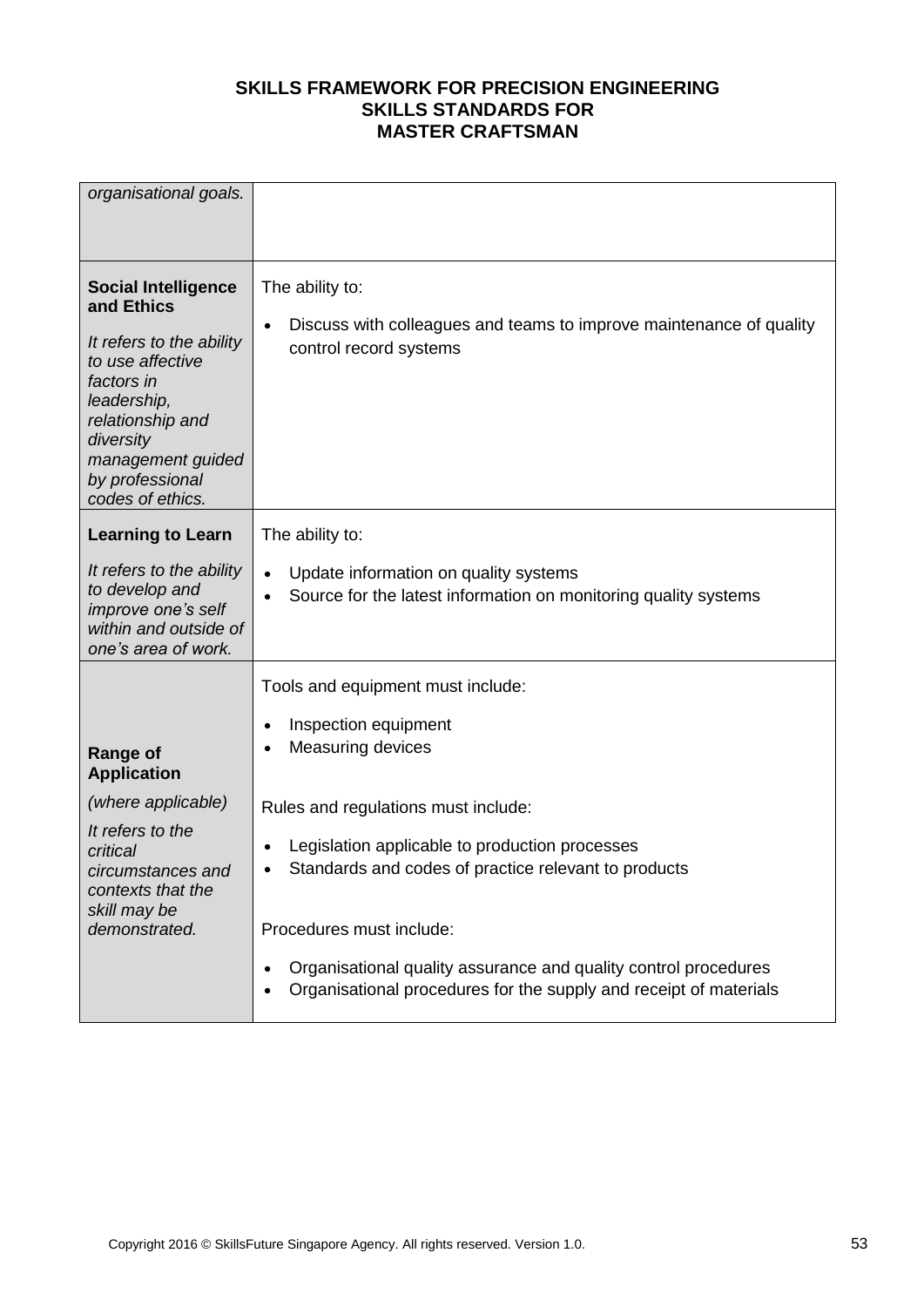| | |
|---|---|
| *organisational goals.* | |
| **Social Intelligence and Ethics**<br><br>*It refers to the ability to use affective factors in leadership, relationship and diversity management guided by professional codes of ethics.* | The ability to:<br><br>• Discuss with colleagues and teams to improve maintenance of quality control record systems |
| **Learning to Learn**<br><br>*It refers to the ability to develop and improve one's self within and outside of one's area of work.* | The ability to:<br><br>• Update information on quality systems<br>• Source for the latest information on monitoring quality systems |
| **Range of Application**<br><br>*(where applicable)*<br><br>*It refers to the critical circumstances and contexts that the skill may be demonstrated.* | Tools and equipment must include:<br><br>• Inspection equipment<br>• Measuring devices<br><br>Rules and regulations must include:<br><br>• Legislation applicable to production processes<br>• Standards and codes of practice relevant to products<br><br>Procedures must include:<br><br>• Organisational quality assurance and quality control procedures<br>• Organisational procedures for the supply and receipt of materials |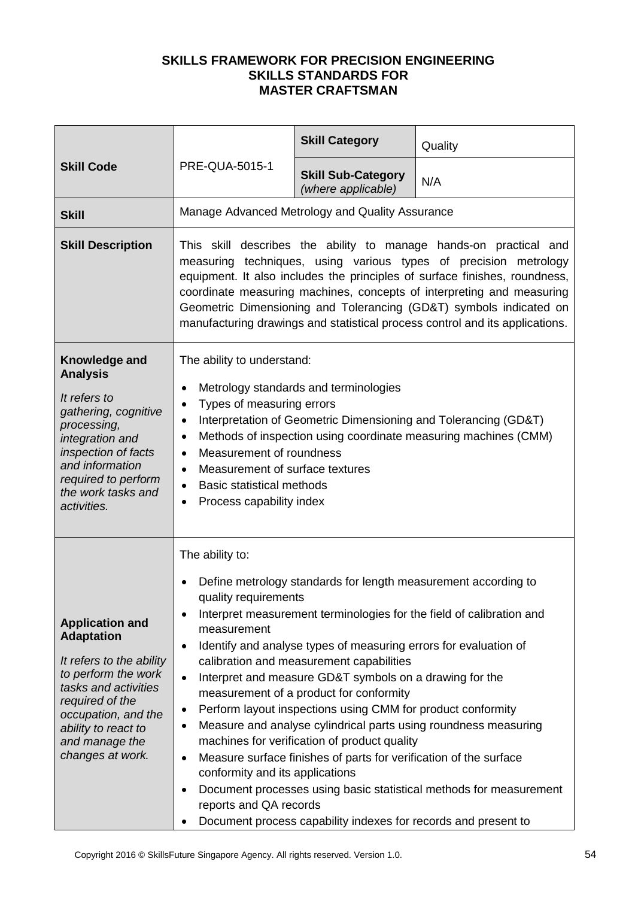**SKILLS FRAMEWORK FOR PRECISION ENGINEERING**
**SKILLS STANDARDS FOR**
**MASTER CRAFTSMAN**

| **Skill Code** | PRE-QUA-5015-1 | **Skill Category** | Quality |
|---|---|---|---|
| | | **Skill Sub-Category** *(where applicable)* | N/A |
| **Skill** | Manage Advanced Metrology and Quality Assurance | | |
| **Skill Description** | This skill describes the ability to manage hands-on practical and measuring techniques, using various types of precision metrology equipment. It also includes the principles of surface finishes, roundness, coordinate measuring machines, concepts of interpreting and measuring Geometric Dimensioning and Tolerancing (GD&T) symbols indicated on manufacturing drawings and statistical process control and its applications. | | |
| **Knowledge and Analysis** *It refers to gathering, cognitive processing, integration and inspection of facts and information required to perform the work tasks and activities.* | The ability to understand:<br>• Metrology standards and terminologies<br>• Types of measuring errors<br>• Interpretation of Geometric Dimensioning and Tolerancing (GD&T)<br>• Methods of inspection using coordinate measuring machines (CMM)<br>• Measurement of roundness<br>• Measurement of surface textures<br>• Basic statistical methods<br>• Process capability index | | |
| **Application and Adaptation** *It refers to the ability to perform the work tasks and activities required of the occupation, and the ability to react to and manage the changes at work.* | The ability to:<br>• Define metrology standards for length measurement according to quality requirements<br>• Interpret measurement terminologies for the field of calibration and measurement<br>• Identify and analyse types of measuring errors for evaluation of calibration and measurement capabilities<br>• Interpret and measure GD&T symbols on a drawing for the measurement of a product for conformity<br>• Perform layout inspections using CMM for product conformity<br>• Measure and analyse cylindrical parts using roundness measuring machines for verification of product quality<br>• Measure surface finishes of parts for verification of the surface conformity and its applications<br>• Document processes using basic statistical methods for measurement reports and QA records<br>• Document process capability indexes for records and present to | | |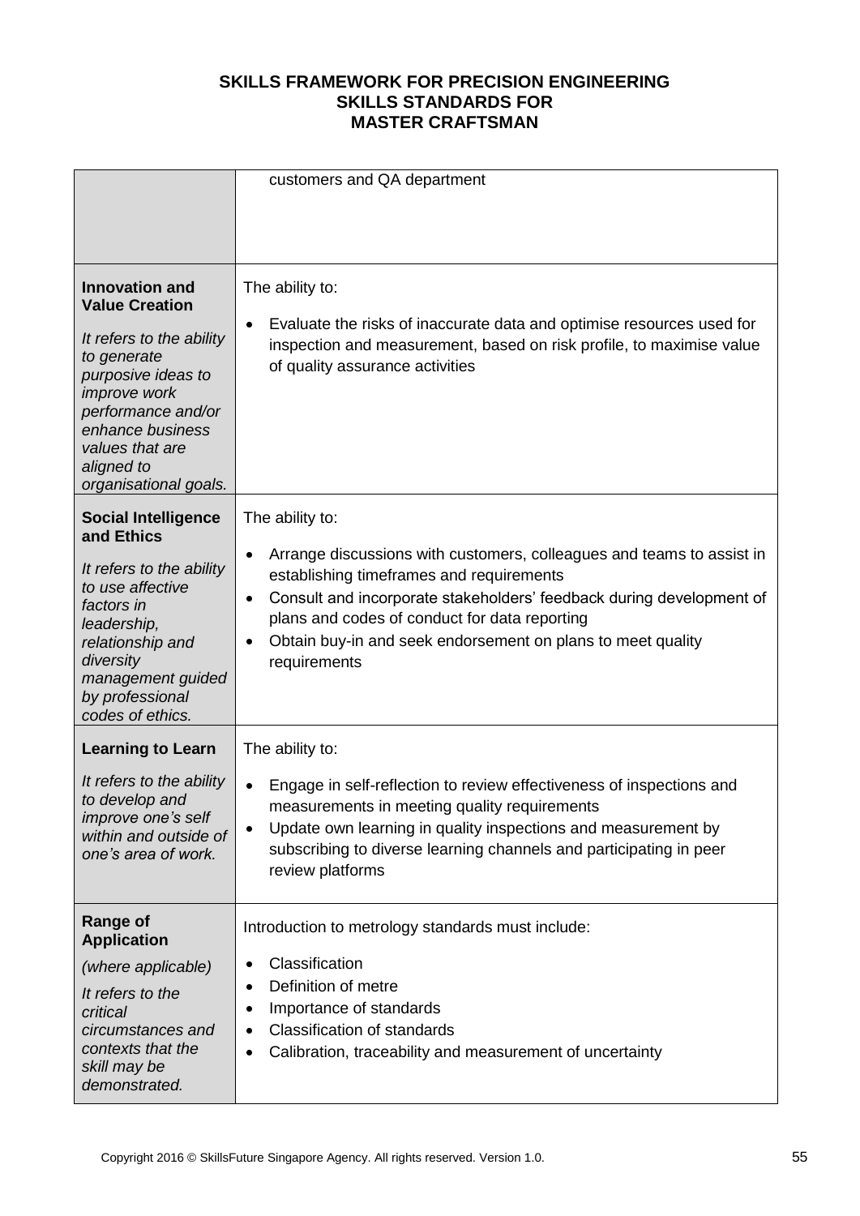| | |
|---|---|
| | customers and QA department |
| **Innovation and Value Creation**<br><br>*It refers to the ability to generate purposive ideas to improve work performance and/or enhance business values that are aligned to organisational goals.* | The ability to:<br><br>• Evaluate the risks of inaccurate data and optimise resources used for inspection and measurement, based on risk profile, to maximise value of quality assurance activities |
| **Social Intelligence and Ethics**<br><br>*It refers to the ability to use affective factors in leadership, relationship and diversity management guided by professional codes of ethics.* | The ability to:<br><br>• Arrange discussions with customers, colleagues and teams to assist in establishing timeframes and requirements<br>• Consult and incorporate stakeholders' feedback during development of plans and codes of conduct for data reporting<br>• Obtain buy-in and seek endorsement on plans to meet quality requirements |
| **Learning to Learn**<br><br>*It refers to the ability to develop and improve one's self within and outside of one's area of work.* | The ability to:<br><br>• Engage in self-reflection to review effectiveness of inspections and measurements in meeting quality requirements<br>• Update own learning in quality inspections and measurement by subscribing to diverse learning channels and participating in peer review platforms |
| **Range of Application**<br><br>*(where applicable)*<br><br>*It refers to the critical circumstances and contexts that the skill may be demonstrated.* | Introduction to metrology standards must include:<br><br>• Classification<br>• Definition of metre<br>• Importance of standards<br>• Classification of standards<br>• Calibration, traceability and measurement of uncertainty |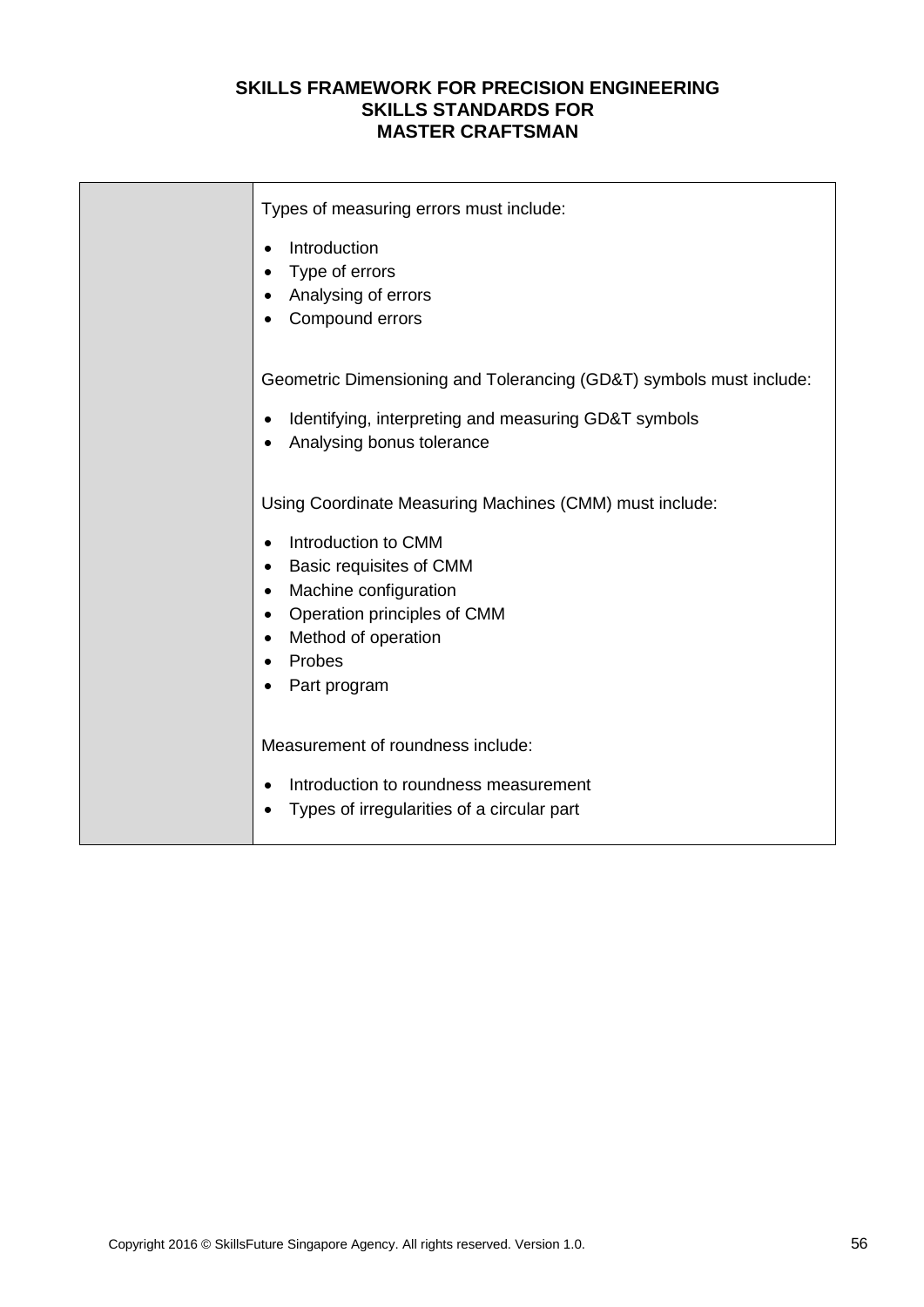| | |
|---|---|
| | Types of measuring errors must include:<br><br>• Introduction<br>• Type of errors<br>• Analysing of errors<br>• Compound errors<br><br>Geometric Dimensioning and Tolerancing (GD&T) symbols must include:<br><br>• Identifying, interpreting and measuring GD&T symbols<br>• Analysing bonus tolerance<br><br>Using Coordinate Measuring Machines (CMM) must include:<br><br>• Introduction to CMM<br>• Basic requisites of CMM<br>• Machine configuration<br>• Operation principles of CMM<br>• Method of operation<br>• Probes<br>• Part program<br><br>Measurement of roundness include:<br><br>• Introduction to roundness measurement<br>• Types of irregularities of a circular part |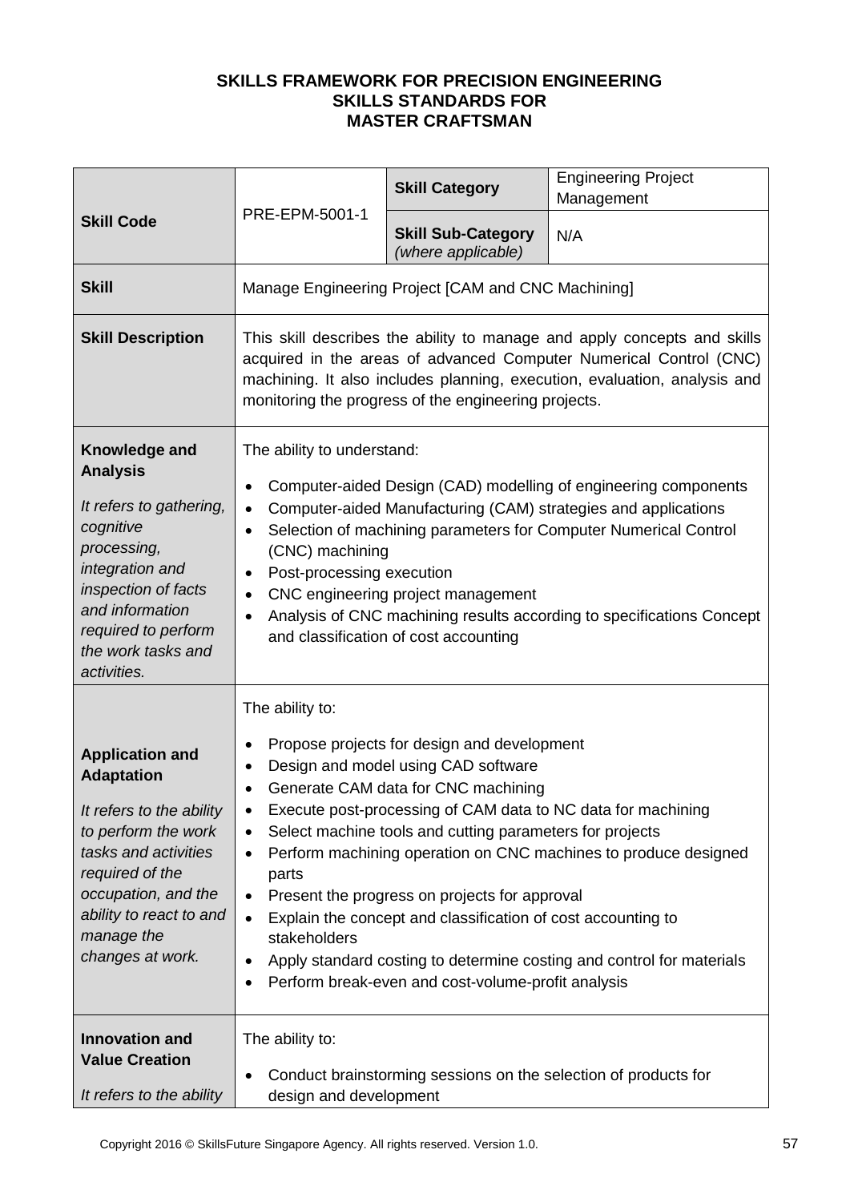**SKILLS FRAMEWORK FOR PRECISION ENGINEERING**
**SKILLS STANDARDS FOR**
**MASTER CRAFTSMAN**

| **Skill Code** | PRE-EPM-5001-1 | **Skill Category** | Engineering Project Management |
|---|---|---|---|
| | | **Skill Sub-Category** *(where applicable)* | N/A |
| **Skill** | Manage Engineering Project [CAM and CNC Machining] | | |
| **Skill Description** | This skill describes the ability to manage and apply concepts and skills acquired in the areas of advanced Computer Numerical Control (CNC) machining. It also includes planning, execution, evaluation, analysis and monitoring the progress of the engineering projects. | | |
| **Knowledge and Analysis**<br><br>*It refers to gathering, cognitive processing, integration and inspection of facts and information required to perform the work tasks and activities.* | The ability to understand:<br>• Computer-aided Design (CAD) modelling of engineering components<br>• Computer-aided Manufacturing (CAM) strategies and applications<br>• Selection of machining parameters for Computer Numerical Control (CNC) machining<br>• Post-processing execution<br>• CNC engineering project management<br>• Analysis of CNC machining results according to specifications Concept and classification of cost accounting | | |
| **Application and Adaptation**<br><br>*It refers to the ability to perform the work tasks and activities required of the occupation, and the ability to react to and manage the changes at work.* | The ability to:<br>• Propose projects for design and development<br>• Design and model using CAD software<br>• Generate CAM data for CNC machining<br>• Execute post-processing of CAM data to NC data for machining<br>• Select machine tools and cutting parameters for projects<br>• Perform machining operation on CNC machines to produce designed parts<br>• Present the progress on projects for approval<br>• Explain the concept and classification of cost accounting to stakeholders<br>• Apply standard costing to determine costing and control for materials<br>• Perform break-even and cost-volume-profit analysis | | |
| **Innovation and Value Creation**<br><br>*It refers to the ability* | The ability to:<br>• Conduct brainstorming sessions on the selection of products for design and development | | |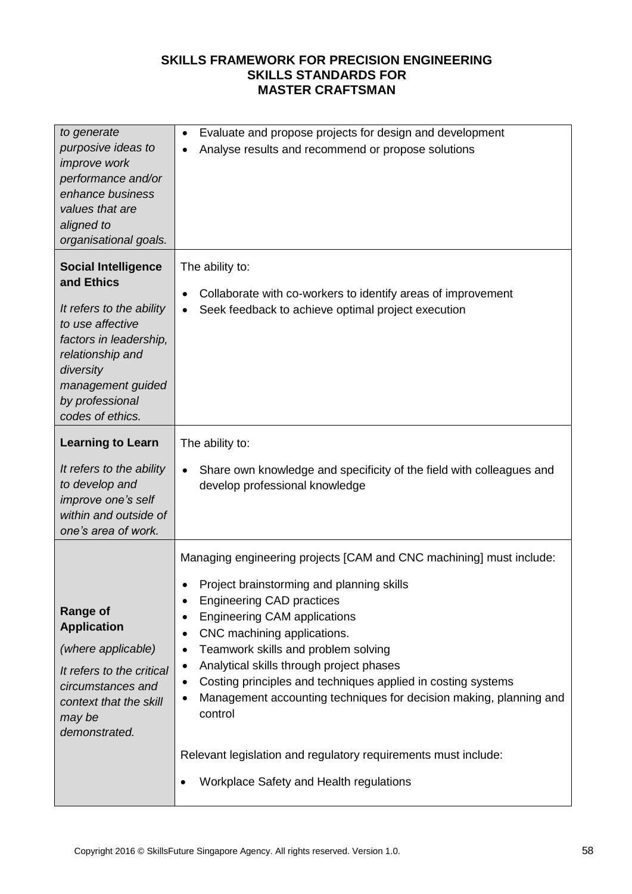**SKILLS FRAMEWORK FOR PRECISION ENGINEERING**
**SKILLS STANDARDS FOR**
**MASTER CRAFTSMAN**

| | |
|---|---|
| *to generate purposive ideas to improve work performance and/or enhance business values that are aligned to organisational goals.* | • Evaluate and propose projects for design and development<br>• Analyse results and recommend or propose solutions |
| **Social Intelligence and Ethics**<br><br>*It refers to the ability to use affective factors in leadership, relationship and diversity management guided by professional codes of ethics.* | The ability to:<br><br>• Collaborate with co-workers to identify areas of improvement<br>• Seek feedback to achieve optimal project execution |
| **Learning to Learn**<br><br>*It refers to the ability to develop and improve one's self within and outside of one's area of work.* | The ability to:<br><br>• Share own knowledge and specificity of the field with colleagues and develop professional knowledge |
| **Range of Application**<br><br>*(where applicable)*<br><br>*It refers to the critical circumstances and context that the skill may be demonstrated.* | Managing engineering projects [CAM and CNC machining] must include:<br><br>• Project brainstorming and planning skills<br>• Engineering CAD practices<br>• Engineering CAM applications<br>• CNC machining applications.<br>• Teamwork skills and problem solving<br>• Analytical skills through project phases<br>• Costing principles and techniques applied in costing systems<br>• Management accounting techniques for decision making, planning and control<br><br>Relevant legislation and regulatory requirements must include:<br><br>• Workplace Safety and Health regulations |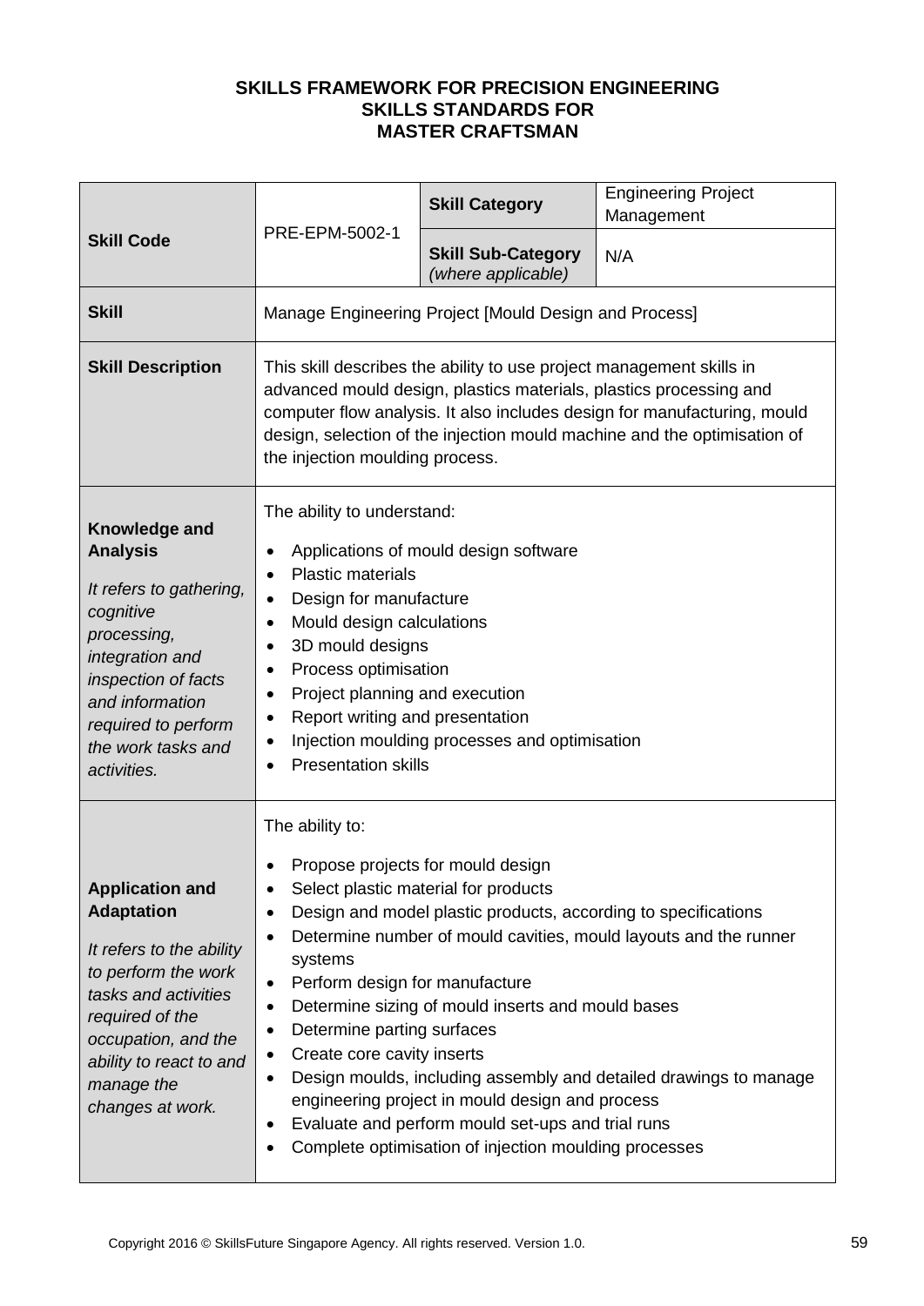**SKILLS FRAMEWORK FOR PRECISION ENGINEERING**
**SKILLS STANDARDS FOR**
**MASTER CRAFTSMAN**

| **Skill Code** | PRE-EPM-5002-1 | **Skill Category** | Engineering Project Management |
|---|---|---|---|
| | | **Skill Sub-Category** *(where applicable)* | N/A |
| **Skill** | Manage Engineering Project [Mould Design and Process] | | |
| **Skill Description** | This skill describes the ability to use project management skills in advanced mould design, plastics materials, plastics processing and computer flow analysis. It also includes design for manufacturing, mould design, selection of the injection mould machine and the optimisation of the injection moulding process. | | |
| **Knowledge and Analysis** *It refers to gathering, cognitive processing, integration and inspection of facts and information required to perform the work tasks and activities.* | The ability to understand: <br>• Applications of mould design software <br>• Plastic materials <br>• Design for manufacture <br>• Mould design calculations <br>• 3D mould designs <br>• Process optimisation <br>• Project planning and execution <br>• Report writing and presentation <br>• Injection moulding processes and optimisation <br>• Presentation skills | | |
| **Application and Adaptation** *It refers to the ability to perform the work tasks and activities required of the occupation, and the ability to react to and manage the changes at work.* | The ability to: <br>• Propose projects for mould design <br>• Select plastic material for products <br>• Design and model plastic products, according to specifications <br>• Determine number of mould cavities, mould layouts and the runner systems <br>• Perform design for manufacture <br>• Determine sizing of mould inserts and mould bases <br>• Determine parting surfaces <br>• Create core cavity inserts <br>• Design moulds, including assembly and detailed drawings to manage engineering project in mould design and process <br>• Evaluate and perform mould set-ups and trial runs <br>• Complete optimisation of injection moulding processes | | |

Copyright 2016 © SkillsFuture Singapore Agency. All rights reserved. Version 1.0.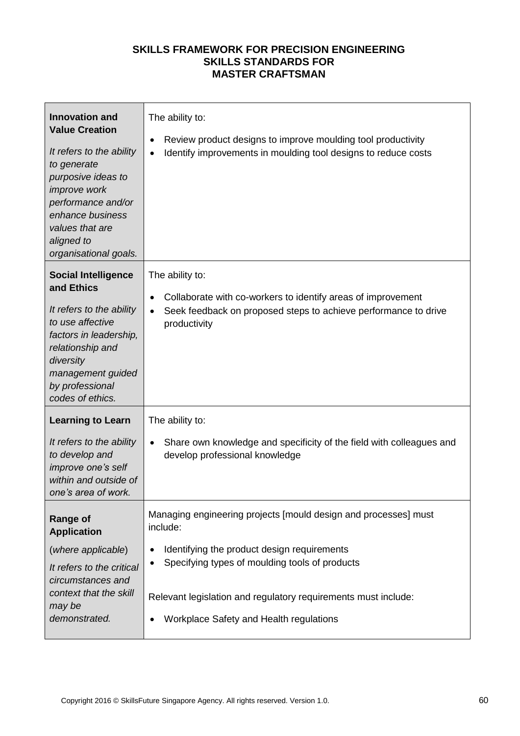**SKILLS FRAMEWORK FOR PRECISION ENGINEERING**
**SKILLS STANDARDS FOR**
**MASTER CRAFTSMAN**

| | |
|---|---|
| **Innovation and Value Creation**<br><br>*It refers to the ability to generate purposive ideas to improve work performance and/or enhance business values that are aligned to organisational goals.* | The ability to:<br><br>• Review product designs to improve moulding tool productivity<br>• Identify improvements in moulding tool designs to reduce costs |
| **Social Intelligence and Ethics**<br><br>*It refers to the ability to use affective factors in leadership, relationship and diversity management guided by professional codes of ethics.* | The ability to:<br><br>• Collaborate with co-workers to identify areas of improvement<br>• Seek feedback on proposed steps to achieve performance to drive productivity |
| **Learning to Learn**<br><br>*It refers to the ability to develop and improve one's self within and outside of one's area of work.* | The ability to:<br><br>• Share own knowledge and specificity of the field with colleagues and develop professional knowledge |
| **Range of Application**<br><br>(*where applicable*)<br><br>*It refers to the critical circumstances and context that the skill may be demonstrated.* | Managing engineering projects [mould design and processes] must include:<br><br>• Identifying the product design requirements<br>• Specifying types of moulding tools of products<br><br>Relevant legislation and regulatory requirements must include:<br><br>• Workplace Safety and Health regulations |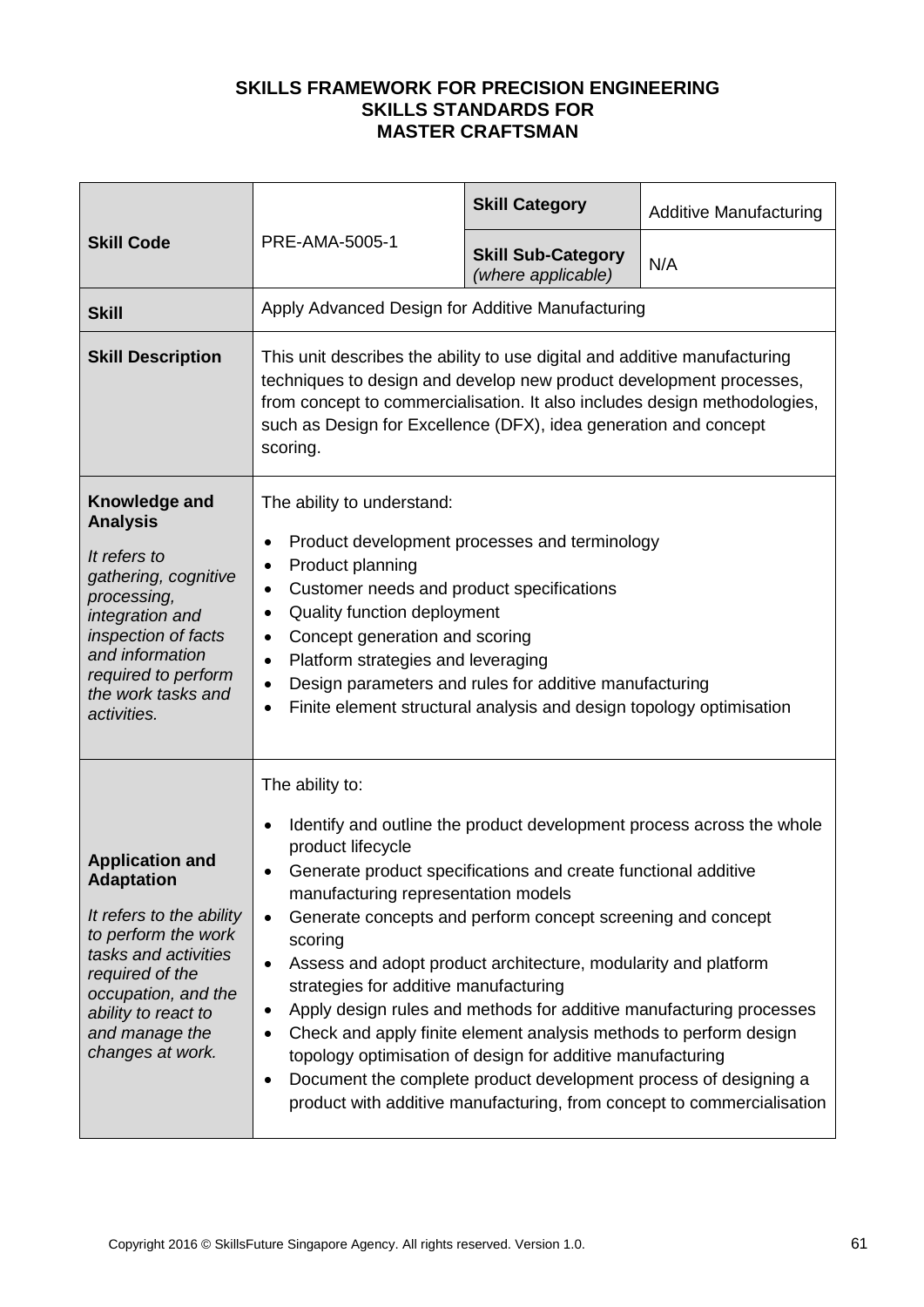**SKILLS FRAMEWORK FOR PRECISION ENGINEERING**
**SKILLS STANDARDS FOR**
**MASTER CRAFTSMAN**

| **Skill Code** | PRE-AMA-5005-1 | **Skill Category** | Additive Manufacturing |
|---|---|---|---|
| | | **Skill Sub-Category** *(where applicable)* | N/A |
| **Skill** | Apply Advanced Design for Additive Manufacturing | | |
| **Skill Description** | This unit describes the ability to use digital and additive manufacturing techniques to design and develop new product development processes, from concept to commercialisation. It also includes design methodologies, such as Design for Excellence (DFX), idea generation and concept scoring. | | |
| **Knowledge and Analysis** *It refers to gathering, cognitive processing, integration and inspection of facts and information required to perform the work tasks and activities.* | The ability to understand:<br>• Product development processes and terminology<br>• Product planning<br>• Customer needs and product specifications<br>• Quality function deployment<br>• Concept generation and scoring<br>• Platform strategies and leveraging<br>• Design parameters and rules for additive manufacturing<br>• Finite element structural analysis and design topology optimisation | | |
| **Application and Adaptation** *It refers to the ability to perform the work tasks and activities required of the occupation, and the ability to react to and manage the changes at work.* | The ability to:<br>• Identify and outline the product development process across the whole product lifecycle<br>• Generate product specifications and create functional additive manufacturing representation models<br>• Generate concepts and perform concept screening and concept scoring<br>• Assess and adopt product architecture, modularity and platform strategies for additive manufacturing<br>• Apply design rules and methods for additive manufacturing processes<br>• Check and apply finite element analysis methods to perform design topology optimisation of design for additive manufacturing<br>• Document the complete product development process of designing a product with additive manufacturing, from concept to commercialisation | | |

Copyright 2016 © SkillsFuture Singapore Agency. All rights reserved. Version 1.0.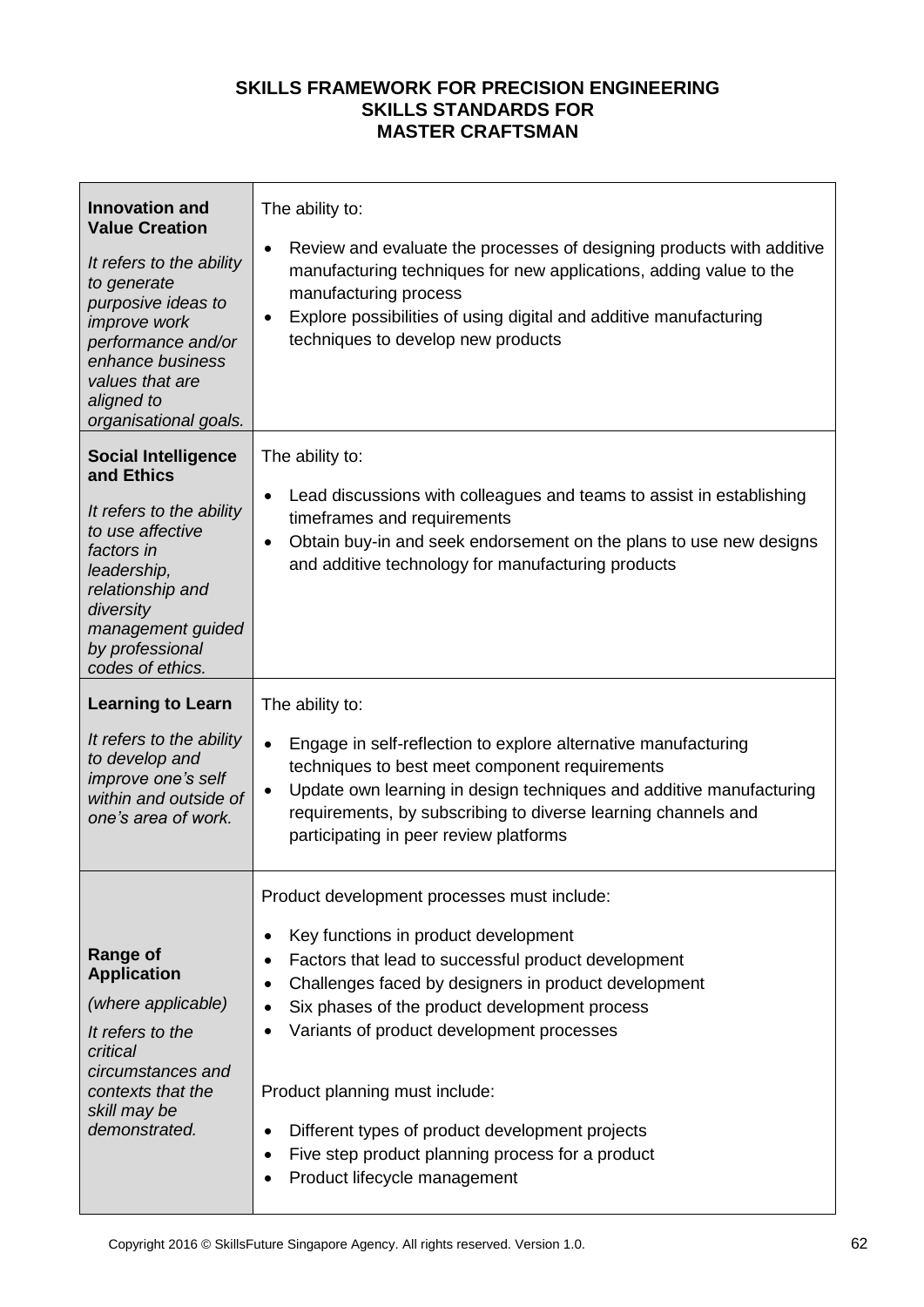**SKILLS FRAMEWORK FOR PRECISION ENGINEERING**
**SKILLS STANDARDS FOR**
**MASTER CRAFTSMAN**

| | |
|---|---|
| **Innovation and Value Creation**<br><br>*It refers to the ability to generate purposive ideas to improve work performance and/or enhance business values that are aligned to organisational goals.* | The ability to:<br><br>• Review and evaluate the processes of designing products with additive manufacturing techniques for new applications, adding value to the manufacturing process<br>• Explore possibilities of using digital and additive manufacturing techniques to develop new products |
| **Social Intelligence and Ethics**<br><br>*It refers to the ability to use affective factors in leadership, relationship and diversity management guided by professional codes of ethics.* | The ability to:<br><br>• Lead discussions with colleagues and teams to assist in establishing timeframes and requirements<br>• Obtain buy-in and seek endorsement on the plans to use new designs and additive technology for manufacturing products |
| **Learning to Learn**<br><br>*It refers to the ability to develop and improve one's self within and outside of one's area of work.* | The ability to:<br><br>• Engage in self-reflection to explore alternative manufacturing techniques to best meet component requirements<br>• Update own learning in design techniques and additive manufacturing requirements, by subscribing to diverse learning channels and participating in peer review platforms |
| **Range of Application**<br><br>*(where applicable)*<br><br>*It refers to the critical circumstances and contexts that the skill may be demonstrated.* | Product development processes must include:<br><br>• Key functions in product development<br>• Factors that lead to successful product development<br>• Challenges faced by designers in product development<br>• Six phases of the product development process<br>• Variants of product development processes<br><br>Product planning must include:<br><br>• Different types of product development projects<br>• Five step product planning process for a product<br>• Product lifecycle management |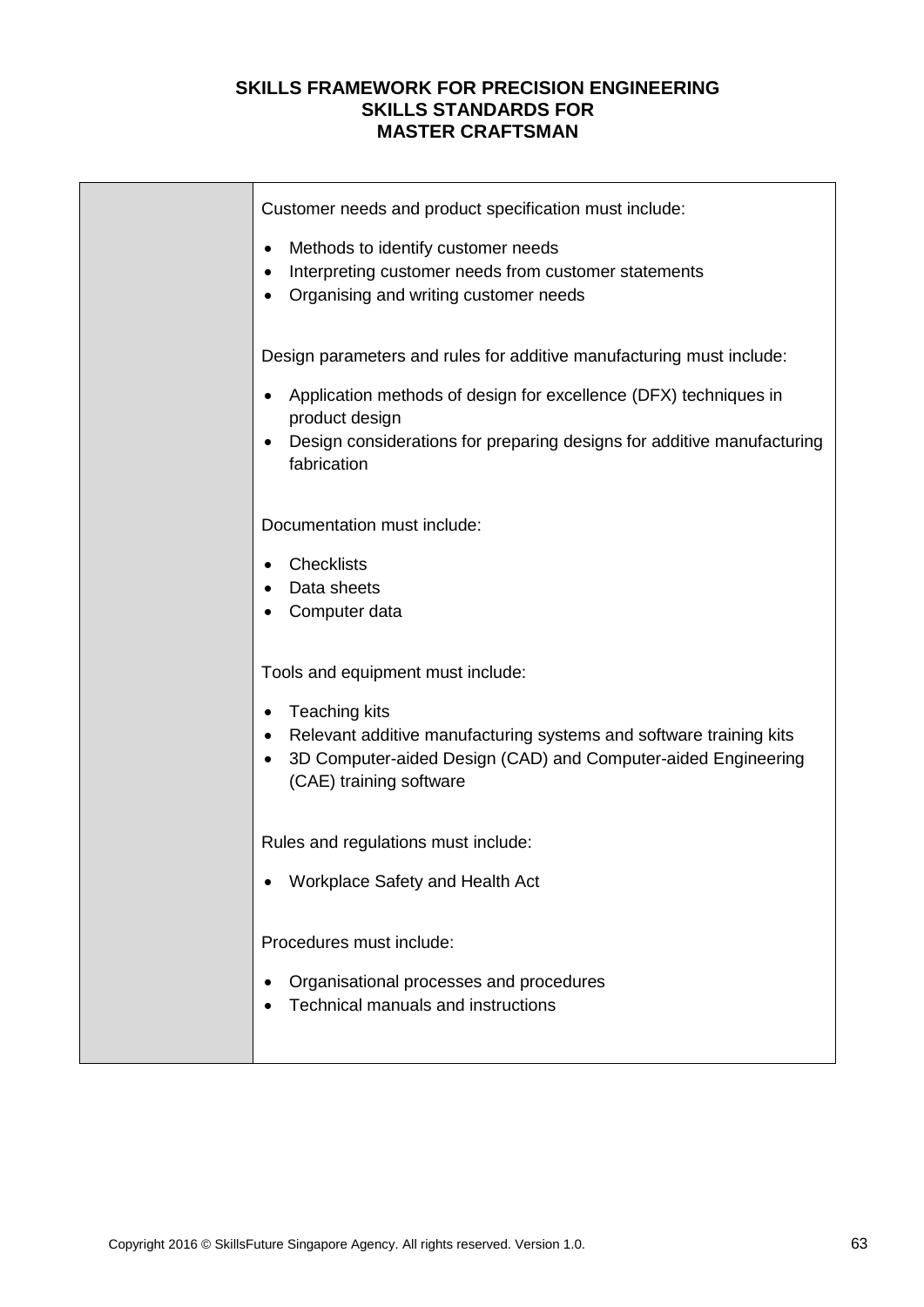SKILLS FRAMEWORK FOR PRECISION ENGINEERING
SKILLS STANDARDS FOR
MASTER CRAFTSMAN

| | |
|---|---|
| | Customer needs and product specification must include:<br><br>• Methods to identify customer needs<br>• Interpreting customer needs from customer statements<br>• Organising and writing customer needs<br><br>Design parameters and rules for additive manufacturing must include:<br><br>• Application methods of design for excellence (DFX) techniques in product design<br>• Design considerations for preparing designs for additive manufacturing fabrication<br><br>Documentation must include:<br><br>• Checklists<br>• Data sheets<br>• Computer data<br><br>Tools and equipment must include:<br><br>• Teaching kits<br>• Relevant additive manufacturing systems and software training kits<br>• 3D Computer-aided Design (CAD) and Computer-aided Engineering (CAE) training software<br><br>Rules and regulations must include:<br><br>• Workplace Safety and Health Act<br><br>Procedures must include:<br><br>• Organisational processes and procedures<br>• Technical manuals and instructions |

Copyright 2016 © SkillsFuture Singapore Agency. All rights reserved. Version 1.0.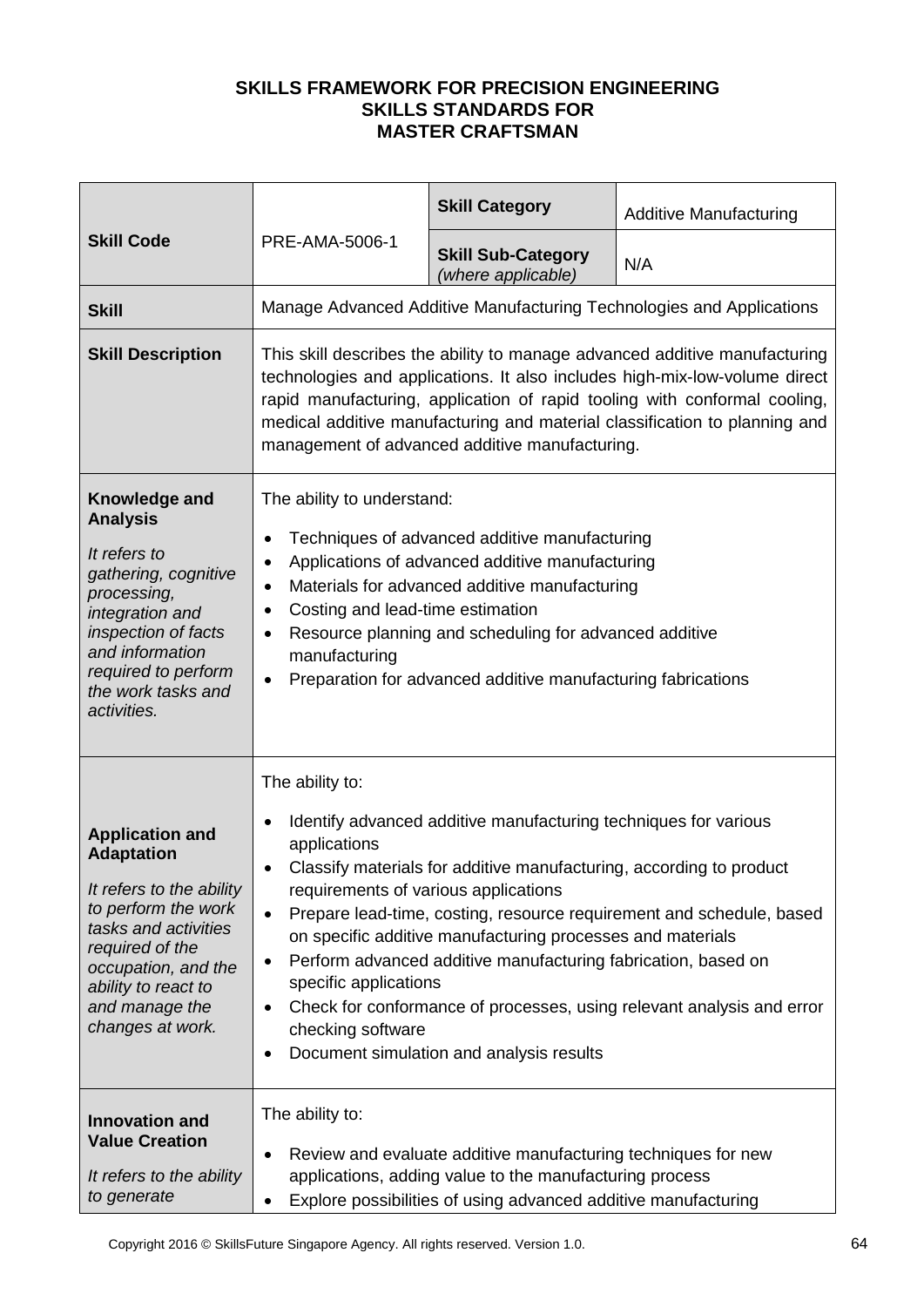**SKILLS FRAMEWORK FOR PRECISION ENGINEERING**
**SKILLS STANDARDS FOR**
**MASTER CRAFTSMAN**

| | | | |
|---|---|---|---|
| **Skill Code** | PRE-AMA-5006-1 | **Skill Category** | Additive Manufacturing |
| | | **Skill Sub-Category** *(where applicable)* | N/A |
| **Skill** | Manage Advanced Additive Manufacturing Technologies and Applications | | |
| **Skill Description** | This skill describes the ability to manage advanced additive manufacturing technologies and applications. It also includes high-mix-low-volume direct rapid manufacturing, application of rapid tooling with conformal cooling, medical additive manufacturing and material classification to planning and management of advanced additive manufacturing. | | |
| **Knowledge and Analysis** *It refers to gathering, cognitive processing, integration and inspection of facts and information required to perform the work tasks and activities.* | The ability to understand: <br>• Techniques of advanced additive manufacturing <br>• Applications of advanced additive manufacturing <br>• Materials for advanced additive manufacturing <br>• Costing and lead-time estimation <br>• Resource planning and scheduling for advanced additive manufacturing <br>• Preparation for advanced additive manufacturing fabrications | | |
| **Application and Adaptation** *It refers to the ability to perform the work tasks and activities required of the occupation, and the ability to react to and manage the changes at work.* | The ability to: <br>• Identify advanced additive manufacturing techniques for various applications <br>• Classify materials for additive manufacturing, according to product requirements of various applications <br>• Prepare lead-time, costing, resource requirement and schedule, based on specific additive manufacturing processes and materials <br>• Perform advanced additive manufacturing fabrication, based on specific applications <br>• Check for conformance of processes, using relevant analysis and error checking software <br>• Document simulation and analysis results | | |
| **Innovation and Value Creation** *It refers to the ability to generate* | The ability to: <br>• Review and evaluate additive manufacturing techniques for new applications, adding value to the manufacturing process <br>• Explore possibilities of using advanced additive manufacturing | | |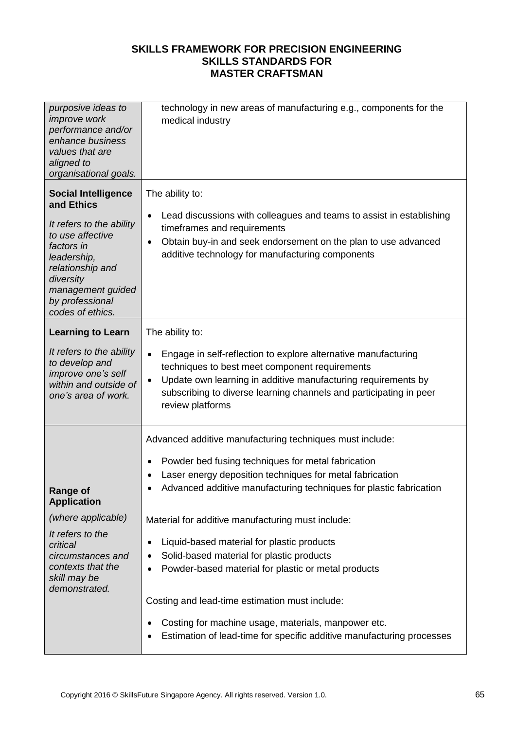| | |
|---|---|
| *purposive ideas to improve work performance and/or enhance business values that are aligned to organisational goals.* | technology in new areas of manufacturing e.g., components for the medical industry |
| **Social Intelligence and Ethics**<br><br>*It refers to the ability to use affective factors in leadership, relationship and diversity management guided by professional codes of ethics.* | The ability to:<br><br>• Lead discussions with colleagues and teams to assist in establishing timeframes and requirements<br>• Obtain buy-in and seek endorsement on the plan to use advanced additive technology for manufacturing components |
| **Learning to Learn**<br><br>*It refers to the ability to develop and improve one's self within and outside of one's area of work.* | The ability to:<br><br>• Engage in self-reflection to explore alternative manufacturing techniques to best meet component requirements<br>• Update own learning in additive manufacturing requirements by subscribing to diverse learning channels and participating in peer review platforms |
| **Range of Application**<br><br>*(where applicable)*<br><br>*It refers to the critical circumstances and contexts that the skill may be demonstrated.* | Advanced additive manufacturing techniques must include:<br><br>• Powder bed fusing techniques for metal fabrication<br>• Laser energy deposition techniques for metal fabrication<br>• Advanced additive manufacturing techniques for plastic fabrication<br><br>Material for additive manufacturing must include:<br><br>• Liquid-based material for plastic products<br>• Solid-based material for plastic products<br>• Powder-based material for plastic or metal products<br><br>Costing and lead-time estimation must include:<br><br>• Costing for machine usage, materials, manpower etc.<br>• Estimation of lead-time for specific additive manufacturing processes |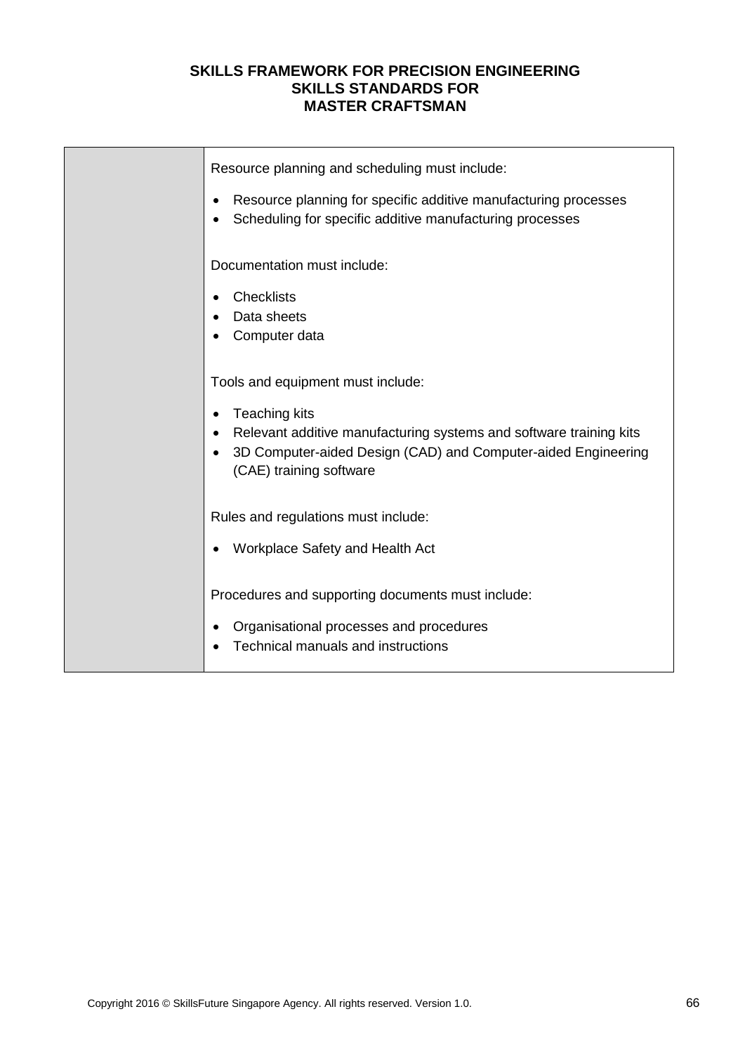| | |
|---|---|
| | Resource planning and scheduling must include:<br><br>• Resource planning for specific additive manufacturing processes<br>• Scheduling for specific additive manufacturing processes<br><br>Documentation must include:<br><br>• Checklists<br>• Data sheets<br>• Computer data<br><br>Tools and equipment must include:<br><br>• Teaching kits<br>• Relevant additive manufacturing systems and software training kits<br>• 3D Computer-aided Design (CAD) and Computer-aided Engineering (CAE) training software<br><br>Rules and regulations must include:<br><br>• Workplace Safety and Health Act<br><br>Procedures and supporting documents must include:<br><br>• Organisational processes and procedures<br>• Technical manuals and instructions |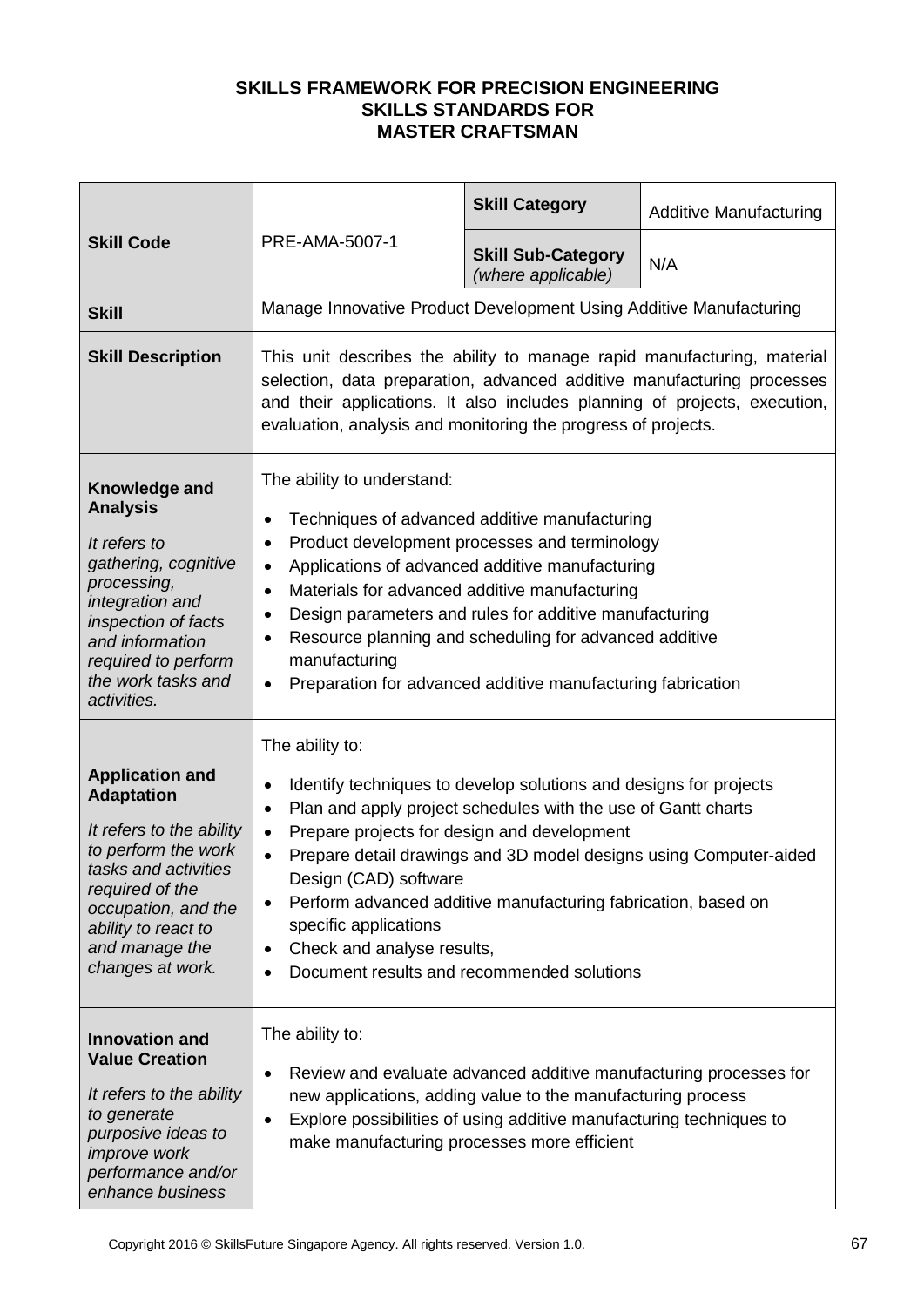**SKILLS FRAMEWORK FOR PRECISION ENGINEERING**
**SKILLS STANDARDS FOR**
**MASTER CRAFTSMAN**

| | | | |
|---|---|---|---|
| **Skill Code** | PRE-AMA-5007-1 | **Skill Category** | Additive Manufacturing |
| | | **Skill Sub-Category** *(where applicable)* | N/A |
| **Skill** | Manage Innovative Product Development Using Additive Manufacturing | | |
| **Skill Description** | This unit describes the ability to manage rapid manufacturing, material selection, data preparation, advanced additive manufacturing processes and their applications. It also includes planning of projects, execution, evaluation, analysis and monitoring the progress of projects. | | |
| **Knowledge and Analysis**<br>*It refers to gathering, cognitive processing, integration and inspection of facts and information required to perform the work tasks and activities.* | The ability to understand:<br>• Techniques of advanced additive manufacturing<br>• Product development processes and terminology<br>• Applications of advanced additive manufacturing<br>• Materials for advanced additive manufacturing<br>• Design parameters and rules for additive manufacturing<br>• Resource planning and scheduling for advanced additive manufacturing<br>• Preparation for advanced additive manufacturing fabrication | | |
| **Application and Adaptation**<br>*It refers to the ability to perform the work tasks and activities required of the occupation, and the ability to react to and manage the changes at work.* | The ability to:<br>• Identify techniques to develop solutions and designs for projects<br>• Plan and apply project schedules with the use of Gantt charts<br>• Prepare projects for design and development<br>• Prepare detail drawings and 3D model designs using Computer-aided Design (CAD) software<br>• Perform advanced additive manufacturing fabrication, based on specific applications<br>• Check and analyse results,<br>• Document results and recommended solutions | | |
| **Innovation and Value Creation**<br>*It refers to the ability to generate purposive ideas to improve work performance and/or enhance business* | The ability to:<br>• Review and evaluate advanced additive manufacturing processes for new applications, adding value to the manufacturing process<br>• Explore possibilities of using additive manufacturing techniques to make manufacturing processes more efficient | | |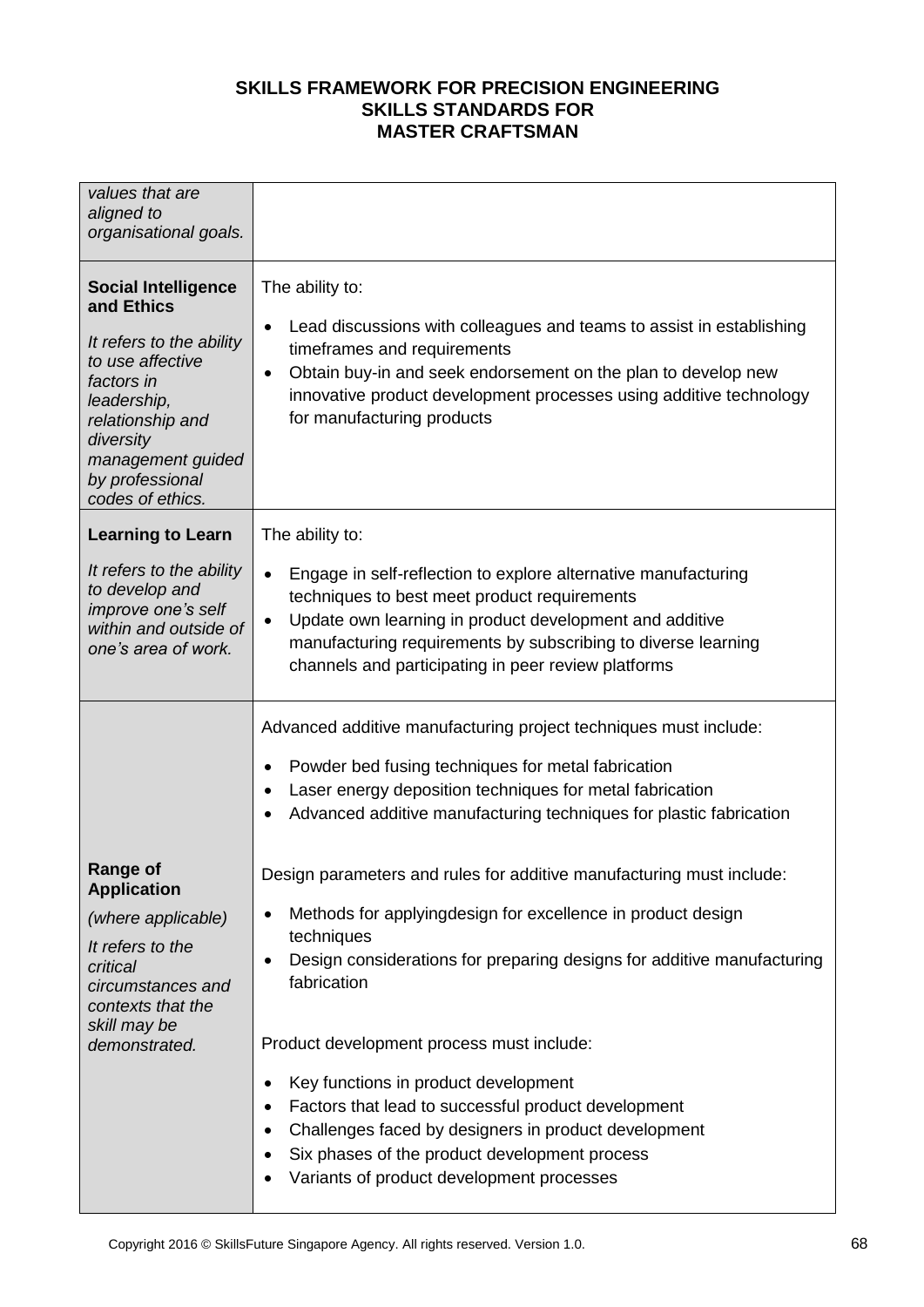**SKILLS FRAMEWORK FOR PRECISION ENGINEERING**
**SKILLS STANDARDS FOR**
**MASTER CRAFTSMAN**

| | |
|---|---|
| *values that are aligned to organisational goals.* | |
| **Social Intelligence and Ethics**<br><br>*It refers to the ability to use affective factors in leadership, relationship and diversity management guided by professional codes of ethics.* | The ability to:<br><br>• Lead discussions with colleagues and teams to assist in establishing timeframes and requirements<br>• Obtain buy-in and seek endorsement on the plan to develop new innovative product development processes using additive technology for manufacturing products |
| **Learning to Learn**<br><br>*It refers to the ability to develop and improve one's self within and outside of one's area of work.* | The ability to:<br><br>• Engage in self-reflection to explore alternative manufacturing techniques to best meet product requirements<br>• Update own learning in product development and additive manufacturing requirements by subscribing to diverse learning channels and participating in peer review platforms |
| **Range of Application**<br><br>*(where applicable)*<br><br>*It refers to the critical circumstances and contexts that the skill may be demonstrated.* | Advanced additive manufacturing project techniques must include:<br><br>• Powder bed fusing techniques for metal fabrication<br>• Laser energy deposition techniques for metal fabrication<br>• Advanced additive manufacturing techniques for plastic fabrication<br><br>Design parameters and rules for additive manufacturing must include:<br><br>• Methods for applyingdesign for excellence in product design techniques<br>• Design considerations for preparing designs for additive manufacturing fabrication<br><br>Product development process must include:<br><br>• Key functions in product development<br>• Factors that lead to successful product development<br>• Challenges faced by designers in product development<br>• Six phases of the product development process<br>• Variants of product development processes |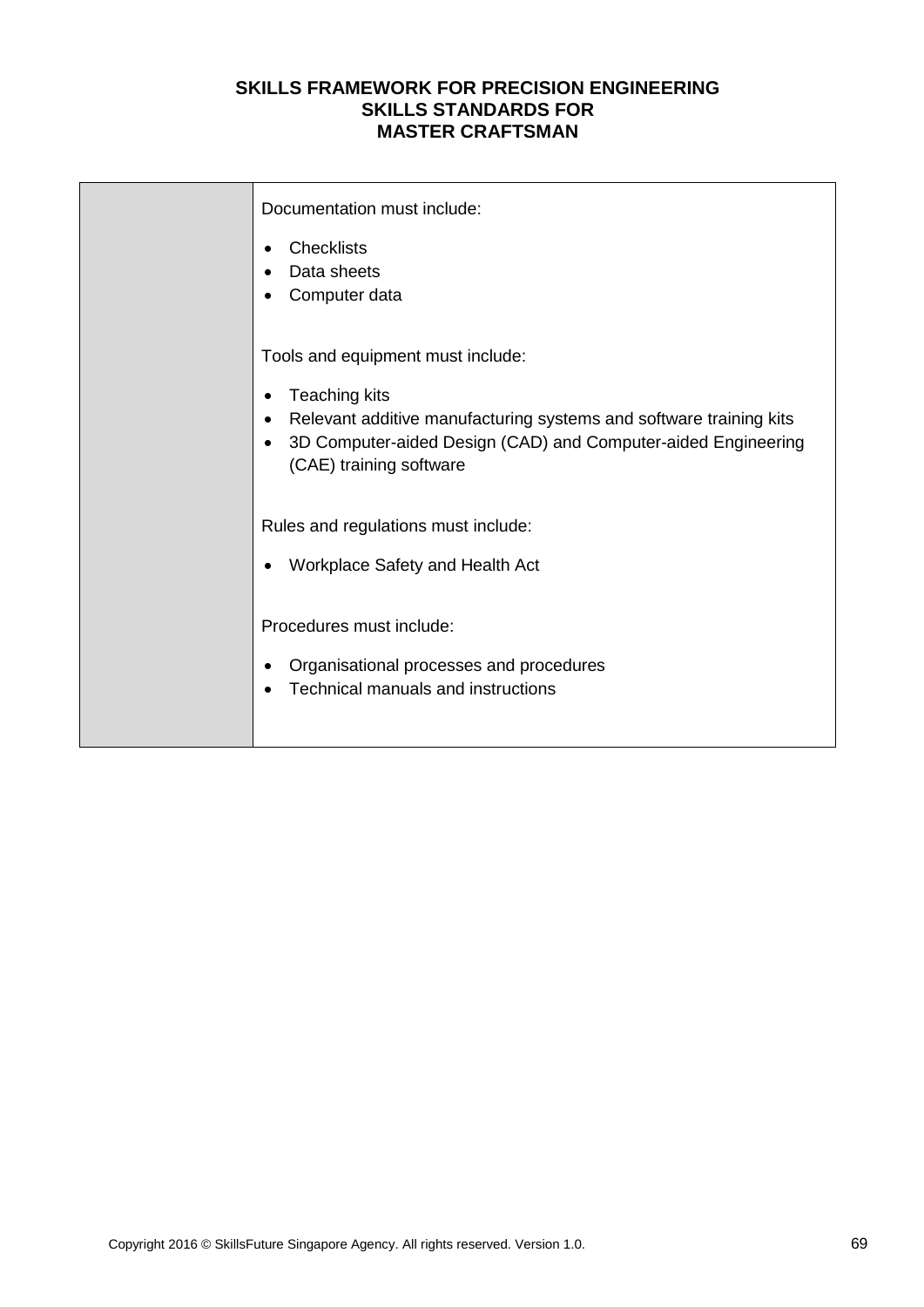| | |
|---|---|
| | Documentation must include:<br><br>• Checklists<br>• Data sheets<br>• Computer data<br><br>Tools and equipment must include:<br><br>• Teaching kits<br>• Relevant additive manufacturing systems and software training kits<br>• 3D Computer-aided Design (CAD) and Computer-aided Engineering (CAE) training software<br><br>Rules and regulations must include:<br><br>• Workplace Safety and Health Act<br><br>Procedures must include:<br><br>• Organisational processes and procedures<br>• Technical manuals and instructions |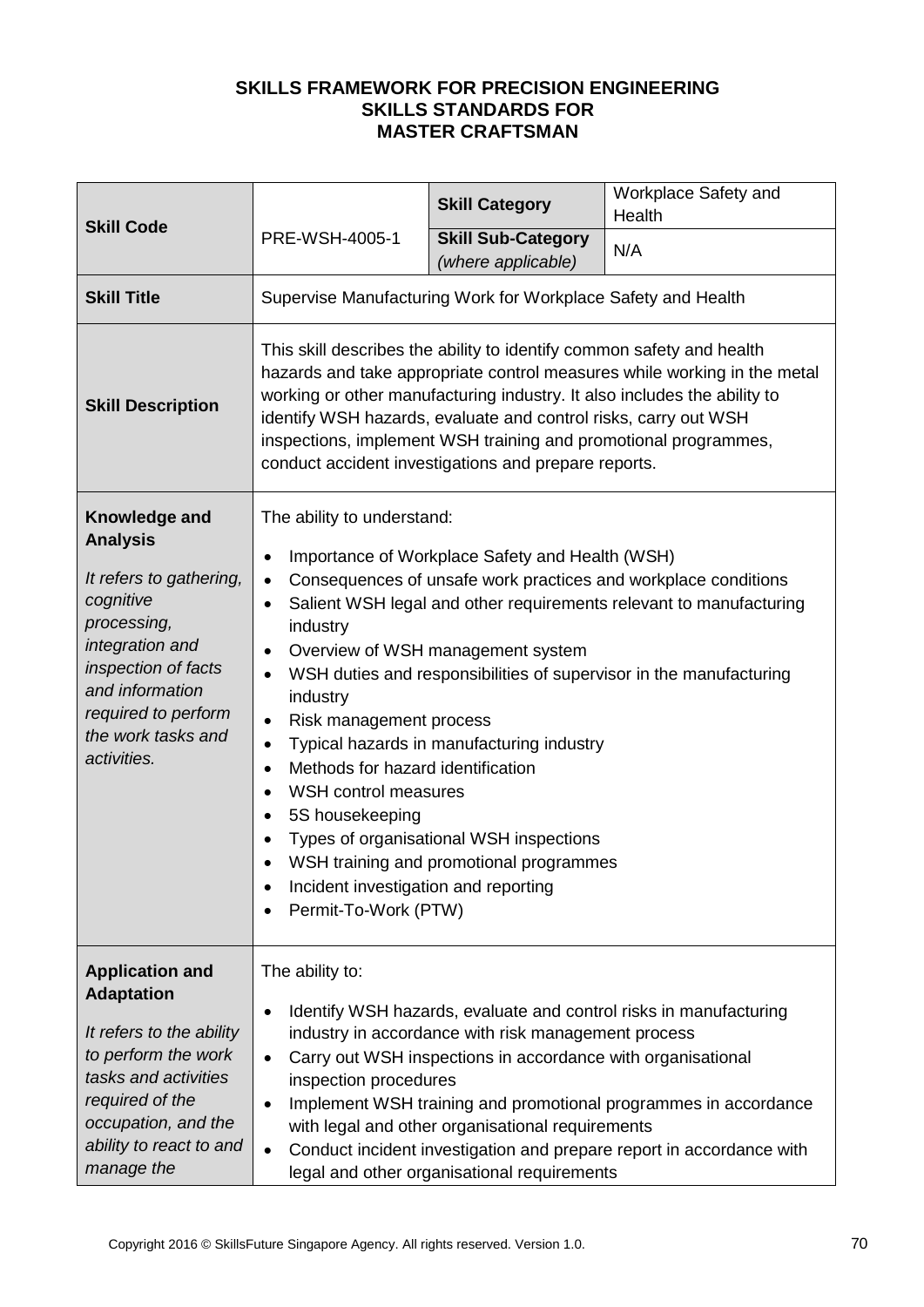**SKILLS FRAMEWORK FOR PRECISION ENGINEERING**
**SKILLS STANDARDS FOR**
**MASTER CRAFTSMAN**

| **Skill Code** | PRE-WSH-4005-1 | **Skill Category** | Workplace Safety and Health |
|---|---|---|---|
| | | **Skill Sub-Category** *(where applicable)* | N/A |
| **Skill Title** | Supervise Manufacturing Work for Workplace Safety and Health | | |
| **Skill Description** | This skill describes the ability to identify common safety and health hazards and take appropriate control measures while working in the metal working or other manufacturing industry. It also includes the ability to identify WSH hazards, evaluate and control risks, carry out WSH inspections, implement WSH training and promotional programmes, conduct accident investigations and prepare reports. | | |
| **Knowledge and Analysis**<br><br>*It refers to gathering, cognitive processing, integration and inspection of facts and information required to perform the work tasks and activities.* | The ability to understand:<br><br>• Importance of Workplace Safety and Health (WSH)<br>• Consequences of unsafe work practices and workplace conditions<br>• Salient WSH legal and other requirements relevant to manufacturing industry<br>• Overview of WSH management system<br>• WSH duties and responsibilities of supervisor in the manufacturing industry<br>• Risk management process<br>• Typical hazards in manufacturing industry<br>• Methods for hazard identification<br>• WSH control measures<br>• 5S housekeeping<br>• Types of organisational WSH inspections<br>• WSH training and promotional programmes<br>• Incident investigation and reporting<br>• Permit-To-Work (PTW) | | |
| **Application and Adaptation**<br><br>*It refers to the ability to perform the work tasks and activities required of the occupation, and the ability to react to and manage the* | The ability to:<br><br>• Identify WSH hazards, evaluate and control risks in manufacturing industry in accordance with risk management process<br>• Carry out WSH inspections in accordance with organisational inspection procedures<br>• Implement WSH training and promotional programmes in accordance with legal and other organisational requirements<br>• Conduct incident investigation and prepare report in accordance with legal and other organisational requirements | | |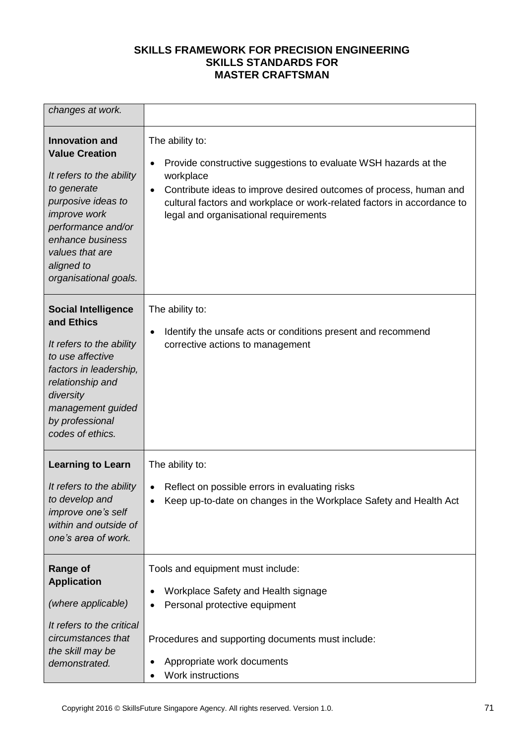| *changes at work.* | |
|---|---|
| **Innovation and Value Creation**<br><br>*It refers to the ability to generate purposive ideas to improve work performance and/or enhance business values that are aligned to organisational goals.* | The ability to:<br><br>• Provide constructive suggestions to evaluate WSH hazards at the workplace<br>• Contribute ideas to improve desired outcomes of process, human and cultural factors and workplace or work-related factors in accordance to legal and organisational requirements |
| **Social Intelligence and Ethics**<br><br>*It refers to the ability to use affective factors in leadership, relationship and diversity management guided by professional codes of ethics.* | The ability to:<br><br>• Identify the unsafe acts or conditions present and recommend corrective actions to management |
| **Learning to Learn**<br><br>*It refers to the ability to develop and improve one's self within and outside of one's area of work.* | The ability to:<br><br>• Reflect on possible errors in evaluating risks<br>• Keep up-to-date on changes in the Workplace Safety and Health Act |
| **Range of Application**<br><br>*(where applicable)*<br><br>*It refers to the critical circumstances that the skill may be demonstrated.* | Tools and equipment must include:<br><br>• Workplace Safety and Health signage<br>• Personal protective equipment<br><br>Procedures and supporting documents must include:<br><br>• Appropriate work documents<br>• Work instructions |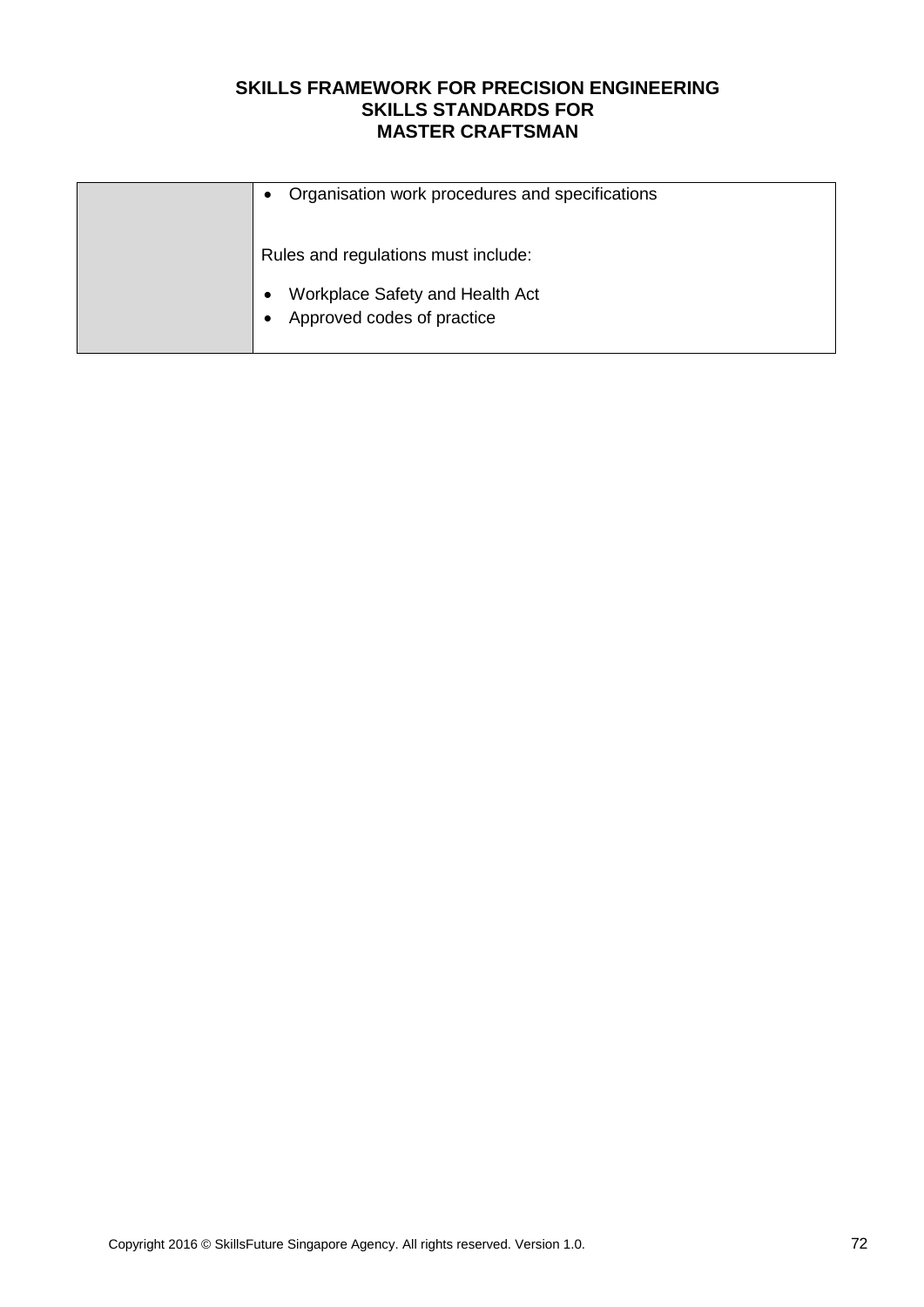| | |
|---|---|
| | • Organisation work procedures and specifications<br><br>Rules and regulations must include:<br><br>• Workplace Safety and Health Act<br>• Approved codes of practice |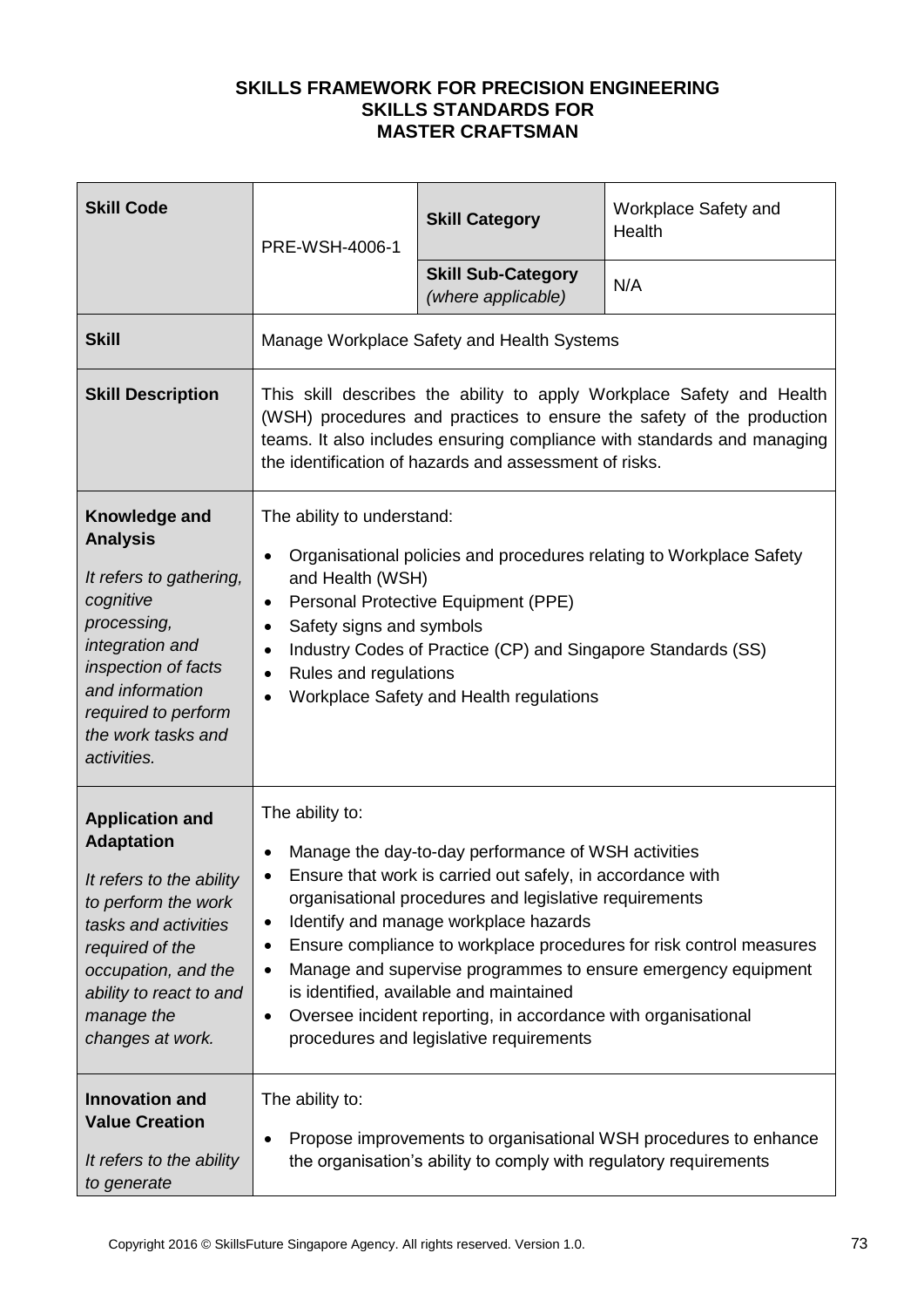**SKILLS FRAMEWORK FOR PRECISION ENGINEERING**
**SKILLS STANDARDS FOR**
**MASTER CRAFTSMAN**

| **Skill Code** | PRE-WSH-4006-1 | **Skill Category** | Workplace Safety and Health |
|---|---|---|---|
| | | **Skill Sub-Category** *(where applicable)* | N/A |
| **Skill** | Manage Workplace Safety and Health Systems | | |
| **Skill Description** | This skill describes the ability to apply Workplace Safety and Health (WSH) procedures and practices to ensure the safety of the production teams. It also includes ensuring compliance with standards and managing the identification of hazards and assessment of risks. | | |
| **Knowledge and Analysis**<br><br>*It refers to gathering, cognitive processing, integration and inspection of facts and information required to perform the work tasks and activities.* | The ability to understand:<br><br>• Organisational policies and procedures relating to Workplace Safety and Health (WSH)<br>• Personal Protective Equipment (PPE)<br>• Safety signs and symbols<br>• Industry Codes of Practice (CP) and Singapore Standards (SS)<br>• Rules and regulations<br>• Workplace Safety and Health regulations | | |
| **Application and Adaptation**<br><br>*It refers to the ability to perform the work tasks and activities required of the occupation, and the ability to react to and manage the changes at work.* | The ability to:<br><br>• Manage the day-to-day performance of WSH activities<br>• Ensure that work is carried out safely, in accordance with organisational procedures and legislative requirements<br>• Identify and manage workplace hazards<br>• Ensure compliance to workplace procedures for risk control measures<br>• Manage and supervise programmes to ensure emergency equipment is identified, available and maintained<br>• Oversee incident reporting, in accordance with organisational procedures and legislative requirements | | |
| **Innovation and Value Creation**<br><br>*It refers to the ability to generate* | The ability to:<br><br>• Propose improvements to organisational WSH procedures to enhance the organisation's ability to comply with regulatory requirements | | |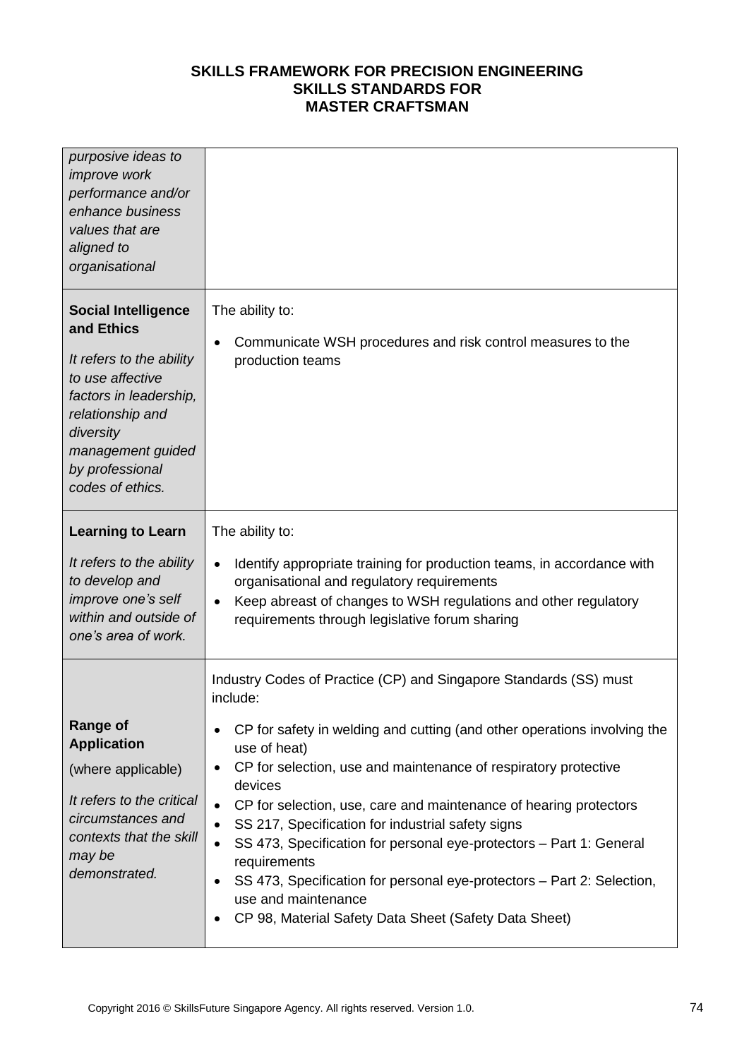| | |
|---|---|
| *purposive ideas to improve work performance and/or enhance business values that are aligned to organisational* | |
| **Social Intelligence and Ethics**<br><br>*It refers to the ability to use affective factors in leadership, relationship and diversity management guided by professional codes of ethics.* | The ability to:<br><br>• Communicate WSH procedures and risk control measures to the production teams |
| **Learning to Learn**<br><br>*It refers to the ability to develop and improve one's self within and outside of one's area of work.* | The ability to:<br><br>• Identify appropriate training for production teams, in accordance with organisational and regulatory requirements<br>• Keep abreast of changes to WSH regulations and other regulatory requirements through legislative forum sharing |
| **Range of Application**<br><br>(where applicable)<br><br>*It refers to the critical circumstances and contexts that the skill may be demonstrated.* | Industry Codes of Practice (CP) and Singapore Standards (SS) must include:<br><br>• CP for safety in welding and cutting (and other operations involving the use of heat)<br>• CP for selection, use and maintenance of respiratory protective devices<br>• CP for selection, use, care and maintenance of hearing protectors<br>• SS 217, Specification for industrial safety signs<br>• SS 473, Specification for personal eye-protectors – Part 1: General requirements<br>• SS 473, Specification for personal eye-protectors – Part 2: Selection, use and maintenance<br>• CP 98, Material Safety Data Sheet (Safety Data Sheet) |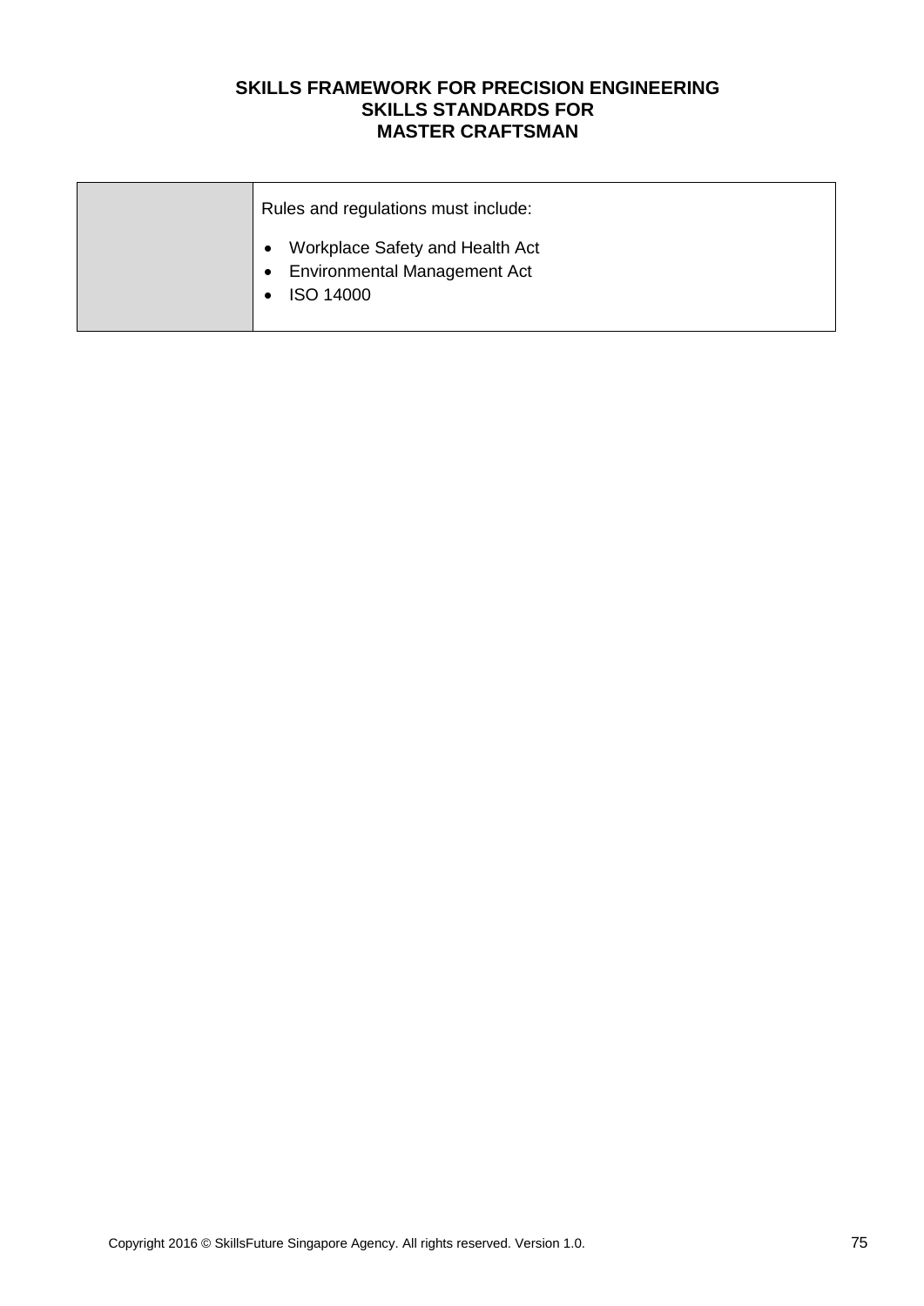|  | Rules and regulations must include:<br><br>• Workplace Safety and Health Act<br>• Environmental Management Act<br>• ISO 14000 |
|---|---|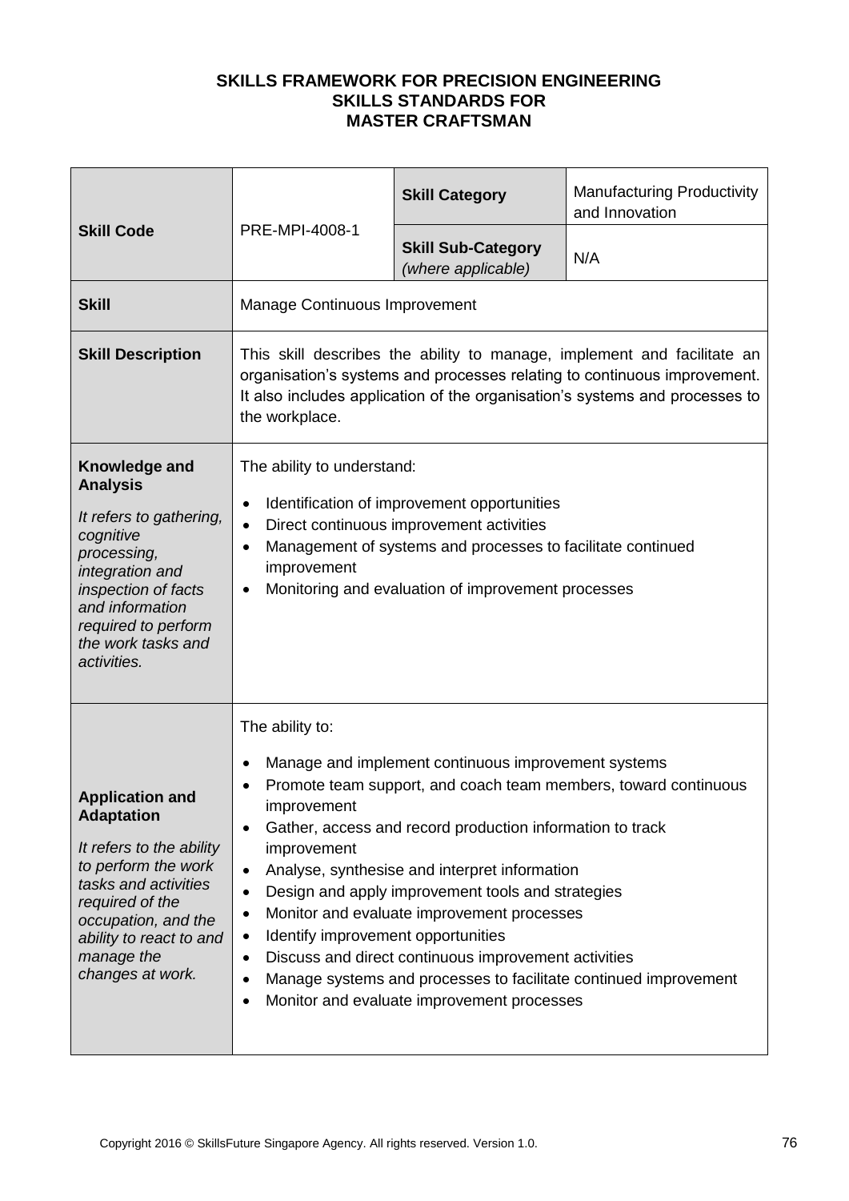**SKILLS FRAMEWORK FOR PRECISION ENGINEERING**
**SKILLS STANDARDS FOR**
**MASTER CRAFTSMAN**

| **Skill Code** | PRE-MPI-4008-1 | **Skill Category** | Manufacturing Productivity and Innovation |
|---|---|---|---|
| | | **Skill Sub-Category** *(where applicable)* | N/A |
| **Skill** | Manage Continuous Improvement | | |
| **Skill Description** | This skill describes the ability to manage, implement and facilitate an organisation's systems and processes relating to continuous improvement. It also includes application of the organisation's systems and processes to the workplace. | | |
| **Knowledge and Analysis**<br><br>*It refers to gathering, cognitive processing, integration and inspection of facts and information required to perform the work tasks and activities.* | The ability to understand:<br><br>• Identification of improvement opportunities<br>• Direct continuous improvement activities<br>• Management of systems and processes to facilitate continued improvement<br>• Monitoring and evaluation of improvement processes | | |
| **Application and Adaptation**<br><br>*It refers to the ability to perform the work tasks and activities required of the occupation, and the ability to react to and manage the changes at work.* | The ability to:<br><br>• Manage and implement continuous improvement systems<br>• Promote team support, and coach team members, toward continuous improvement<br>• Gather, access and record production information to track improvement<br>• Analyse, synthesise and interpret information<br>• Design and apply improvement tools and strategies<br>• Monitor and evaluate improvement processes<br>• Identify improvement opportunities<br>• Discuss and direct continuous improvement activities<br>• Manage systems and processes to facilitate continued improvement<br>• Monitor and evaluate improvement processes | | |

Copyright 2016 © SkillsFuture Singapore Agency. All rights reserved. Version 1.0.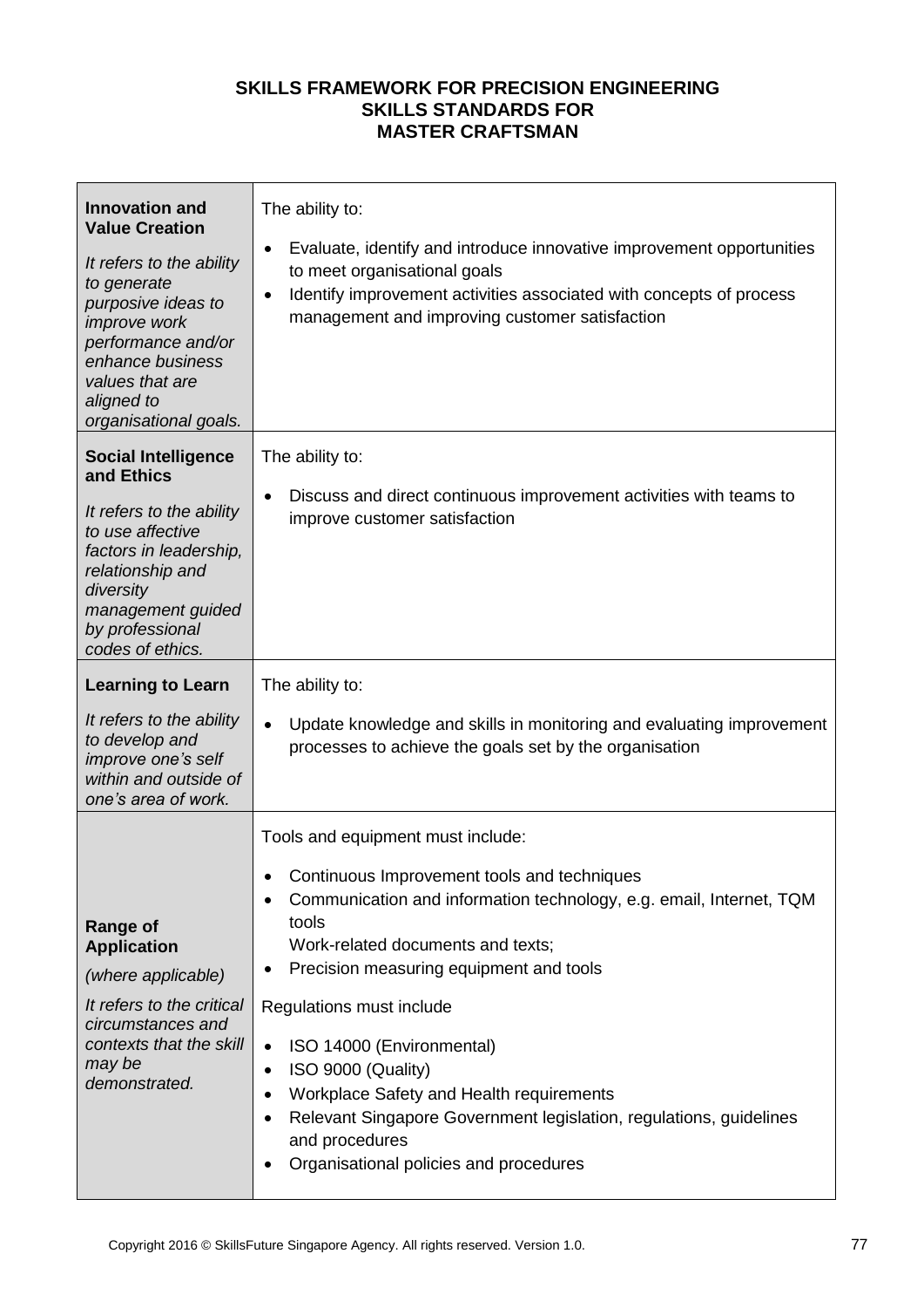**SKILLS FRAMEWORK FOR PRECISION ENGINEERING**
**SKILLS STANDARDS FOR**
**MASTER CRAFTSMAN**

| | |
|---|---|
| **Innovation and Value Creation**<br><br>*It refers to the ability to generate purposive ideas to improve work performance and/or enhance business values that are aligned to organisational goals.* | The ability to:<br><br>• Evaluate, identify and introduce innovative improvement opportunities to meet organisational goals<br>• Identify improvement activities associated with concepts of process management and improving customer satisfaction |
| **Social Intelligence and Ethics**<br><br>*It refers to the ability to use affective factors in leadership, relationship and diversity management guided by professional codes of ethics.* | The ability to:<br><br>• Discuss and direct continuous improvement activities with teams to improve customer satisfaction |
| **Learning to Learn**<br><br>*It refers to the ability to develop and improve one's self within and outside of one's area of work.* | The ability to:<br><br>• Update knowledge and skills in monitoring and evaluating improvement processes to achieve the goals set by the organisation |
| **Range of Application**<br><br>*(where applicable)*<br><br>*It refers to the critical circumstances and contexts that the skill may be demonstrated.* | Tools and equipment must include:<br><br>• Continuous Improvement tools and techniques<br>• Communication and information technology, e.g. email, Internet, TQM tools<br>Work-related documents and texts;<br>• Precision measuring equipment and tools<br><br>Regulations must include<br><br>• ISO 14000 (Environmental)<br>• ISO 9000 (Quality)<br>• Workplace Safety and Health requirements<br>• Relevant Singapore Government legislation, regulations, guidelines and procedures<br>• Organisational policies and procedures |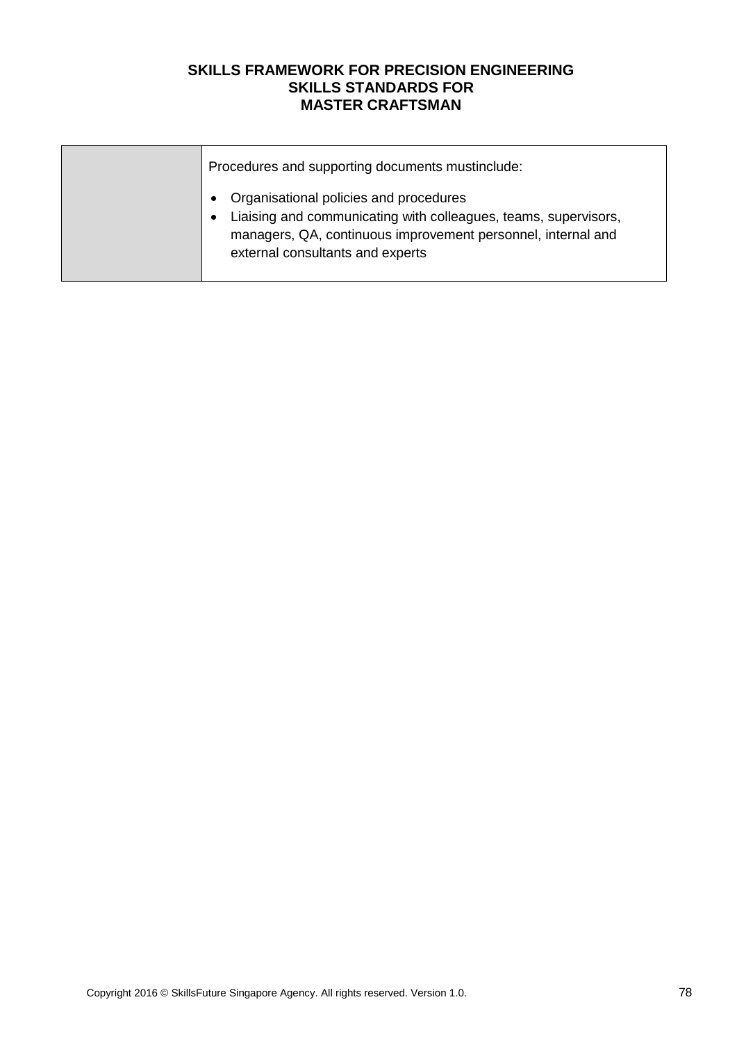| | |
|---|---|
| | Procedures and supporting documents mustinclude:<br><br>• Organisational policies and procedures<br>• Liaising and communicating with colleagues, teams, supervisors, managers, QA, continuous improvement personnel, internal and external consultants and experts |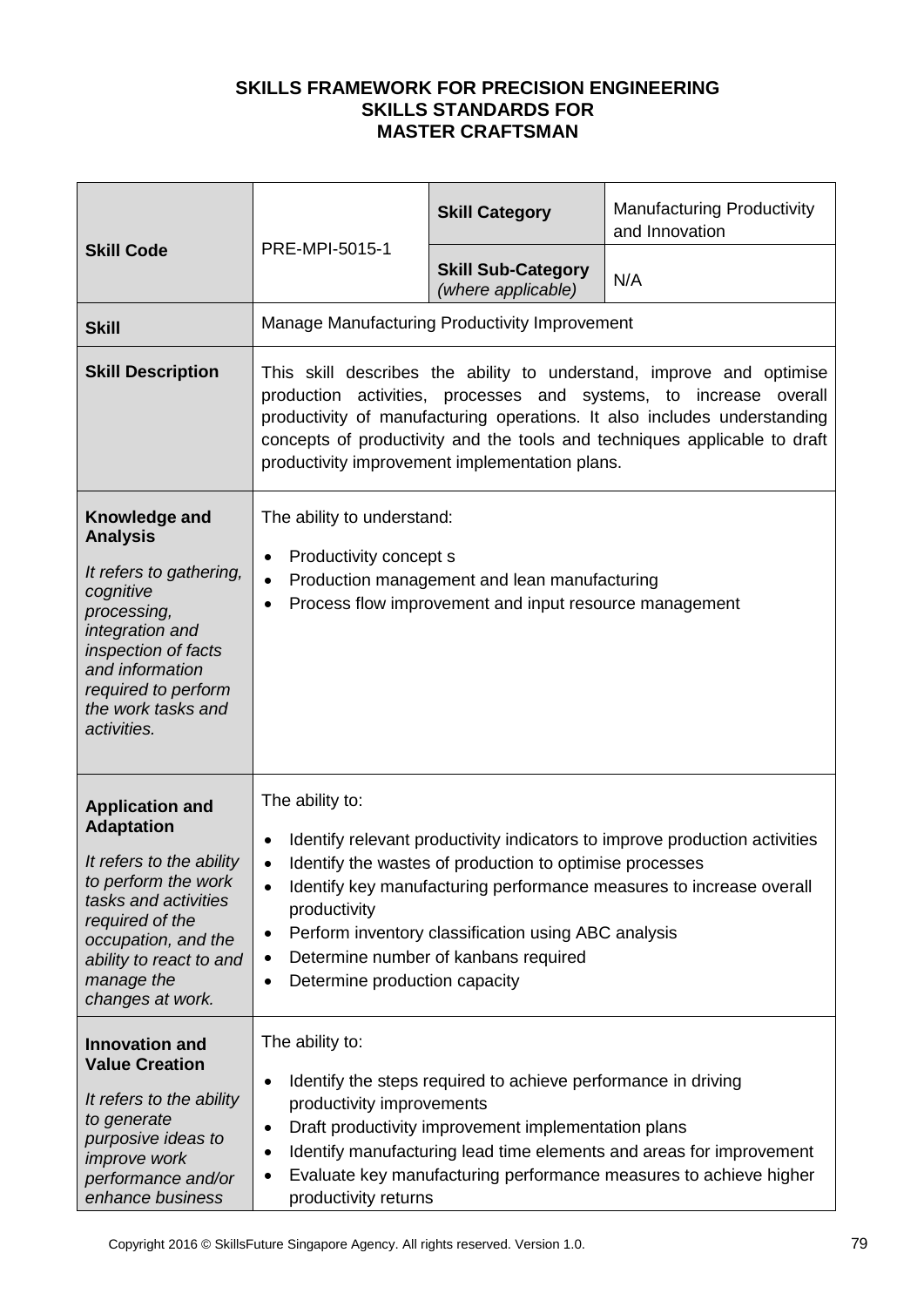**SKILLS FRAMEWORK FOR PRECISION ENGINEERING**
**SKILLS STANDARDS FOR**
**MASTER CRAFTSMAN**

| | | | |
|---|---|---|---|
| **Skill Code** | PRE-MPI-5015-1 | **Skill Category** | Manufacturing Productivity and Innovation |
| | | **Skill Sub-Category** *(where applicable)* | N/A |
| **Skill** | Manage Manufacturing Productivity Improvement | | |
| **Skill Description** | This skill describes the ability to understand, improve and optimise production activities, processes and systems, to increase overall productivity of manufacturing operations. It also includes understanding concepts of productivity and the tools and techniques applicable to draft productivity improvement implementation plans. | | |
| **Knowledge and Analysis**<br><br>*It refers to gathering, cognitive processing, integration and inspection of facts and information required to perform the work tasks and activities.* | The ability to understand:<br>• Productivity concept s<br>• Production management and lean manufacturing<br>• Process flow improvement and input resource management | | |
| **Application and Adaptation**<br><br>*It refers to the ability to perform the work tasks and activities required of the occupation, and the ability to react to and manage the changes at work.* | The ability to:<br>• Identify relevant productivity indicators to improve production activities<br>• Identify the wastes of production to optimise processes<br>• Identify key manufacturing performance measures to increase overall productivity<br>• Perform inventory classification using ABC analysis<br>• Determine number of kanbans required<br>• Determine production capacity | | |
| **Innovation and Value Creation**<br><br>*It refers to the ability to generate purposive ideas to improve work performance and/or enhance business* | The ability to:<br>• Identify the steps required to achieve performance in driving productivity improvements<br>• Draft productivity improvement implementation plans<br>• Identify manufacturing lead time elements and areas for improvement<br>• Evaluate key manufacturing performance measures to achieve higher productivity returns | | |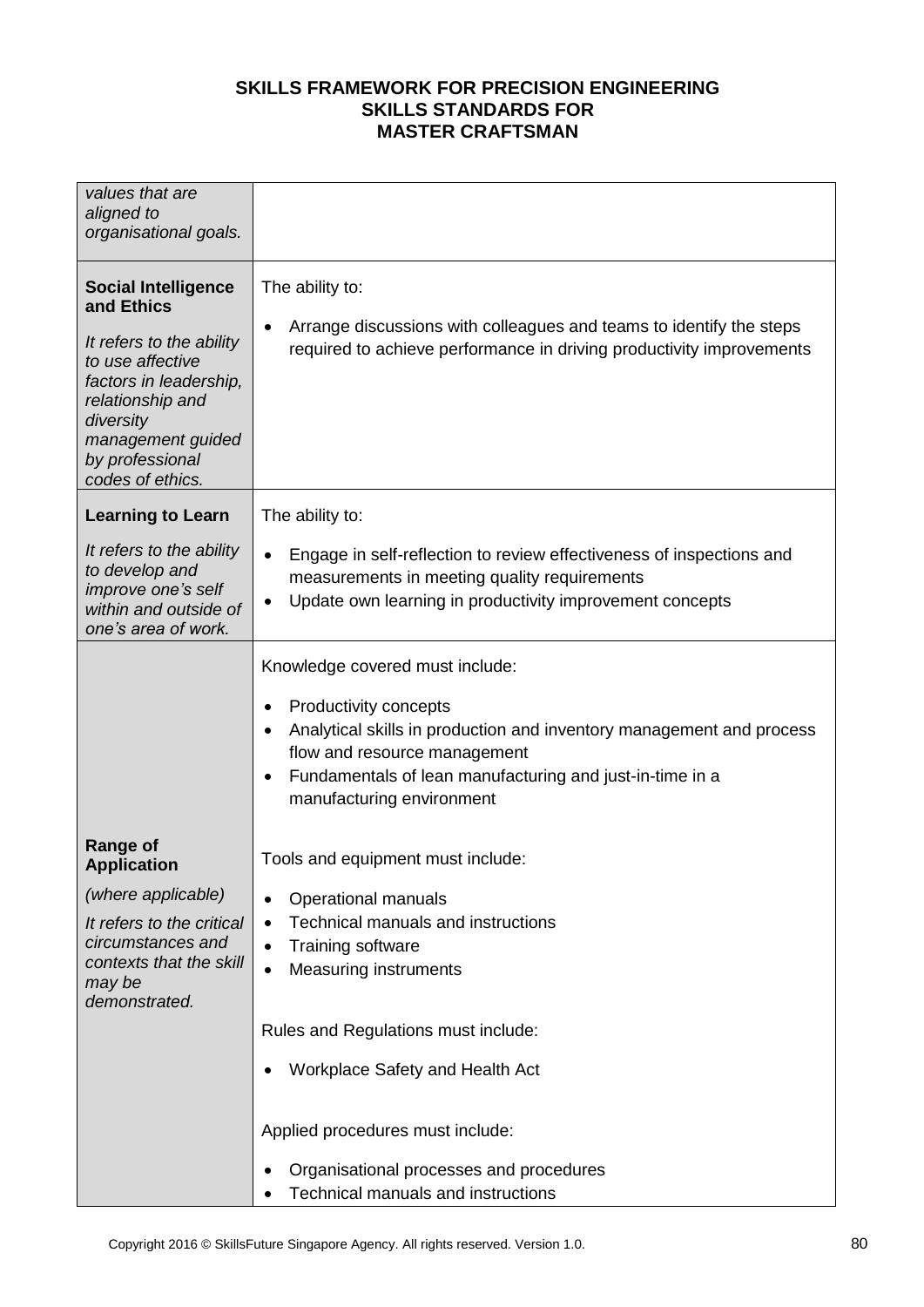| | |
|---|---|
| *values that are aligned to organisational goals.* | |
| **Social Intelligence and Ethics**<br><br>*It refers to the ability to use affective factors in leadership, relationship and diversity management guided by professional codes of ethics.* | The ability to:<br><br>• Arrange discussions with colleagues and teams to identify the steps required to achieve performance in driving productivity improvements |
| **Learning to Learn**<br><br>*It refers to the ability to develop and improve one's self within and outside of one's area of work.* | The ability to:<br><br>• Engage in self-reflection to review effectiveness of inspections and measurements in meeting quality requirements<br>• Update own learning in productivity improvement concepts |
| **Range of Application**<br><br>*(where applicable)*<br><br>*It refers to the critical circumstances and contexts that the skill may be demonstrated.* | Knowledge covered must include:<br><br>• Productivity concepts<br>• Analytical skills in production and inventory management and process flow and resource management<br>• Fundamentals of lean manufacturing and just-in-time in a manufacturing environment<br><br>Tools and equipment must include:<br><br>• Operational manuals<br>• Technical manuals and instructions<br>• Training software<br>• Measuring instruments<br><br>Rules and Regulations must include:<br><br>• Workplace Safety and Health Act<br><br>Applied procedures must include:<br><br>• Organisational processes and procedures<br>• Technical manuals and instructions |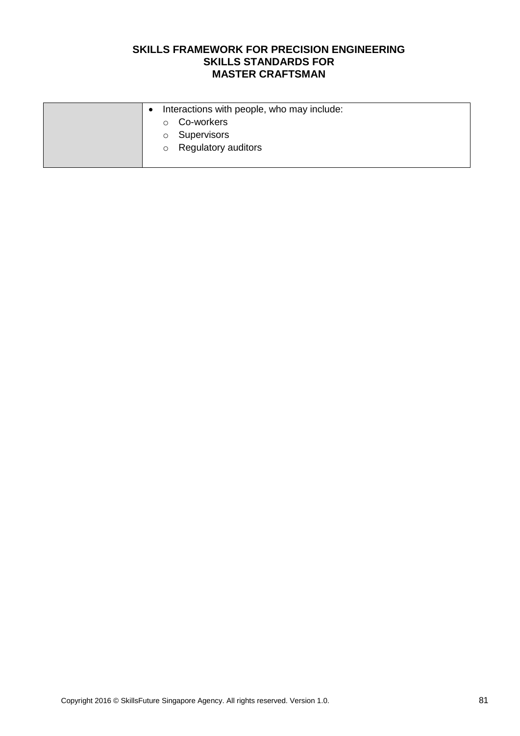| | |
|---|---|
| | • Interactions with people, who may include:<br>o Co-workers<br>o Supervisors<br>o Regulatory auditors |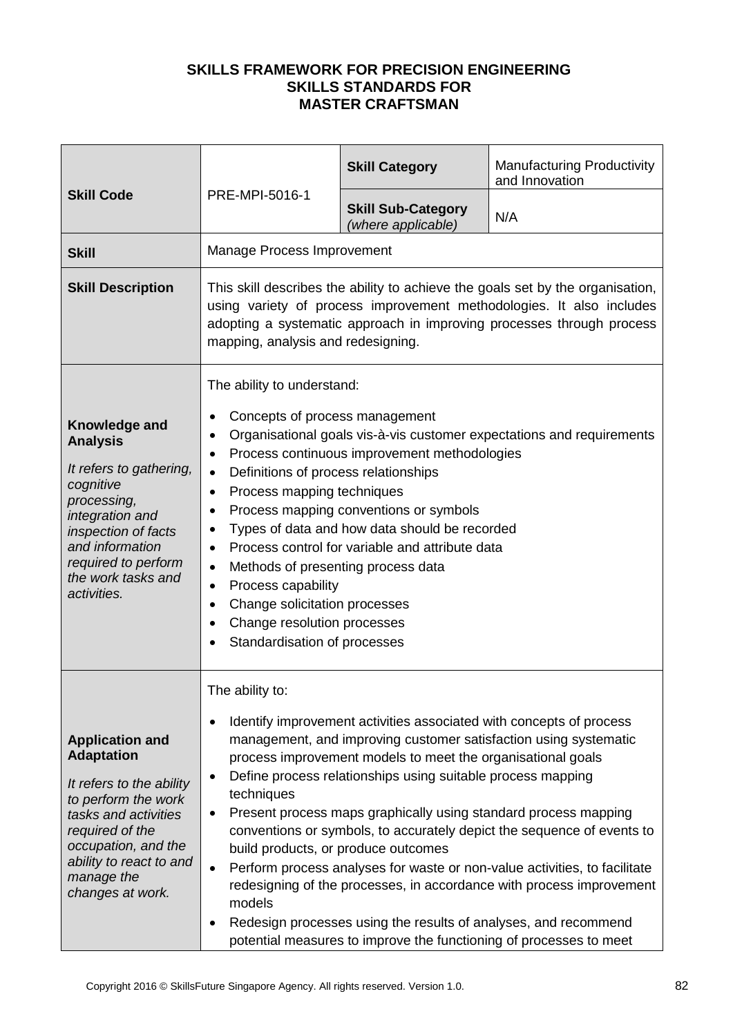**SKILLS FRAMEWORK FOR PRECISION ENGINEERING**
**SKILLS STANDARDS FOR**
**MASTER CRAFTSMAN**

| **Skill Code** | PRE-MPI-5016-1 | **Skill Category** | Manufacturing Productivity and Innovation |
|---|---|---|---|
| | | **Skill Sub-Category** *(where applicable)* | N/A |
| **Skill** | Manage Process Improvement | | |
| **Skill Description** | This skill describes the ability to achieve the goals set by the organisation, using variety of process improvement methodologies. It also includes adopting a systematic approach in improving processes through process mapping, analysis and redesigning. | | |
| **Knowledge and Analysis** *It refers to gathering, cognitive processing, integration and inspection of facts and information required to perform the work tasks and activities.* | The ability to understand: <br>• Concepts of process management <br>• Organisational goals vis-à-vis customer expectations and requirements <br>• Process continuous improvement methodologies <br>• Definitions of process relationships <br>• Process mapping techniques <br>• Process mapping conventions or symbols <br>• Types of data and how data should be recorded <br>• Process control for variable and attribute data <br>• Methods of presenting process data <br>• Process capability <br>• Change solicitation processes <br>• Change resolution processes <br>• Standardisation of processes | | |
| **Application and Adaptation** *It refers to the ability to perform the work tasks and activities required of the occupation, and the ability to react to and manage the changes at work.* | The ability to: <br>• Identify improvement activities associated with concepts of process management, and improving customer satisfaction using systematic process improvement models to meet the organisational goals <br>• Define process relationships using suitable process mapping techniques <br>• Present process maps graphically using standard process mapping conventions or symbols, to accurately depict the sequence of events to build products, or produce outcomes <br>• Perform process analyses for waste or non-value activities, to facilitate redesigning of the processes, in accordance with process improvement models <br>• Redesign processes using the results of analyses, and recommend potential measures to improve the functioning of processes to meet | | |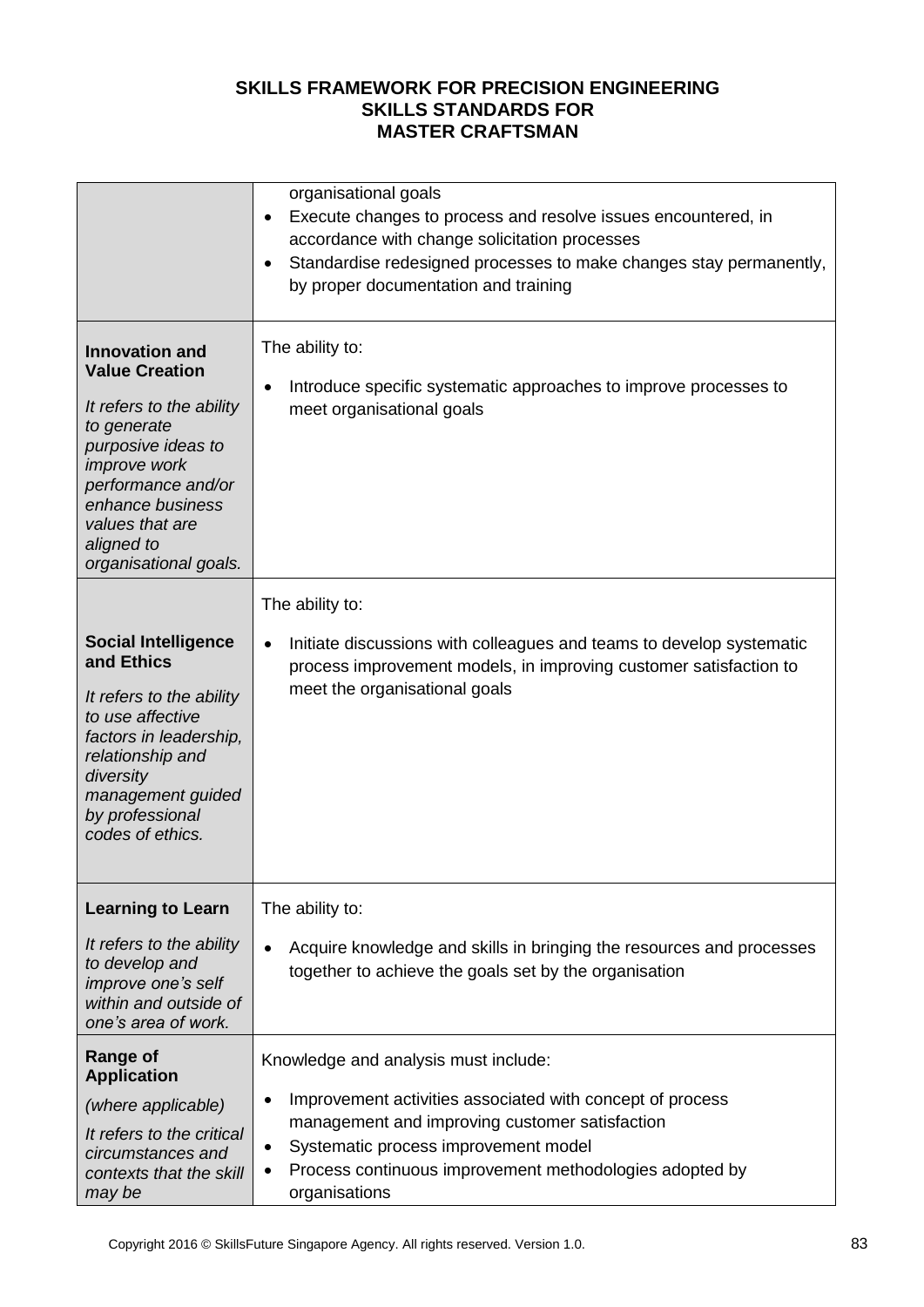| | |
|---|---|
| | organisational goals<br>• Execute changes to process and resolve issues encountered, in accordance with change solicitation processes<br>• Standardise redesigned processes to make changes stay permanently, by proper documentation and training |
| **Innovation and Value Creation**<br><br>*It refers to the ability to generate purposive ideas to improve work performance and/or enhance business values that are aligned to organisational goals.* | The ability to:<br>• Introduce specific systematic approaches to improve processes to meet organisational goals |
| **Social Intelligence and Ethics**<br><br>*It refers to the ability to use affective factors in leadership, relationship and diversity management guided by professional codes of ethics.* | The ability to:<br>• Initiate discussions with colleagues and teams to develop systematic process improvement models, in improving customer satisfaction to meet the organisational goals |
| **Learning to Learn**<br><br>*It refers to the ability to develop and improve one's self within and outside of one's area of work.* | The ability to:<br>• Acquire knowledge and skills in bringing the resources and processes together to achieve the goals set by the organisation |
| **Range of Application**<br><br>*(where applicable)*<br><br>*It refers to the critical circumstances and contexts that the skill may be* | Knowledge and analysis must include:<br>• Improvement activities associated with concept of process management and improving customer satisfaction<br>• Systematic process improvement model<br>• Process continuous improvement methodologies adopted by organisations |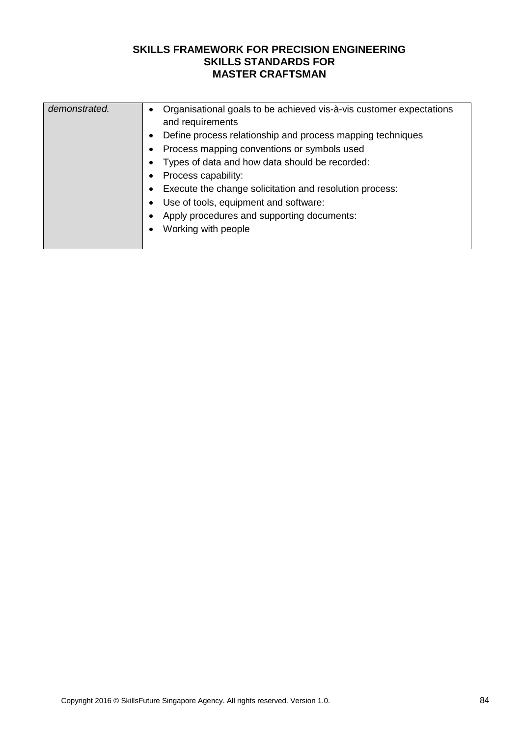| | |
|---|---|
| *demonstrated.* | • Organisational goals to be achieved vis-à-vis customer expectations and requirements<br>• Define process relationship and process mapping techniques<br>• Process mapping conventions or symbols used<br>• Types of data and how data should be recorded:<br>• Process capability:<br>• Execute the change solicitation and resolution process:<br>• Use of tools, equipment and software:<br>• Apply procedures and supporting documents:<br>• Working with people |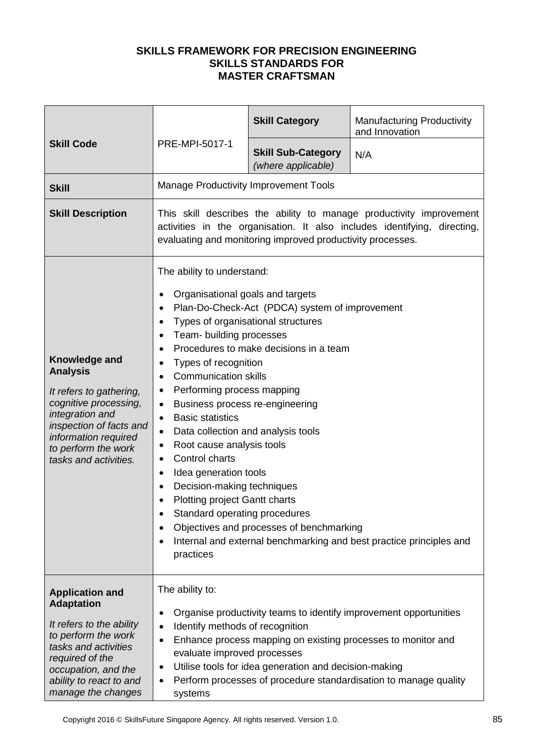# SKILLS FRAMEWORK FOR PRECISION ENGINEERING
## SKILLS STANDARDS FOR
## MASTER CRAFTSMAN

| | | | |
|---|---|---|---|
| **Skill Code** | PRE-MPI-5017-1 | **Skill Category** | Manufacturing Productivity and Innovation |
| | | **Skill Sub-Category** *(where applicable)* | N/A |
| **Skill** | Manage Productivity Improvement Tools | | |
| **Skill Description** | This skill describes the ability to manage productivity improvement activities in the organisation. It also includes identifying, directing, evaluating and monitoring improved productivity processes. | | |
| **Knowledge and Analysis** <br> *It refers to gathering, cognitive processing, integration and inspection of facts and information required to perform the work tasks and activities.* | The ability to understand: <br> • Organisational goals and targets <br> • Plan-Do-Check-Act (PDCA) system of improvement <br> • Types of organisational structures <br> • Team- building processes <br> • Procedures to make decisions in a team <br> • Types of recognition <br> • Communication skills <br> • Performing process mapping <br> • Business process re-engineering <br> • Basic statistics <br> • Data collection and analysis tools <br> • Root cause analysis tools <br> • Control charts <br> • Idea generation tools <br> • Decision-making techniques <br> • Plotting project Gantt charts <br> • Standard operating procedures <br> • Objectives and processes of benchmarking <br> • Internal and external benchmarking and best practice principles and practices | | |
| **Application and Adaptation** <br> *It refers to the ability to perform the work tasks and activities required of the occupation, and the ability to react to and manage the changes* | The ability to: <br> • Organise productivity teams to identify improvement opportunities <br> • Identify methods of recognition <br> • Enhance process mapping on existing processes to monitor and evaluate improved processes <br> • Utilise tools for idea generation and decision-making <br> • Perform processes of procedure standardisation to manage quality systems | | |

Copyright 2016 © SkillsFuture Singapore Agency. All rights reserved. Version 1.0.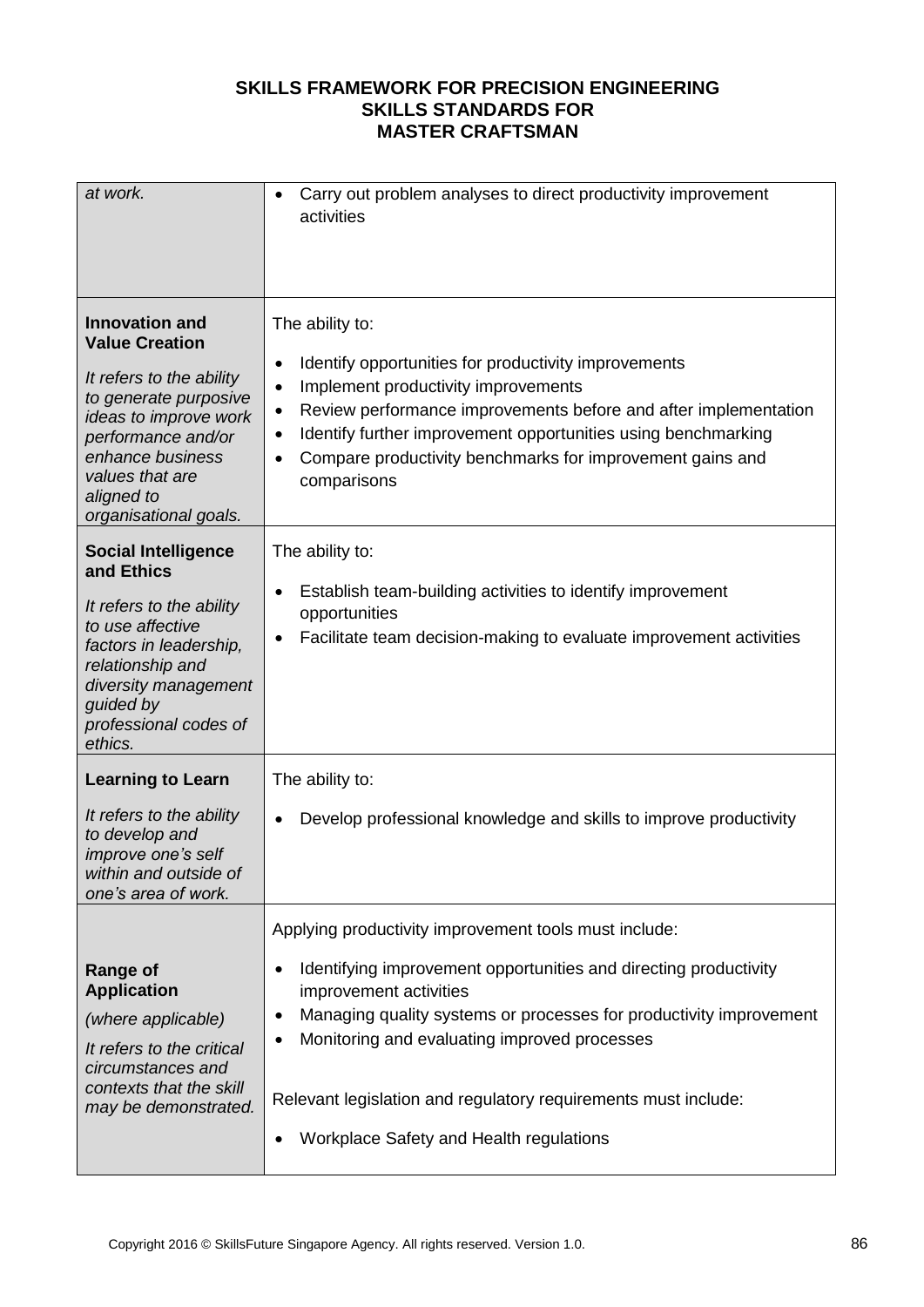| | |
|---|---|
| *at work.* | • Carry out problem analyses to direct productivity improvement activities |
| **Innovation and Value Creation**<br><br>*It refers to the ability to generate purposive ideas to improve work performance and/or enhance business values that are aligned to organisational goals.* | The ability to:<br><br>• Identify opportunities for productivity improvements<br>• Implement productivity improvements<br>• Review performance improvements before and after implementation<br>• Identify further improvement opportunities using benchmarking<br>• Compare productivity benchmarks for improvement gains and comparisons |
| **Social Intelligence and Ethics**<br><br>*It refers to the ability to use affective factors in leadership, relationship and diversity management guided by professional codes of ethics.* | The ability to:<br><br>• Establish team-building activities to identify improvement opportunities<br>• Facilitate team decision-making to evaluate improvement activities |
| **Learning to Learn**<br><br>*It refers to the ability to develop and improve one's self within and outside of one's area of work.* | The ability to:<br><br>• Develop professional knowledge and skills to improve productivity |
| **Range of Application**<br><br>*(where applicable)*<br><br>*It refers to the critical circumstances and contexts that the skill may be demonstrated.* | Applying productivity improvement tools must include:<br><br>• Identifying improvement opportunities and directing productivity improvement activities<br>• Managing quality systems or processes for productivity improvement<br>• Monitoring and evaluating improved processes<br><br>Relevant legislation and regulatory requirements must include:<br><br>• Workplace Safety and Health regulations |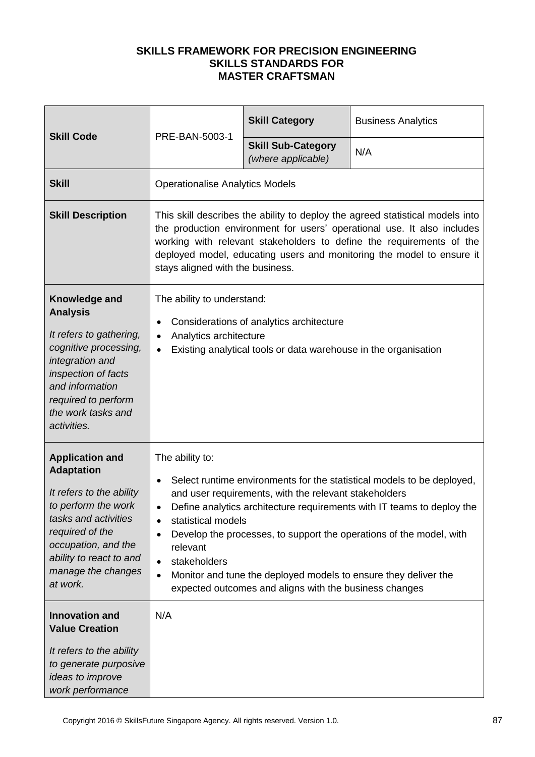**SKILLS FRAMEWORK FOR PRECISION ENGINEERING**
**SKILLS STANDARDS FOR**
**MASTER CRAFTSMAN**

| **Skill Code** | PRE-BAN-5003-1 | **Skill Category** | Business Analytics |
|---|---|---|---|
| | | **Skill Sub-Category** *(where applicable)* | N/A |
| **Skill** | Operationalise Analytics Models | | |
| **Skill Description** | This skill describes the ability to deploy the agreed statistical models into the production environment for users' operational use. It also includes working with relevant stakeholders to define the requirements of the deployed model, educating users and monitoring the model to ensure it stays aligned with the business. | | |
| **Knowledge and Analysis**<br><br>*It refers to gathering, cognitive processing, integration and inspection of facts and information required to perform the work tasks and activities.* | The ability to understand:<br>• Considerations of analytics architecture<br>• Analytics architecture<br>• Existing analytical tools or data warehouse in the organisation | | |
| **Application and Adaptation**<br><br>*It refers to the ability to perform the work tasks and activities required of the occupation, and the ability to react to and manage the changes at work.* | The ability to:<br>• Select runtime environments for the statistical models to be deployed, and user requirements, with the relevant stakeholders<br>• Define analytics architecture requirements with IT teams to deploy the<br>• statistical models<br>• Develop the processes, to support the operations of the model, with relevant<br>• stakeholders<br>• Monitor and tune the deployed models to ensure they deliver the expected outcomes and aligns with the business changes | | |
| **Innovation and Value Creation**<br><br>*It refers to the ability to generate purposive ideas to improve work performance* | N/A | | |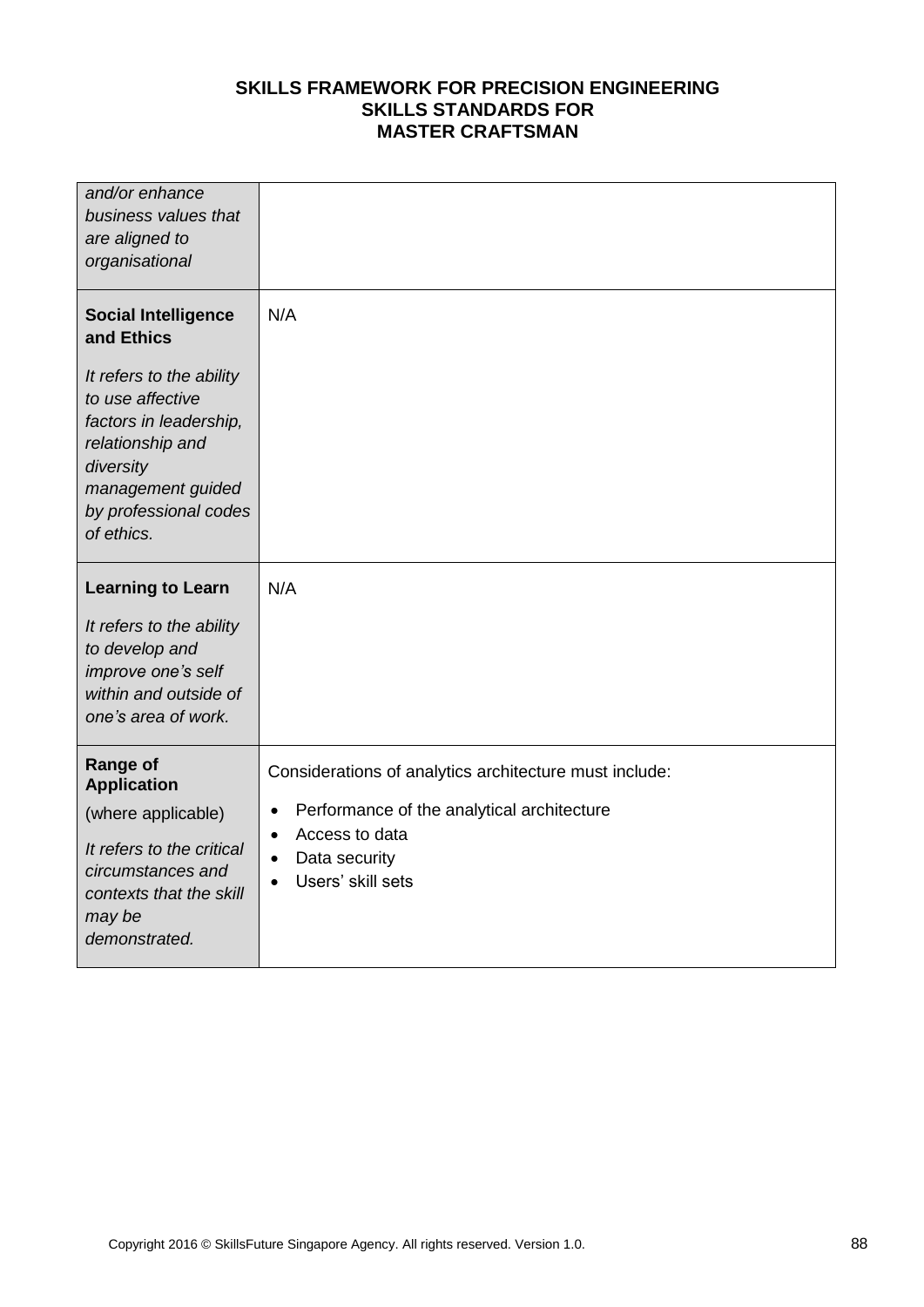| | |
|---|---|
| *and/or enhance business values that are aligned to organisational* | |
| **Social Intelligence and Ethics**<br><br>*It refers to the ability to use affective factors in leadership, relationship and diversity management guided by professional codes of ethics.* | N/A |
| **Learning to Learn**<br><br>*It refers to the ability to develop and improve one's self within and outside of one's area of work.* | N/A |
| **Range of Application**<br><br>(where applicable)<br><br>*It refers to the critical circumstances and contexts that the skill may be demonstrated.* | Considerations of analytics architecture must include:<br><br>• Performance of the analytical architecture<br>• Access to data<br>• Data security<br>• Users' skill sets |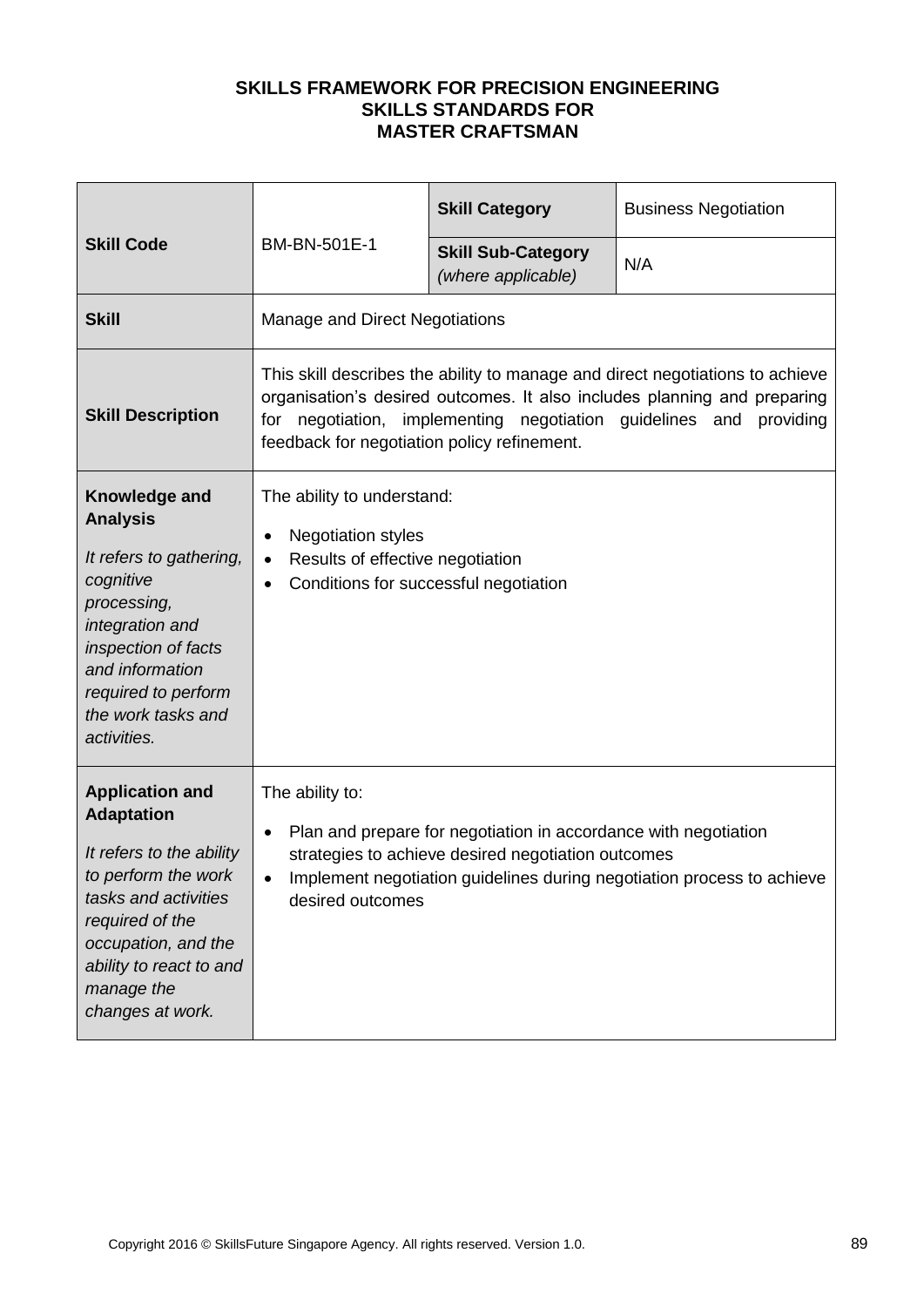**SKILLS FRAMEWORK FOR PRECISION ENGINEERING**
**SKILLS STANDARDS FOR**
**MASTER CRAFTSMAN**

| **Skill Code** | BM-BN-501E-1 | **Skill Category** | Business Negotiation |
|---|---|---|---|
| | | **Skill Sub-Category** *(where applicable)* | N/A |
| **Skill** | Manage and Direct Negotiations | | |
| **Skill Description** | This skill describes the ability to manage and direct negotiations to achieve organisation's desired outcomes. It also includes planning and preparing for negotiation, implementing negotiation guidelines and providing feedback for negotiation policy refinement. | | |
| **Knowledge and Analysis**<br><br>*It refers to gathering, cognitive processing, integration and inspection of facts and information required to perform the work tasks and activities.* | The ability to understand:<br><br>• Negotiation styles<br>• Results of effective negotiation<br>• Conditions for successful negotiation | | |
| **Application and Adaptation**<br><br>*It refers to the ability to perform the work tasks and activities required of the occupation, and the ability to react to and manage the changes at work.* | The ability to:<br><br>• Plan and prepare for negotiation in accordance with negotiation strategies to achieve desired negotiation outcomes<br>• Implement negotiation guidelines during negotiation process to achieve desired outcomes | | |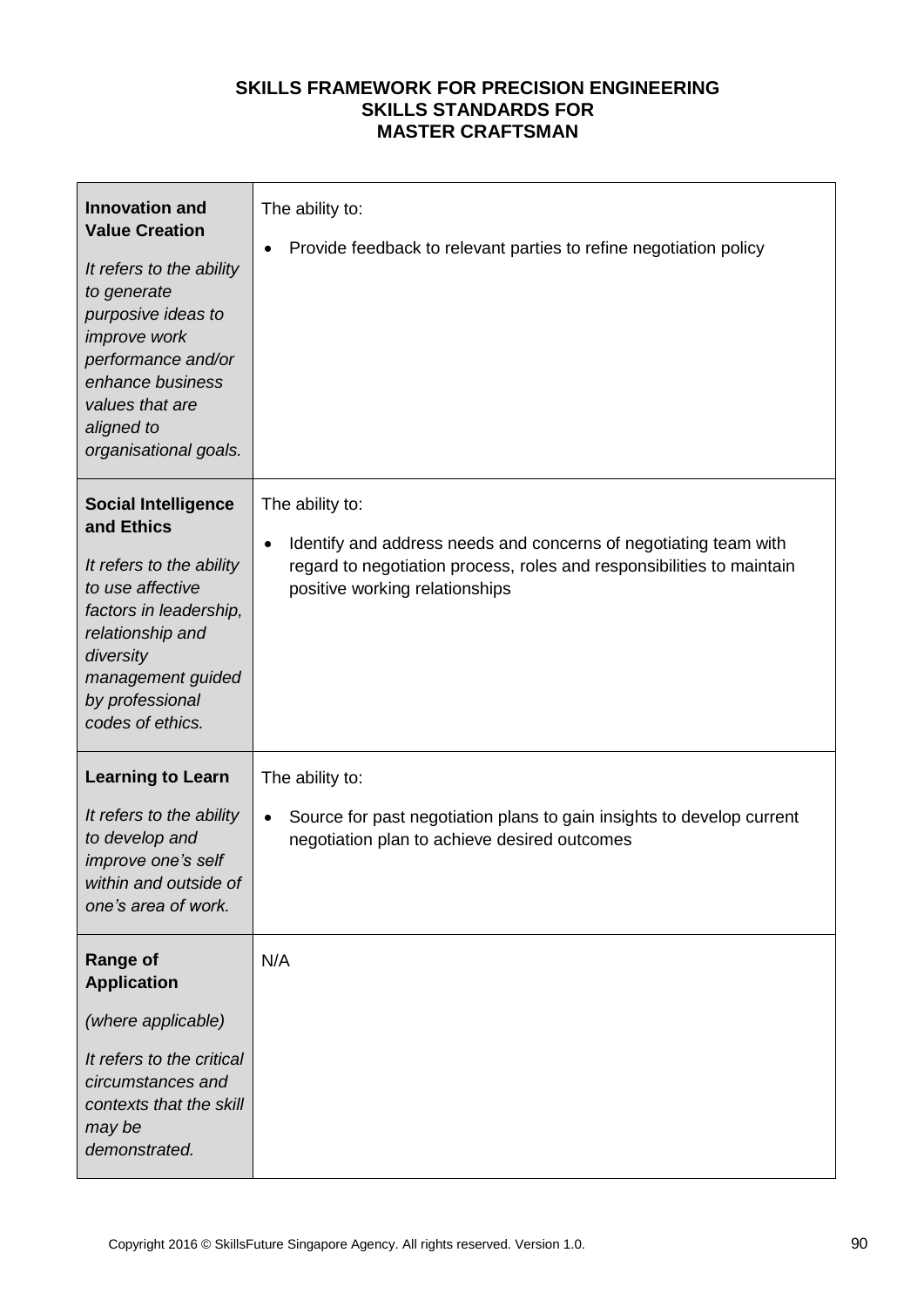**SKILLS FRAMEWORK FOR PRECISION ENGINEERING**
**SKILLS STANDARDS FOR**
**MASTER CRAFTSMAN**

| | |
|---|---|
| **Innovation and Value Creation**<br><br>*It refers to the ability to generate purposive ideas to improve work performance and/or enhance business values that are aligned to organisational goals.* | The ability to:<br><br>• Provide feedback to relevant parties to refine negotiation policy |
| **Social Intelligence and Ethics**<br><br>*It refers to the ability to use affective factors in leadership, relationship and diversity management guided by professional codes of ethics.* | The ability to:<br><br>• Identify and address needs and concerns of negotiating team with regard to negotiation process, roles and responsibilities to maintain positive working relationships |
| **Learning to Learn**<br><br>*It refers to the ability to develop and improve one's self within and outside of one's area of work.* | The ability to:<br><br>• Source for past negotiation plans to gain insights to develop current negotiation plan to achieve desired outcomes |
| **Range of Application**<br><br>*(where applicable)*<br><br>*It refers to the critical circumstances and contexts that the skill may be demonstrated.* | N/A |

Copyright 2016 © SkillsFuture Singapore Agency. All rights reserved. Version 1.0.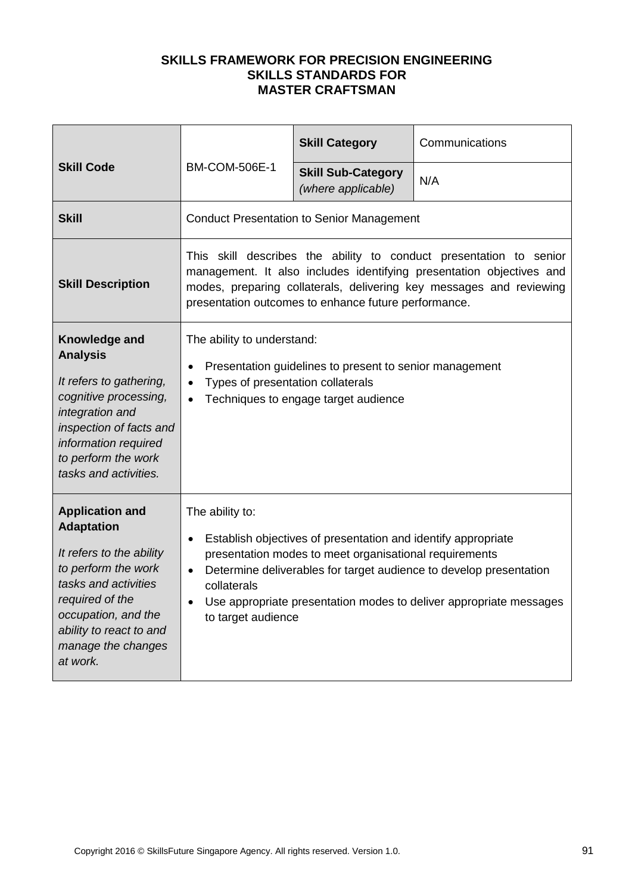**SKILLS FRAMEWORK FOR PRECISION ENGINEERING**
**SKILLS STANDARDS FOR**
**MASTER CRAFTSMAN**

| | | | |
|---|---|---|---|
| **Skill Code** | BM-COM-506E-1 | **Skill Category** | Communications |
| | | **Skill Sub-Category** *(where applicable)* | N/A |
| **Skill** | Conduct Presentation to Senior Management | | |
| **Skill Description** | This skill describes the ability to conduct presentation to senior management. It also includes identifying presentation objectives and modes, preparing collaterals, delivering key messages and reviewing presentation outcomes to enhance future performance. | | |
| **Knowledge and Analysis**<br><br>*It refers to gathering, cognitive processing, integration and inspection of facts and information required to perform the work tasks and activities.* | The ability to understand:<br><br>• Presentation guidelines to present to senior management<br>• Types of presentation collaterals<br>• Techniques to engage target audience | | |
| **Application and Adaptation**<br><br>*It refers to the ability to perform the work tasks and activities required of the occupation, and the ability to react to and manage the changes at work.* | The ability to:<br><br>• Establish objectives of presentation and identify appropriate presentation modes to meet organisational requirements<br>• Determine deliverables for target audience to develop presentation collaterals<br>• Use appropriate presentation modes to deliver appropriate messages to target audience | | |

Copyright 2016 © SkillsFuture Singapore Agency. All rights reserved. Version 1.0.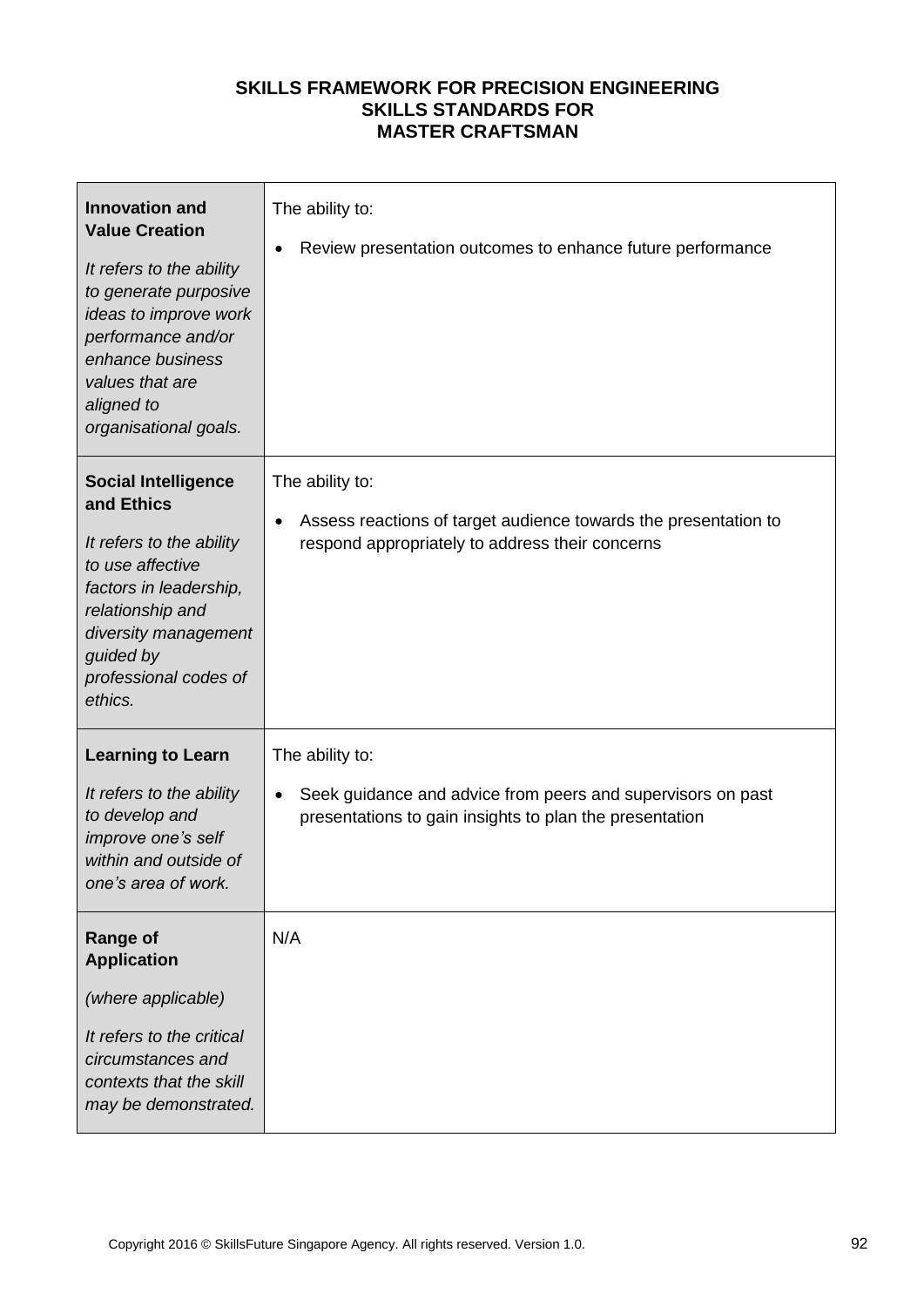**SKILLS FRAMEWORK FOR PRECISION ENGINEERING**
**SKILLS STANDARDS FOR**
**MASTER CRAFTSMAN**

| | |
|---|---|
| **Innovation and Value Creation**<br><br>*It refers to the ability to generate purposive ideas to improve work performance and/or enhance business values that are aligned to organisational goals.* | The ability to:<br><br>• Review presentation outcomes to enhance future performance |
| **Social Intelligence and Ethics**<br><br>*It refers to the ability to use affective factors in leadership, relationship and diversity management guided by professional codes of ethics.* | The ability to:<br><br>• Assess reactions of target audience towards the presentation to respond appropriately to address their concerns |
| **Learning to Learn**<br><br>*It refers to the ability to develop and improve one's self within and outside of one's area of work.* | The ability to:<br><br>• Seek guidance and advice from peers and supervisors on past presentations to gain insights to plan the presentation |
| **Range of Application**<br><br>*(where applicable)*<br><br>*It refers to the critical circumstances and contexts that the skill may be demonstrated.* | N/A |

Copyright 2016 © SkillsFuture Singapore Agency. All rights reserved. Version 1.0.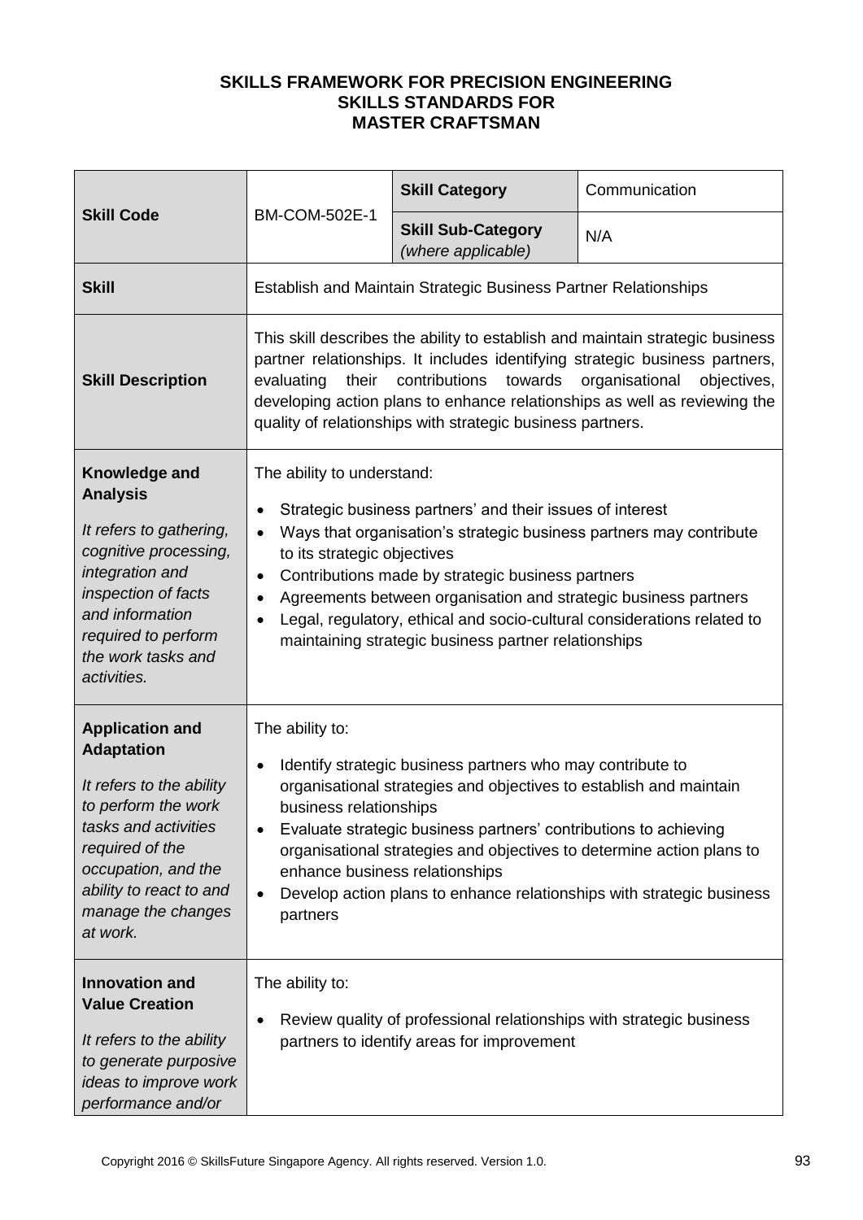**SKILLS FRAMEWORK FOR PRECISION ENGINEERING**
**SKILLS STANDARDS FOR**
**MASTER CRAFTSMAN**

| **Skill Code** | BM-COM-502E-1 | **Skill Category** | Communication |
|---|---|---|---|
| | | **Skill Sub-Category** *(where applicable)* | N/A |
| **Skill** | Establish and Maintain Strategic Business Partner Relationships | | |
| **Skill Description** | This skill describes the ability to establish and maintain strategic business partner relationships. It includes identifying strategic business partners, evaluating their contributions towards organisational objectives, developing action plans to enhance relationships as well as reviewing the quality of relationships with strategic business partners. | | |
| **Knowledge and Analysis**<br><br>*It refers to gathering, cognitive processing, integration and inspection of facts and information required to perform the work tasks and activities.* | The ability to understand:<br><br>• Strategic business partners' and their issues of interest<br>• Ways that organisation's strategic business partners may contribute to its strategic objectives<br>• Contributions made by strategic business partners<br>• Agreements between organisation and strategic business partners<br>• Legal, regulatory, ethical and socio-cultural considerations related to maintaining strategic business partner relationships | | |
| **Application and Adaptation**<br><br>*It refers to the ability to perform the work tasks and activities required of the occupation, and the ability to react to and manage the changes at work.* | The ability to:<br><br>• Identify strategic business partners who may contribute to organisational strategies and objectives to establish and maintain business relationships<br>• Evaluate strategic business partners' contributions to achieving organisational strategies and objectives to determine action plans to enhance business relationships<br>• Develop action plans to enhance relationships with strategic business partners | | |
| **Innovation and Value Creation**<br><br>*It refers to the ability to generate purposive ideas to improve work performance and/or* | The ability to:<br><br>• Review quality of professional relationships with strategic business partners to identify areas for improvement | | |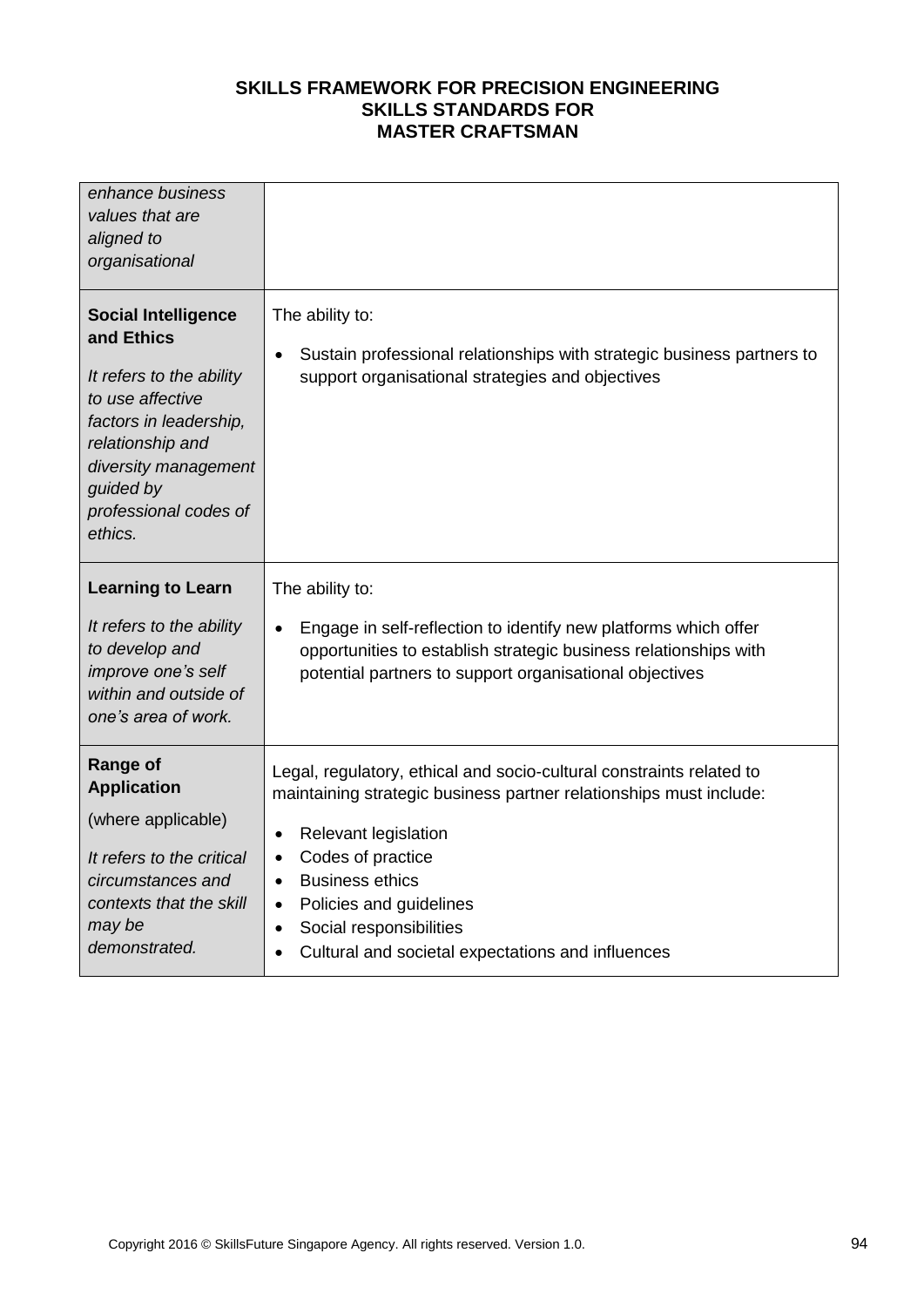| | |
|---|---|
| *enhance business values that are aligned to organisational* | |
| **Social Intelligence and Ethics**<br><br>*It refers to the ability to use affective factors in leadership, relationship and diversity management guided by professional codes of ethics.* | The ability to:<br><br>• Sustain professional relationships with strategic business partners to support organisational strategies and objectives |
| **Learning to Learn**<br><br>*It refers to the ability to develop and improve one's self within and outside of one's area of work.* | The ability to:<br><br>• Engage in self-reflection to identify new platforms which offer opportunities to establish strategic business relationships with potential partners to support organisational objectives |
| **Range of Application**<br><br>(where applicable)<br><br>*It refers to the critical circumstances and contexts that the skill may be demonstrated.* | Legal, regulatory, ethical and socio-cultural constraints related to maintaining strategic business partner relationships must include:<br><br>• Relevant legislation<br>• Codes of practice<br>• Business ethics<br>• Policies and guidelines<br>• Social responsibilities<br>• Cultural and societal expectations and influences |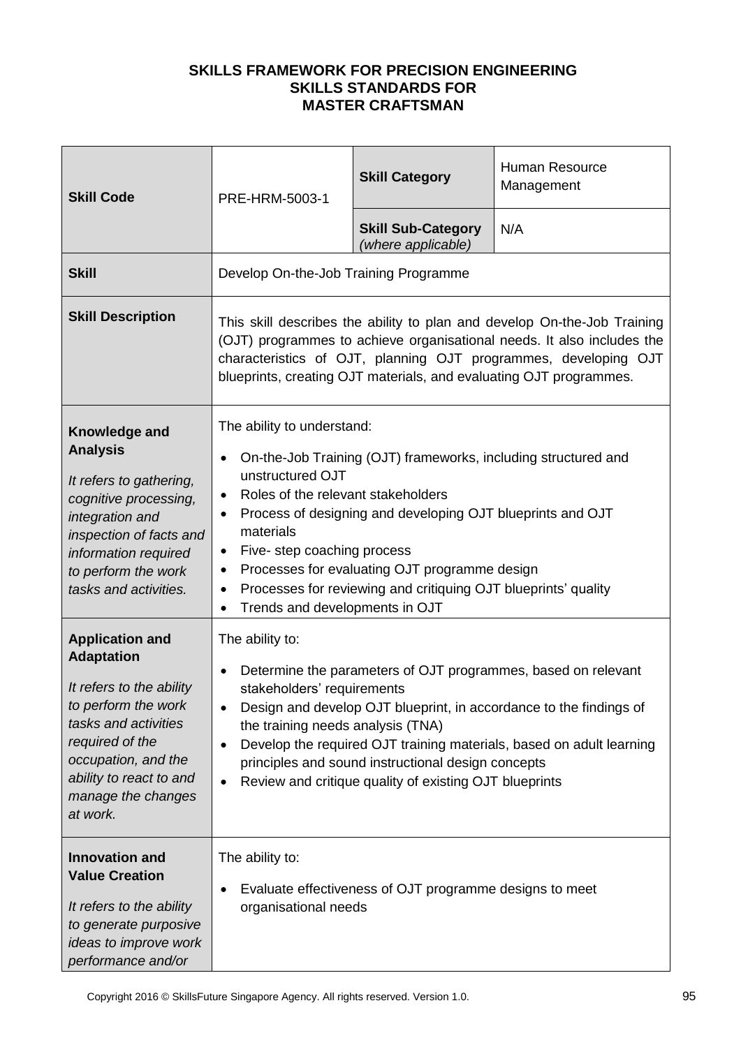**SKILLS FRAMEWORK FOR PRECISION ENGINEERING**
**SKILLS STANDARDS FOR**
**MASTER CRAFTSMAN**

| **Skill Code** | PRE-HRM-5003-1 | **Skill Category** | Human Resource Management |
|---|---|---|---|
| | | **Skill Sub-Category** *(where applicable)* | N/A |
| **Skill** | Develop On-the-Job Training Programme | | |
| **Skill Description** | This skill describes the ability to plan and develop On-the-Job Training (OJT) programmes to achieve organisational needs. It also includes the characteristics of OJT, planning OJT programmes, developing OJT blueprints, creating OJT materials, and evaluating OJT programmes. | | |
| **Knowledge and Analysis**<br><br>*It refers to gathering, cognitive processing, integration and inspection of facts and information required to perform the work tasks and activities.* | The ability to understand:<br><br>• On-the-Job Training (OJT) frameworks, including structured and unstructured OJT<br>• Roles of the relevant stakeholders<br>• Process of designing and developing OJT blueprints and OJT materials<br>• Five- step coaching process<br>• Processes for evaluating OJT programme design<br>• Processes for reviewing and critiquing OJT blueprints' quality<br>• Trends and developments in OJT | | |
| **Application and Adaptation**<br><br>*It refers to the ability to perform the work tasks and activities required of the occupation, and the ability to react to and manage the changes at work.* | The ability to:<br><br>• Determine the parameters of OJT programmes, based on relevant stakeholders' requirements<br>• Design and develop OJT blueprint, in accordance to the findings of the training needs analysis (TNA)<br>• Develop the required OJT training materials, based on adult learning principles and sound instructional design concepts<br>• Review and critique quality of existing OJT blueprints | | |
| **Innovation and Value Creation**<br><br>*It refers to the ability to generate purposive ideas to improve work performance and/or* | The ability to:<br><br>• Evaluate effectiveness of OJT programme designs to meet organisational needs | | |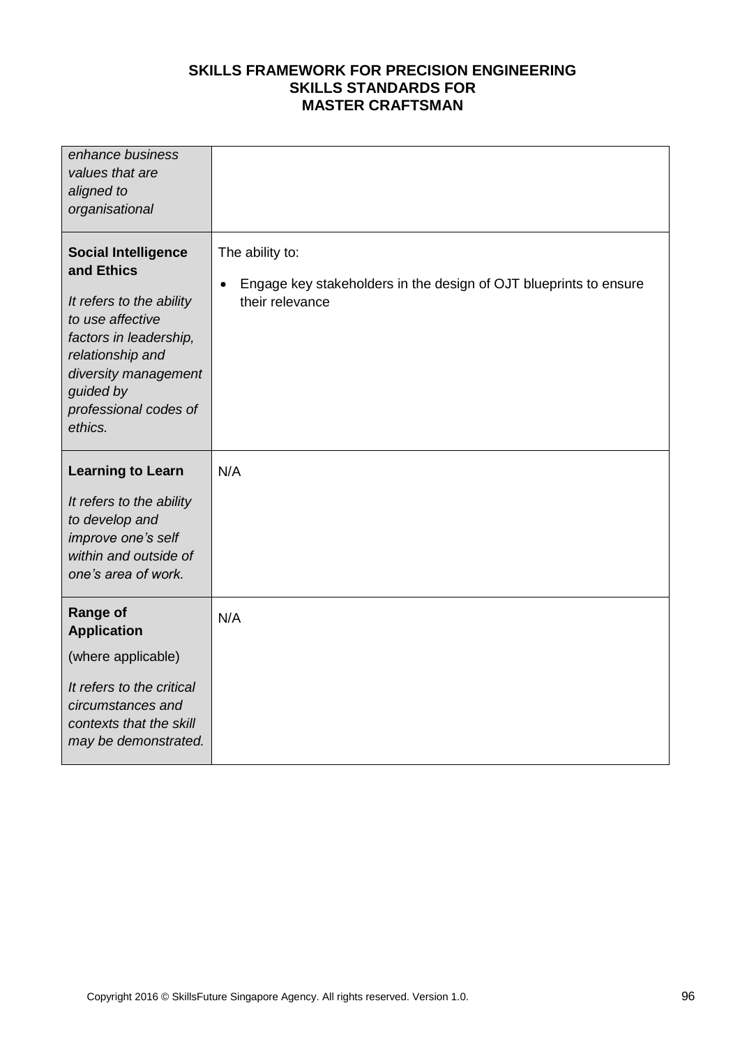| | |
|---|---|
| *enhance business values that are aligned to organisational* | |
| **Social Intelligence and Ethics**<br><br>*It refers to the ability to use affective factors in leadership, relationship and diversity management guided by professional codes of ethics.* | The ability to:<br><br>• Engage key stakeholders in the design of OJT blueprints to ensure their relevance |
| **Learning to Learn**<br><br>*It refers to the ability to develop and improve one's self within and outside of one's area of work.* | N/A |
| **Range of Application**<br><br>(where applicable)<br><br>*It refers to the critical circumstances and contexts that the skill may be demonstrated.* | N/A |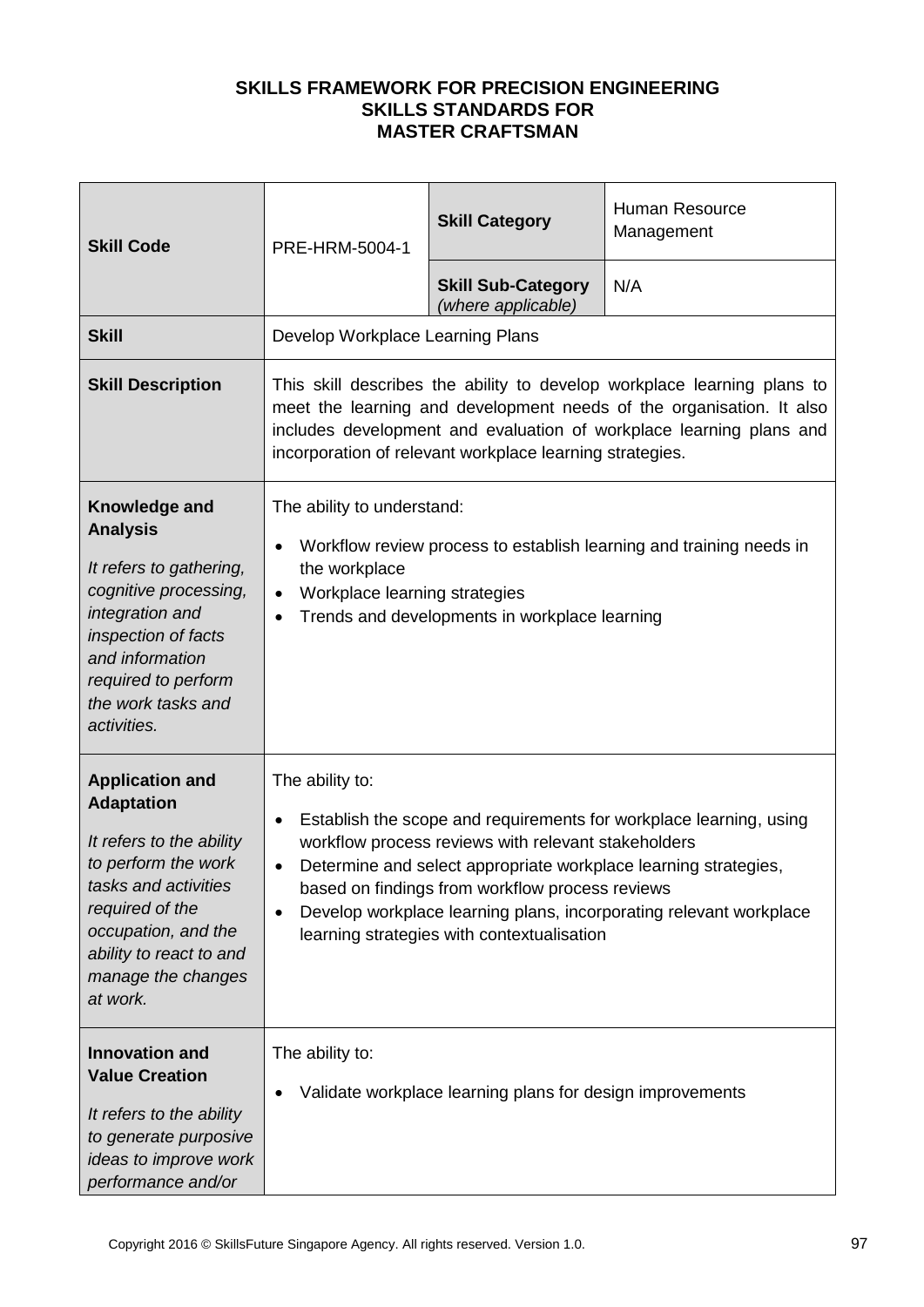**SKILLS FRAMEWORK FOR PRECISION ENGINEERING**
**SKILLS STANDARDS FOR**
**MASTER CRAFTSMAN**

| **Skill Code** | PRE-HRM-5004-1 | **Skill Category** | Human Resource Management |
|---|---|---|---|
| | | **Skill Sub-Category** *(where applicable)* | N/A |
| **Skill** | Develop Workplace Learning Plans | | |
| **Skill Description** | This skill describes the ability to develop workplace learning plans to meet the learning and development needs of the organisation. It also includes development and evaluation of workplace learning plans and incorporation of relevant workplace learning strategies. | | |
| **Knowledge and Analysis**<br><br>*It refers to gathering, cognitive processing, integration and inspection of facts and information required to perform the work tasks and activities.* | The ability to understand:<br><br>• Workflow review process to establish learning and training needs in the workplace<br>• Workplace learning strategies<br>• Trends and developments in workplace learning | | |
| **Application and Adaptation**<br><br>*It refers to the ability to perform the work tasks and activities required of the occupation, and the ability to react to and manage the changes at work.* | The ability to:<br><br>• Establish the scope and requirements for workplace learning, using workflow process reviews with relevant stakeholders<br>• Determine and select appropriate workplace learning strategies, based on findings from workflow process reviews<br>• Develop workplace learning plans, incorporating relevant workplace learning strategies with contextualisation | | |
| **Innovation and Value Creation**<br><br>*It refers to the ability to generate purposive ideas to improve work performance and/or* | The ability to:<br><br>• Validate workplace learning plans for design improvements | | |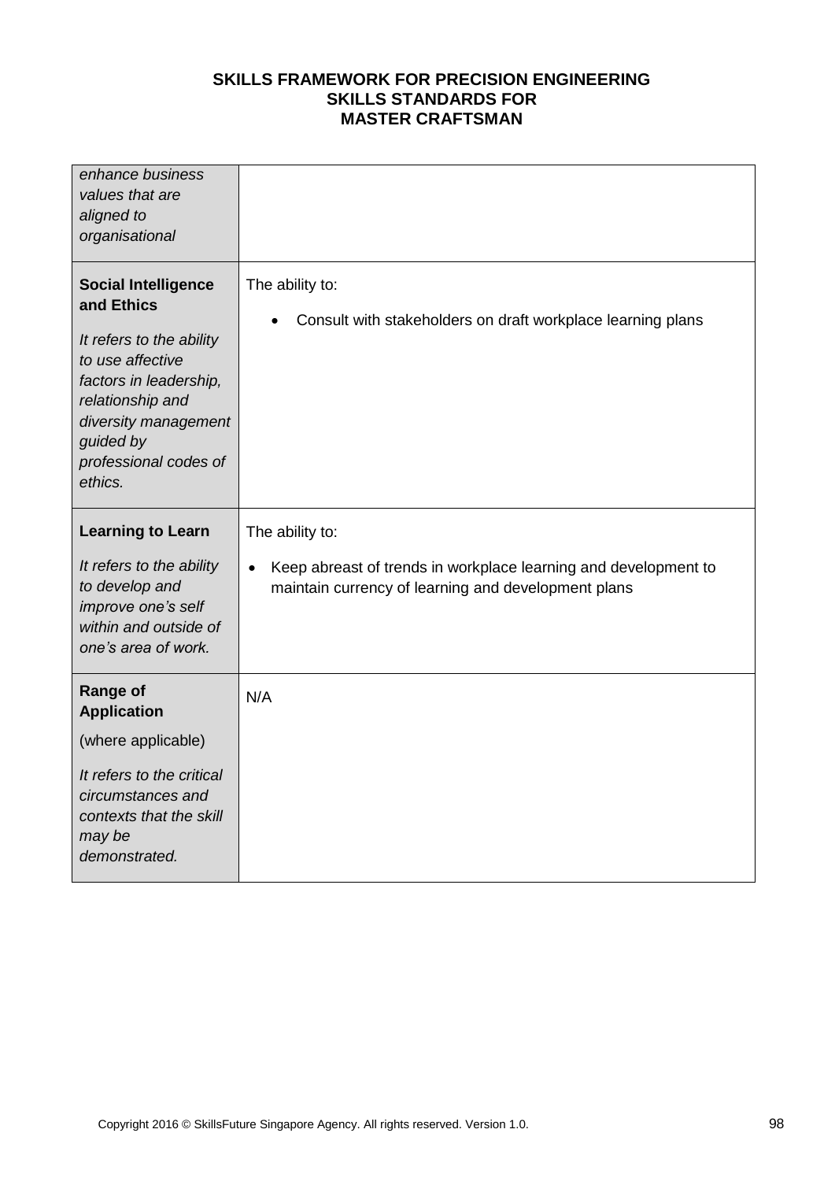| | |
|---|---|
| *enhance business values that are aligned to organisational* | |
| **Social Intelligence and Ethics**<br><br>*It refers to the ability to use affective factors in leadership, relationship and diversity management guided by professional codes of ethics.* | The ability to:<br><br>• Consult with stakeholders on draft workplace learning plans |
| **Learning to Learn**<br><br>*It refers to the ability to develop and improve one's self within and outside of one's area of work.* | The ability to:<br><br>• Keep abreast of trends in workplace learning and development to maintain currency of learning and development plans |
| **Range of Application**<br><br>(where applicable)<br><br>*It refers to the critical circumstances and contexts that the skill may be demonstrated.* | N/A |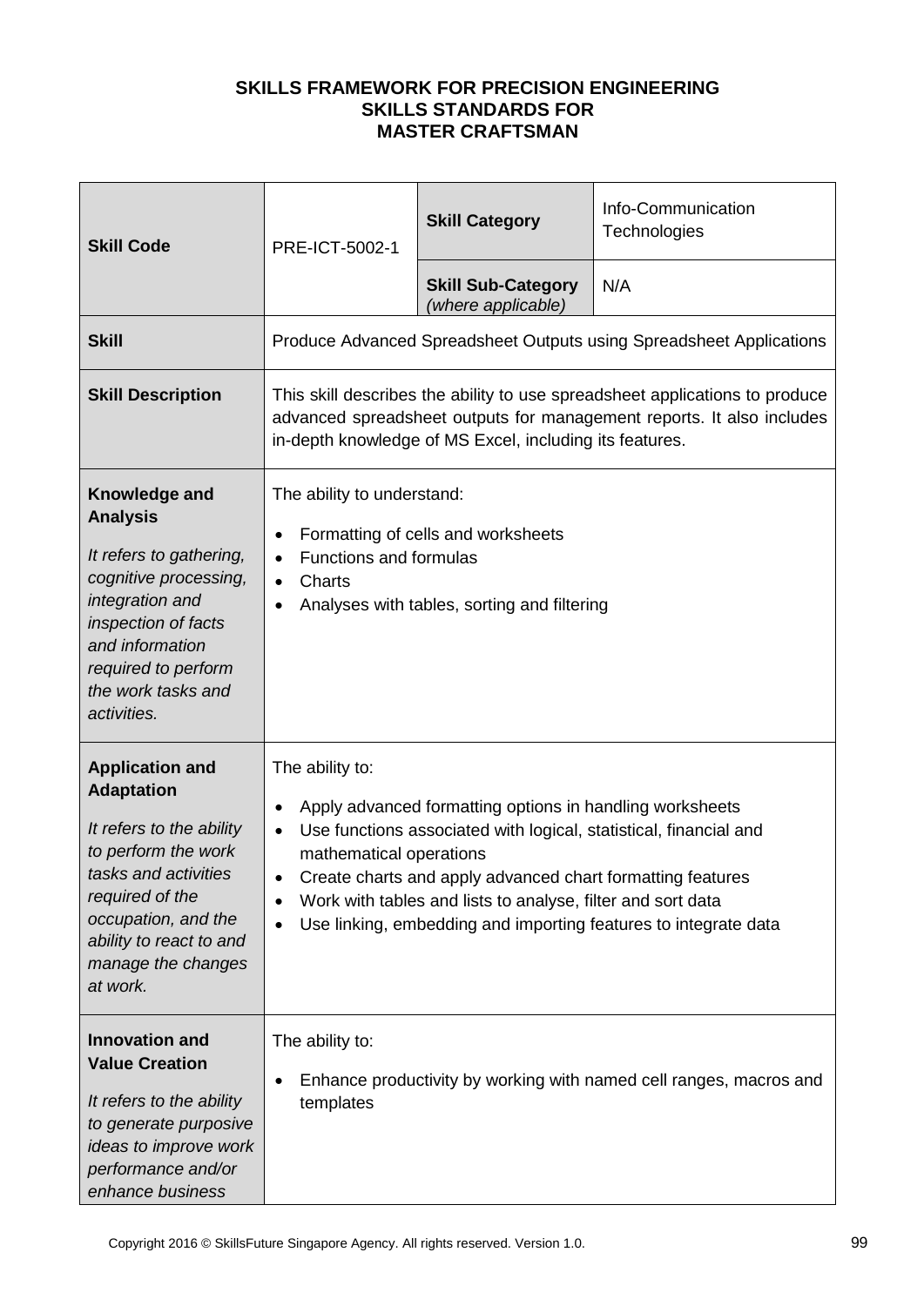**SKILLS FRAMEWORK FOR PRECISION ENGINEERING**
**SKILLS STANDARDS FOR**
**MASTER CRAFTSMAN**

| **Skill Code** | PRE-ICT-5002-1 | **Skill Category** | Info-Communication Technologies |
|---|---|---|---|
| | | **Skill Sub-Category** *(where applicable)* | N/A |
| **Skill** | Produce Advanced Spreadsheet Outputs using Spreadsheet Applications | | |
| **Skill Description** | This skill describes the ability to use spreadsheet applications to produce advanced spreadsheet outputs for management reports. It also includes in-depth knowledge of MS Excel, including its features. | | |
| **Knowledge and Analysis** *It refers to gathering, cognitive processing, integration and inspection of facts and information required to perform the work tasks and activities.* | The ability to understand: <br>• Formatting of cells and worksheets <br>• Functions and formulas <br>• Charts <br>• Analyses with tables, sorting and filtering | | |
| **Application and Adaptation** *It refers to the ability to perform the work tasks and activities required of the occupation, and the ability to react to and manage the changes at work.* | The ability to: <br>• Apply advanced formatting options in handling worksheets <br>• Use functions associated with logical, statistical, financial and mathematical operations <br>• Create charts and apply advanced chart formatting features <br>• Work with tables and lists to analyse, filter and sort data <br>• Use linking, embedding and importing features to integrate data | | |
| **Innovation and Value Creation** *It refers to the ability to generate purposive ideas to improve work performance and/or enhance business* | The ability to: <br>• Enhance productivity by working with named cell ranges, macros and templates | | |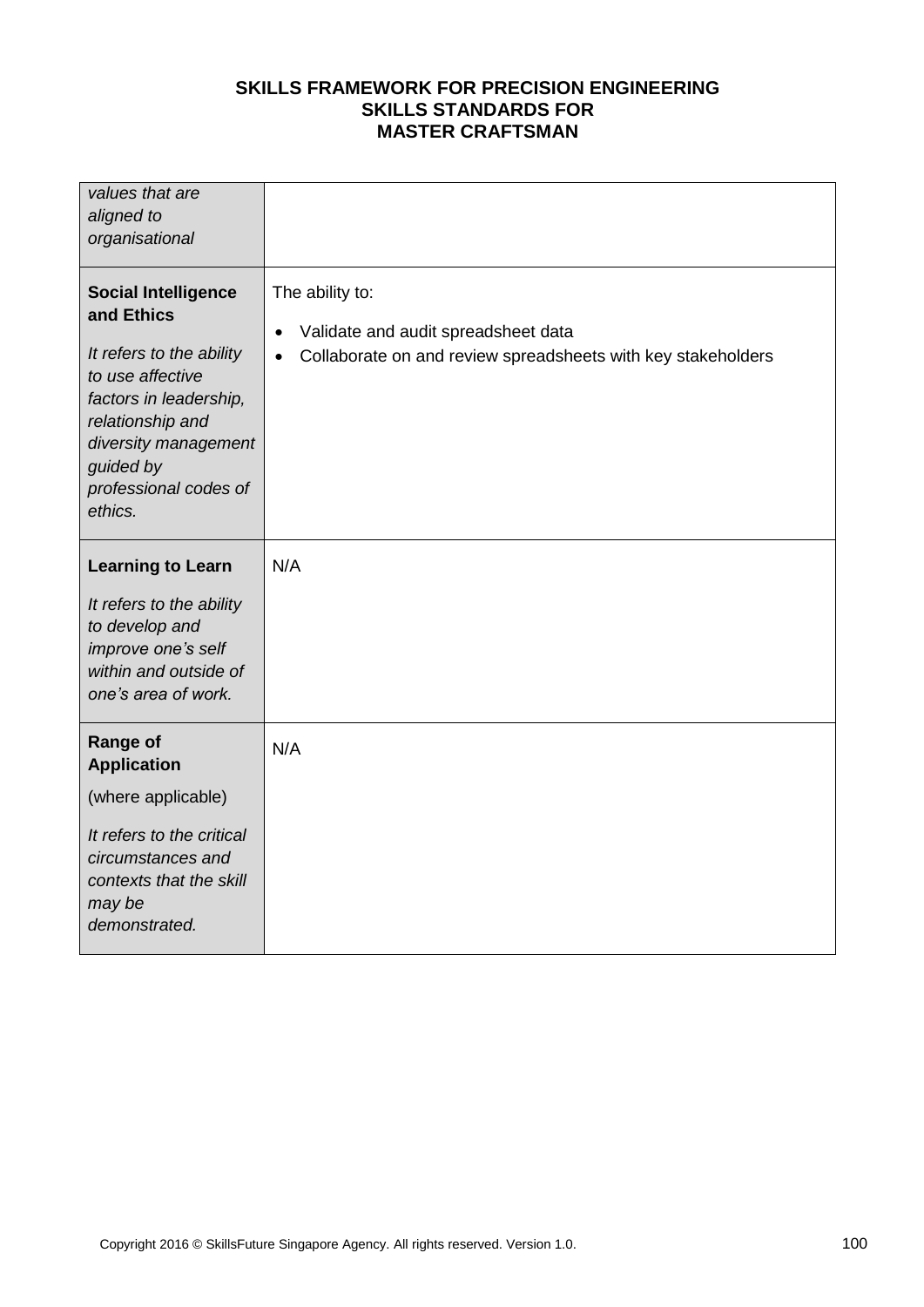| | |
|---|---|
| *values that are aligned to organisational* | |
| **Social Intelligence and Ethics**<br><br>*It refers to the ability to use affective factors in leadership, relationship and diversity management guided by professional codes of ethics.* | The ability to:<br><br>• Validate and audit spreadsheet data<br>• Collaborate on and review spreadsheets with key stakeholders |
| **Learning to Learn**<br><br>*It refers to the ability to develop and improve one's self within and outside of one's area of work.* | N/A |
| **Range of Application**<br><br>(where applicable)<br><br>*It refers to the critical circumstances and contexts that the skill may be demonstrated.* | N/A |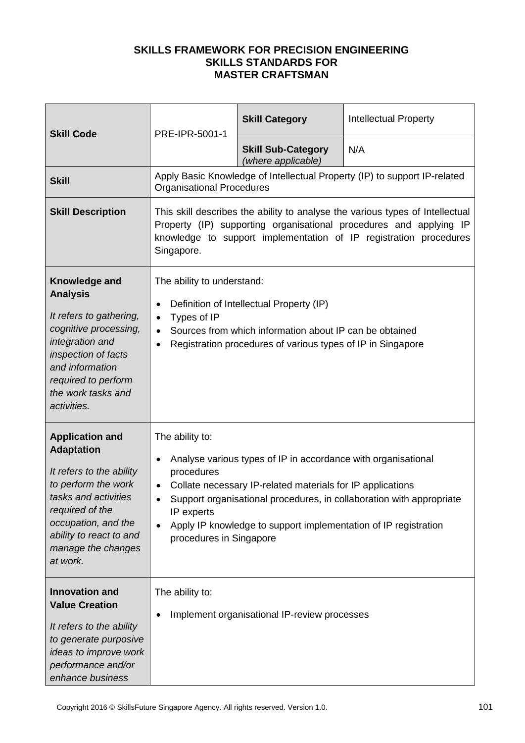**SKILLS FRAMEWORK FOR PRECISION ENGINEERING**
**SKILLS STANDARDS FOR**
**MASTER CRAFTSMAN**

| **Skill Code** | PRE-IPR-5001-1 | **Skill Category** | Intellectual Property |
|---|---|---|---|
| | | **Skill Sub-Category** *(where applicable)* | N/A |
| **Skill** | Apply Basic Knowledge of Intellectual Property (IP) to support IP-related Organisational Procedures | | |
| **Skill Description** | This skill describes the ability to analyse the various types of Intellectual Property (IP) supporting organisational procedures and applying IP knowledge to support implementation of IP registration procedures Singapore. | | |
| **Knowledge and Analysis**<br><br>*It refers to gathering, cognitive processing, integration and inspection of facts and information required to perform the work tasks and activities.* | The ability to understand:<br><br>• Definition of Intellectual Property (IP)<br>• Types of IP<br>• Sources from which information about IP can be obtained<br>• Registration procedures of various types of IP in Singapore | | |
| **Application and Adaptation**<br><br>*It refers to the ability to perform the work tasks and activities required of the occupation, and the ability to react to and manage the changes at work.* | The ability to:<br><br>• Analyse various types of IP in accordance with organisational procedures<br>• Collate necessary IP-related materials for IP applications<br>• Support organisational procedures, in collaboration with appropriate IP experts<br>• Apply IP knowledge to support implementation of IP registration procedures in Singapore | | |
| **Innovation and Value Creation**<br><br>*It refers to the ability to generate purposive ideas to improve work performance and/or enhance business* | The ability to:<br><br>• Implement organisational IP-review processes | | |

Copyright 2016 © SkillsFuture Singapore Agency. All rights reserved. Version 1.0.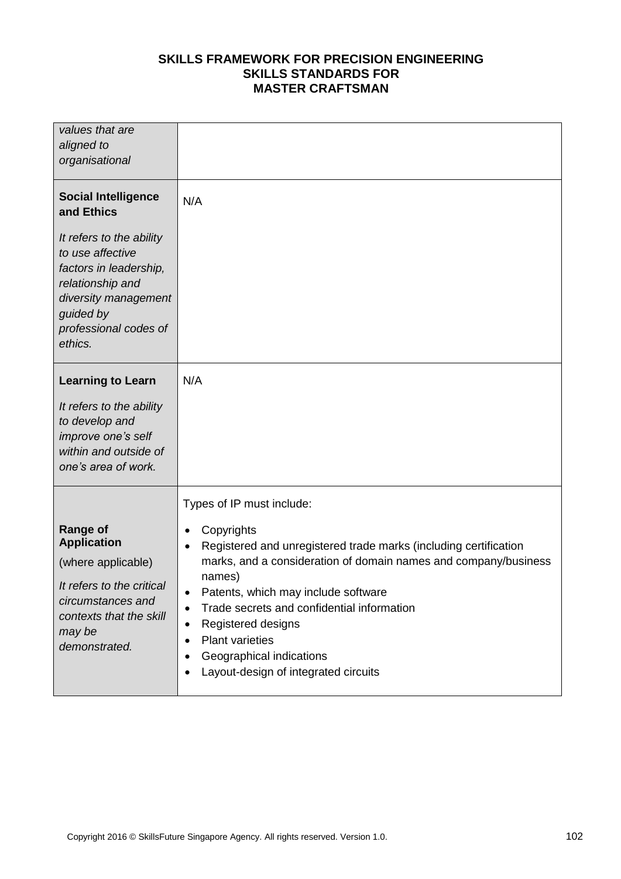| | |
|---|---|
| *values that are aligned to organisational* | |
| **Social Intelligence and Ethics**<br><br>*It refers to the ability to use affective factors in leadership, relationship and diversity management guided by professional codes of ethics.* | N/A |
| **Learning to Learn**<br><br>*It refers to the ability to develop and improve one's self within and outside of one's area of work.* | N/A |
| **Range of Application**<br>(where applicable)<br><br>*It refers to the critical circumstances and contexts that the skill may be demonstrated.* | Types of IP must include:<br><br>• Copyrights<br>• Registered and unregistered trade marks (including certification marks, and a consideration of domain names and company/business names)<br>• Patents, which may include software<br>• Trade secrets and confidential information<br>• Registered designs<br>• Plant varieties<br>• Geographical indications<br>• Layout-design of integrated circuits |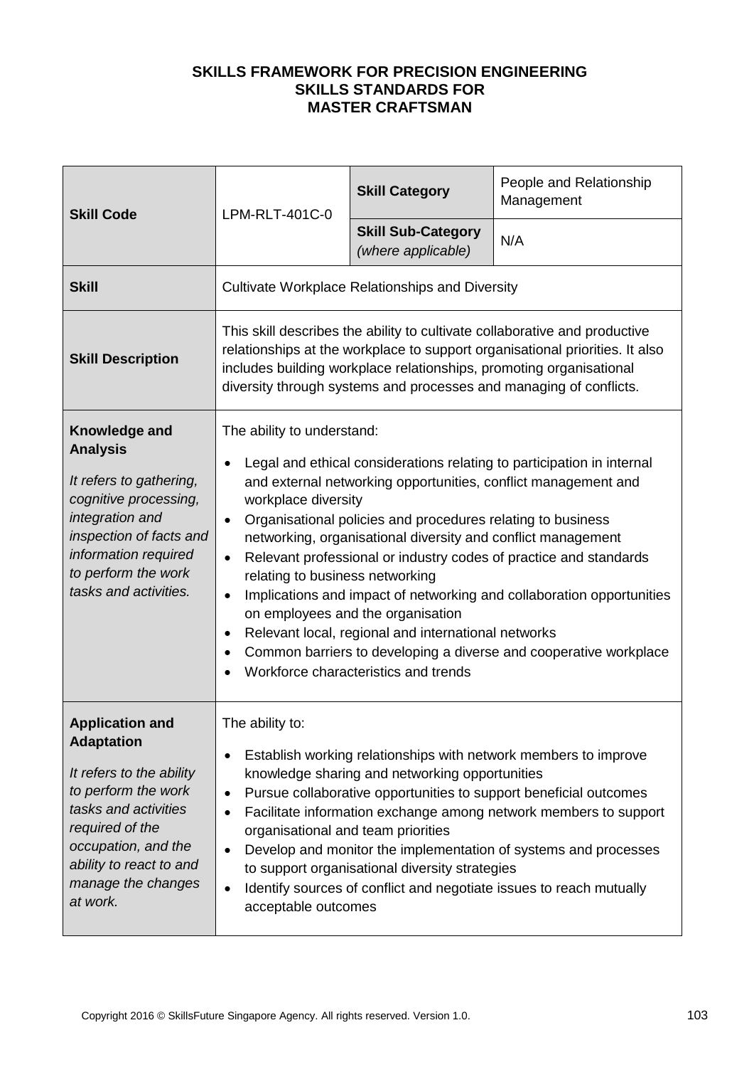**SKILLS FRAMEWORK FOR PRECISION ENGINEERING**
**SKILLS STANDARDS FOR**
**MASTER CRAFTSMAN**

| **Skill Code** | LPM-RLT-401C-0 | **Skill Category** | People and Relationship Management |
|---|---|---|---|
| | | **Skill Sub-Category** *(where applicable)* | N/A |
| **Skill** | Cultivate Workplace Relationships and Diversity | | |
| **Skill Description** | This skill describes the ability to cultivate collaborative and productive relationships at the workplace to support organisational priorities. It also includes building workplace relationships, promoting organisational diversity through systems and processes and managing of conflicts. | | |
| **Knowledge and Analysis**<br><br>*It refers to gathering, cognitive processing, integration and inspection of facts and information required to perform the work tasks and activities.* | The ability to understand:<br><br>• Legal and ethical considerations relating to participation in internal and external networking opportunities, conflict management and workplace diversity<br>• Organisational policies and procedures relating to business networking, organisational diversity and conflict management<br>• Relevant professional or industry codes of practice and standards relating to business networking<br>• Implications and impact of networking and collaboration opportunities on employees and the organisation<br>• Relevant local, regional and international networks<br>• Common barriers to developing a diverse and cooperative workplace<br>• Workforce characteristics and trends | | |
| **Application and Adaptation**<br><br>*It refers to the ability to perform the work tasks and activities required of the occupation, and the ability to react to and manage the changes at work.* | The ability to:<br><br>• Establish working relationships with network members to improve knowledge sharing and networking opportunities<br>• Pursue collaborative opportunities to support beneficial outcomes<br>• Facilitate information exchange among network members to support organisational and team priorities<br>• Develop and monitor the implementation of systems and processes to support organisational diversity strategies<br>• Identify sources of conflict and negotiate issues to reach mutually acceptable outcomes | | |

Copyright 2016 © SkillsFuture Singapore Agency. All rights reserved. Version 1.0.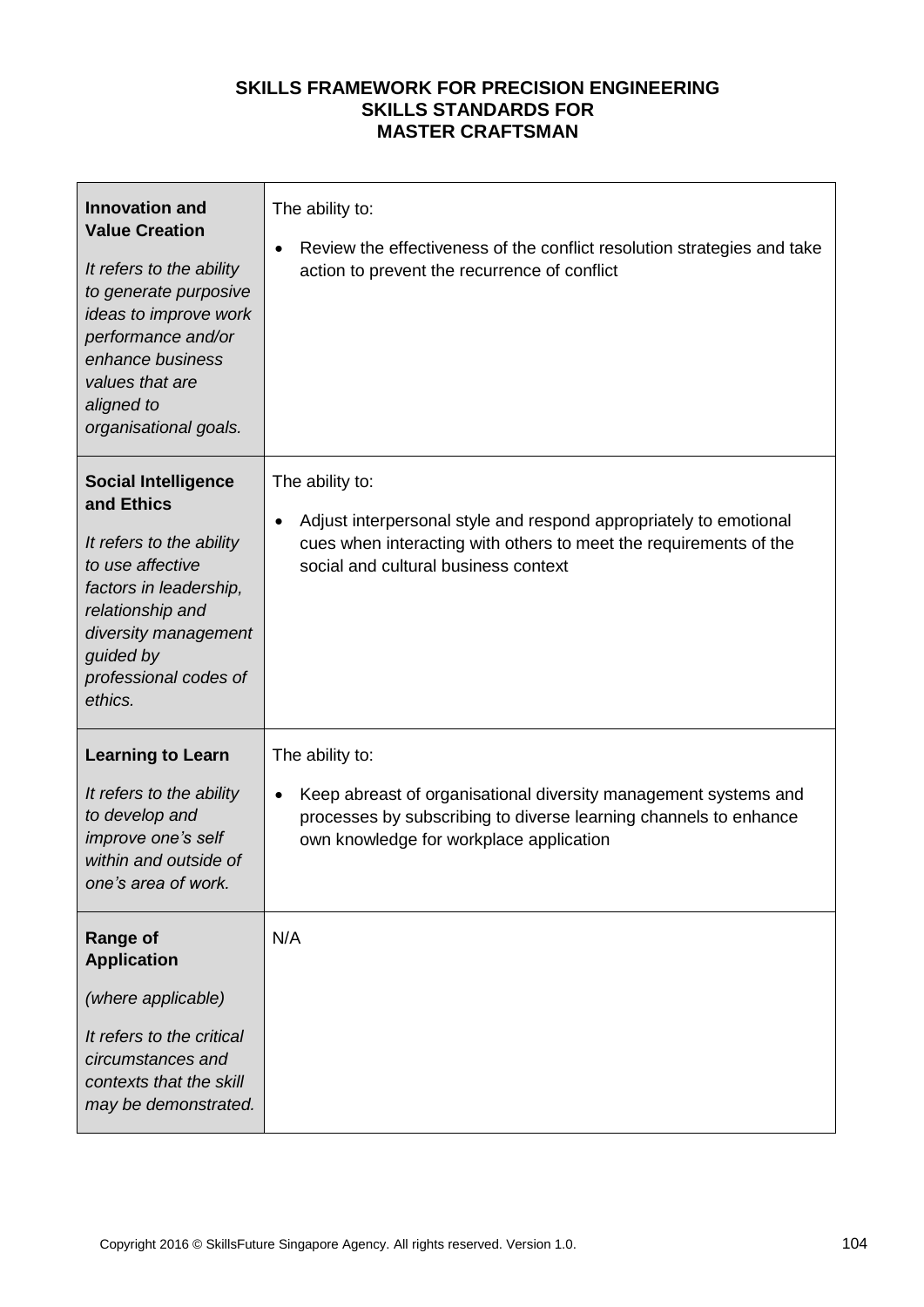**SKILLS FRAMEWORK FOR PRECISION ENGINEERING**
**SKILLS STANDARDS FOR**
**MASTER CRAFTSMAN**

| | |
|---|---|
| **Innovation and Value Creation**<br><br>*It refers to the ability to generate purposive ideas to improve work performance and/or enhance business values that are aligned to organisational goals.* | The ability to:<br><br>• Review the effectiveness of the conflict resolution strategies and take action to prevent the recurrence of conflict |
| **Social Intelligence and Ethics**<br><br>*It refers to the ability to use affective factors in leadership, relationship and diversity management guided by professional codes of ethics.* | The ability to:<br><br>• Adjust interpersonal style and respond appropriately to emotional cues when interacting with others to meet the requirements of the social and cultural business context |
| **Learning to Learn**<br><br>*It refers to the ability to develop and improve one's self within and outside of one's area of work.* | The ability to:<br><br>• Keep abreast of organisational diversity management systems and processes by subscribing to diverse learning channels to enhance own knowledge for workplace application |
| **Range of Application**<br><br>*(where applicable)*<br><br>*It refers to the critical circumstances and contexts that the skill may be demonstrated.* | N/A |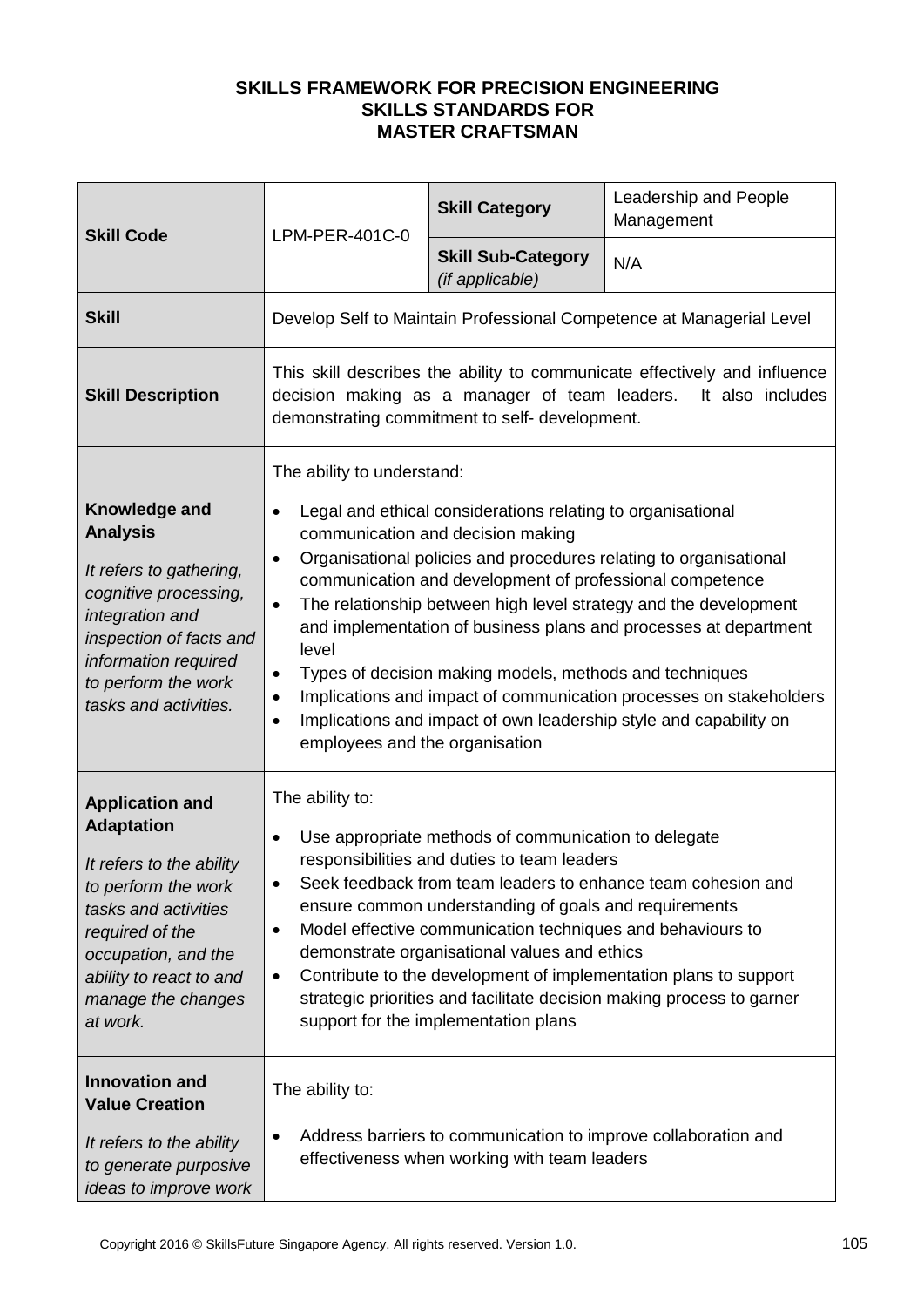**SKILLS FRAMEWORK FOR PRECISION ENGINEERING**
**SKILLS STANDARDS FOR**
**MASTER CRAFTSMAN**

| **Skill Code** | LPM-PER-401C-0 | **Skill Category** | Leadership and People Management |
|---|---|---|---|
| | | **Skill Sub-Category** *(if applicable)* | N/A |
| **Skill** | Develop Self to Maintain Professional Competence at Managerial Level | | |
| **Skill Description** | This skill describes the ability to communicate effectively and influence decision making as a manager of team leaders. It also includes demonstrating commitment to self- development. | | |
| **Knowledge and Analysis** <br> *It refers to gathering, cognitive processing, integration and inspection of facts and information required to perform the work tasks and activities.* | The ability to understand: <br> • Legal and ethical considerations relating to organisational communication and decision making <br> • Organisational policies and procedures relating to organisational communication and development of professional competence <br> • The relationship between high level strategy and the development and implementation of business plans and processes at department level <br> • Types of decision making models, methods and techniques <br> • Implications and impact of communication processes on stakeholders <br> • Implications and impact of own leadership style and capability on employees and the organisation | | |
| **Application and Adaptation** <br> *It refers to the ability to perform the work tasks and activities required of the occupation, and the ability to react to and manage the changes at work.* | The ability to: <br> • Use appropriate methods of communication to delegate responsibilities and duties to team leaders <br> • Seek feedback from team leaders to enhance team cohesion and ensure common understanding of goals and requirements <br> • Model effective communication techniques and behaviours to demonstrate organisational values and ethics <br> • Contribute to the development of implementation plans to support strategic priorities and facilitate decision making process to garner support for the implementation plans | | |
| **Innovation and Value Creation** <br> *It refers to the ability to generate purposive ideas to improve work* | The ability to: <br> • Address barriers to communication to improve collaboration and effectiveness when working with team leaders | | |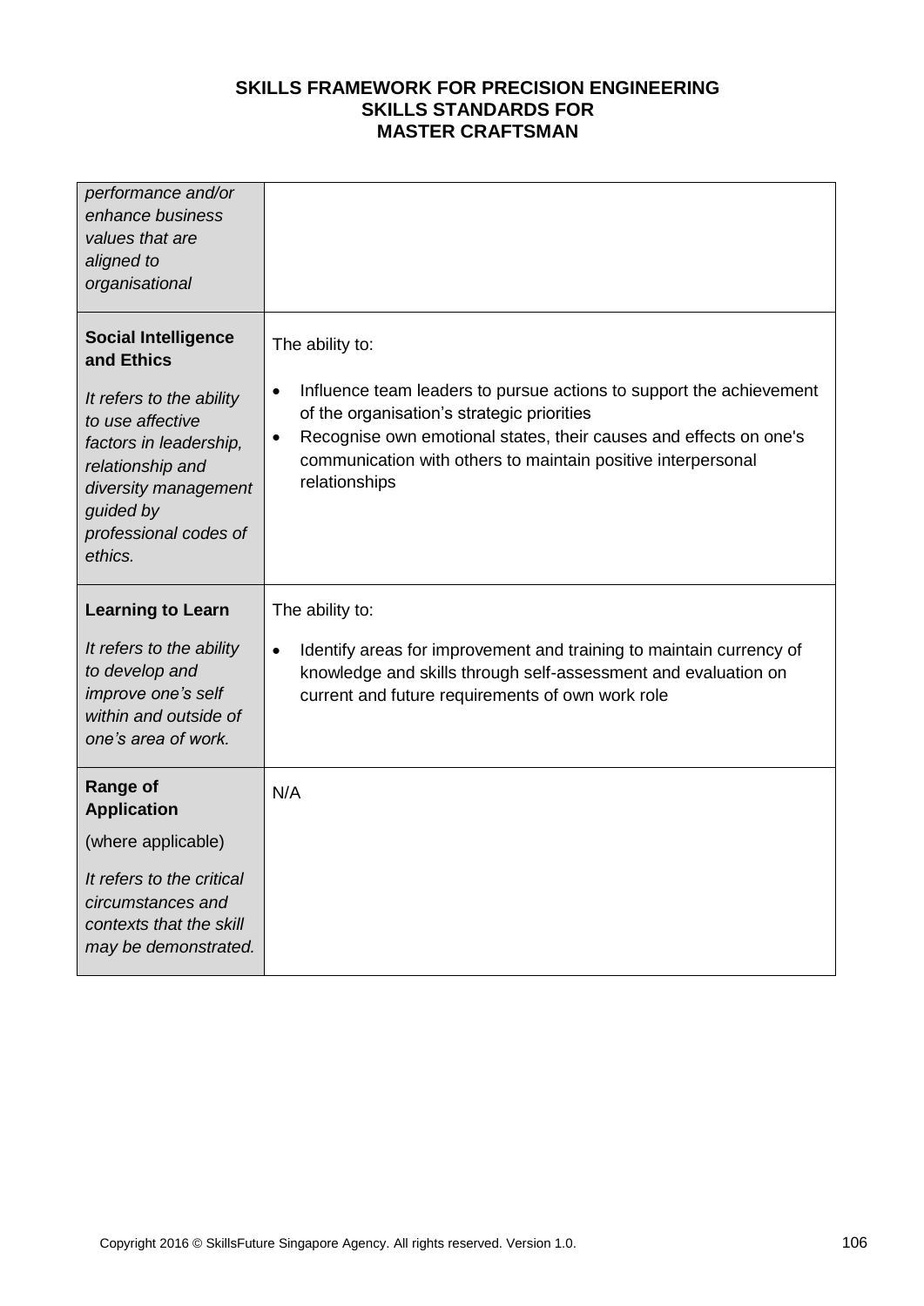| | |
|---|---|
| *performance and/or enhance business values that are aligned to organisational* | |
| **Social Intelligence and Ethics**<br><br>*It refers to the ability to use affective factors in leadership, relationship and diversity management guided by professional codes of ethics.* | The ability to:<br><br>• Influence team leaders to pursue actions to support the achievement of the organisation's strategic priorities<br>• Recognise own emotional states, their causes and effects on one's communication with others to maintain positive interpersonal relationships |
| **Learning to Learn**<br><br>*It refers to the ability to develop and improve one's self within and outside of one's area of work.* | The ability to:<br><br>• Identify areas for improvement and training to maintain currency of knowledge and skills through self-assessment and evaluation on current and future requirements of own work role |
| **Range of Application**<br><br>(where applicable)<br><br>*It refers to the critical circumstances and contexts that the skill may be demonstrated.* | N/A |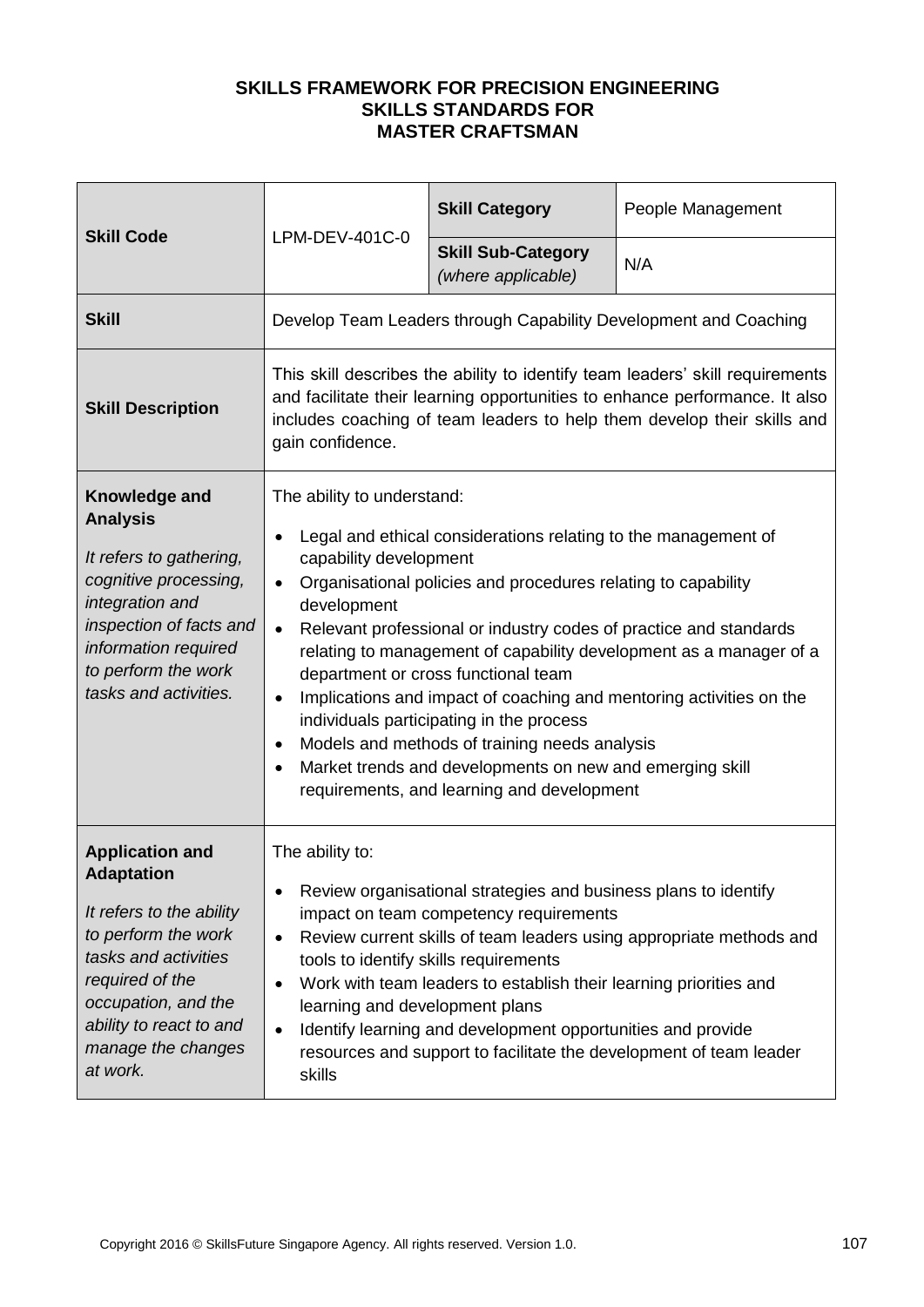**SKILLS FRAMEWORK FOR PRECISION ENGINEERING**
**SKILLS STANDARDS FOR**
**MASTER CRAFTSMAN**

| **Skill Code** | LPM-DEV-401C-0 | **Skill Category** | People Management |
|---|---|---|---|
| | | **Skill Sub-Category** *(where applicable)* | N/A |
| **Skill** | Develop Team Leaders through Capability Development and Coaching | | |
| **Skill Description** | This skill describes the ability to identify team leaders' skill requirements and facilitate their learning opportunities to enhance performance. It also includes coaching of team leaders to help them develop their skills and gain confidence. | | |
| **Knowledge and Analysis** *It refers to gathering, cognitive processing, integration and inspection of facts and information required to perform the work tasks and activities.* | The ability to understand: <br>• Legal and ethical considerations relating to the management of capability development <br>• Organisational policies and procedures relating to capability development <br>• Relevant professional or industry codes of practice and standards relating to management of capability development as a manager of a department or cross functional team <br>• Implications and impact of coaching and mentoring activities on the individuals participating in the process <br>• Models and methods of training needs analysis <br>• Market trends and developments on new and emerging skill requirements, and learning and development | | |
| **Application and Adaptation** *It refers to the ability to perform the work tasks and activities required of the occupation, and the ability to react to and manage the changes at work.* | The ability to: <br>• Review organisational strategies and business plans to identify impact on team competency requirements <br>• Review current skills of team leaders using appropriate methods and tools to identify skills requirements <br>• Work with team leaders to establish their learning priorities and learning and development plans <br>• Identify learning and development opportunities and provide resources and support to facilitate the development of team leader skills | | |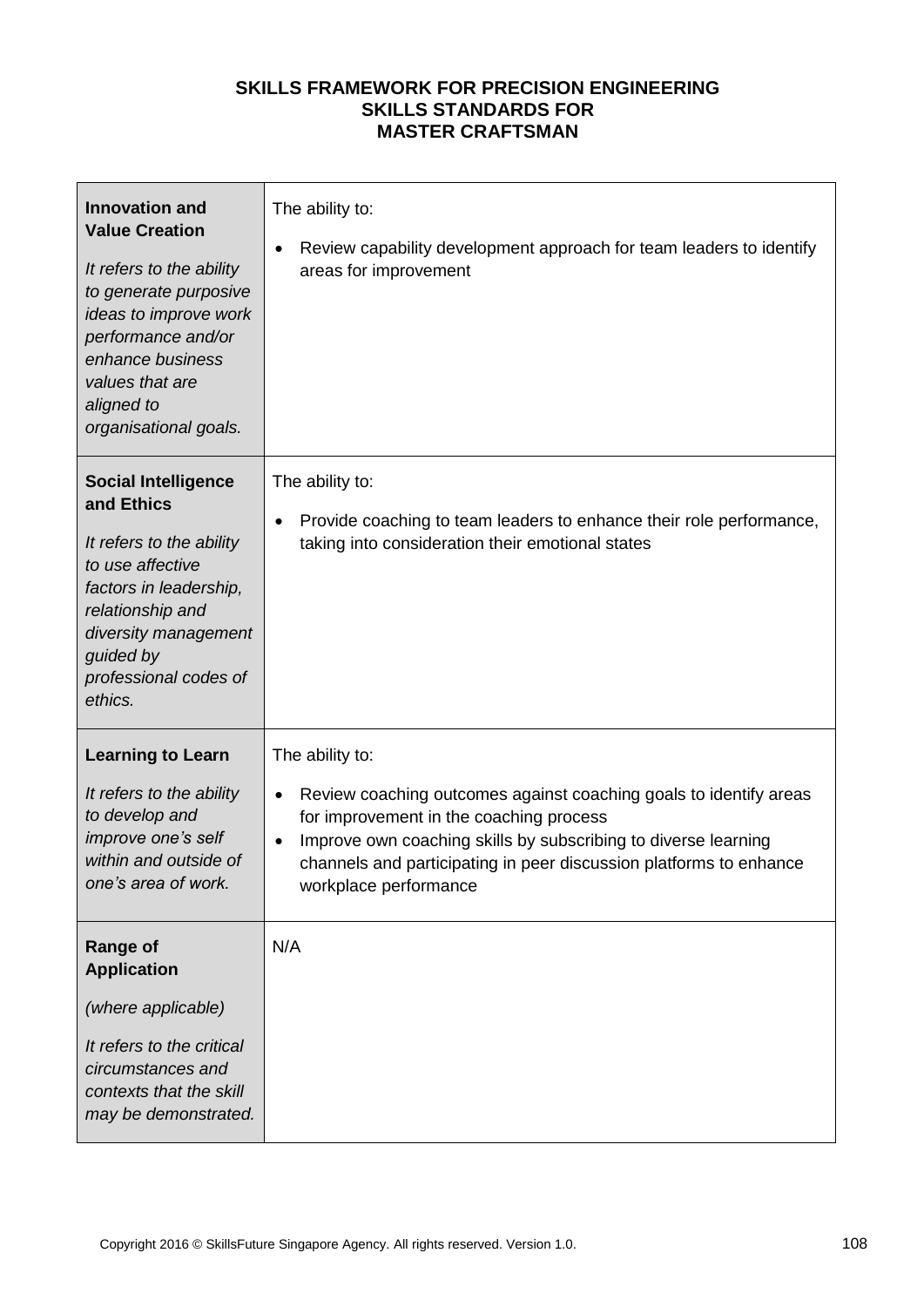**SKILLS FRAMEWORK FOR PRECISION ENGINEERING**
**SKILLS STANDARDS FOR**
**MASTER CRAFTSMAN**

| | |
|---|---|
| **Innovation and Value Creation**<br><br>*It refers to the ability to generate purposive ideas to improve work performance and/or enhance business values that are aligned to organisational goals.* | The ability to:<br><br>• Review capability development approach for team leaders to identify areas for improvement |
| **Social Intelligence and Ethics**<br><br>*It refers to the ability to use affective factors in leadership, relationship and diversity management guided by professional codes of ethics.* | The ability to:<br><br>• Provide coaching to team leaders to enhance their role performance, taking into consideration their emotional states |
| **Learning to Learn**<br><br>*It refers to the ability to develop and improve one's self within and outside of one's area of work.* | The ability to:<br><br>• Review coaching outcomes against coaching goals to identify areas for improvement in the coaching process<br>• Improve own coaching skills by subscribing to diverse learning channels and participating in peer discussion platforms to enhance workplace performance |
| **Range of Application**<br><br>*(where applicable)*<br><br>*It refers to the critical circumstances and contexts that the skill may be demonstrated.* | N/A |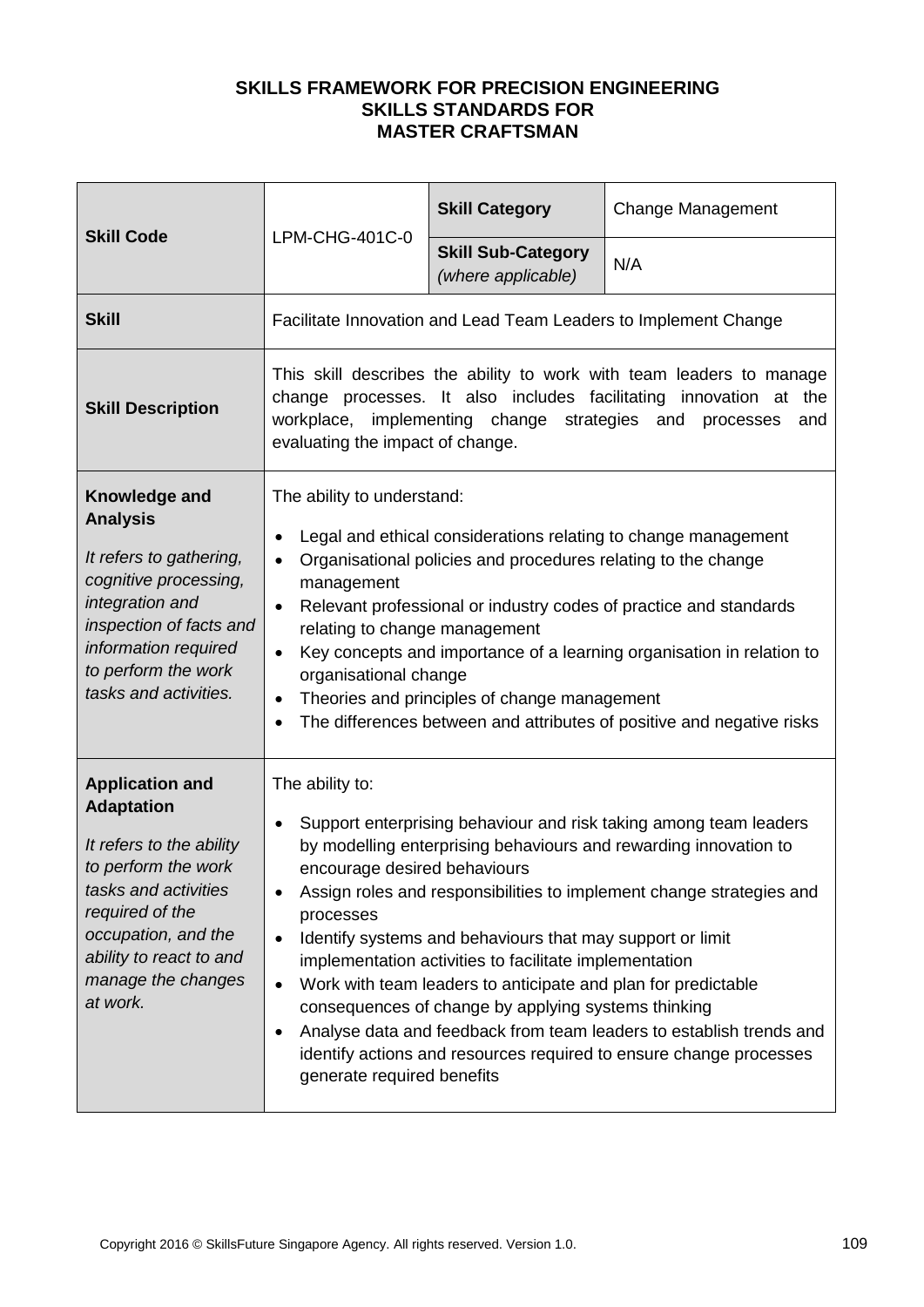**SKILLS FRAMEWORK FOR PRECISION ENGINEERING**
**SKILLS STANDARDS FOR**
**MASTER CRAFTSMAN**

| **Skill Code** | LPM-CHG-401C-0 | **Skill Category** | Change Management |
|---|---|---|---|
| | | **Skill Sub-Category** *(where applicable)* | N/A |
| **Skill** | Facilitate Innovation and Lead Team Leaders to Implement Change | | |
| **Skill Description** | This skill describes the ability to work with team leaders to manage change processes. It also includes facilitating innovation at the workplace, implementing change strategies and processes and evaluating the impact of change. | | |
| **Knowledge and Analysis**<br><br>*It refers to gathering, cognitive processing, integration and inspection of facts and information required to perform the work tasks and activities.* | The ability to understand:<br><br>• Legal and ethical considerations relating to change management<br>• Organisational policies and procedures relating to the change management<br>• Relevant professional or industry codes of practice and standards relating to change management<br>• Key concepts and importance of a learning organisation in relation to organisational change<br>• Theories and principles of change management<br>• The differences between and attributes of positive and negative risks | | |
| **Application and Adaptation**<br><br>*It refers to the ability to perform the work tasks and activities required of the occupation, and the ability to react to and manage the changes at work.* | The ability to:<br><br>• Support enterprising behaviour and risk taking among team leaders by modelling enterprising behaviours and rewarding innovation to encourage desired behaviours<br>• Assign roles and responsibilities to implement change strategies and processes<br>• Identify systems and behaviours that may support or limit implementation activities to facilitate implementation<br>• Work with team leaders to anticipate and plan for predictable consequences of change by applying systems thinking<br>• Analyse data and feedback from team leaders to establish trends and identify actions and resources required to ensure change processes generate required benefits | | |

Copyright 2016 © SkillsFuture Singapore Agency. All rights reserved. Version 1.0.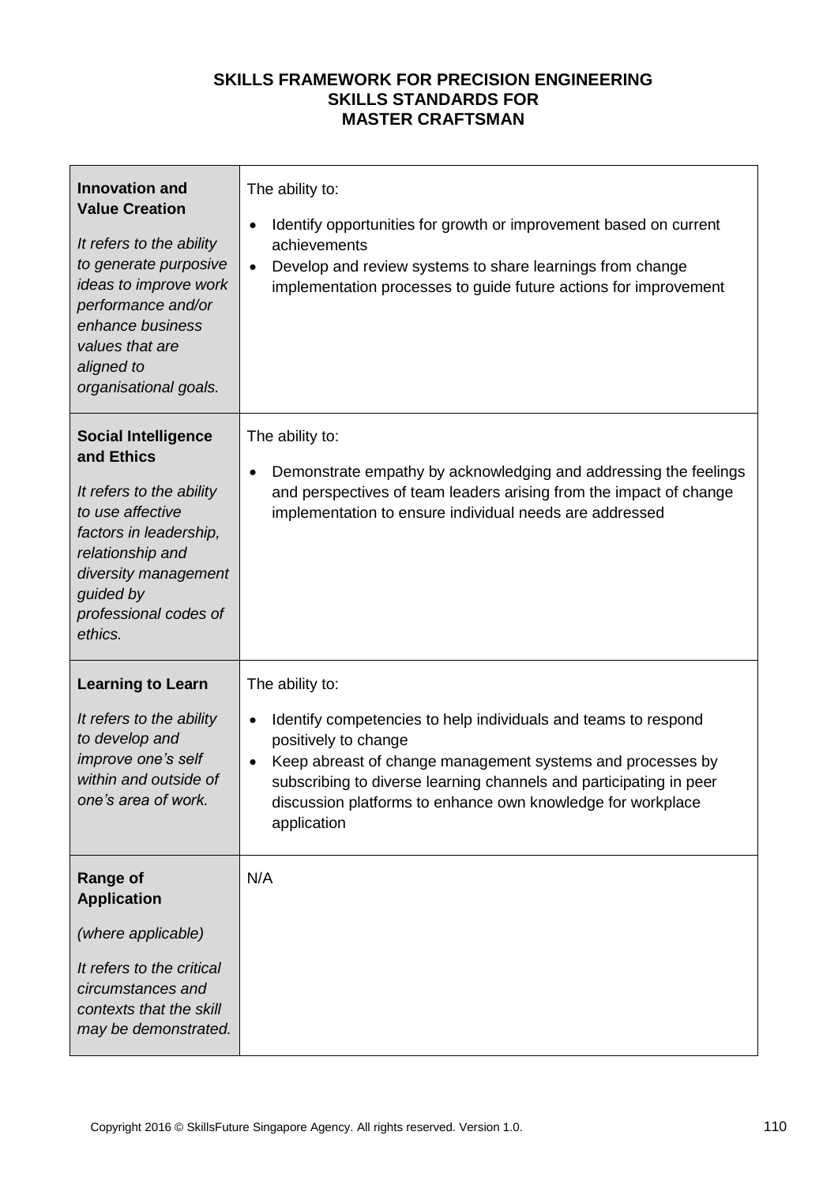**SKILLS FRAMEWORK FOR PRECISION ENGINEERING**
**SKILLS STANDARDS FOR**
**MASTER CRAFTSMAN**

| | |
|---|---|
| **Innovation and Value Creation**<br><br>*It refers to the ability to generate purposive ideas to improve work performance and/or enhance business values that are aligned to organisational goals.* | The ability to:<br><br>• Identify opportunities for growth or improvement based on current achievements<br>• Develop and review systems to share learnings from change implementation processes to guide future actions for improvement |
| **Social Intelligence and Ethics**<br><br>*It refers to the ability to use affective factors in leadership, relationship and diversity management guided by professional codes of ethics.* | The ability to:<br><br>• Demonstrate empathy by acknowledging and addressing the feelings and perspectives of team leaders arising from the impact of change implementation to ensure individual needs are addressed |
| **Learning to Learn**<br><br>*It refers to the ability to develop and improve one's self within and outside of one's area of work.* | The ability to:<br><br>• Identify competencies to help individuals and teams to respond positively to change<br>• Keep abreast of change management systems and processes by subscribing to diverse learning channels and participating in peer discussion platforms to enhance own knowledge for workplace application |
| **Range of Application**<br><br>*(where applicable)*<br><br>*It refers to the critical circumstances and contexts that the skill may be demonstrated.* | N/A |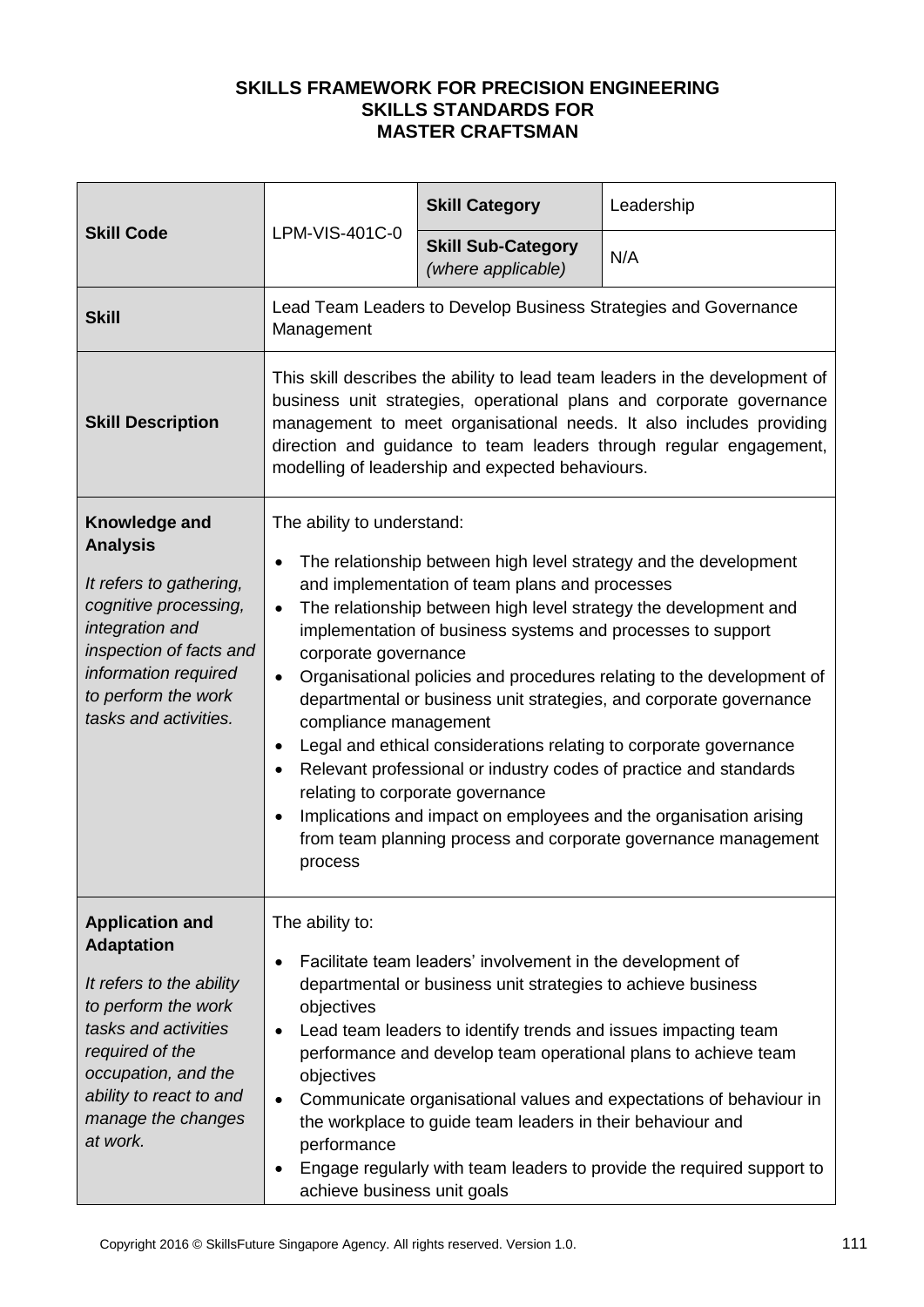**SKILLS FRAMEWORK FOR PRECISION ENGINEERING**
**SKILLS STANDARDS FOR**
**MASTER CRAFTSMAN**

| **Skill Code** | LPM-VIS-401C-0 | **Skill Category** | Leadership |
|---|---|---|---|
| | | **Skill Sub-Category** *(where applicable)* | N/A |
| **Skill** | Lead Team Leaders to Develop Business Strategies and Governance Management | | |
| **Skill Description** | This skill describes the ability to lead team leaders in the development of business unit strategies, operational plans and corporate governance management to meet organisational needs. It also includes providing direction and guidance to team leaders through regular engagement, modelling of leadership and expected behaviours. | | |
| **Knowledge and Analysis**<br><br>*It refers to gathering, cognitive processing, integration and inspection of facts and information required to perform the work tasks and activities.* | The ability to understand:<br>• The relationship between high level strategy and the development and implementation of team plans and processes<br>• The relationship between high level strategy the development and implementation of business systems and processes to support corporate governance<br>• Organisational policies and procedures relating to the development of departmental or business unit strategies, and corporate governance compliance management<br>• Legal and ethical considerations relating to corporate governance<br>• Relevant professional or industry codes of practice and standards relating to corporate governance<br>• Implications and impact on employees and the organisation arising from team planning process and corporate governance management process | | |
| **Application and Adaptation**<br><br>*It refers to the ability to perform the work tasks and activities required of the occupation, and the ability to react to and manage the changes at work.* | The ability to:<br>• Facilitate team leaders' involvement in the development of departmental or business unit strategies to achieve business objectives<br>• Lead team leaders to identify trends and issues impacting team performance and develop team operational plans to achieve team objectives<br>• Communicate organisational values and expectations of behaviour in the workplace to guide team leaders in their behaviour and performance<br>• Engage regularly with team leaders to provide the required support to achieve business unit goals | | |

Copyright 2016 © SkillsFuture Singapore Agency. All rights reserved. Version 1.0.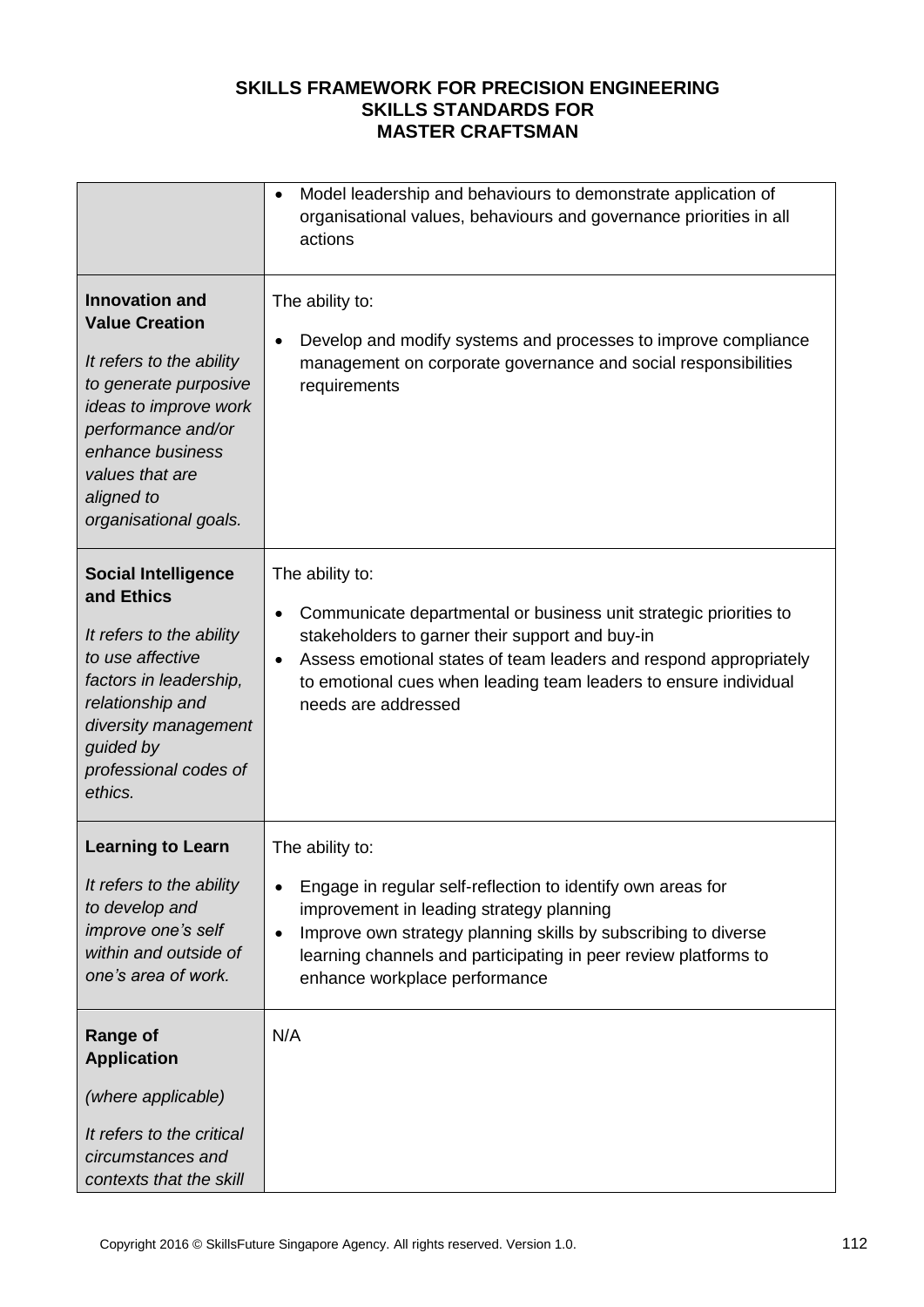**SKILLS FRAMEWORK FOR PRECISION ENGINEERING**
**SKILLS STANDARDS FOR**
**MASTER CRAFTSMAN**

| | |
|---|---|
| | • Model leadership and behaviours to demonstrate application of organisational values, behaviours and governance priorities in all actions |
| **Innovation and Value Creation**<br><br>*It refers to the ability to generate purposive ideas to improve work performance and/or enhance business values that are aligned to organisational goals.* | The ability to:<br><br>• Develop and modify systems and processes to improve compliance management on corporate governance and social responsibilities requirements |
| **Social Intelligence and Ethics**<br><br>*It refers to the ability to use affective factors in leadership, relationship and diversity management guided by professional codes of ethics.* | The ability to:<br><br>• Communicate departmental or business unit strategic priorities to stakeholders to garner their support and buy-in<br>• Assess emotional states of team leaders and respond appropriately to emotional cues when leading team leaders to ensure individual needs are addressed |
| **Learning to Learn**<br><br>*It refers to the ability to develop and improve one's self within and outside of one's area of work.* | The ability to:<br><br>• Engage in regular self-reflection to identify own areas for improvement in leading strategy planning<br>• Improve own strategy planning skills by subscribing to diverse learning channels and participating in peer review platforms to enhance workplace performance |
| **Range of Application**<br><br>*(where applicable)*<br><br>*It refers to the critical circumstances and contexts that the skill* | N/A |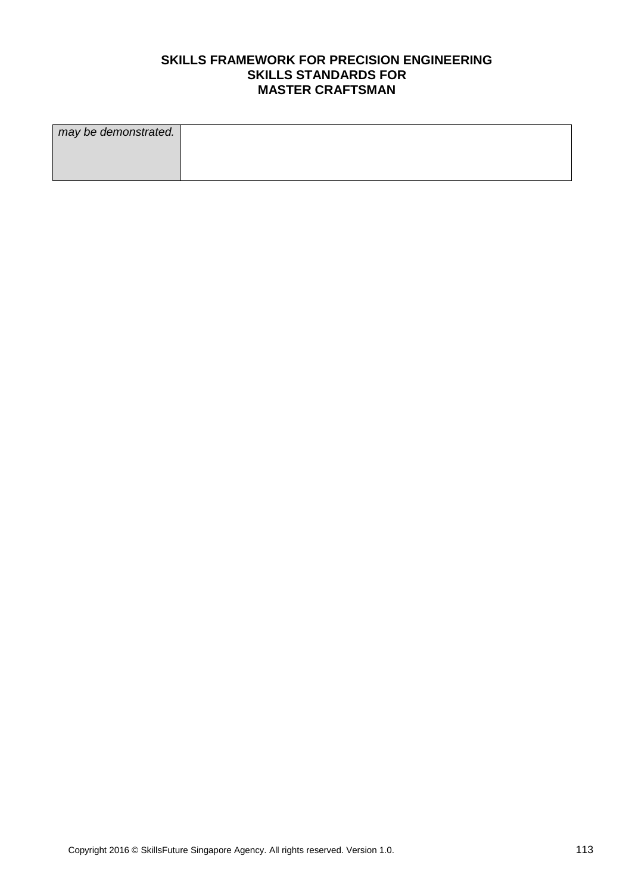| *may be demonstrated.* | |
| --- | --- |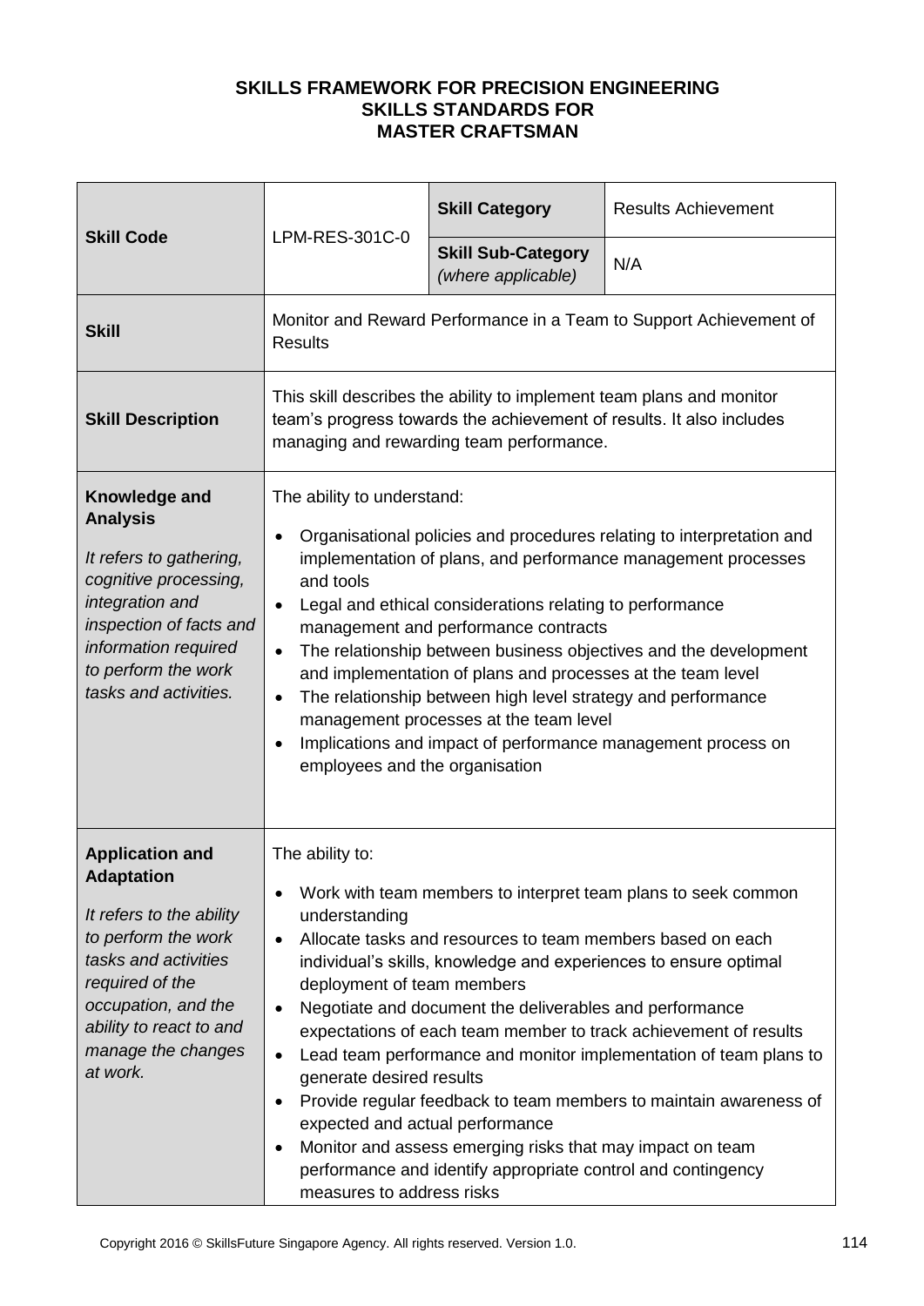**SKILLS FRAMEWORK FOR PRECISION ENGINEERING**
**SKILLS STANDARDS FOR**
**MASTER CRAFTSMAN**

| | | | |
|---|---|---|---|
| **Skill Code** | LPM-RES-301C-0 | **Skill Category** | Results Achievement |
| | | **Skill Sub-Category** *(where applicable)* | N/A |
| **Skill** | Monitor and Reward Performance in a Team to Support Achievement of Results | | |
| **Skill Description** | This skill describes the ability to implement team plans and monitor team's progress towards the achievement of results. It also includes managing and rewarding team performance. | | |
| **Knowledge and Analysis**<br><br>*It refers to gathering, cognitive processing, integration and inspection of facts and information required to perform the work tasks and activities.* | The ability to understand:<br><br>• Organisational policies and procedures relating to interpretation and implementation of plans, and performance management processes and tools<br>• Legal and ethical considerations relating to performance management and performance contracts<br>• The relationship between business objectives and the development and implementation of plans and processes at the team level<br>• The relationship between high level strategy and performance management processes at the team level<br>• Implications and impact of performance management process on employees and the organisation | | |
| **Application and Adaptation**<br><br>*It refers to the ability to perform the work tasks and activities required of the occupation, and the ability to react to and manage the changes at work.* | The ability to:<br><br>• Work with team members to interpret team plans to seek common understanding<br>• Allocate tasks and resources to team members based on each individual's skills, knowledge and experiences to ensure optimal deployment of team members<br>• Negotiate and document the deliverables and performance expectations of each team member to track achievement of results<br>• Lead team performance and monitor implementation of team plans to generate desired results<br>• Provide regular feedback to team members to maintain awareness of expected and actual performance<br>• Monitor and assess emerging risks that may impact on team performance and identify appropriate control and contingency measures to address risks | | |

Copyright 2016 © SkillsFuture Singapore Agency. All rights reserved. Version 1.0.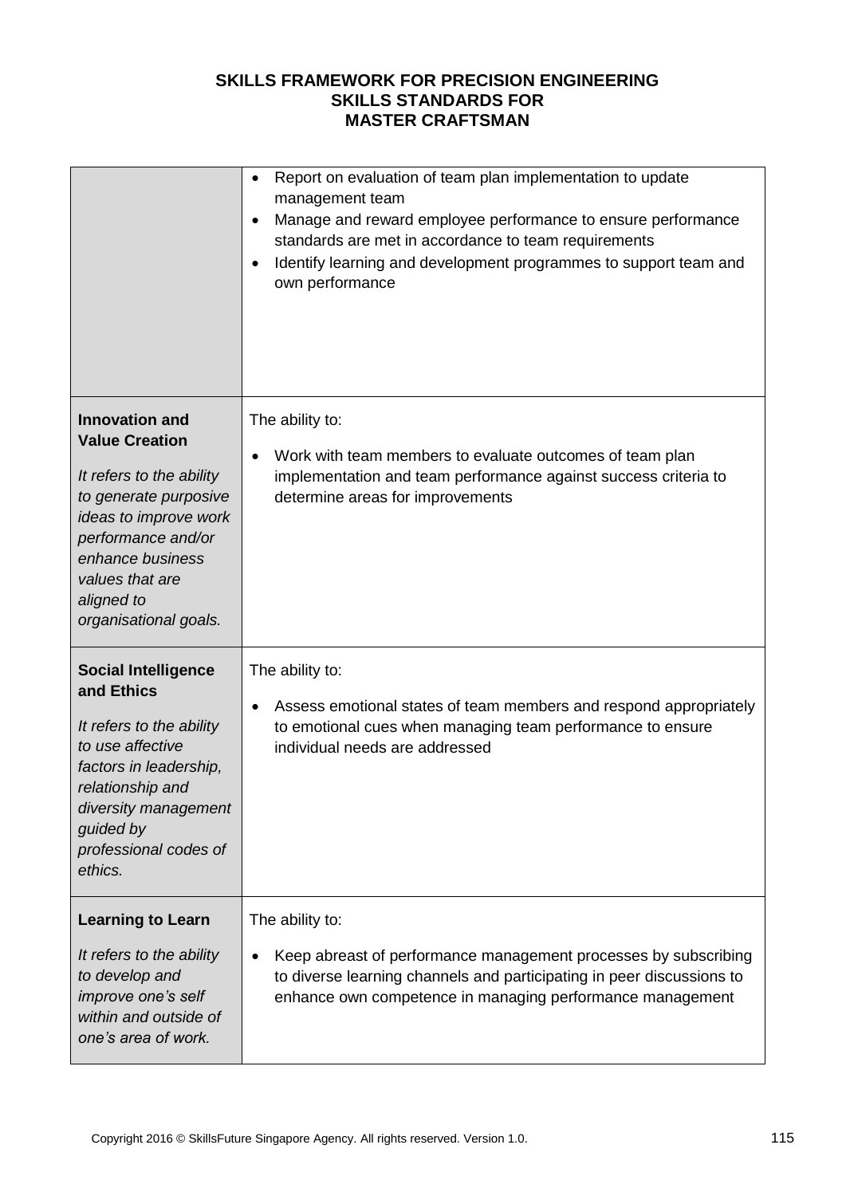**SKILLS FRAMEWORK FOR PRECISION ENGINEERING**
**SKILLS STANDARDS FOR**
**MASTER CRAFTSMAN**

| | |
|---|---|
| | • Report on evaluation of team plan implementation to update management team<br>• Manage and reward employee performance to ensure performance standards are met in accordance to team requirements<br>• Identify learning and development programmes to support team and own performance |
| **Innovation and Value Creation**<br><br>*It refers to the ability to generate purposive ideas to improve work performance and/or enhance business values that are aligned to organisational goals.* | The ability to:<br><br>• Work with team members to evaluate outcomes of team plan implementation and team performance against success criteria to determine areas for improvements |
| **Social Intelligence and Ethics**<br><br>*It refers to the ability to use affective factors in leadership, relationship and diversity management guided by professional codes of ethics.* | The ability to:<br><br>• Assess emotional states of team members and respond appropriately to emotional cues when managing team performance to ensure individual needs are addressed |
| **Learning to Learn**<br><br>*It refers to the ability to develop and improve one's self within and outside of one's area of work.* | The ability to:<br><br>• Keep abreast of performance management processes by subscribing to diverse learning channels and participating in peer discussions to enhance own competence in managing performance management |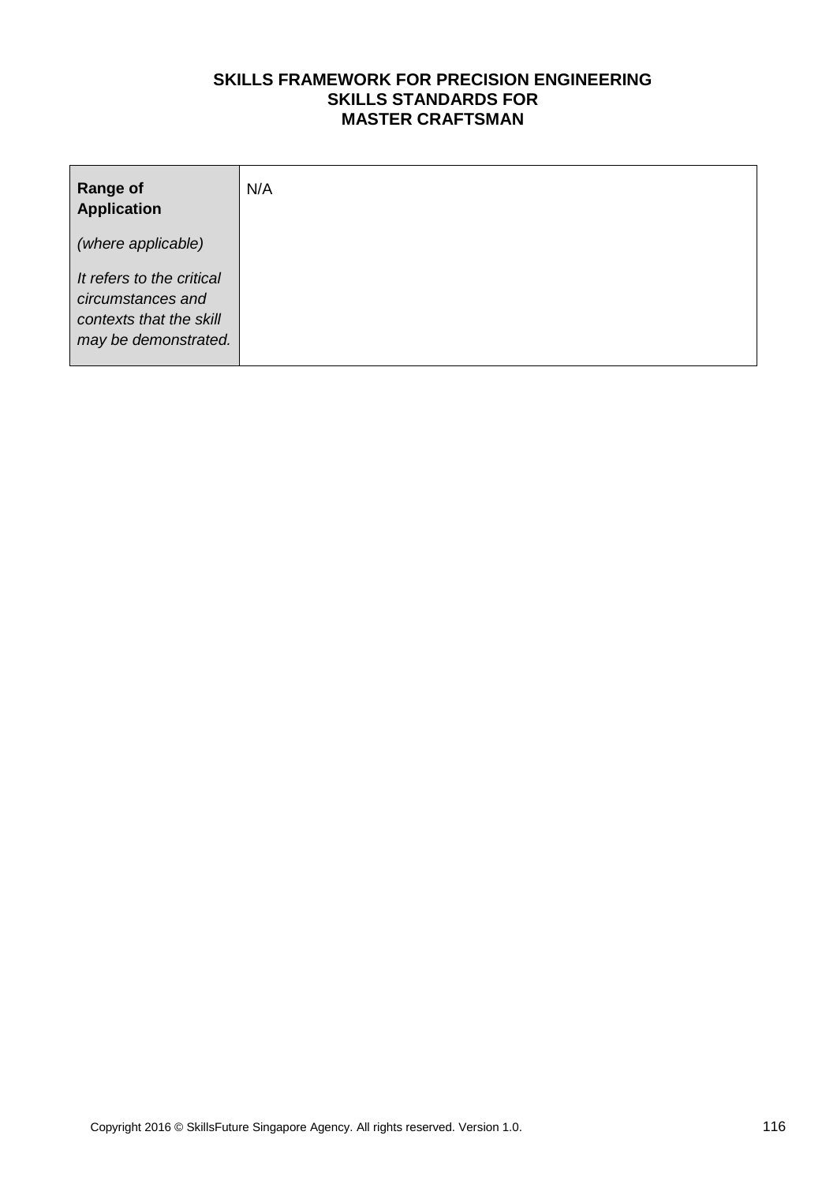| **Range of Application**<br><br>*(where applicable)*<br><br>*It refers to the critical circumstances and contexts that the skill may be demonstrated.* | N/A |
|---|---|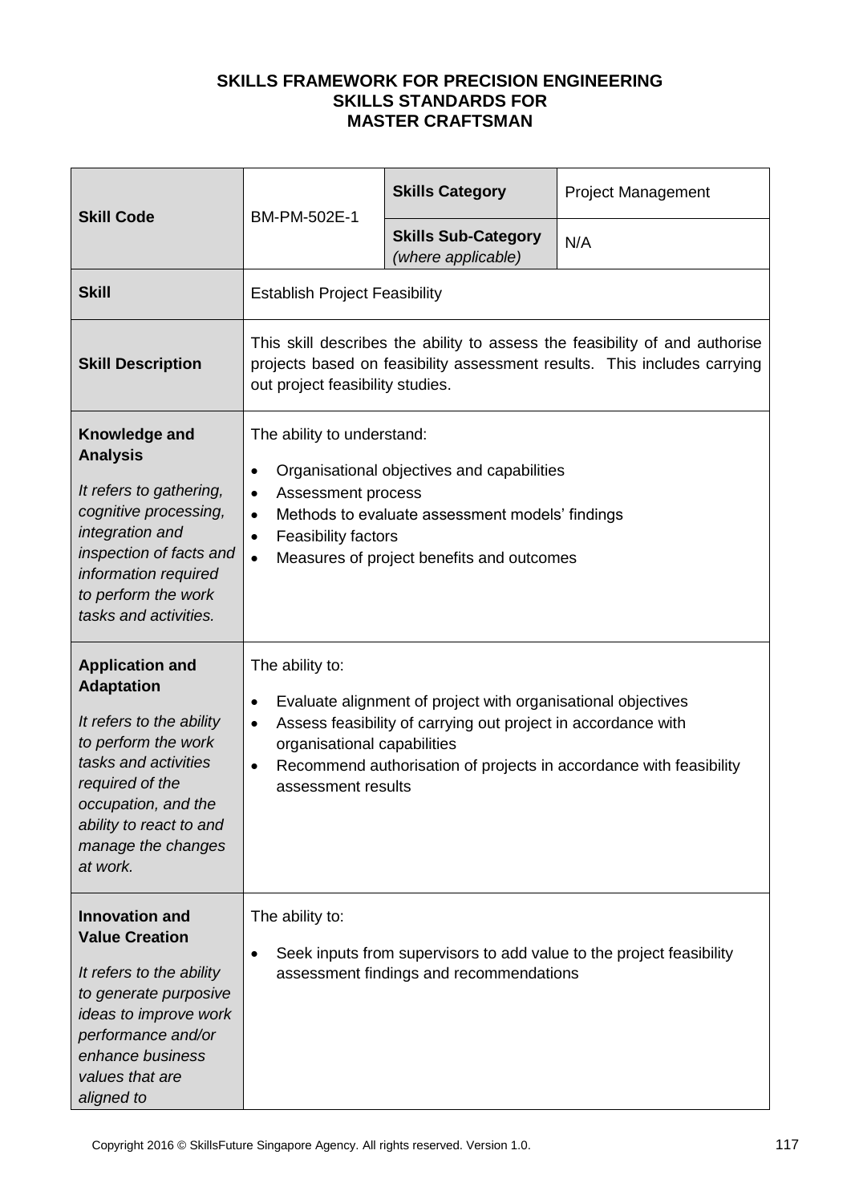**SKILLS FRAMEWORK FOR PRECISION ENGINEERING**
**SKILLS STANDARDS FOR**
**MASTER CRAFTSMAN**

| **Skill Code** | BM-PM-502E-1 | **Skills Category** | Project Management |
|---|---|---|---|
| | | **Skills Sub-Category** *(where applicable)* | N/A |
| **Skill** | Establish Project Feasibility | | |
| **Skill Description** | This skill describes the ability to assess the feasibility of and authorise projects based on feasibility assessment results. This includes carrying out project feasibility studies. | | |
| **Knowledge and Analysis** *It refers to gathering, cognitive processing, integration and inspection of facts and information required to perform the work tasks and activities.* | The ability to understand: <br>• Organisational objectives and capabilities <br>• Assessment process <br>• Methods to evaluate assessment models' findings <br>• Feasibility factors <br>• Measures of project benefits and outcomes | | |
| **Application and Adaptation** *It refers to the ability to perform the work tasks and activities required of the occupation, and the ability to react to and manage the changes at work.* | The ability to: <br>• Evaluate alignment of project with organisational objectives <br>• Assess feasibility of carrying out project in accordance with organisational capabilities <br>• Recommend authorisation of projects in accordance with feasibility assessment results | | |
| **Innovation and Value Creation** *It refers to the ability to generate purposive ideas to improve work performance and/or enhance business values that are aligned to* | The ability to: <br>• Seek inputs from supervisors to add value to the project feasibility assessment findings and recommendations | | |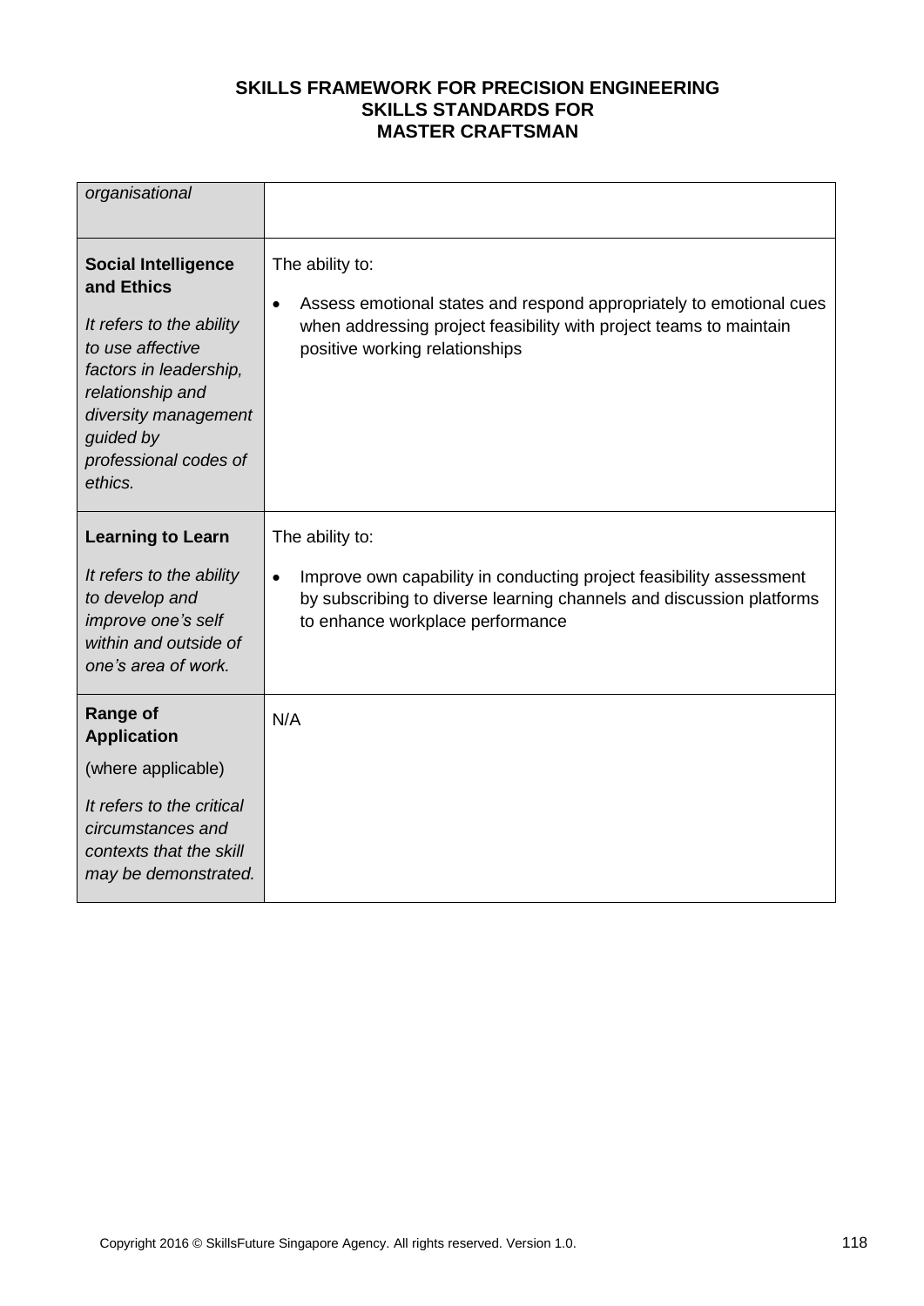| | |
|---|---|
| *organisational* | |
| **Social Intelligence and Ethics**<br><br>*It refers to the ability to use affective factors in leadership, relationship and diversity management guided by professional codes of ethics.* | The ability to:<br><br>• Assess emotional states and respond appropriately to emotional cues when addressing project feasibility with project teams to maintain positive working relationships |
| **Learning to Learn**<br><br>*It refers to the ability to develop and improve one's self within and outside of one's area of work.* | The ability to:<br><br>• Improve own capability in conducting project feasibility assessment by subscribing to diverse learning channels and discussion platforms to enhance workplace performance |
| **Range of Application**<br><br>(where applicable)<br><br>*It refers to the critical circumstances and contexts that the skill may be demonstrated.* | N/A |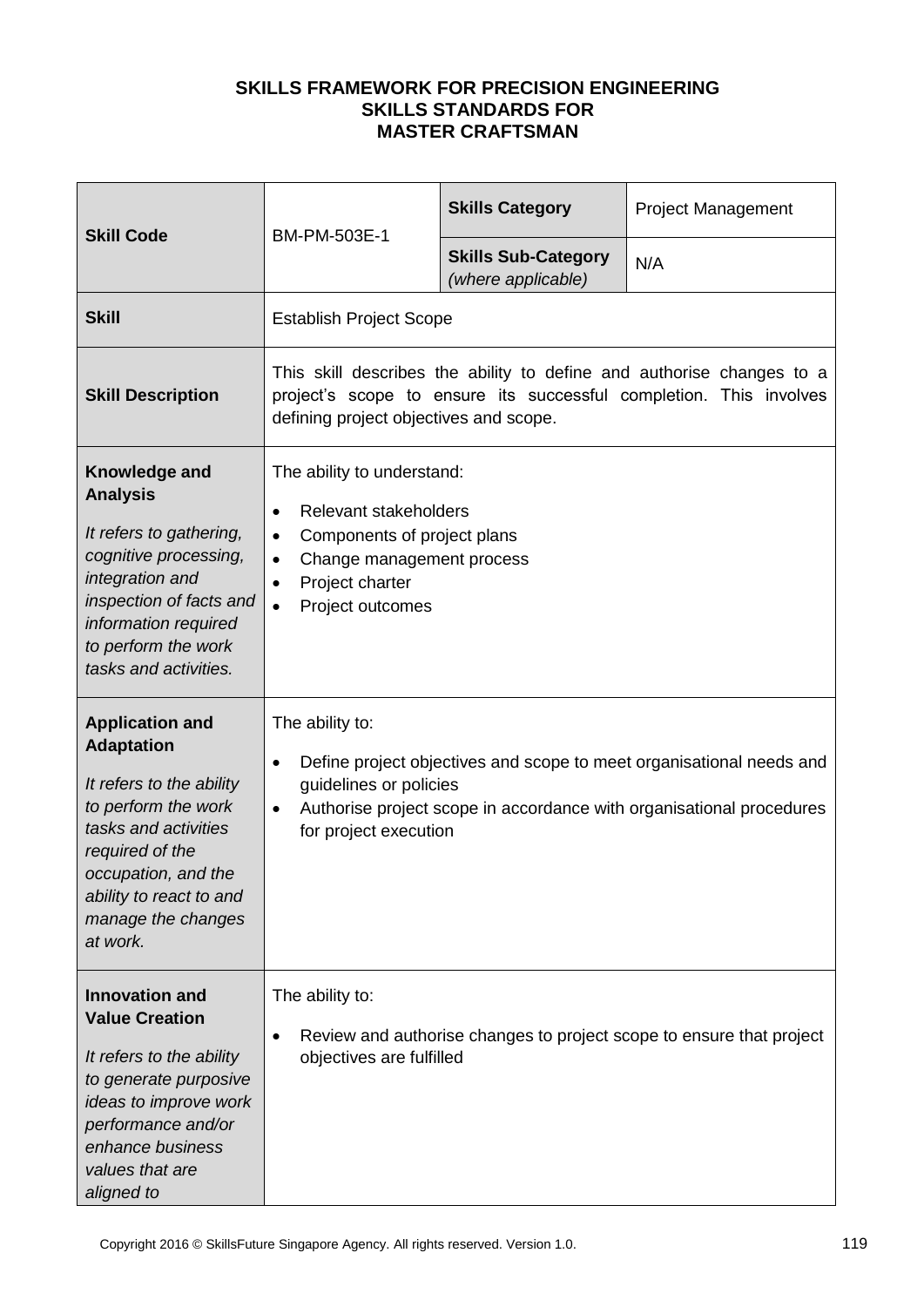**SKILLS FRAMEWORK FOR PRECISION ENGINEERING**
**SKILLS STANDARDS FOR**
**MASTER CRAFTSMAN**

| **Skill Code** | BM-PM-503E-1 | **Skills Category** | Project Management |
|---|---|---|---|
| | | **Skills Sub-Category** *(where applicable)* | N/A |
| **Skill** | Establish Project Scope | | |
| **Skill Description** | This skill describes the ability to define and authorise changes to a project's scope to ensure its successful completion. This involves defining project objectives and scope. | | |
| **Knowledge and Analysis** *It refers to gathering, cognitive processing, integration and inspection of facts and information required to perform the work tasks and activities.* | The ability to understand: <br>• Relevant stakeholders <br>• Components of project plans <br>• Change management process <br>• Project charter <br>• Project outcomes | | |
| **Application and Adaptation** *It refers to the ability to perform the work tasks and activities required of the occupation, and the ability to react to and manage the changes at work.* | The ability to: <br>• Define project objectives and scope to meet organisational needs and guidelines or policies <br>• Authorise project scope in accordance with organisational procedures for project execution | | |
| **Innovation and Value Creation** *It refers to the ability to generate purposive ideas to improve work performance and/or enhance business values that are aligned to* | The ability to: <br>• Review and authorise changes to project scope to ensure that project objectives are fulfilled | | |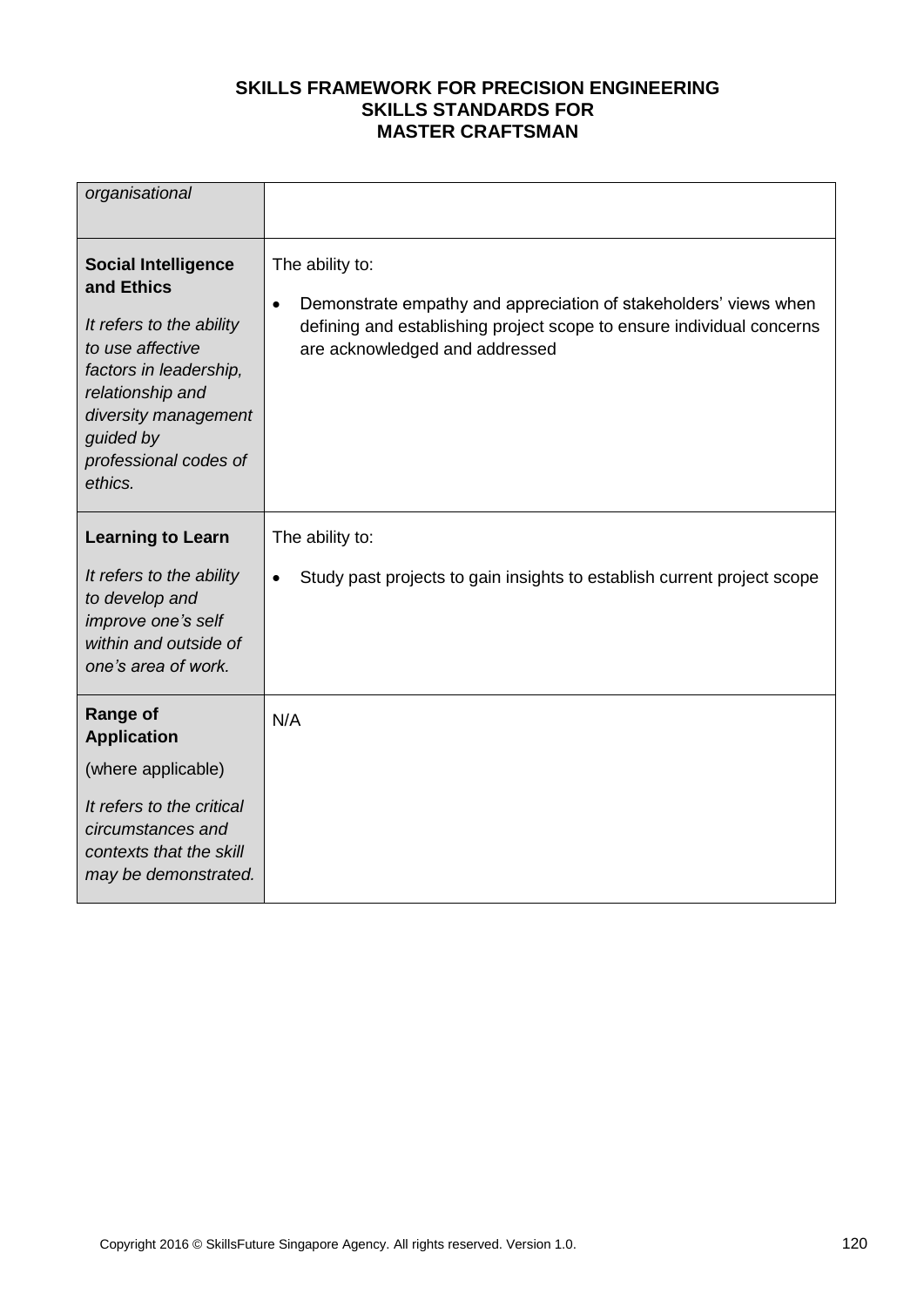| | |
|---|---|
| *organisational* | |
| **Social Intelligence and Ethics**<br><br>*It refers to the ability to use affective factors in leadership, relationship and diversity management guided by professional codes of ethics.* | The ability to:<br><br>• Demonstrate empathy and appreciation of stakeholders' views when defining and establishing project scope to ensure individual concerns are acknowledged and addressed |
| **Learning to Learn**<br><br>*It refers to the ability to develop and improve one's self within and outside of one's area of work.* | The ability to:<br><br>• Study past projects to gain insights to establish current project scope |
| **Range of Application**<br><br>(where applicable)<br><br>*It refers to the critical circumstances and contexts that the skill may be demonstrated.* | N/A |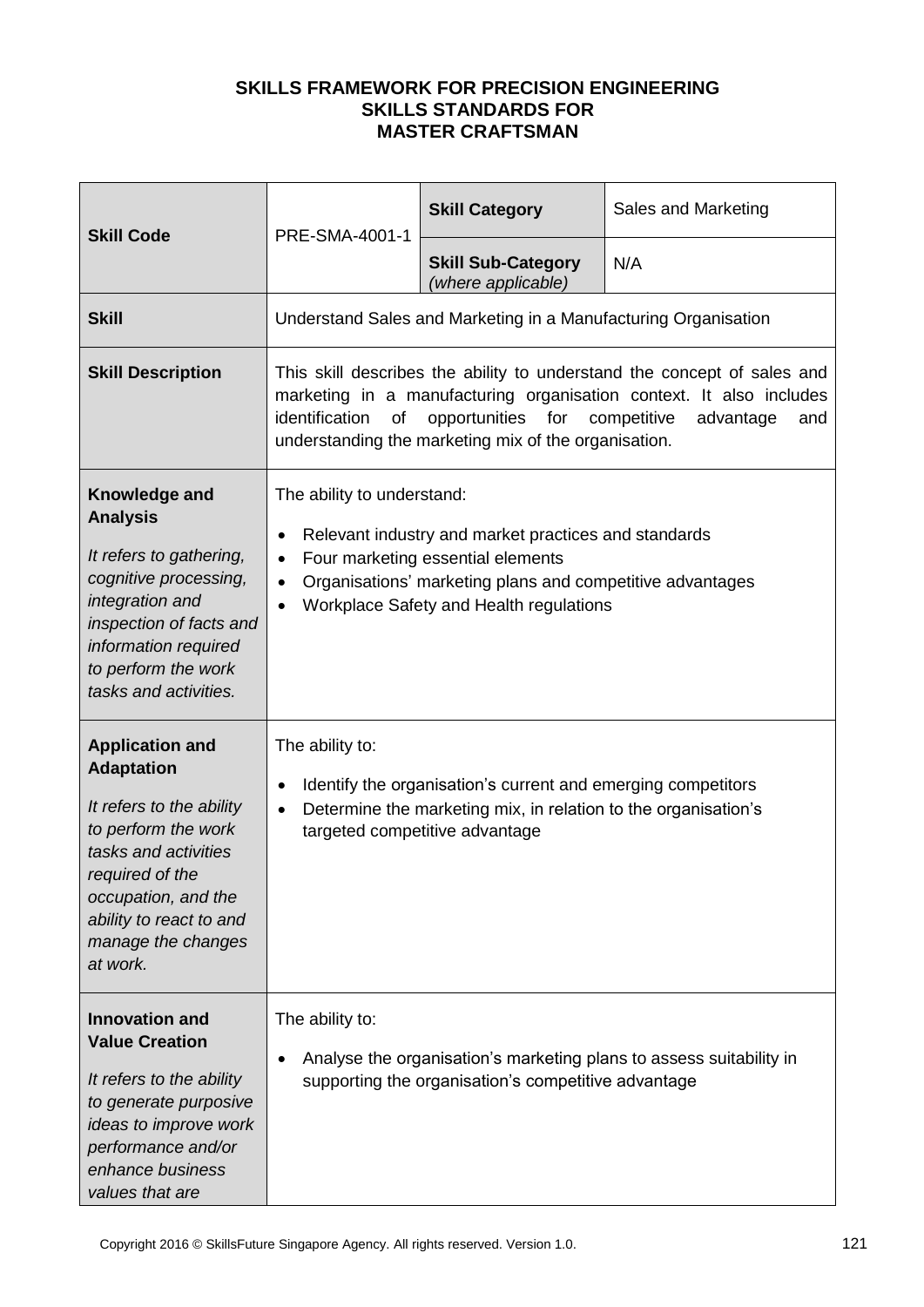**SKILLS FRAMEWORK FOR PRECISION ENGINEERING**
**SKILLS STANDARDS FOR**
**MASTER CRAFTSMAN**

| **Skill Code** | PRE-SMA-4001-1 | **Skill Category** | Sales and Marketing |
|---|---|---|---|
| | | **Skill Sub-Category** *(where applicable)* | N/A |
| **Skill** | Understand Sales and Marketing in a Manufacturing Organisation | | |
| **Skill Description** | This skill describes the ability to understand the concept of sales and marketing in a manufacturing organisation context. It also includes identification of opportunities for competitive advantage and understanding the marketing mix of the organisation. | | |
| **Knowledge and Analysis**<br><br>*It refers to gathering, cognitive processing, integration and inspection of facts and information required to perform the work tasks and activities.* | The ability to understand:<br><br>• Relevant industry and market practices and standards<br>• Four marketing essential elements<br>• Organisations' marketing plans and competitive advantages<br>• Workplace Safety and Health regulations | | |
| **Application and Adaptation**<br><br>*It refers to the ability to perform the work tasks and activities required of the occupation, and the ability to react to and manage the changes at work.* | The ability to:<br><br>• Identify the organisation's current and emerging competitors<br>• Determine the marketing mix, in relation to the organisation's targeted competitive advantage | | |
| **Innovation and Value Creation**<br><br>*It refers to the ability to generate purposive ideas to improve work performance and/or enhance business values that are* | The ability to:<br><br>• Analyse the organisation's marketing plans to assess suitability in supporting the organisation's competitive advantage | | |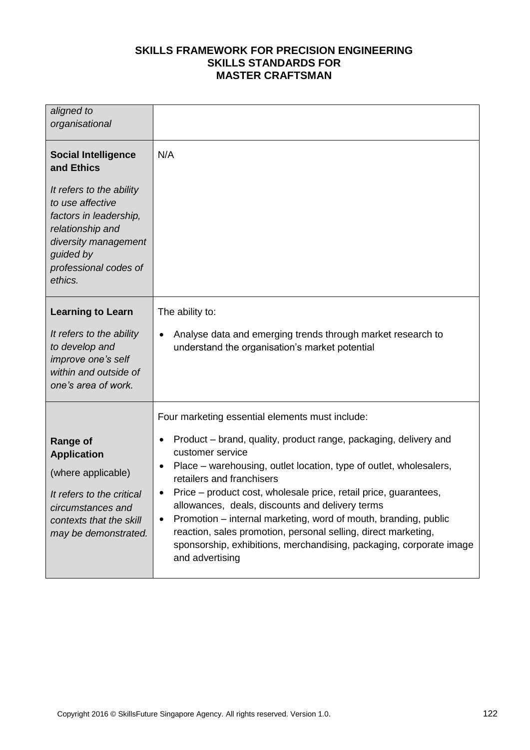| | |
|---|---|
| *aligned to organisational* | |
| **Social Intelligence and Ethics**<br><br>*It refers to the ability to use affective factors in leadership, relationship and diversity management guided by professional codes of ethics.* | N/A |
| **Learning to Learn**<br><br>*It refers to the ability to develop and improve one's self within and outside of one's area of work.* | The ability to:<br><br>• Analyse data and emerging trends through market research to understand the organisation's market potential |
| **Range of Application**<br><br>(where applicable)<br><br>*It refers to the critical circumstances and contexts that the skill may be demonstrated.* | Four marketing essential elements must include:<br><br>• Product – brand, quality, product range, packaging, delivery and customer service<br>• Place – warehousing, outlet location, type of outlet, wholesalers, retailers and franchisers<br>• Price – product cost, wholesale price, retail price, guarantees, allowances, deals, discounts and delivery terms<br>• Promotion – internal marketing, word of mouth, branding, public reaction, sales promotion, personal selling, direct marketing, sponsorship, exhibitions, merchandising, packaging, corporate image and advertising |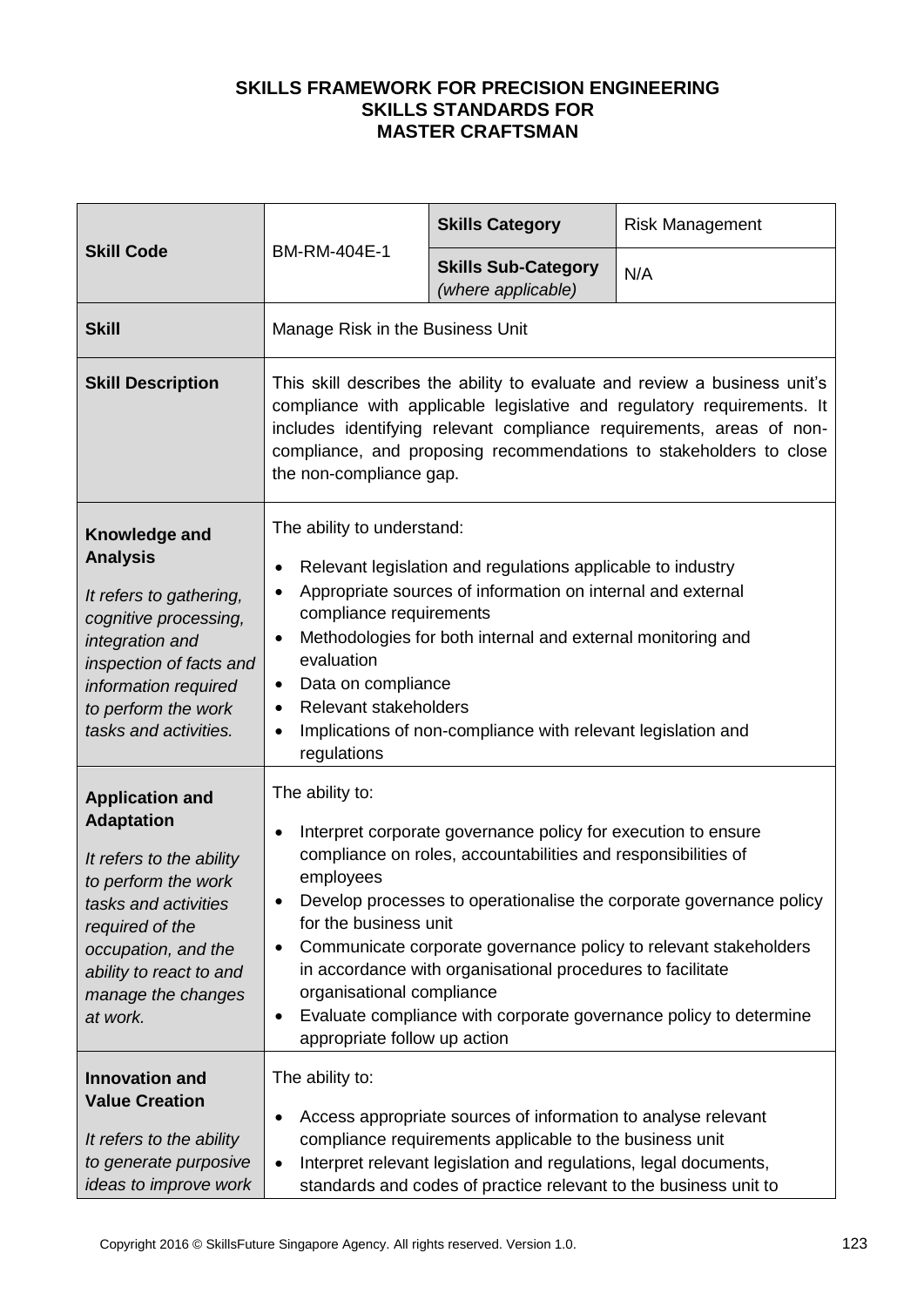**SKILLS FRAMEWORK FOR PRECISION ENGINEERING**
**SKILLS STANDARDS FOR**
**MASTER CRAFTSMAN**

| **Skill Code** | BM-RM-404E-1 | **Skills Category** | Risk Management |
|---|---|---|---|
| | | **Skills Sub-Category** *(where applicable)* | N/A |
| **Skill** | Manage Risk in the Business Unit | | |
| **Skill Description** | This skill describes the ability to evaluate and review a business unit's compliance with applicable legislative and regulatory requirements. It includes identifying relevant compliance requirements, areas of non-compliance, and proposing recommendations to stakeholders to close the non-compliance gap. | | |
| **Knowledge and Analysis** <br> *It refers to gathering, cognitive processing, integration and inspection of facts and information required to perform the work tasks and activities.* | The ability to understand: <br> • Relevant legislation and regulations applicable to industry <br> • Appropriate sources of information on internal and external compliance requirements <br> • Methodologies for both internal and external monitoring and evaluation <br> • Data on compliance <br> • Relevant stakeholders <br> • Implications of non-compliance with relevant legislation and regulations | | |
| **Application and Adaptation** <br> *It refers to the ability to perform the work tasks and activities required of the occupation, and the ability to react to and manage the changes at work.* | The ability to: <br> • Interpret corporate governance policy for execution to ensure compliance on roles, accountabilities and responsibilities of employees <br> • Develop processes to operationalise the corporate governance policy for the business unit <br> • Communicate corporate governance policy to relevant stakeholders in accordance with organisational procedures to facilitate organisational compliance <br> • Evaluate compliance with corporate governance policy to determine appropriate follow up action | | |
| **Innovation and Value Creation** <br> *It refers to the ability to generate purposive ideas to improve work* | The ability to: <br> • Access appropriate sources of information to analyse relevant compliance requirements applicable to the business unit <br> • Interpret relevant legislation and regulations, legal documents, standards and codes of practice relevant to the business unit to | | |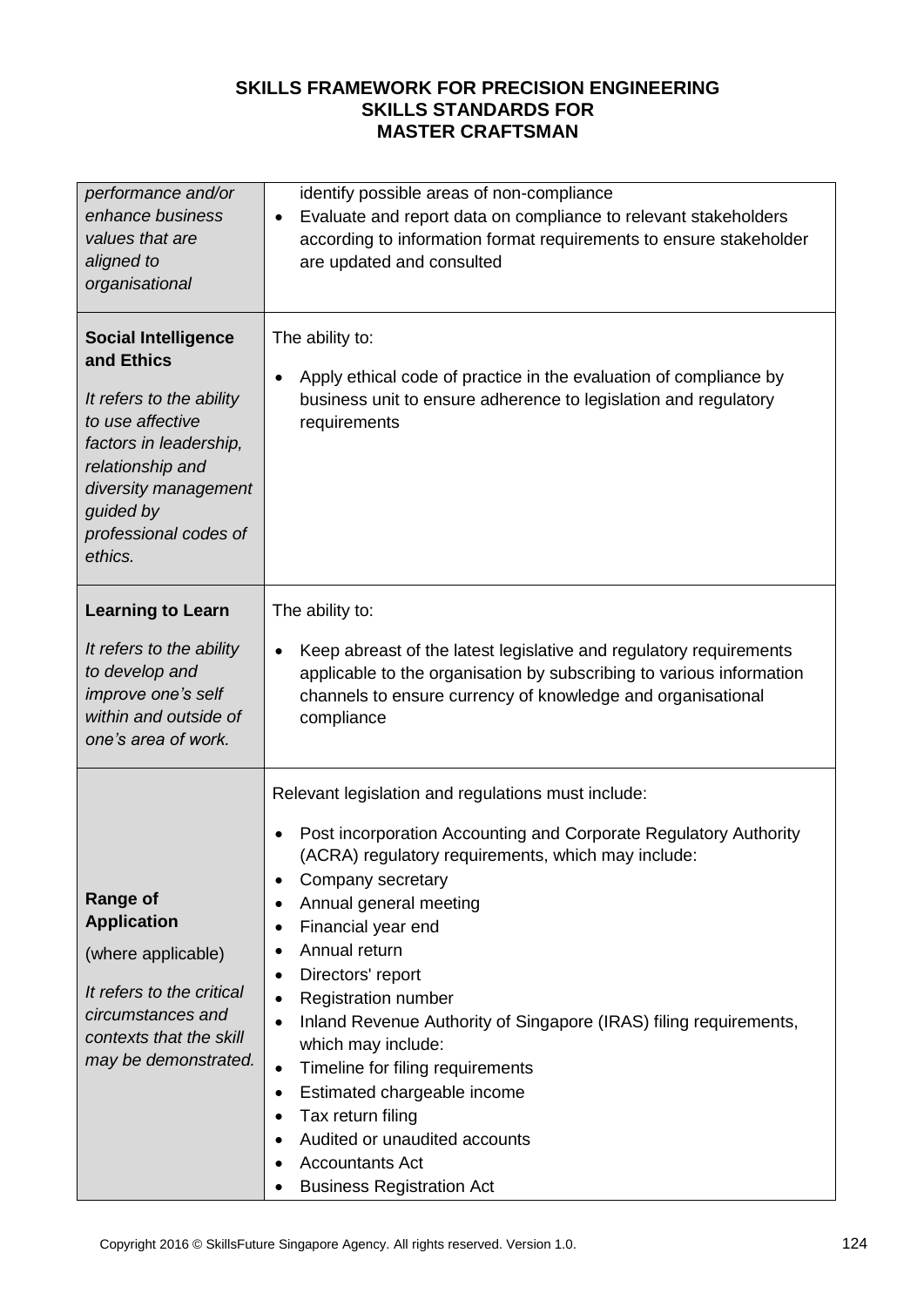## SKILLS FRAMEWORK FOR PRECISION ENGINEERING
## SKILLS STANDARDS FOR
## MASTER CRAFTSMAN

| | |
|---|---|
| *performance and/or enhance business values that are aligned to organisational* | identify possible areas of non-compliance<br>• Evaluate and report data on compliance to relevant stakeholders according to information format requirements to ensure stakeholder are updated and consulted |
| **Social Intelligence and Ethics**<br><br>*It refers to the ability to use affective factors in leadership, relationship and diversity management guided by professional codes of ethics.* | The ability to:<br><br>• Apply ethical code of practice in the evaluation of compliance by business unit to ensure adherence to legislation and regulatory requirements |
| **Learning to Learn**<br><br>*It refers to the ability to develop and improve one's self within and outside of one's area of work.* | The ability to:<br><br>• Keep abreast of the latest legislative and regulatory requirements applicable to the organisation by subscribing to various information channels to ensure currency of knowledge and organisational compliance |
| **Range of Application**<br><br>(where applicable)<br><br>*It refers to the critical circumstances and contexts that the skill may be demonstrated.* | Relevant legislation and regulations must include:<br><br>• Post incorporation Accounting and Corporate Regulatory Authority (ACRA) regulatory requirements, which may include:<br>• Company secretary<br>• Annual general meeting<br>• Financial year end<br>• Annual return<br>• Directors' report<br>• Registration number<br>• Inland Revenue Authority of Singapore (IRAS) filing requirements, which may include:<br>• Timeline for filing requirements<br>• Estimated chargeable income<br>• Tax return filing<br>• Audited or unaudited accounts<br>• Accountants Act<br>• Business Registration Act |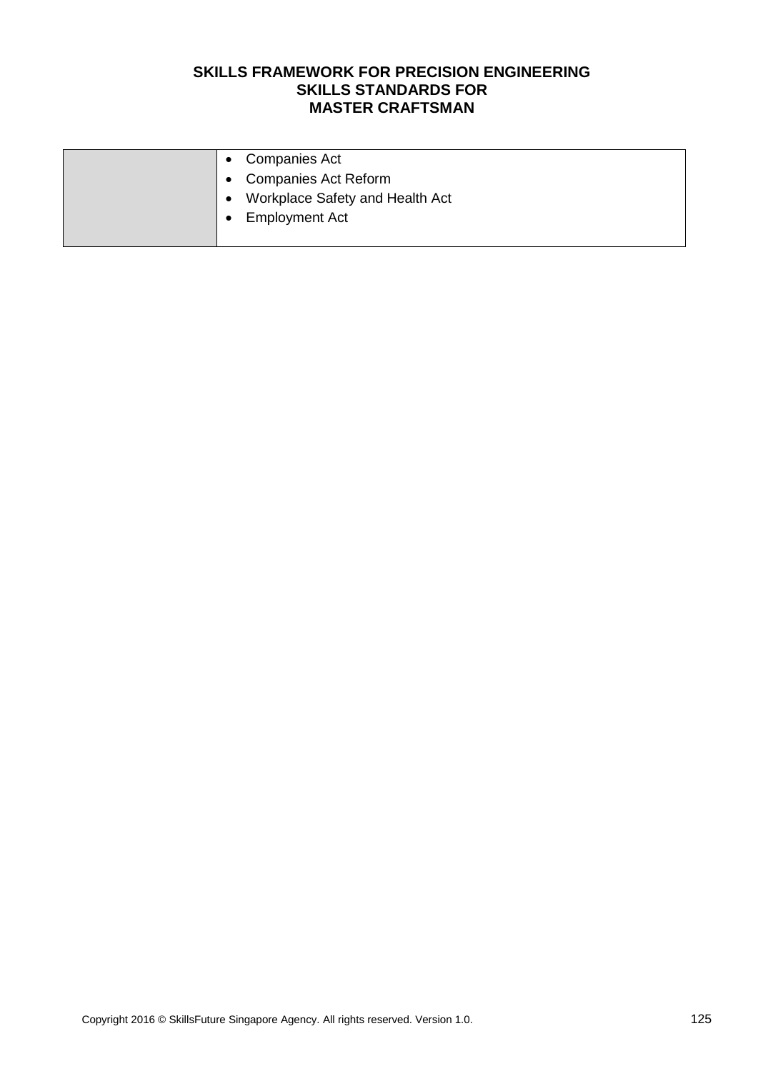| | |
|---|---|
| | • Companies Act<br>• Companies Act Reform<br>• Workplace Safety and Health Act<br>• Employment Act |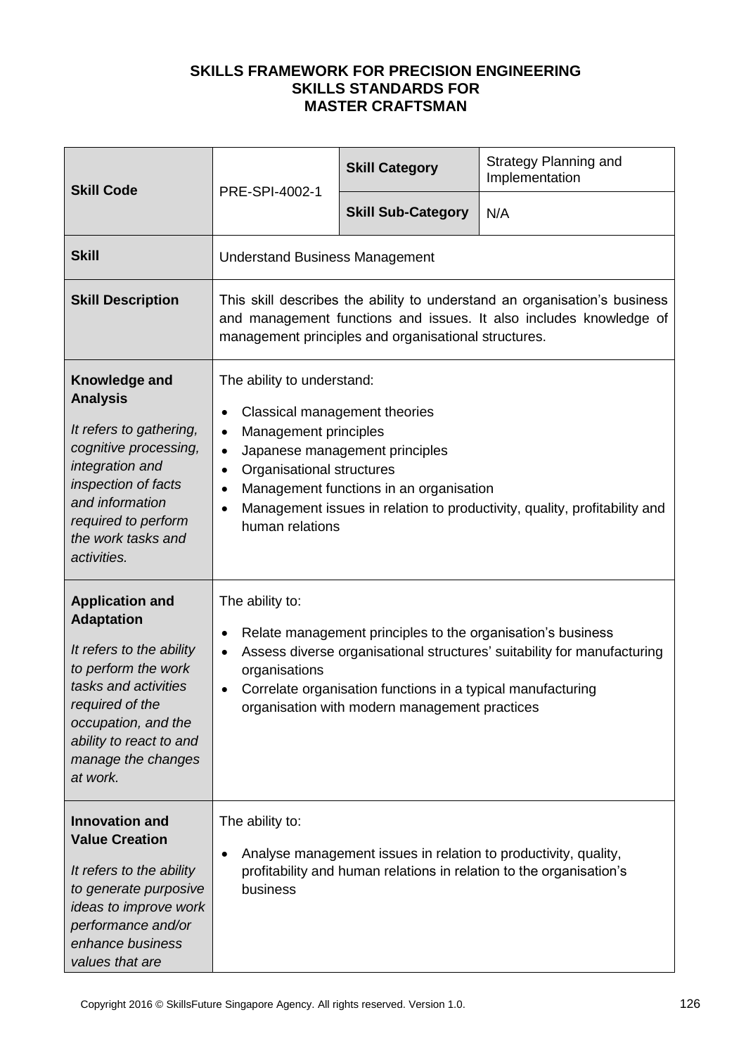# SKILLS FRAMEWORK FOR PRECISION ENGINEERING
## SKILLS STANDARDS FOR
## MASTER CRAFTSMAN

| **Skill Code** | PRE-SPI-4002-1 | **Skill Category** | Strategy Planning and Implementation |
|---|---|---|---|
| | | **Skill Sub-Category** | N/A |
| **Skill** | Understand Business Management | | |
| **Skill Description** | This skill describes the ability to understand an organisation's business and management functions and issues. It also includes knowledge of management principles and organisational structures. | | |
| **Knowledge and Analysis**<br><br>*It refers to gathering, cognitive processing, integration and inspection of facts and information required to perform the work tasks and activities.* | The ability to understand:<br><br>• Classical management theories<br>• Management principles<br>• Japanese management principles<br>• Organisational structures<br>• Management functions in an organisation<br>• Management issues in relation to productivity, quality, profitability and human relations | | |
| **Application and Adaptation**<br><br>*It refers to the ability to perform the work tasks and activities required of the occupation, and the ability to react to and manage the changes at work.* | The ability to:<br><br>• Relate management principles to the organisation's business<br>• Assess diverse organisational structures' suitability for manufacturing organisations<br>• Correlate organisation functions in a typical manufacturing organisation with modern management practices | | |
| **Innovation and Value Creation**<br><br>*It refers to the ability to generate purposive ideas to improve work performance and/or enhance business values that are* | The ability to:<br><br>• Analyse management issues in relation to productivity, quality, profitability and human relations in relation to the organisation's business | | |

Copyright 2016 © SkillsFuture Singapore Agency. All rights reserved. Version 1.0.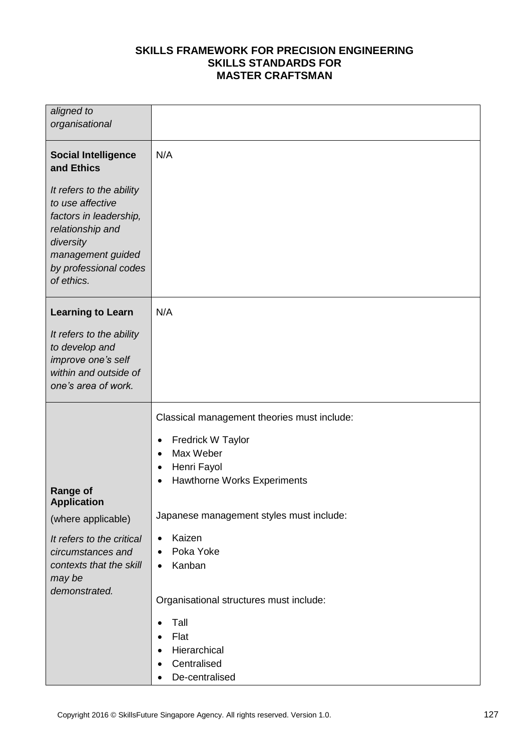| | |
|---|---|
| *aligned to organisational* | |
| **Social Intelligence and Ethics**<br><br>*It refers to the ability to use affective factors in leadership, relationship and diversity management guided by professional codes of ethics.* | N/A |
| **Learning to Learn**<br><br>*It refers to the ability to develop and improve one's self within and outside of one's area of work.* | N/A |
| **Range of Application**<br><br>(where applicable)<br><br>*It refers to the critical circumstances and contexts that the skill may be demonstrated.* | Classical management theories must include:<br><br>• Fredrick W Taylor<br>• Max Weber<br>• Henri Fayol<br>• Hawthorne Works Experiments<br><br>Japanese management styles must include:<br><br>• Kaizen<br>• Poka Yoke<br>• Kanban<br><br>Organisational structures must include:<br><br>• Tall<br>• Flat<br>• Hierarchical<br>• Centralised<br>• De-centralised |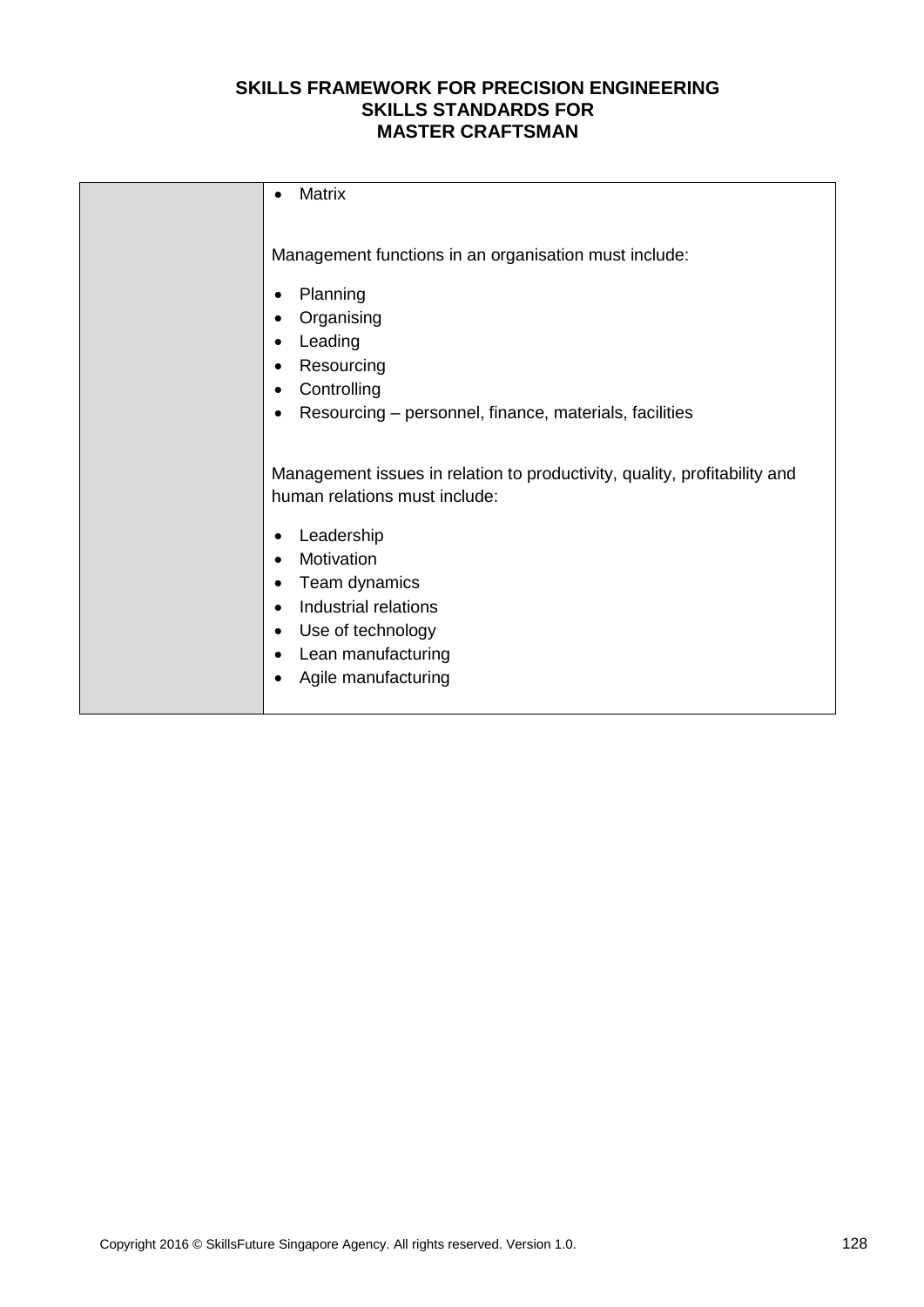| | • Matrix<br><br>Management functions in an organisation must include:<br><br>• Planning<br>• Organising<br>• Leading<br>• Resourcing<br>• Controlling<br>• Resourcing – personnel, finance, materials, facilities<br><br>Management issues in relation to productivity, quality, profitability and human relations must include:<br><br>• Leadership<br>• Motivation<br>• Team dynamics<br>• Industrial relations<br>• Use of technology<br>• Lean manufacturing<br>• Agile manufacturing |
|---|---|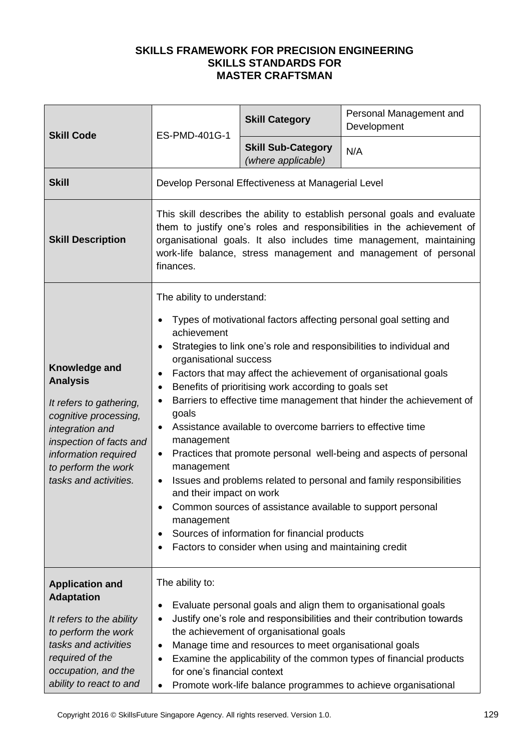# SKILLS FRAMEWORK FOR PRECISION ENGINEERING
## SKILLS STANDARDS FOR
## MASTER CRAFTSMAN

| | | | |
|---|---|---|---|
| **Skill Code** | ES-PMD-401G-1 | **Skill Category** | Personal Management and Development |
| | | **Skill Sub-Category** *(where applicable)* | N/A |
| **Skill** | Develop Personal Effectiveness at Managerial Level | | |
| **Skill Description** | This skill describes the ability to establish personal goals and evaluate them to justify one's roles and responsibilities in the achievement of organisational goals. It also includes time management, maintaining work-life balance, stress management and management of personal finances. | | |
| **Knowledge and Analysis**<br><br>*It refers to gathering, cognitive processing, integration and inspection of facts and information required to perform the work tasks and activities.* | The ability to understand:<br><br>• Types of motivational factors affecting personal goal setting and achievement<br>• Strategies to link one's role and responsibilities to individual and organisational success<br>• Factors that may affect the achievement of organisational goals<br>• Benefits of prioritising work according to goals set<br>• Barriers to effective time management that hinder the achievement of goals<br>• Assistance available to overcome barriers to effective time management<br>• Practices that promote personal well-being and aspects of personal management<br>• Issues and problems related to personal and family responsibilities and their impact on work<br>• Common sources of assistance available to support personal management<br>• Sources of information for financial products<br>• Factors to consider when using and maintaining credit | | |
| **Application and Adaptation**<br><br>*It refers to the ability to perform the work tasks and activities required of the occupation, and the ability to react to and* | The ability to:<br><br>• Evaluate personal goals and align them to organisational goals<br>• Justify one's role and responsibilities and their contribution towards the achievement of organisational goals<br>• Manage time and resources to meet organisational goals<br>• Examine the applicability of the common types of financial products for one's financial context<br>• Promote work-life balance programmes to achieve organisational | | |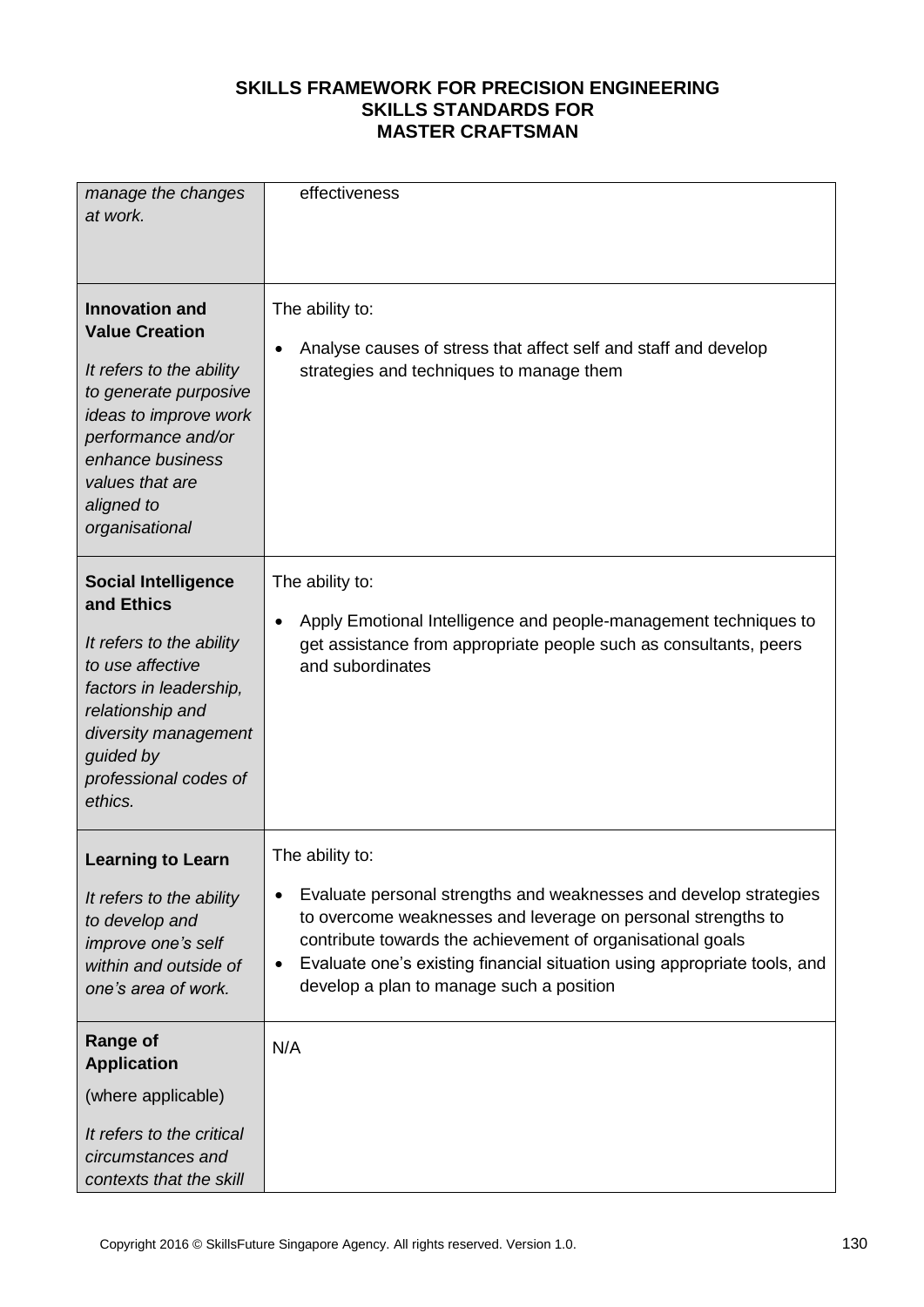| | |
|---|---|
| *manage the changes at work.* | effectiveness |
| **Innovation and Value Creation**<br><br>*It refers to the ability to generate purposive ideas to improve work performance and/or enhance business values that are aligned to organisational* | The ability to:<br><br>• Analyse causes of stress that affect self and staff and develop strategies and techniques to manage them |
| **Social Intelligence and Ethics**<br><br>*It refers to the ability to use affective factors in leadership, relationship and diversity management guided by professional codes of ethics.* | The ability to:<br><br>• Apply Emotional Intelligence and people-management techniques to get assistance from appropriate people such as consultants, peers and subordinates |
| **Learning to Learn**<br><br>*It refers to the ability to develop and improve one's self within and outside of one's area of work.* | The ability to:<br><br>• Evaluate personal strengths and weaknesses and develop strategies to overcome weaknesses and leverage on personal strengths to contribute towards the achievement of organisational goals<br>• Evaluate one's existing financial situation using appropriate tools, and develop a plan to manage such a position |
| **Range of Application**<br><br>(where applicable)<br><br>*It refers to the critical circumstances and contexts that the skill* | N/A |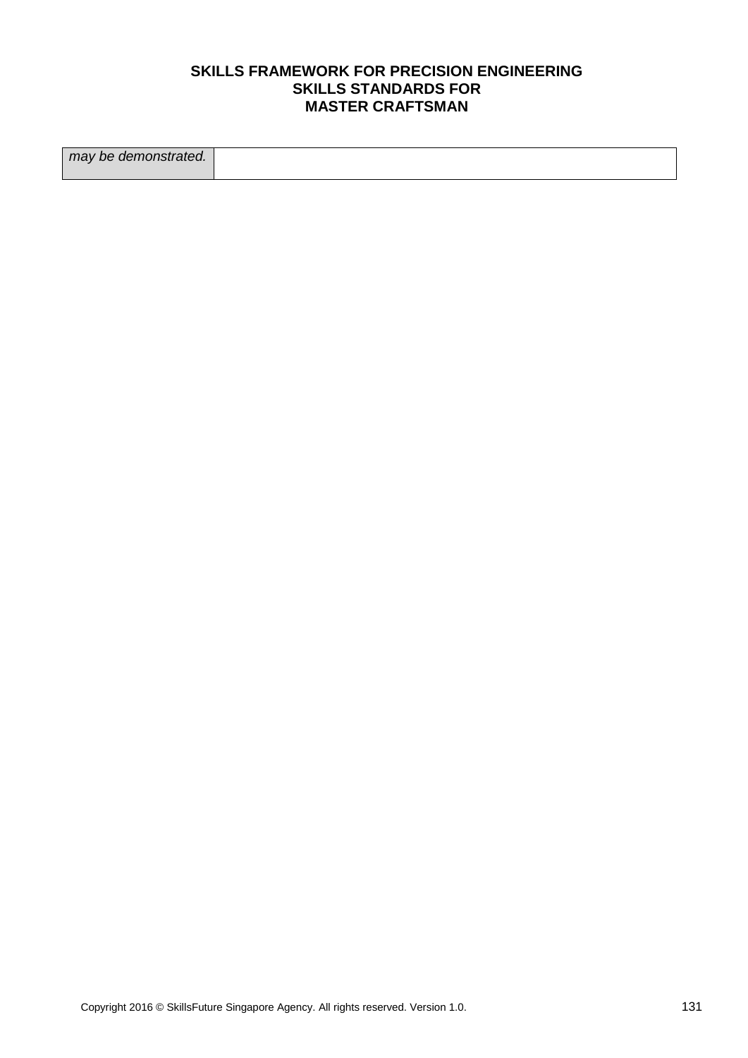| *may be demonstrated.* | |
|---|---|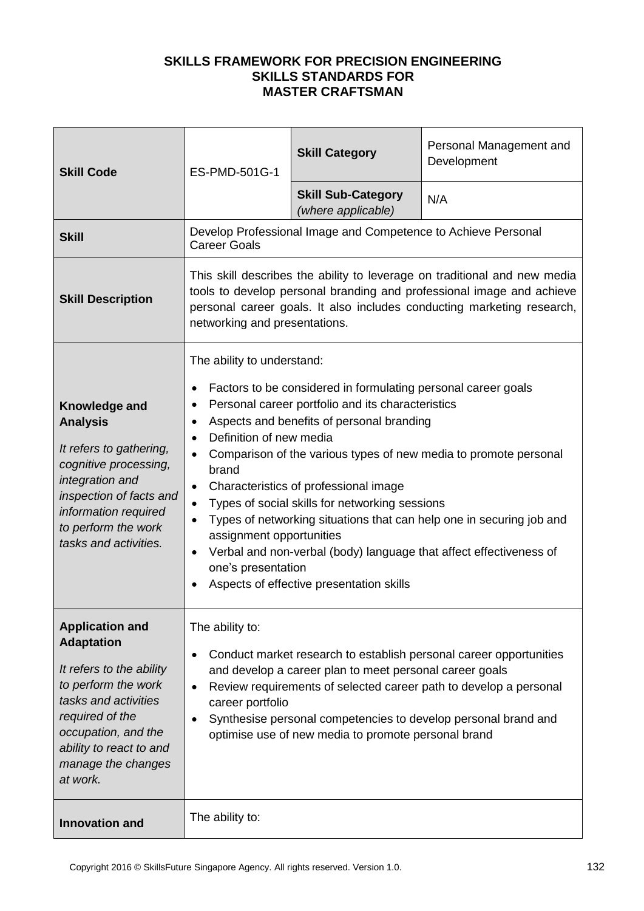**SKILLS FRAMEWORK FOR PRECISION ENGINEERING**
**SKILLS STANDARDS FOR**
**MASTER CRAFTSMAN**

| **Skill Code** | ES-PMD-501G-1 | **Skill Category** | Personal Management and Development |
|---|---|---|---|
| | | **Skill Sub-Category** *(where applicable)* | N/A |
| **Skill** | Develop Professional Image and Competence to Achieve Personal Career Goals | | |
| **Skill Description** | This skill describes the ability to leverage on traditional and new media tools to develop personal branding and professional image and achieve personal career goals. It also includes conducting marketing research, networking and presentations. | | |
| **Knowledge and Analysis**<br><br>*It refers to gathering, cognitive processing, integration and inspection of facts and information required to perform the work tasks and activities.* | The ability to understand:<br><br>• Factors to be considered in formulating personal career goals<br>• Personal career portfolio and its characteristics<br>• Aspects and benefits of personal branding<br>• Definition of new media<br>• Comparison of the various types of new media to promote personal brand<br>• Characteristics of professional image<br>• Types of social skills for networking sessions<br>• Types of networking situations that can help one in securing job and assignment opportunities<br>• Verbal and non-verbal (body) language that affect effectiveness of one's presentation<br>• Aspects of effective presentation skills | | |
| **Application and Adaptation**<br><br>*It refers to the ability to perform the work tasks and activities required of the occupation, and the ability to react to and manage the changes at work.* | The ability to:<br><br>• Conduct market research to establish personal career opportunities and develop a career plan to meet personal career goals<br>• Review requirements of selected career path to develop a personal career portfolio<br>• Synthesise personal competencies to develop personal brand and optimise use of new media to promote personal brand | | |
| **Innovation and** | The ability to: | | |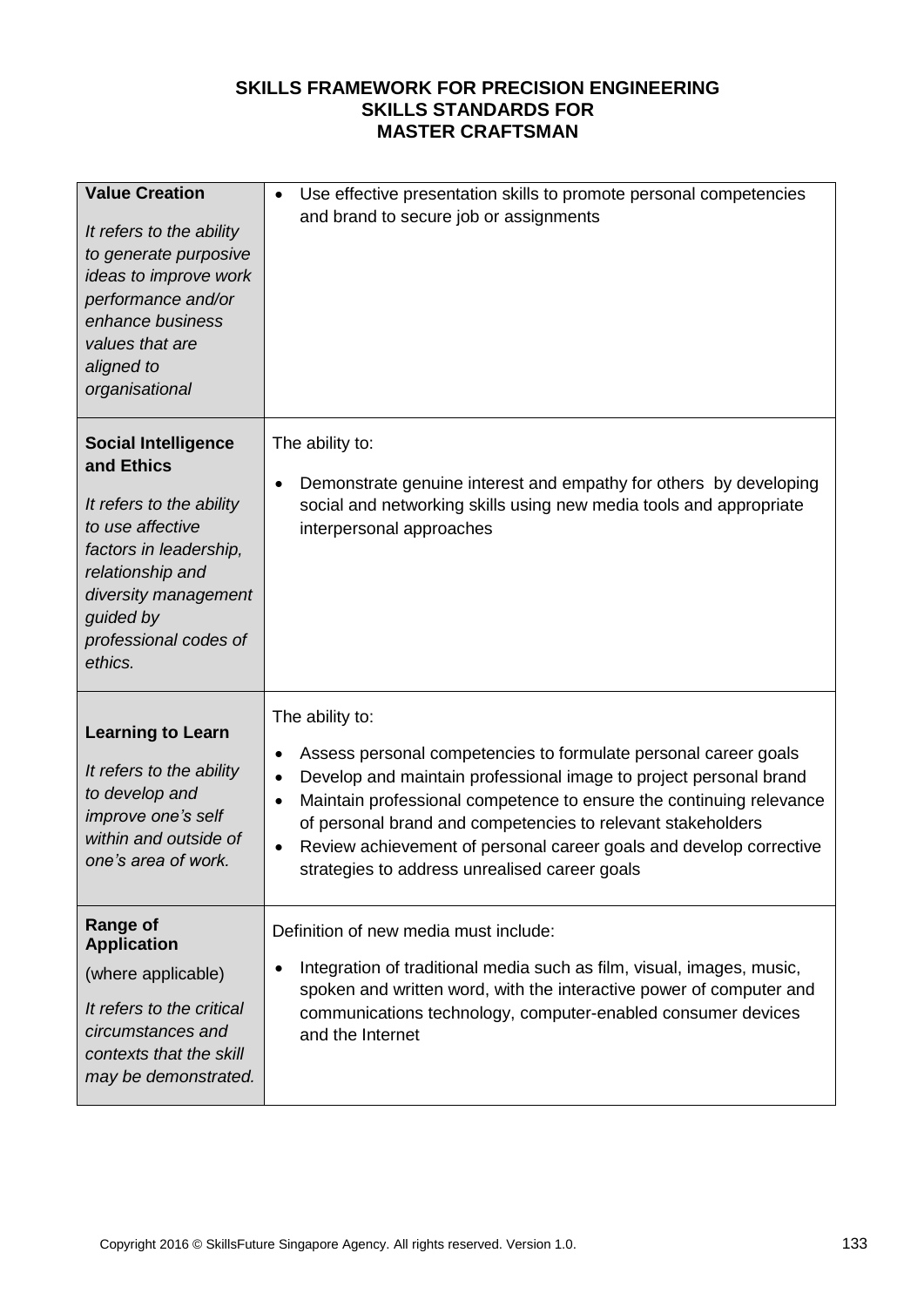**SKILLS FRAMEWORK FOR PRECISION ENGINEERING**
**SKILLS STANDARDS FOR**
**MASTER CRAFTSMAN**

| | |
|---|---|
| **Value Creation**<br><br>*It refers to the ability to generate purposive ideas to improve work performance and/or enhance business values that are aligned to organisational* | • Use effective presentation skills to promote personal competencies and brand to secure job or assignments |
| **Social Intelligence and Ethics**<br><br>*It refers to the ability to use affective factors in leadership, relationship and diversity management guided by professional codes of ethics.* | The ability to:<br><br>• Demonstrate genuine interest and empathy for others by developing social and networking skills using new media tools and appropriate interpersonal approaches |
| **Learning to Learn**<br><br>*It refers to the ability to develop and improve one's self within and outside of one's area of work.* | The ability to:<br><br>• Assess personal competencies to formulate personal career goals<br>• Develop and maintain professional image to project personal brand<br>• Maintain professional competence to ensure the continuing relevance of personal brand and competencies to relevant stakeholders<br>• Review achievement of personal career goals and develop corrective strategies to address unrealised career goals |
| **Range of Application**<br><br>(where applicable)<br><br>*It refers to the critical circumstances and contexts that the skill may be demonstrated.* | Definition of new media must include:<br><br>• Integration of traditional media such as film, visual, images, music, spoken and written word, with the interactive power of computer and communications technology, computer-enabled consumer devices and the Internet |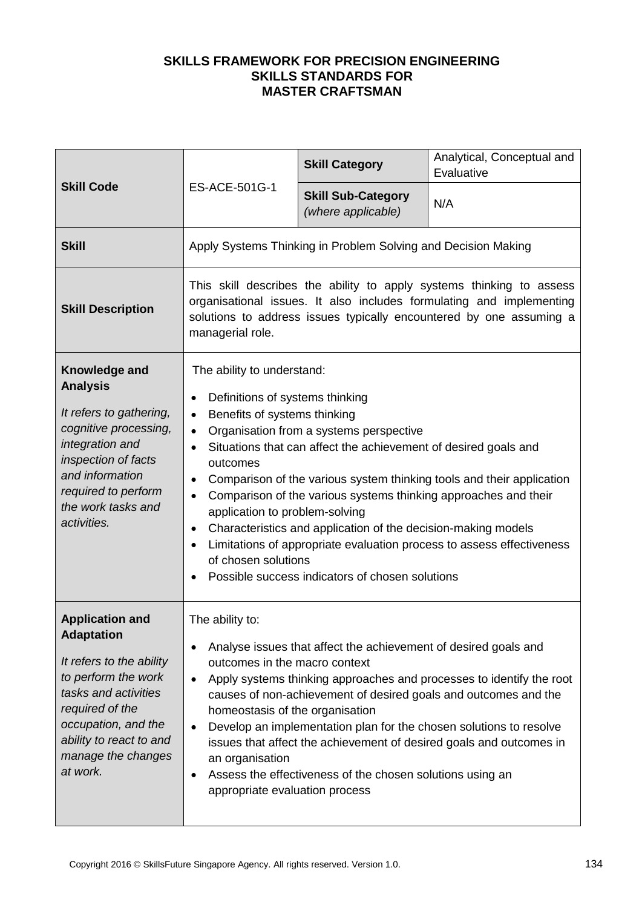**SKILLS FRAMEWORK FOR PRECISION ENGINEERING**
**SKILLS STANDARDS FOR**
**MASTER CRAFTSMAN**

| **Skill Code** | ES-ACE-501G-1 | **Skill Category** | Analytical, Conceptual and Evaluative |
|---|---|---|---|
| | | **Skill Sub-Category** *(where applicable)* | N/A |
| **Skill** | Apply Systems Thinking in Problem Solving and Decision Making | | |
| **Skill Description** | This skill describes the ability to apply systems thinking to assess organisational issues. It also includes formulating and implementing solutions to address issues typically encountered by one assuming a managerial role. | | |
| **Knowledge and Analysis**<br><br>*It refers to gathering, cognitive processing, integration and inspection of facts and information required to perform the work tasks and activities.* | The ability to understand:<br>• Definitions of systems thinking<br>• Benefits of systems thinking<br>• Organisation from a systems perspective<br>• Situations that can affect the achievement of desired goals and outcomes<br>• Comparison of the various system thinking tools and their application<br>• Comparison of the various systems thinking approaches and their application to problem-solving<br>• Characteristics and application of the decision-making models<br>• Limitations of appropriate evaluation process to assess effectiveness of chosen solutions<br>• Possible success indicators of chosen solutions | | |
| **Application and Adaptation**<br><br>*It refers to the ability to perform the work tasks and activities required of the occupation, and the ability to react to and manage the changes at work.* | The ability to:<br>• Analyse issues that affect the achievement of desired goals and outcomes in the macro context<br>• Apply systems thinking approaches and processes to identify the root causes of non-achievement of desired goals and outcomes and the homeostasis of the organisation<br>• Develop an implementation plan for the chosen solutions to resolve issues that affect the achievement of desired goals and outcomes in an organisation<br>• Assess the effectiveness of the chosen solutions using an appropriate evaluation process | | |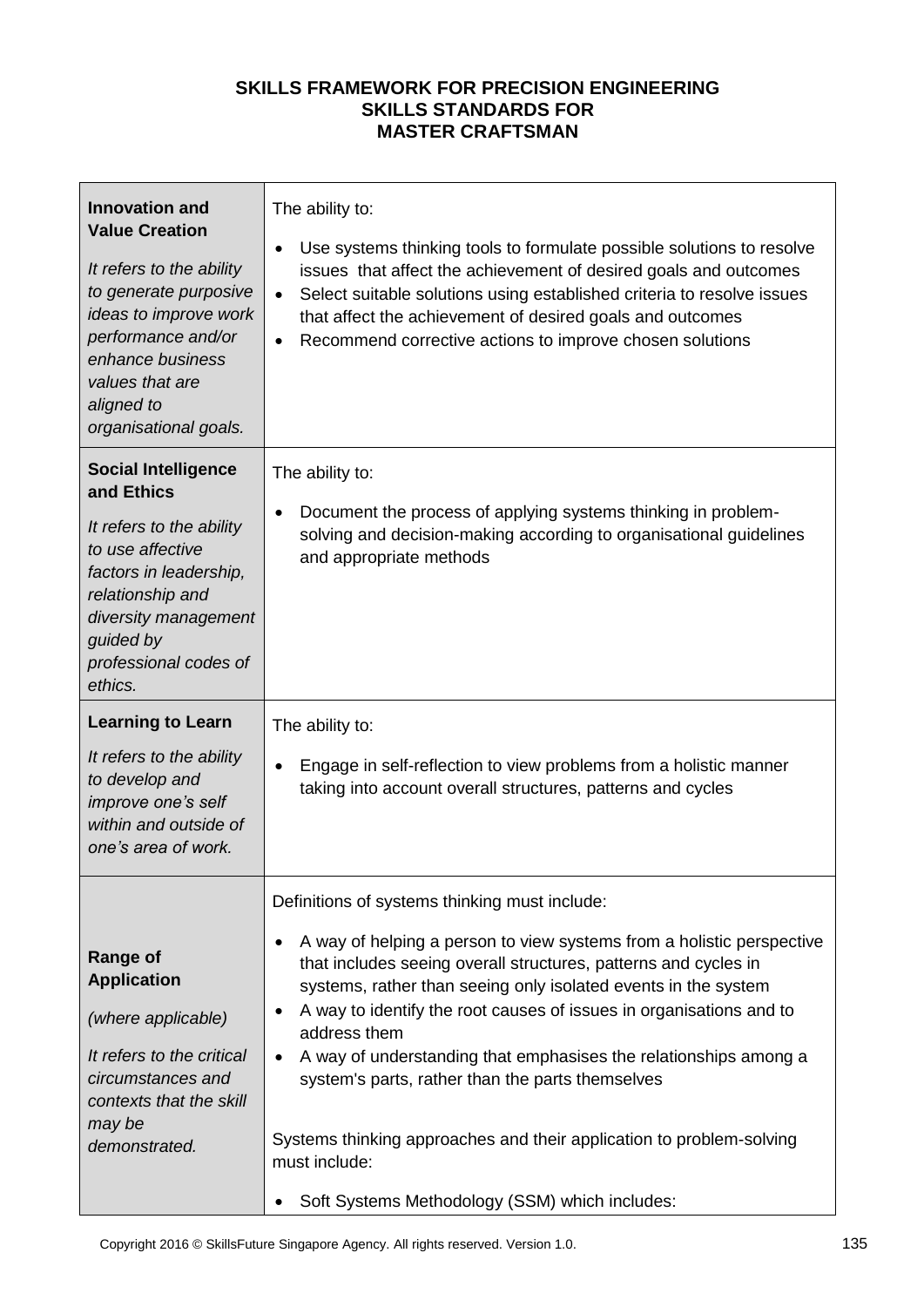**SKILLS FRAMEWORK FOR PRECISION ENGINEERING**
**SKILLS STANDARDS FOR**
**MASTER CRAFTSMAN**

| | |
|---|---|
| **Innovation and Value Creation**<br><br>*It refers to the ability to generate purposive ideas to improve work performance and/or enhance business values that are aligned to organisational goals.* | The ability to:<br><br>• Use systems thinking tools to formulate possible solutions to resolve issues that affect the achievement of desired goals and outcomes<br>• Select suitable solutions using established criteria to resolve issues that affect the achievement of desired goals and outcomes<br>• Recommend corrective actions to improve chosen solutions |
| **Social Intelligence and Ethics**<br><br>*It refers to the ability to use affective factors in leadership, relationship and diversity management guided by professional codes of ethics.* | The ability to:<br><br>• Document the process of applying systems thinking in problem-solving and decision-making according to organisational guidelines and appropriate methods |
| **Learning to Learn**<br><br>*It refers to the ability to develop and improve one's self within and outside of one's area of work.* | The ability to:<br><br>• Engage in self-reflection to view problems from a holistic manner taking into account overall structures, patterns and cycles |
| **Range of Application**<br><br>*(where applicable)*<br><br>*It refers to the critical circumstances and contexts that the skill may be demonstrated.* | Definitions of systems thinking must include:<br><br>• A way of helping a person to view systems from a holistic perspective that includes seeing overall structures, patterns and cycles in systems, rather than seeing only isolated events in the system<br>• A way to identify the root causes of issues in organisations and to address them<br>• A way of understanding that emphasises the relationships among a system's parts, rather than the parts themselves<br><br>Systems thinking approaches and their application to problem-solving must include:<br><br>• Soft Systems Methodology (SSM) which includes: |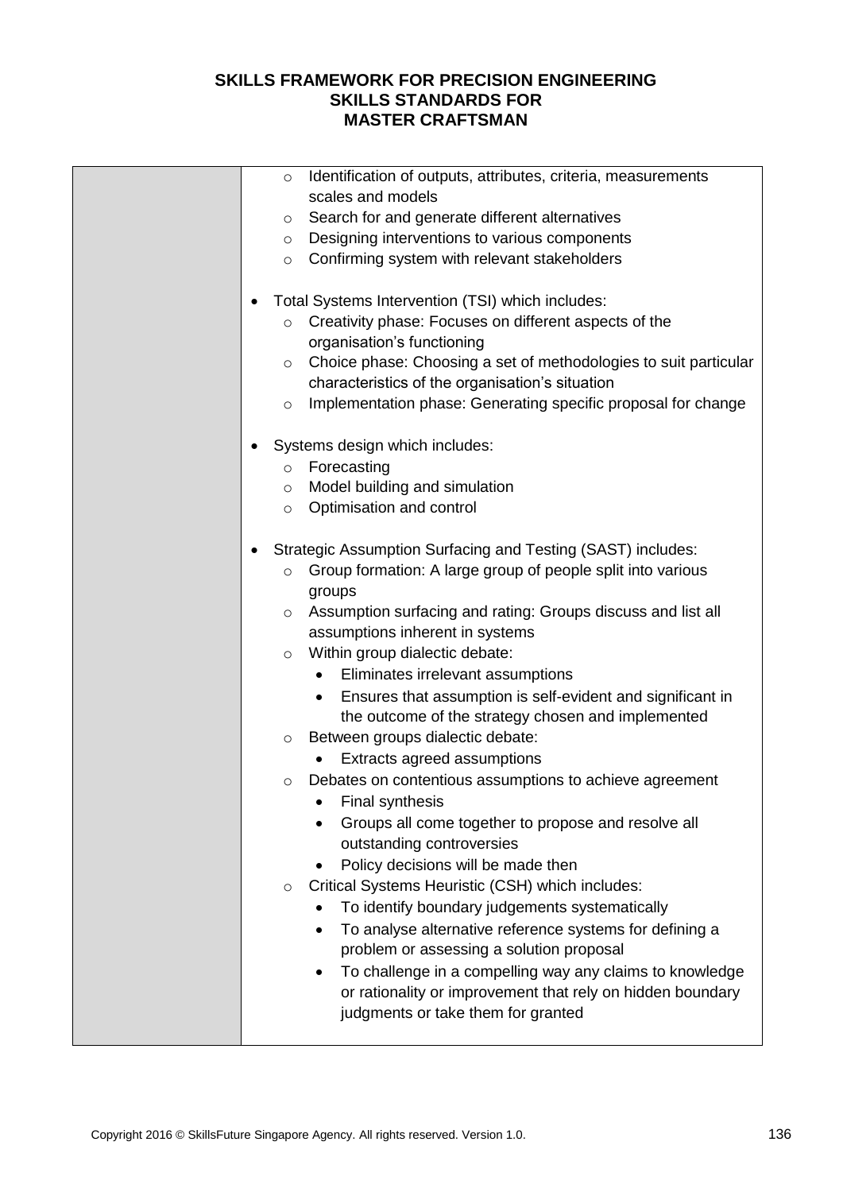# SKILLS FRAMEWORK FOR PRECISION ENGINEERING
## SKILLS STANDARDS FOR
## MASTER CRAFTSMAN

| | |
|---|---|
| | ◦ Identification of outputs, attributes, criteria, measurements scales and models<br>◦ Search for and generate different alternatives<br>◦ Designing interventions to various components<br>◦ Confirming system with relevant stakeholders<br><br>• Total Systems Intervention (TSI) which includes:<br>◦ Creativity phase: Focuses on different aspects of the organisation's functioning<br>◦ Choice phase: Choosing a set of methodologies to suit particular characteristics of the organisation's situation<br>◦ Implementation phase: Generating specific proposal for change<br><br>• Systems design which includes:<br>◦ Forecasting<br>◦ Model building and simulation<br>◦ Optimisation and control<br><br>• Strategic Assumption Surfacing and Testing (SAST) includes:<br>◦ Group formation: A large group of people split into various groups<br>◦ Assumption surfacing and rating: Groups discuss and list all assumptions inherent in systems<br>◦ Within group dialectic debate:<br>• Eliminates irrelevant assumptions<br>• Ensures that assumption is self-evident and significant in the outcome of the strategy chosen and implemented<br>◦ Between groups dialectic debate:<br>• Extracts agreed assumptions<br>◦ Debates on contentious assumptions to achieve agreement<br>• Final synthesis<br>• Groups all come together to propose and resolve all outstanding controversies<br>• Policy decisions will be made then<br>◦ Critical Systems Heuristic (CSH) which includes:<br>• To identify boundary judgements systematically<br>• To analyse alternative reference systems for defining a problem or assessing a solution proposal<br>• To challenge in a compelling way any claims to knowledge or rationality or improvement that rely on hidden boundary judgments or take them for granted |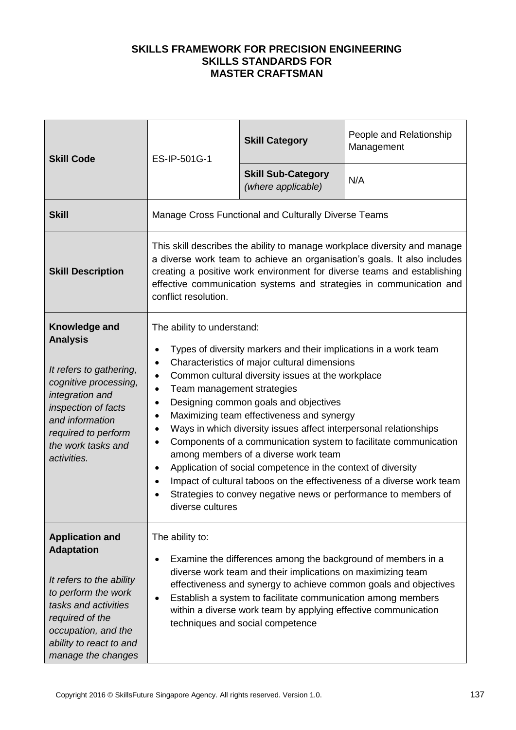**SKILLS FRAMEWORK FOR PRECISION ENGINEERING**
**SKILLS STANDARDS FOR**
**MASTER CRAFTSMAN**

| | | | |
|---|---|---|---|
| **Skill Code** | ES-IP-501G-1 | **Skill Category** | People and Relationship Management |
| | | **Skill Sub-Category** *(where applicable)* | N/A |
| **Skill** | Manage Cross Functional and Culturally Diverse Teams | | |
| **Skill Description** | This skill describes the ability to manage workplace diversity and manage a diverse work team to achieve an organisation's goals. It also includes creating a positive work environment for diverse teams and establishing effective communication systems and strategies in communication and conflict resolution. | | |
| **Knowledge and Analysis**<br><br>*It refers to gathering, cognitive processing, integration and inspection of facts and information required to perform the work tasks and activities.* | The ability to understand:<br>• Types of diversity markers and their implications in a work team<br>• Characteristics of major cultural dimensions<br>• Common cultural diversity issues at the workplace<br>• Team management strategies<br>• Designing common goals and objectives<br>• Maximizing team effectiveness and synergy<br>• Ways in which diversity issues affect interpersonal relationships<br>• Components of a communication system to facilitate communication among members of a diverse work team<br>• Application of social competence in the context of diversity<br>• Impact of cultural taboos on the effectiveness of a diverse work team<br>• Strategies to convey negative news or performance to members of diverse cultures | | |
| **Application and Adaptation**<br><br>*It refers to the ability to perform the work tasks and activities required of the occupation, and the ability to react to and manage the changes* | The ability to:<br>• Examine the differences among the background of members in a diverse work team and their implications on maximizing team effectiveness and synergy to achieve common goals and objectives<br>• Establish a system to facilitate communication among members within a diverse work team by applying effective communication techniques and social competence | | |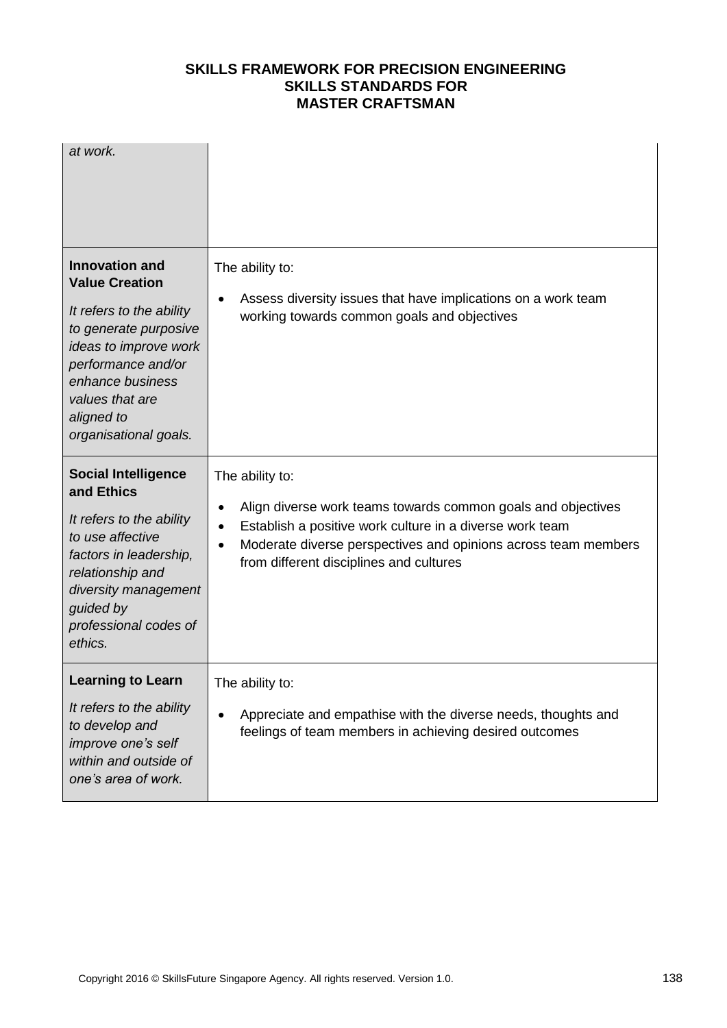| | |
|---|---|
| *at work.* | |
| **Innovation and Value Creation**<br><br>*It refers to the ability to generate purposive ideas to improve work performance and/or enhance business values that are aligned to organisational goals.* | The ability to:<br><br>• Assess diversity issues that have implications on a work team working towards common goals and objectives |
| **Social Intelligence and Ethics**<br><br>*It refers to the ability to use affective factors in leadership, relationship and diversity management guided by professional codes of ethics.* | The ability to:<br><br>• Align diverse work teams towards common goals and objectives<br>• Establish a positive work culture in a diverse work team<br>• Moderate diverse perspectives and opinions across team members from different disciplines and cultures |
| **Learning to Learn**<br><br>*It refers to the ability to develop and improve one's self within and outside of one's area of work.* | The ability to:<br><br>• Appreciate and empathise with the diverse needs, thoughts and feelings of team members in achieving desired outcomes |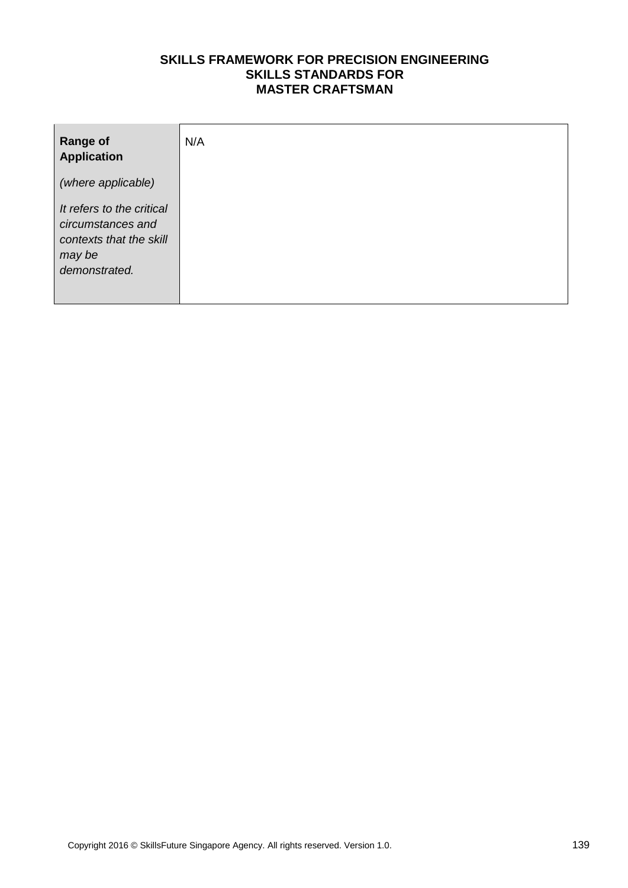**SKILLS FRAMEWORK FOR PRECISION ENGINEERING**
**SKILLS STANDARDS FOR**
**MASTER CRAFTSMAN**

| | |
|---|---|
| **Range of Application**<br><br>*(where applicable)*<br><br>*It refers to the critical circumstances and contexts that the skill may be demonstrated.* | N/A |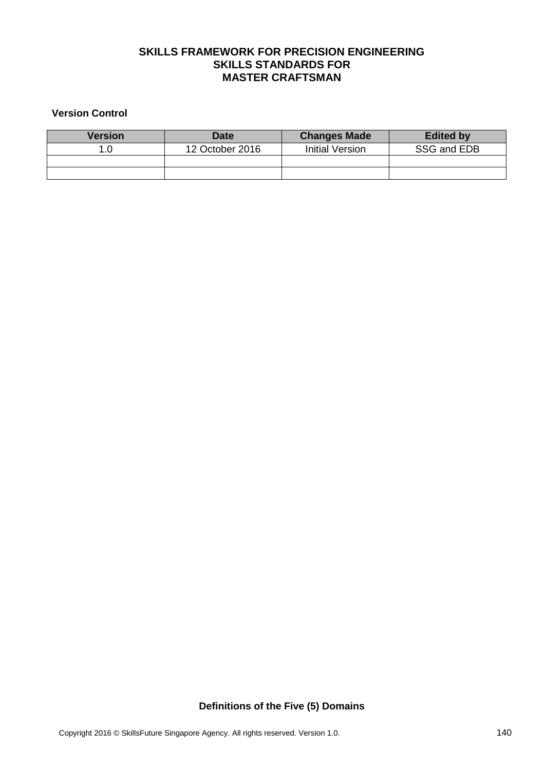**SKILLS FRAMEWORK FOR PRECISION ENGINEERING**
**SKILLS STANDARDS FOR**
**MASTER CRAFTSMAN**

**Version Control**

| Version | Date | Changes Made | Edited by |
|---|---|---|---|
| 1.0 | 12 October 2016 | Initial Version | SSG and EDB |
| | | | |
| | | | |

**Definitions of the Five (5) Domains**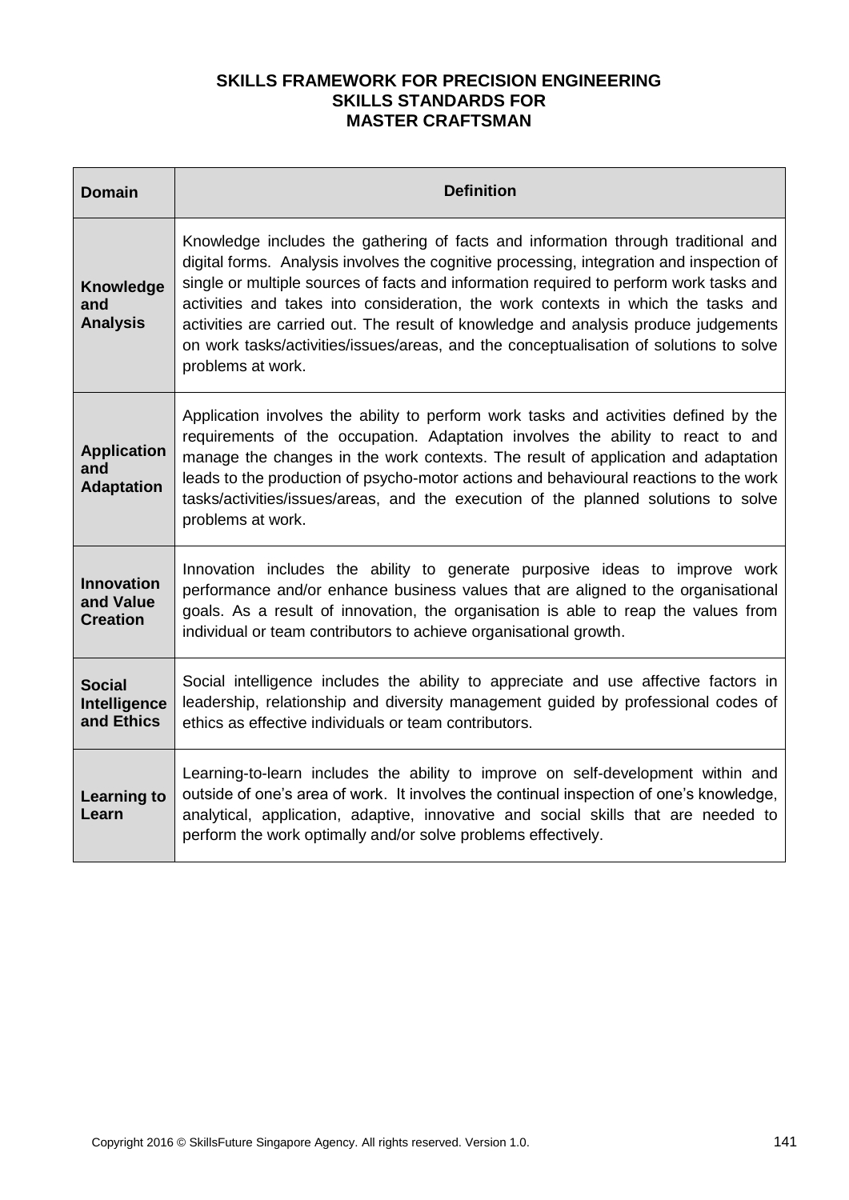# SKILLS FRAMEWORK FOR PRECISION ENGINEERING
# SKILLS STANDARDS FOR
# MASTER CRAFTSMAN

| Domain | Definition |
|---|---|
| **Knowledge and Analysis** | Knowledge includes the gathering of facts and information through traditional and digital forms. Analysis involves the cognitive processing, integration and inspection of single or multiple sources of facts and information required to perform work tasks and activities and takes into consideration, the work contexts in which the tasks and activities are carried out. The result of knowledge and analysis produce judgements on work tasks/activities/issues/areas, and the conceptualisation of solutions to solve problems at work. |
| **Application and Adaptation** | Application involves the ability to perform work tasks and activities defined by the requirements of the occupation. Adaptation involves the ability to react to and manage the changes in the work contexts. The result of application and adaptation leads to the production of psycho-motor actions and behavioural reactions to the work tasks/activities/issues/areas, and the execution of the planned solutions to solve problems at work. |
| **Innovation and Value Creation** | Innovation includes the ability to generate purposive ideas to improve work performance and/or enhance business values that are aligned to the organisational goals. As a result of innovation, the organisation is able to reap the values from individual or team contributors to achieve organisational growth. |
| **Social Intelligence and Ethics** | Social intelligence includes the ability to appreciate and use affective factors in leadership, relationship and diversity management guided by professional codes of ethics as effective individuals or team contributors. |
| **Learning to Learn** | Learning-to-learn includes the ability to improve on self-development within and outside of one's area of work. It involves the continual inspection of one's knowledge, analytical, application, adaptive, innovative and social skills that are needed to perform the work optimally and/or solve problems effectively. |

Copyright 2016 © SkillsFuture Singapore Agency. All rights reserved. Version 1.0.